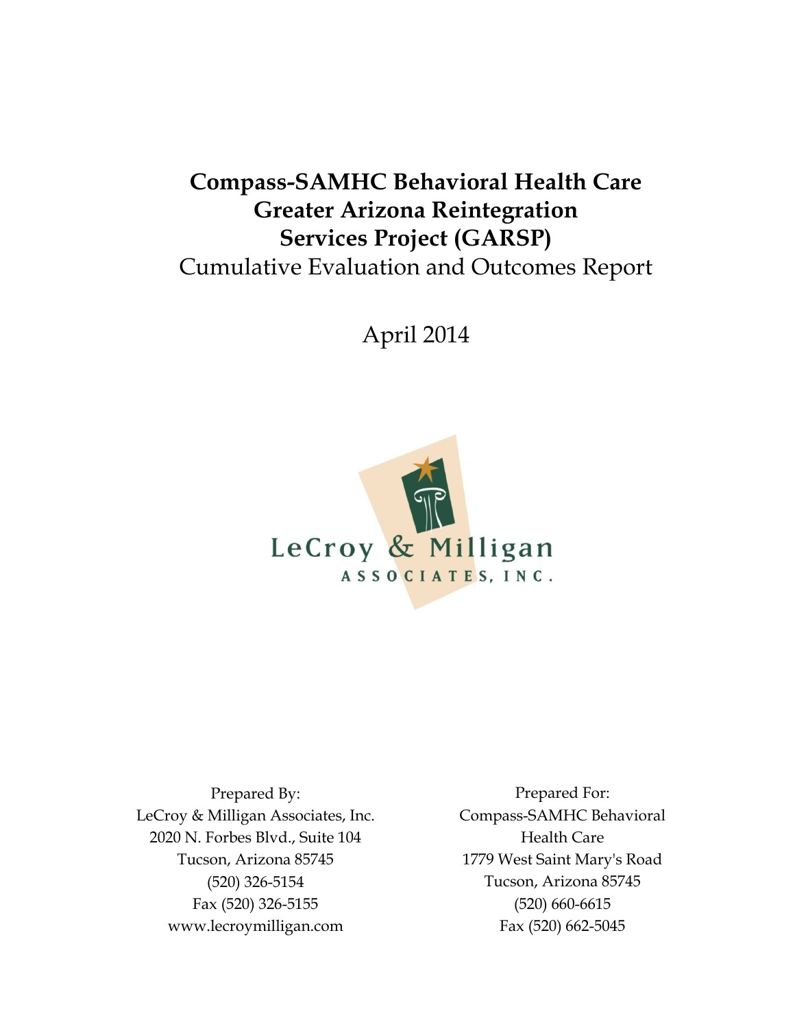# Compass-SAMHC Behavioral Health Care Greater Arizona Reintegration Services Project (GARSP)

Cumulative Evaluation and Outcomes Report

April 2014

LeCroy & Milligan Associates, Inc.

Prepared By:
LeCroy & Milligan Associates, Inc.
2020 N. Forbes Blvd., Suite 104
Tucson, Arizona 85745
(520) 326-5154
Fax (520) 326-5155
www.lecroymilligan.com

Prepared For:
Compass-SAMHC Behavioral Health Care
1779 West Saint Mary's Road
Tucson, Arizona 85745
(520) 660-6615
Fax (520) 662-5045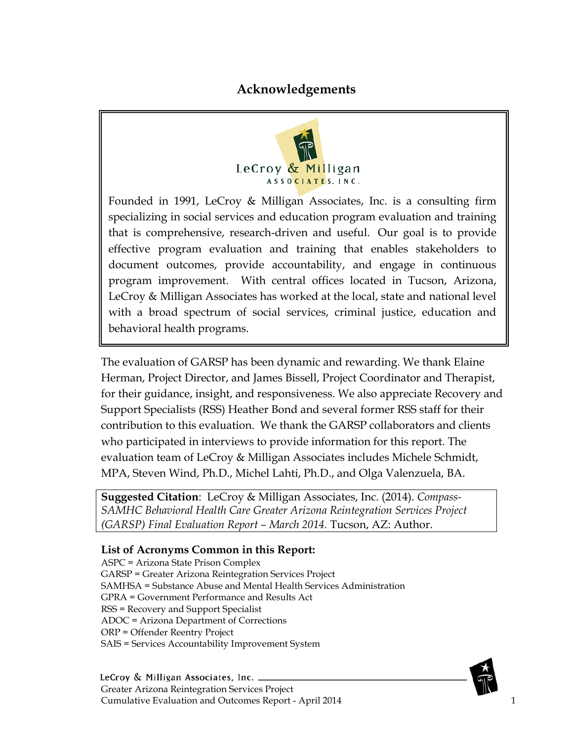# Acknowledgements

LeCroy & Milligan Associates, Inc.

Founded in 1991, LeCroy & Milligan Associates, Inc. is a consulting firm specializing in social services and education program evaluation and training that is comprehensive, research-driven and useful. Our goal is to provide effective program evaluation and training that enables stakeholders to document outcomes, provide accountability, and engage in continuous program improvement. With central offices located in Tucson, Arizona, LeCroy & Milligan Associates has worked at the local, state and national level with a broad spectrum of social services, criminal justice, education and behavioral health programs.

The evaluation of GARSP has been dynamic and rewarding. We thank Elaine Herman, Project Director, and James Bissell, Project Coordinator and Therapist, for their guidance, insight, and responsiveness. We also appreciate Recovery and Support Specialists (RSS) Heather Bond and several former RSS staff for their contribution to this evaluation. We thank the GARSP collaborators and clients who participated in interviews to provide information for this report. The evaluation team of LeCroy & Milligan Associates includes Michele Schmidt, MPA, Steven Wind, Ph.D., Michel Lahti, Ph.D., and Olga Valenzuela, BA.

**Suggested Citation**: LeCroy & Milligan Associates, Inc. (2014). *Compass-SAMHC Behavioral Health Care Greater Arizona Reintegration Services Project (GARSP) Final Evaluation Report – March 2014.* Tucson, AZ: Author.

**List of Acronyms Common in this Report:**

ASPC = Arizona State Prison Complex
GARSP = Greater Arizona Reintegration Services Project
SAMHSA = Substance Abuse and Mental Health Services Administration
GPRA = Government Performance and Results Act
RSS = Recovery and Support Specialist
ADOC = Arizona Department of Corrections
ORP = Offender Reentry Project
SAIS = Services Accountability Improvement System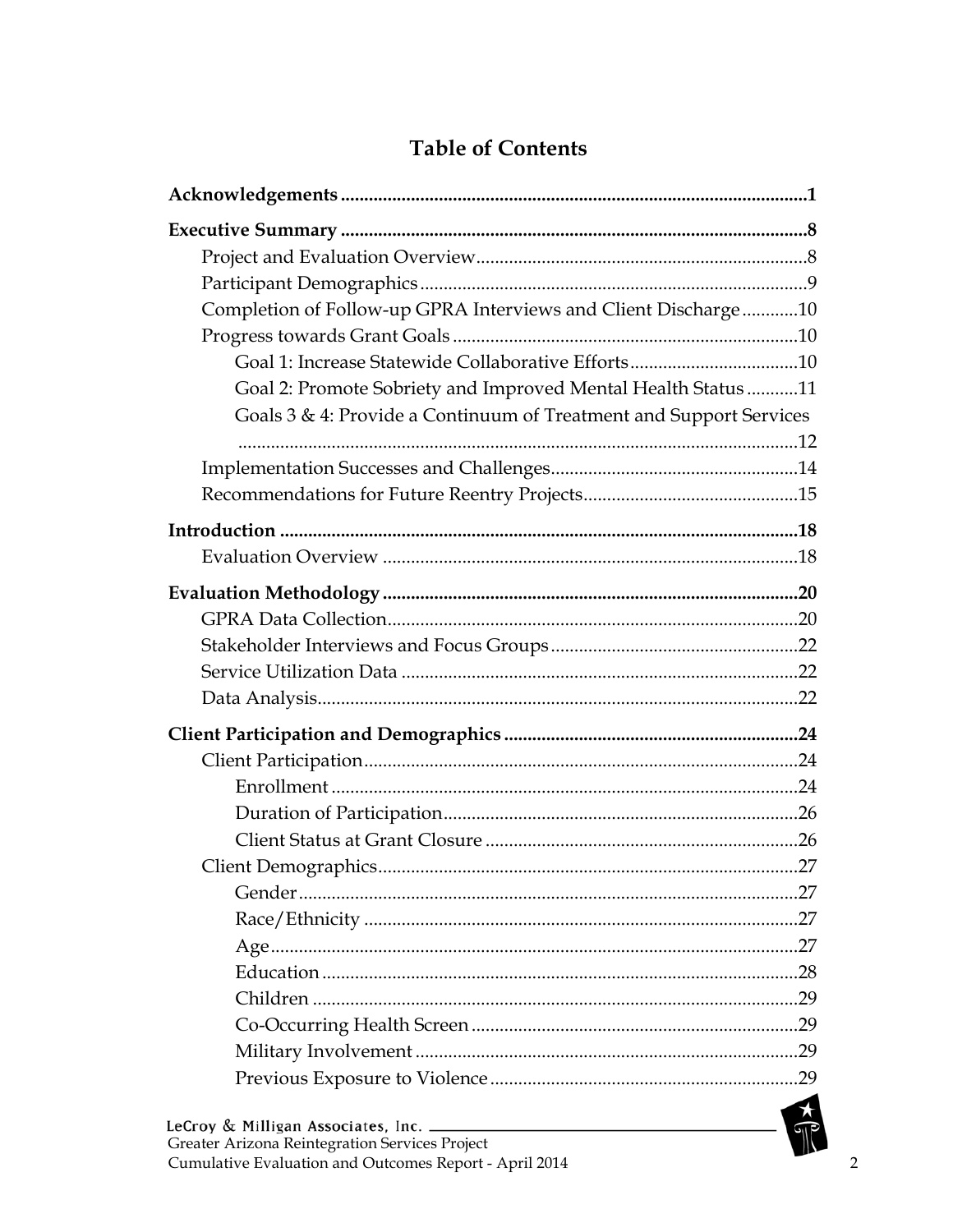# Table of Contents

**Acknowledgements** .......... **1**

**Executive Summary** .......... **8**

- Project and Evaluation Overview .......... 8
- Participant Demographics .......... 9
- Completion of Follow-up GPRA Interviews and Client Discharge .......... 10
- Progress towards Grant Goals .......... 10
  - Goal 1: Increase Statewide Collaborative Efforts .......... 10
  - Goal 2: Promote Sobriety and Improved Mental Health Status .......... 11
  - Goals 3 & 4: Provide a Continuum of Treatment and Support Services .......... 12
- Implementation Successes and Challenges .......... 14
- Recommendations for Future Reentry Projects .......... 15

**Introduction** .......... **18**

- Evaluation Overview .......... 18

**Evaluation Methodology** .......... **20**

- GPRA Data Collection .......... 20
- Stakeholder Interviews and Focus Groups .......... 22
- Service Utilization Data .......... 22
- Data Analysis .......... 22

**Client Participation and Demographics** .......... **24**

- Client Participation .......... 24
  - Enrollment .......... 24
  - Duration of Participation .......... 26
  - Client Status at Grant Closure .......... 26
- Client Demographics .......... 27
  - Gender .......... 27
  - Race/Ethnicity .......... 27
  - Age .......... 27
  - Education .......... 28
  - Children .......... 29
  - Co-Occurring Health Screen .......... 29
  - Military Involvement .......... 29
  - Previous Exposure to Violence .......... 29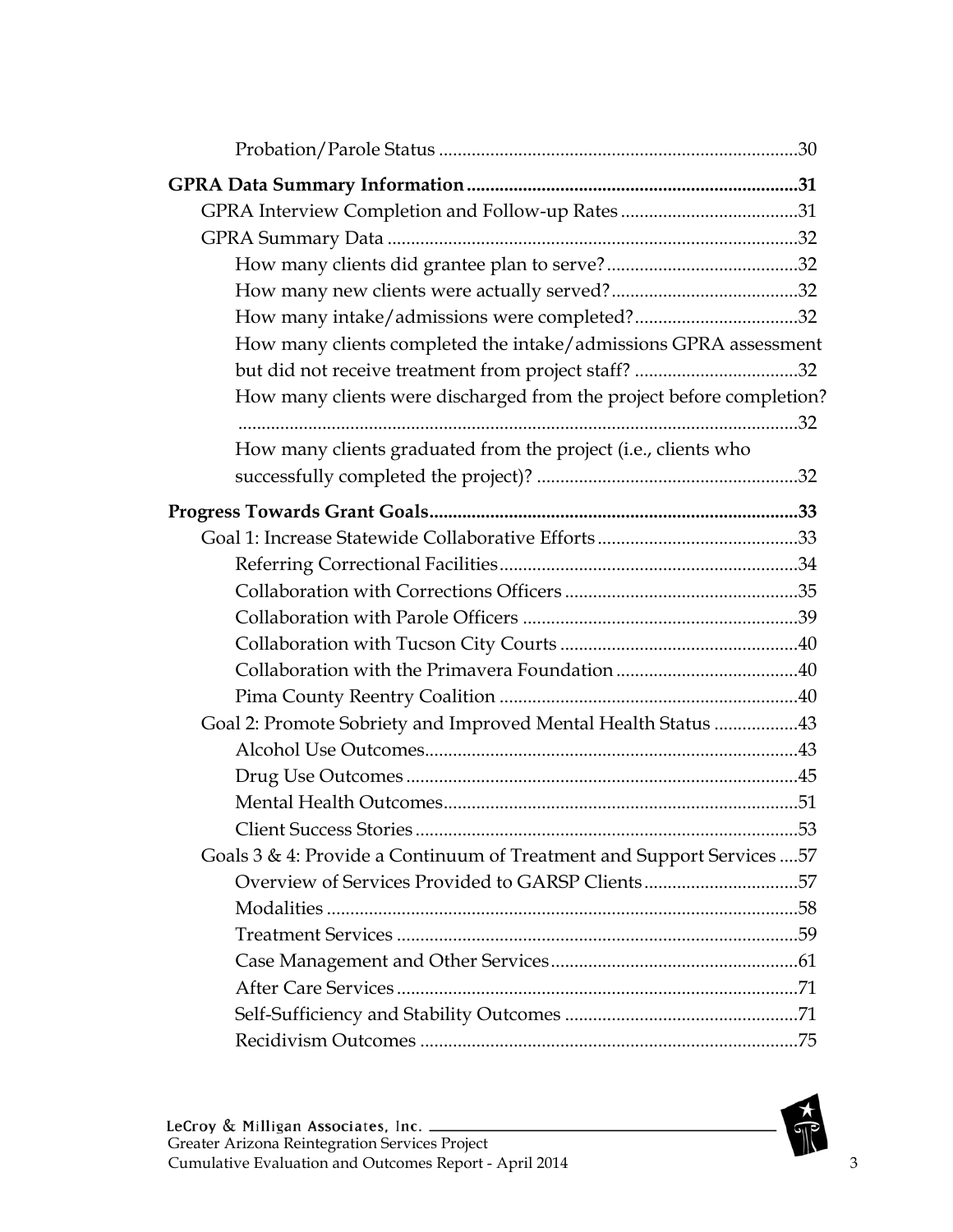Probation/Parole Status .....30

**GPRA Data Summary Information** .....31

GPRA Interview Completion and Follow-up Rates .....31

GPRA Summary Data .....32

How many clients did grantee plan to serve? .....32

How many new clients were actually served? .....32

How many intake/admissions were completed? .....32

How many clients completed the intake/admissions GPRA assessment but did not receive treatment from project staff? .....32

How many clients were discharged from the project before completion? .....32

How many clients graduated from the project (i.e., clients who successfully completed the project)? .....32

**Progress Towards Grant Goals** .....33

Goal 1: Increase Statewide Collaborative Efforts .....33

Referring Correctional Facilities .....34

Collaboration with Corrections Officers .....35

Collaboration with Parole Officers .....39

Collaboration with Tucson City Courts .....40

Collaboration with the Primavera Foundation .....40

Pima County Reentry Coalition .....40

Goal 2: Promote Sobriety and Improved Mental Health Status .....43

Alcohol Use Outcomes .....43

Drug Use Outcomes .....45

Mental Health Outcomes .....51

Client Success Stories .....53

Goals 3 & 4: Provide a Continuum of Treatment and Support Services .....57

Overview of Services Provided to GARSP Clients .....57

Modalities .....58

Treatment Services .....59

Case Management and Other Services .....61

After Care Services .....71

Self-Sufficiency and Stability Outcomes .....71

Recidivism Outcomes .....75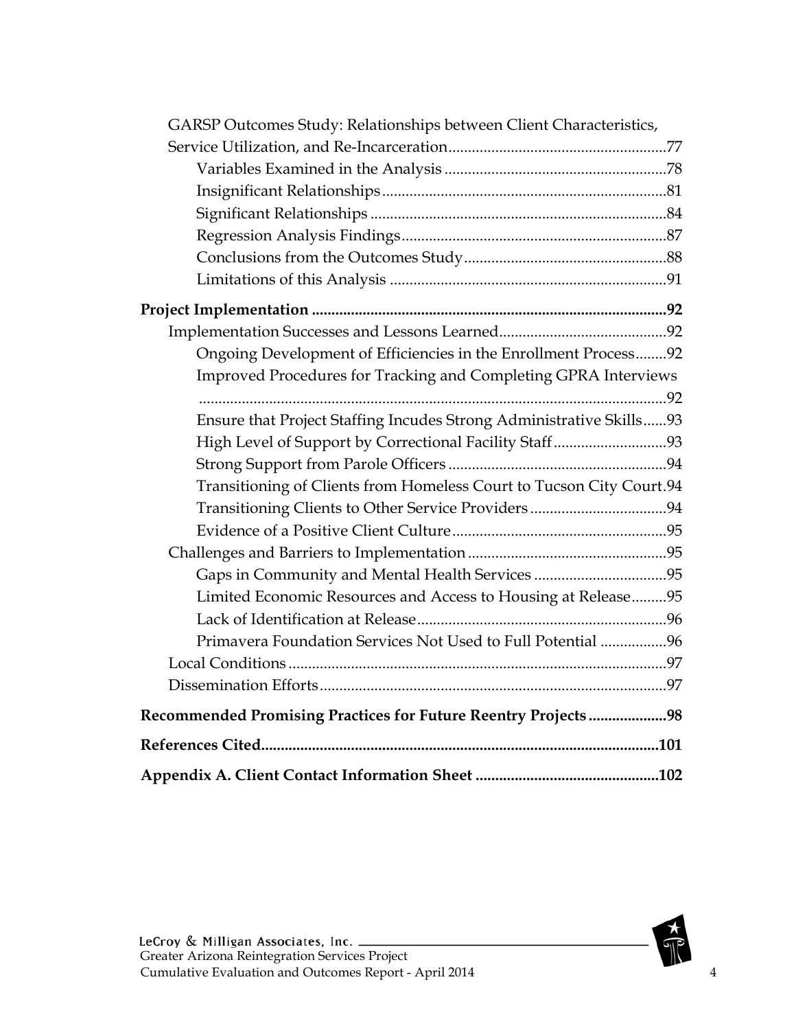GARSP Outcomes Study: Relationships between Client Characteristics, Service Utilization, and Re-Incarceration........................................................77

- Variables Examined in the Analysis.........................................................78
- Insignificant Relationships.........................................................................81
- Significant Relationships ...........................................................................84
- Regression Analysis Findings....................................................................87
- Conclusions from the Outcomes Study....................................................88
- Limitations of this Analysis ......................................................................91

**Project Implementation ..........................................................................................92**

Implementation Successes and Lessons Learned...........................................92

- Ongoing Development of Efficiencies in the Enrollment Process........92
- Improved Procedures for Tracking and Completing GPRA Interviews ........................................................................................................................92
- Ensure that Project Staffing Incudes Strong Administrative Skills......93
- High Level of Support by Correctional Facility Staff.............................93
- Strong Support from Parole Officers ........................................................94
- Transitioning of Clients from Homeless Court to Tucson City Court.94
- Transitioning Clients to Other Service Providers...................................94
- Evidence of a Positive Client Culture.......................................................95

Challenges and Barriers to Implementation...................................................95

- Gaps in Community and Mental Health Services ..................................95
- Limited Economic Resources and Access to Housing at Release.........95
- Lack of Identification at Release................................................................96
- Primavera Foundation Services Not Used to Full Potential .................96

Local Conditions.................................................................................................97

Dissemination Efforts.........................................................................................97

**Recommended Promising Practices for Future Reentry Projects ....................98**

**References Cited......................................................................................................101**

**Appendix A. Client Contact Information Sheet ...............................................102**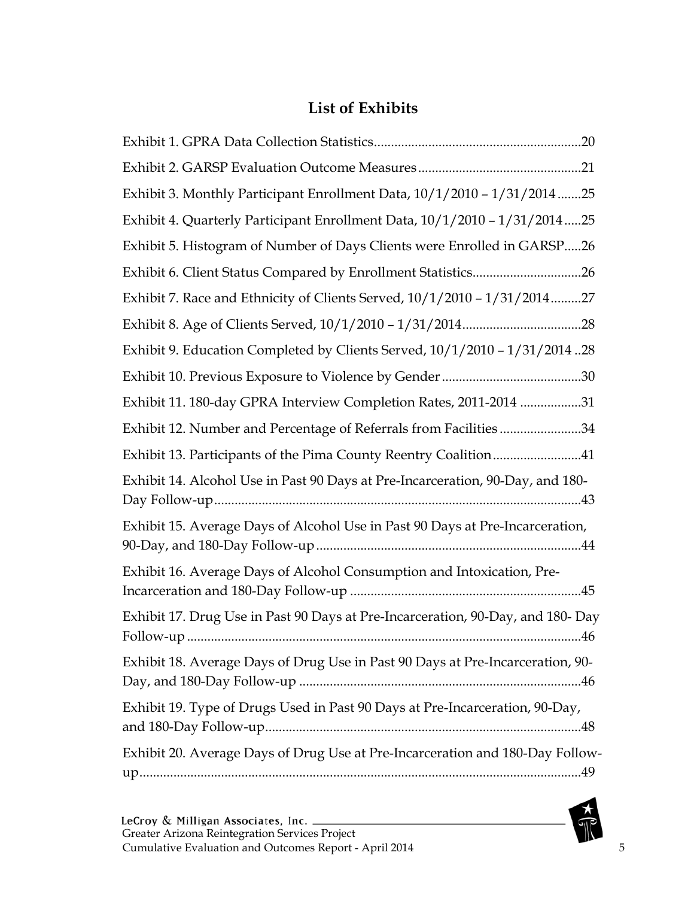## List of Exhibits

Exhibit 1. GPRA Data Collection Statistics.............................................................20

Exhibit 2. GARSP Evaluation Outcome Measures................................................21

Exhibit 3. Monthly Participant Enrollment Data, 10/1/2010 – 1/31/2014.......25

Exhibit 4. Quarterly Participant Enrollment Data, 10/1/2010 – 1/31/2014.....25

Exhibit 5. Histogram of Number of Days Clients were Enrolled in GARSP.....26

Exhibit 6. Client Status Compared by Enrollment Statistics................................26

Exhibit 7. Race and Ethnicity of Clients Served, 10/1/2010 – 1/31/2014.........27

Exhibit 8. Age of Clients Served, 10/1/2010 – 1/31/2014..................................28

Exhibit 9. Education Completed by Clients Served, 10/1/2010 – 1/31/2014 ..28

Exhibit 10. Previous Exposure to Violence by Gender.........................................30

Exhibit 11. 180-day GPRA Interview Completion Rates, 2011-2014 ..................31

Exhibit 12. Number and Percentage of Referrals from Facilities........................34

Exhibit 13. Participants of the Pima County Reentry Coalition..........................41

Exhibit 14. Alcohol Use in Past 90 Days at Pre-Incarceration, 90-Day, and 180-Day Follow-up............................................................................................................43

Exhibit 15. Average Days of Alcohol Use in Past 90 Days at Pre-Incarceration, 90-Day, and 180-Day Follow-up.............................................................................44

Exhibit 16. Average Days of Alcohol Consumption and Intoxication, Pre-Incarceration and 180-Day Follow-up ....................................................................45

Exhibit 17. Drug Use in Past 90 Days at Pre-Incarceration, 90-Day, and 180- Day Follow-up ....................................................................................................................46

Exhibit 18. Average Days of Drug Use in Past 90 Days at Pre-Incarceration, 90-Day, and 180-Day Follow-up ...................................................................................46

Exhibit 19. Type of Drugs Used in Past 90 Days at Pre-Incarceration, 90-Day, and 180-Day Follow-up............................................................................................48

Exhibit 20. Average Days of Drug Use at Pre-Incarceration and 180-Day Follow-up.................................................................................................................................49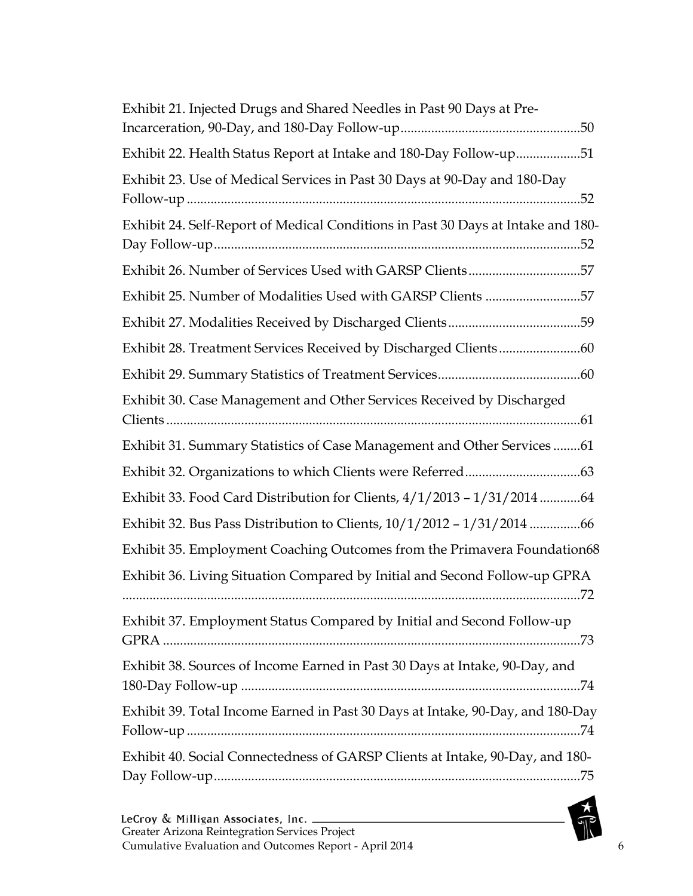Exhibit 21. Injected Drugs and Shared Needles in Past 90 Days at Pre-Incarceration, 90-Day, and 180-Day Follow-up.....................................................50

Exhibit 22. Health Status Report at Intake and 180-Day Follow-up...................51

Exhibit 23. Use of Medical Services in Past 30 Days at 90-Day and 180-Day Follow-up ...................................................................................................................52

Exhibit 24. Self-Report of Medical Conditions in Past 30 Days at Intake and 180-Day Follow-up...........................................................................................................52

Exhibit 26. Number of Services Used with GARSP Clients.................................57

Exhibit 25. Number of Modalities Used with GARSP Clients ............................57

Exhibit 27. Modalities Received by Discharged Clients.......................................59

Exhibit 28. Treatment Services Received by Discharged Clients........................60

Exhibit 29. Summary Statistics of Treatment Services..........................................60

Exhibit 30. Case Management and Other Services Received by Discharged Clients .........................................................................................................................61

Exhibit 31. Summary Statistics of Case Management and Other Services ........61

Exhibit 32. Organizations to which Clients were Referred..................................63

Exhibit 33. Food Card Distribution for Clients, 4/1/2013 – 1/31/2014 ............64

Exhibit 32. Bus Pass Distribution to Clients, 10/1/2012 – 1/31/2014 ...............66

Exhibit 35. Employment Coaching Outcomes from the Primavera Foundation68

Exhibit 36. Living Situation Compared by Initial and Second Follow-up GPRA .......................................................................................................................................72

Exhibit 37. Employment Status Compared by Initial and Second Follow-up GPRA ...........................................................................................................................73

Exhibit 38. Sources of Income Earned in Past 30 Days at Intake, 90-Day, and 180-Day Follow-up ....................................................................................................74

Exhibit 39. Total Income Earned in Past 30 Days at Intake, 90-Day, and 180-Day Follow-up ...................................................................................................................74

Exhibit 40. Social Connectedness of GARSP Clients at Intake, 90-Day, and 180-Day Follow-up...........................................................................................................75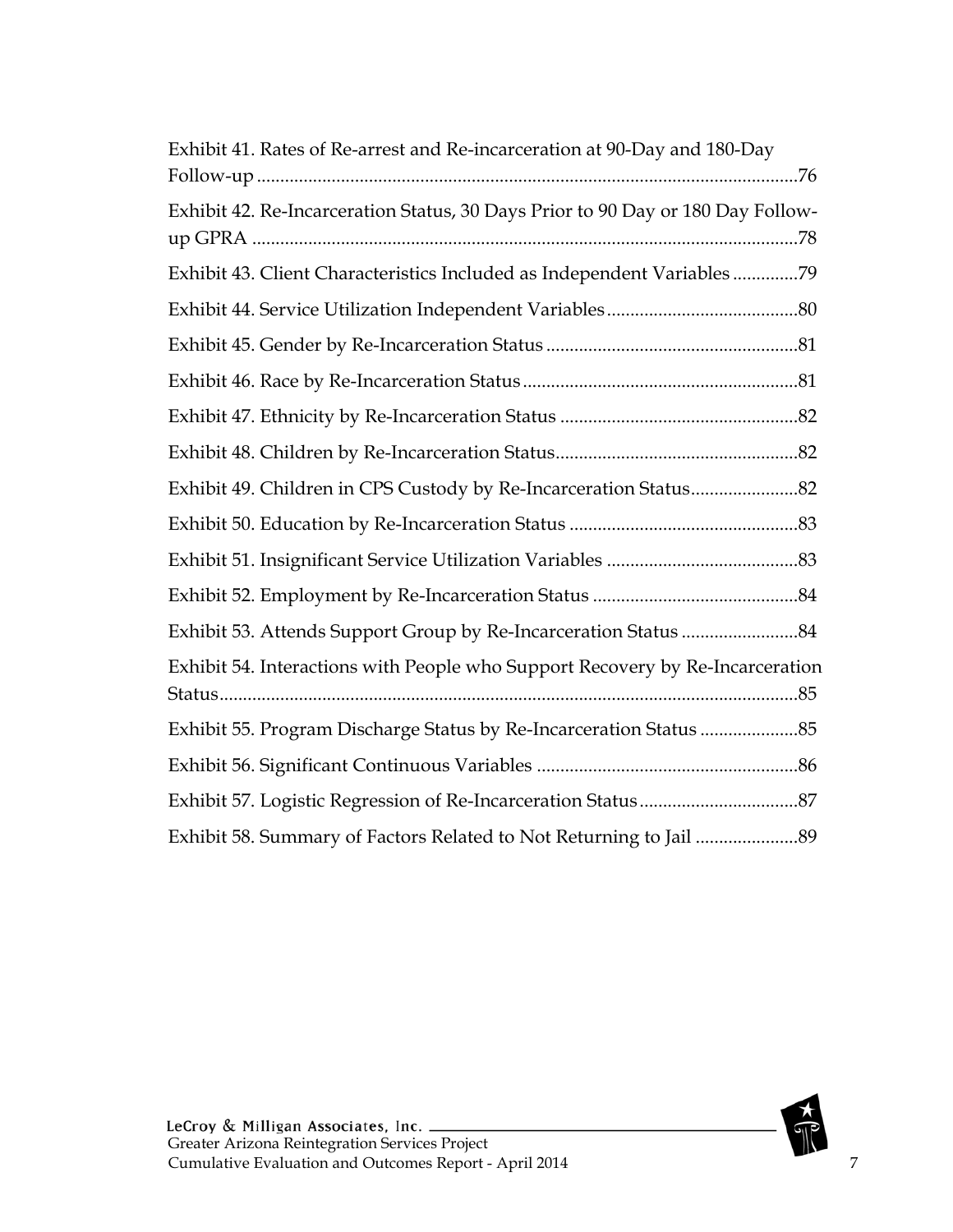Exhibit 41. Rates of Re-arrest and Re-incarceration at 90-Day and 180-Day Follow-up ....................................................................................................................76

Exhibit 42. Re-Incarceration Status, 30 Days Prior to 90 Day or 180 Day Follow-up GPRA ....................................................................................................................78

Exhibit 43. Client Characteristics Included as Independent Variables ..............79

Exhibit 44. Service Utilization Independent Variables .........................................80

Exhibit 45. Gender by Re-Incarceration Status ......................................................81

Exhibit 46. Race by Re-Incarceration Status ...........................................................81

Exhibit 47. Ethnicity by Re-Incarceration Status ...................................................82

Exhibit 48. Children by Re-Incarceration Status....................................................82

Exhibit 49. Children in CPS Custody by Re-Incarceration Status.......................82

Exhibit 50. Education by Re-Incarceration Status .................................................83

Exhibit 51. Insignificant Service Utilization Variables .........................................83

Exhibit 52. Employment by Re-Incarceration Status ............................................84

Exhibit 53. Attends Support Group by Re-Incarceration Status .........................84

Exhibit 54. Interactions with People who Support Recovery by Re-Incarceration Status............................................................................................................................85

Exhibit 55. Program Discharge Status by Re-Incarceration Status .....................85

Exhibit 56. Significant Continuous Variables ........................................................86

Exhibit 57. Logistic Regression of Re-Incarceration Status..................................87

Exhibit 58. Summary of Factors Related to Not Returning to Jail ......................89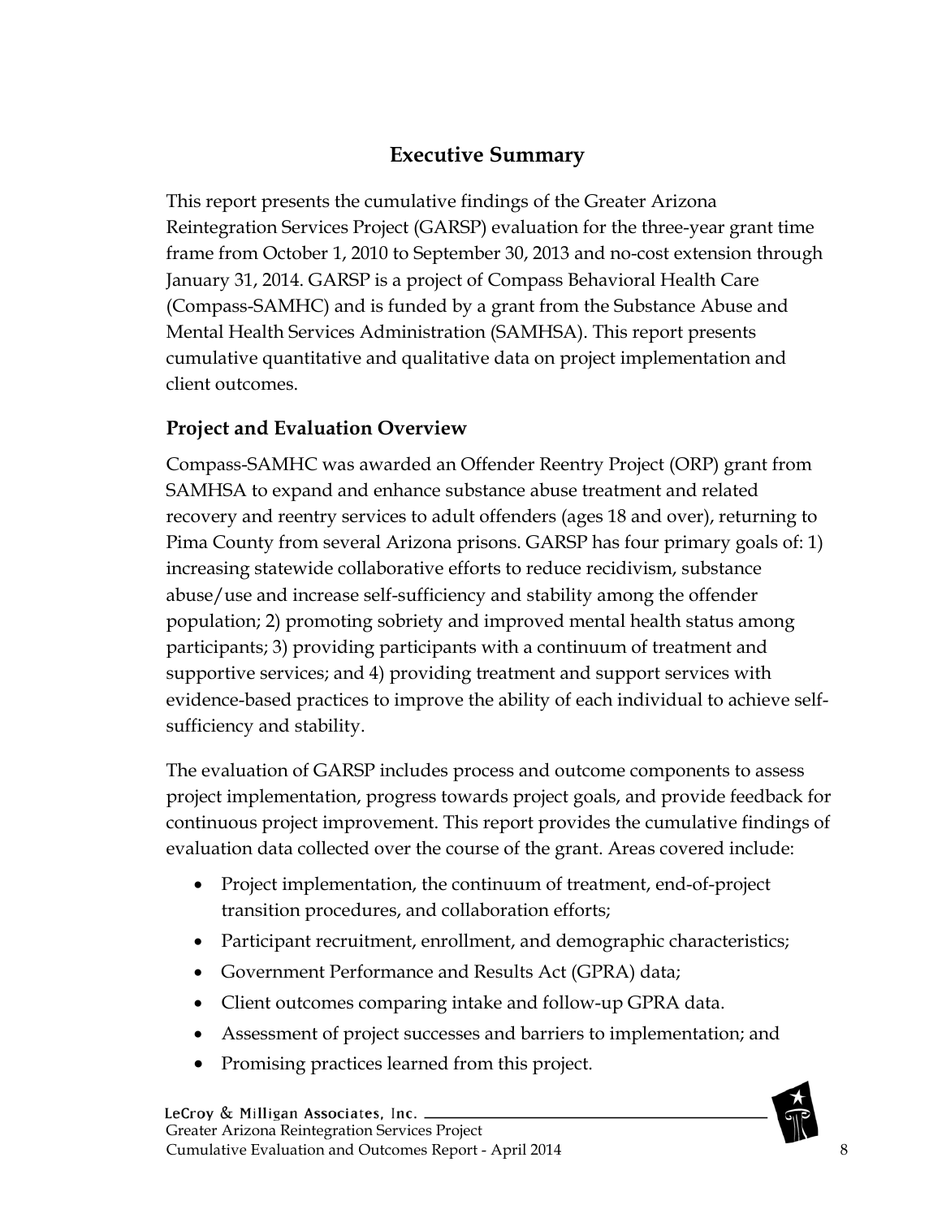# Executive Summary

This report presents the cumulative findings of the Greater Arizona Reintegration Services Project (GARSP) evaluation for the three-year grant time frame from October 1, 2010 to September 30, 2013 and no-cost extension through January 31, 2014. GARSP is a project of Compass Behavioral Health Care (Compass-SAMHC) and is funded by a grant from the Substance Abuse and Mental Health Services Administration (SAMHSA). This report presents cumulative quantitative and qualitative data on project implementation and client outcomes.

## Project and Evaluation Overview

Compass-SAMHC was awarded an Offender Reentry Project (ORP) grant from SAMHSA to expand and enhance substance abuse treatment and related recovery and reentry services to adult offenders (ages 18 and over), returning to Pima County from several Arizona prisons. GARSP has four primary goals of: 1) increasing statewide collaborative efforts to reduce recidivism, substance abuse/use and increase self-sufficiency and stability among the offender population; 2) promoting sobriety and improved mental health status among participants; 3) providing participants with a continuum of treatment and supportive services; and 4) providing treatment and support services with evidence-based practices to improve the ability of each individual to achieve self-sufficiency and stability.

The evaluation of GARSP includes process and outcome components to assess project implementation, progress towards project goals, and provide feedback for continuous project improvement. This report provides the cumulative findings of evaluation data collected over the course of the grant. Areas covered include:

- Project implementation, the continuum of treatment, end-of-project transition procedures, and collaboration efforts;
- Participant recruitment, enrollment, and demographic characteristics;
- Government Performance and Results Act (GPRA) data;
- Client outcomes comparing intake and follow-up GPRA data.
- Assessment of project successes and barriers to implementation; and
- Promising practices learned from this project.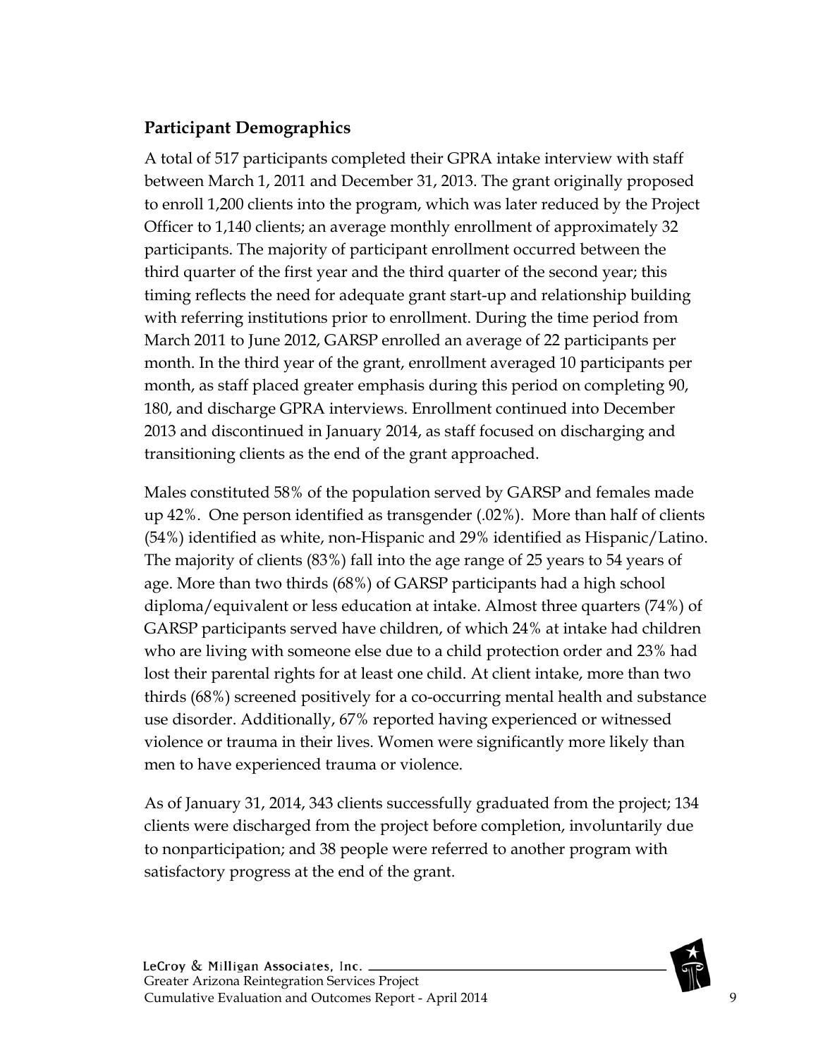## Participant Demographics

A total of 517 participants completed their GPRA intake interview with staff between March 1, 2011 and December 31, 2013. The grant originally proposed to enroll 1,200 clients into the program, which was later reduced by the Project Officer to 1,140 clients; an average monthly enrollment of approximately 32 participants. The majority of participant enrollment occurred between the third quarter of the first year and the third quarter of the second year; this timing reflects the need for adequate grant start-up and relationship building with referring institutions prior to enrollment. During the time period from March 2011 to June 2012, GARSP enrolled an average of 22 participants per month. In the third year of the grant, enrollment averaged 10 participants per month, as staff placed greater emphasis during this period on completing 90, 180, and discharge GPRA interviews. Enrollment continued into December 2013 and discontinued in January 2014, as staff focused on discharging and transitioning clients as the end of the grant approached.

Males constituted 58% of the population served by GARSP and females made up 42%. One person identified as transgender (.02%). More than half of clients (54%) identified as white, non-Hispanic and 29% identified as Hispanic/Latino. The majority of clients (83%) fall into the age range of 25 years to 54 years of age. More than two thirds (68%) of GARSP participants had a high school diploma/equivalent or less education at intake. Almost three quarters (74%) of GARSP participants served have children, of which 24% at intake had children who are living with someone else due to a child protection order and 23% had lost their parental rights for at least one child. At client intake, more than two thirds (68%) screened positively for a co-occurring mental health and substance use disorder. Additionally, 67% reported having experienced or witnessed violence or trauma in their lives. Women were significantly more likely than men to have experienced trauma or violence.

As of January 31, 2014, 343 clients successfully graduated from the project; 134 clients were discharged from the project before completion, involuntarily due to nonparticipation; and 38 people were referred to another program with satisfactory progress at the end of the grant.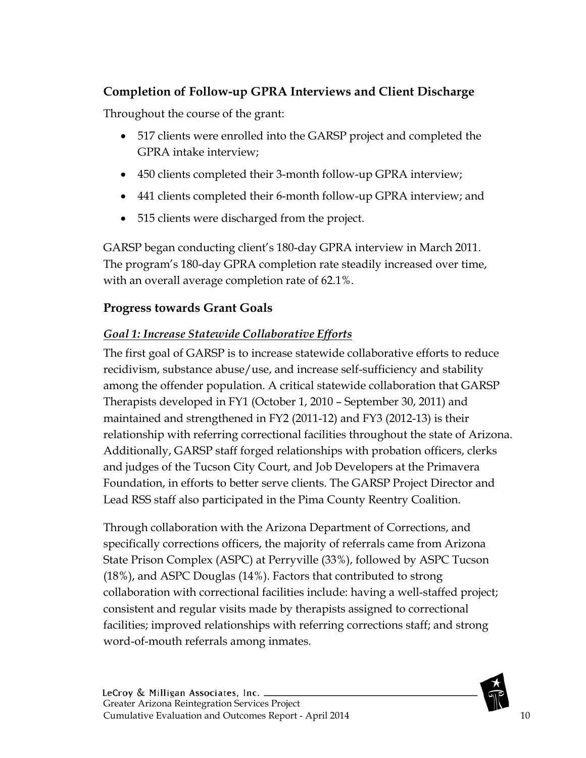## Completion of Follow-up GPRA Interviews and Client Discharge

Throughout the course of the grant:

- 517 clients were enrolled into the GARSP project and completed the GPRA intake interview;
- 450 clients completed their 3-month follow-up GPRA interview;
- 441 clients completed their 6-month follow-up GPRA interview; and
- 515 clients were discharged from the project.

GARSP began conducting client's 180-day GPRA interview in March 2011. The program's 180-day GPRA completion rate steadily increased over time, with an overall average completion rate of 62.1%.

## Progress towards Grant Goals

### *Goal 1: Increase Statewide Collaborative Efforts*

The first goal of GARSP is to increase statewide collaborative efforts to reduce recidivism, substance abuse/use, and increase self-sufficiency and stability among the offender population. A critical statewide collaboration that GARSP Therapists developed in FY1 (October 1, 2010 – September 30, 2011) and maintained and strengthened in FY2 (2011-12) and FY3 (2012-13) is their relationship with referring correctional facilities throughout the state of Arizona. Additionally, GARSP staff forged relationships with probation officers, clerks and judges of the Tucson City Court, and Job Developers at the Primavera Foundation, in efforts to better serve clients. The GARSP Project Director and Lead RSS staff also participated in the Pima County Reentry Coalition.

Through collaboration with the Arizona Department of Corrections, and specifically corrections officers, the majority of referrals came from Arizona State Prison Complex (ASPC) at Perryville (33%), followed by ASPC Tucson (18%), and ASPC Douglas (14%). Factors that contributed to strong collaboration with correctional facilities include: having a well-staffed project; consistent and regular visits made by therapists assigned to correctional facilities; improved relationships with referring corrections staff; and strong word-of-mouth referrals among inmates.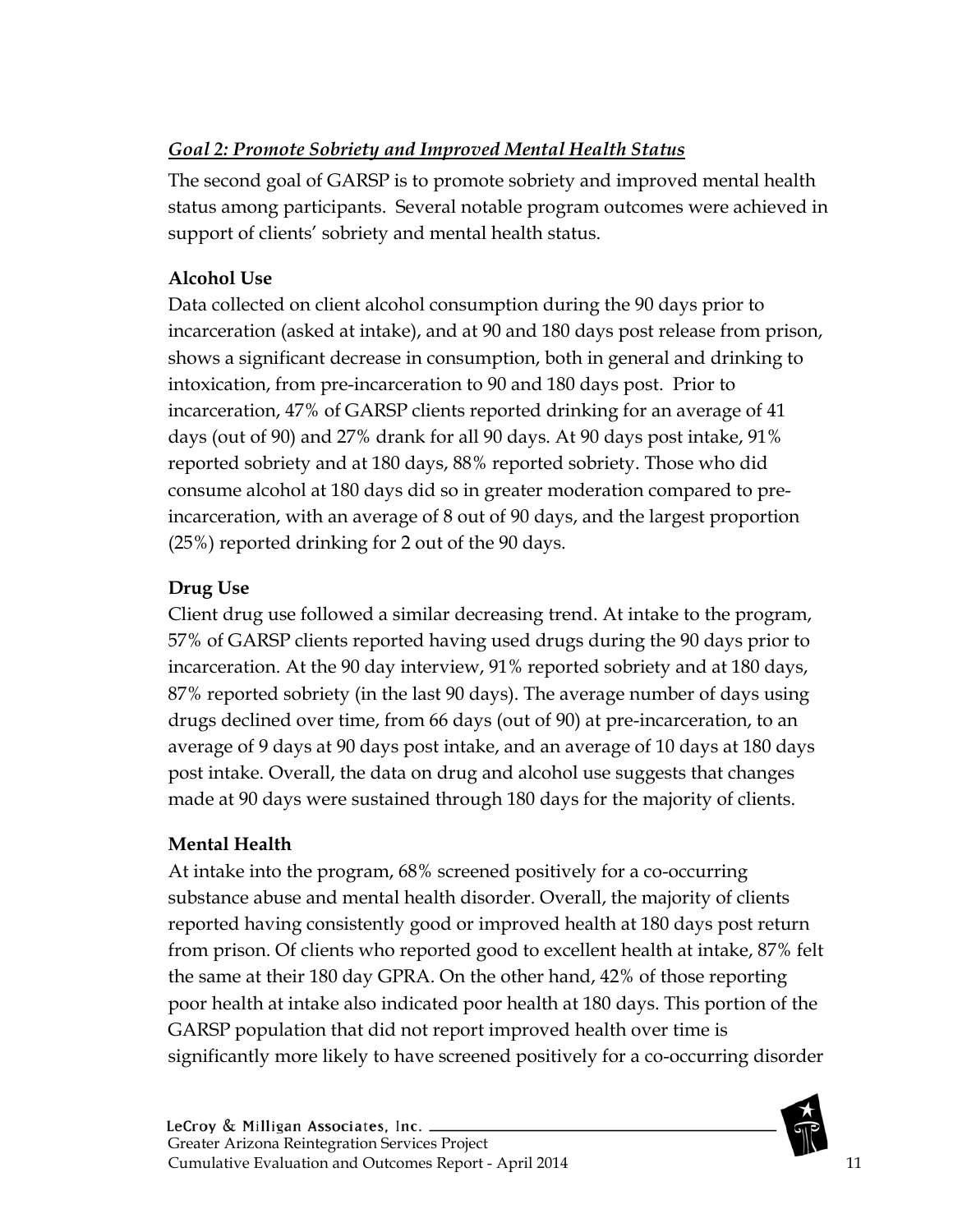### *Goal 2: Promote Sobriety and Improved Mental Health Status*

The second goal of GARSP is to promote sobriety and improved mental health status among participants. Several notable program outcomes were achieved in support of clients' sobriety and mental health status.

**Alcohol Use**

Data collected on client alcohol consumption during the 90 days prior to incarceration (asked at intake), and at 90 and 180 days post release from prison, shows a significant decrease in consumption, both in general and drinking to intoxication, from pre-incarceration to 90 and 180 days post. Prior to incarceration, 47% of GARSP clients reported drinking for an average of 41 days (out of 90) and 27% drank for all 90 days. At 90 days post intake, 91% reported sobriety and at 180 days, 88% reported sobriety. Those who did consume alcohol at 180 days did so in greater moderation compared to pre-incarceration, with an average of 8 out of 90 days, and the largest proportion (25%) reported drinking for 2 out of the 90 days.

**Drug Use**

Client drug use followed a similar decreasing trend. At intake to the program, 57% of GARSP clients reported having used drugs during the 90 days prior to incarceration. At the 90 day interview, 91% reported sobriety and at 180 days, 87% reported sobriety (in the last 90 days). The average number of days using drugs declined over time, from 66 days (out of 90) at pre-incarceration, to an average of 9 days at 90 days post intake, and an average of 10 days at 180 days post intake. Overall, the data on drug and alcohol use suggests that changes made at 90 days were sustained through 180 days for the majority of clients.

**Mental Health**

At intake into the program, 68% screened positively for a co-occurring substance abuse and mental health disorder. Overall, the majority of clients reported having consistently good or improved health at 180 days post return from prison. Of clients who reported good to excellent health at intake, 87% felt the same at their 180 day GPRA. On the other hand, 42% of those reporting poor health at intake also indicated poor health at 180 days. This portion of the GARSP population that did not report improved health over time is significantly more likely to have screened positively for a co-occurring disorder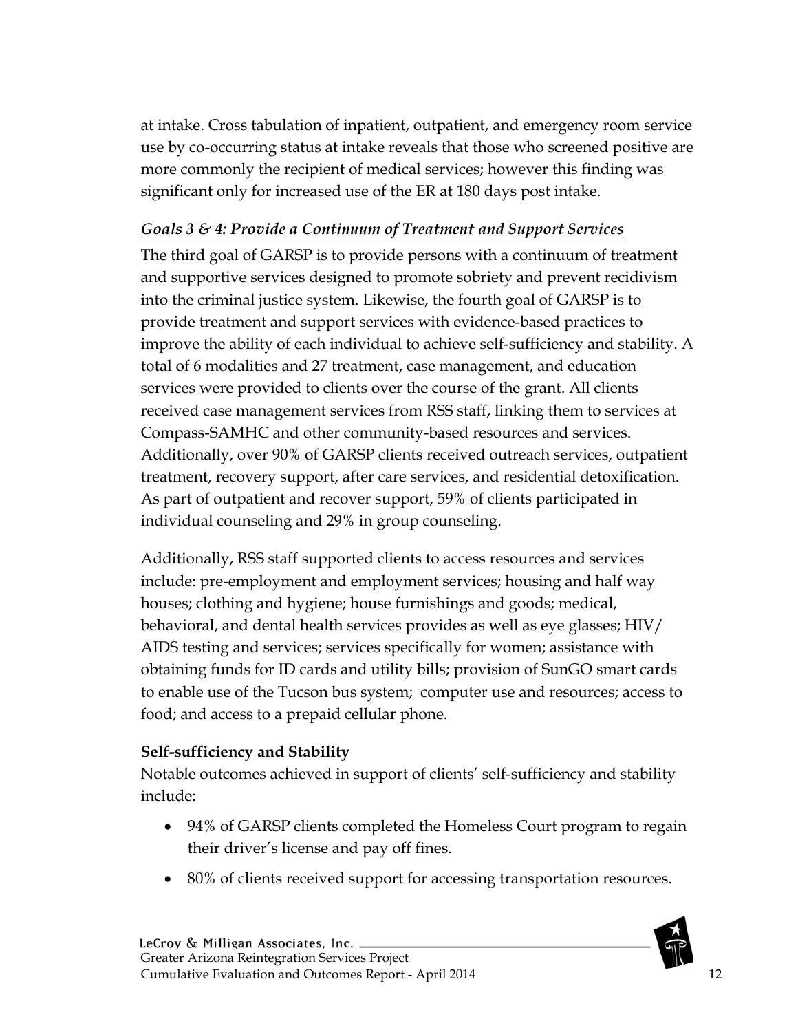at intake. Cross tabulation of inpatient, outpatient, and emergency room service use by co-occurring status at intake reveals that those who screened positive are more commonly the recipient of medical services; however this finding was significant only for increased use of the ER at 180 days post intake.

### ***Goals 3 & 4: Provide a Continuum of Treatment and Support Services***

The third goal of GARSP is to provide persons with a continuum of treatment and supportive services designed to promote sobriety and prevent recidivism into the criminal justice system. Likewise, the fourth goal of GARSP is to provide treatment and support services with evidence-based practices to improve the ability of each individual to achieve self-sufficiency and stability. A total of 6 modalities and 27 treatment, case management, and education services were provided to clients over the course of the grant. All clients received case management services from RSS staff, linking them to services at Compass-SAMHC and other community-based resources and services. Additionally, over 90% of GARSP clients received outreach services, outpatient treatment, recovery support, after care services, and residential detoxification. As part of outpatient and recover support, 59% of clients participated in individual counseling and 29% in group counseling.

Additionally, RSS staff supported clients to access resources and services include: pre-employment and employment services; housing and half way houses; clothing and hygiene; house furnishings and goods; medical, behavioral, and dental health services provides as well as eye glasses; HIV/ AIDS testing and services; services specifically for women; assistance with obtaining funds for ID cards and utility bills; provision of SunGO smart cards to enable use of the Tucson bus system; computer use and resources; access to food; and access to a prepaid cellular phone.

### **Self-sufficiency and Stability**

Notable outcomes achieved in support of clients' self-sufficiency and stability include:

- 94% of GARSP clients completed the Homeless Court program to regain their driver's license and pay off fines.
- 80% of clients received support for accessing transportation resources.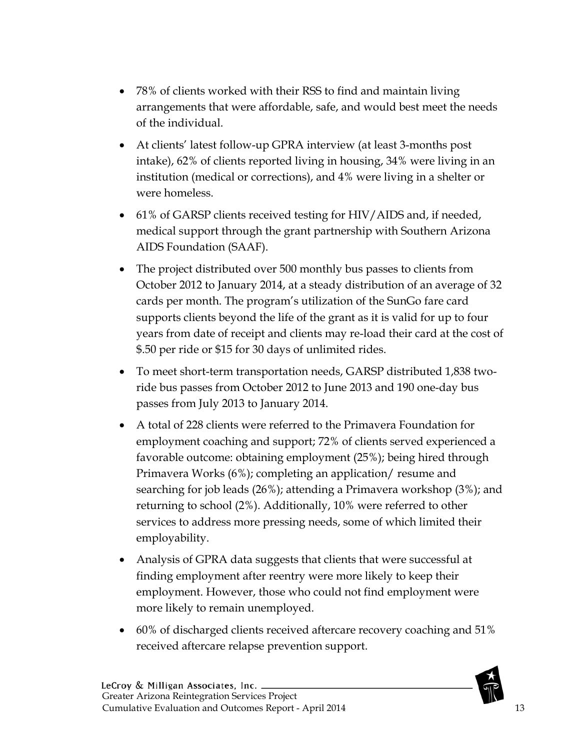- 78% of clients worked with their RSS to find and maintain living arrangements that were affordable, safe, and would best meet the needs of the individual.
- At clients' latest follow-up GPRA interview (at least 3-months post intake), 62% of clients reported living in housing, 34% were living in an institution (medical or corrections), and 4% were living in a shelter or were homeless.
- 61% of GARSP clients received testing for HIV/AIDS and, if needed, medical support through the grant partnership with Southern Arizona AIDS Foundation (SAAF).
- The project distributed over 500 monthly bus passes to clients from October 2012 to January 2014, at a steady distribution of an average of 32 cards per month. The program's utilization of the SunGo fare card supports clients beyond the life of the grant as it is valid for up to four years from date of receipt and clients may re-load their card at the cost of $.50 per ride or $15 for 30 days of unlimited rides.
- To meet short-term transportation needs, GARSP distributed 1,838 two-ride bus passes from October 2012 to June 2013 and 190 one-day bus passes from July 2013 to January 2014.
- A total of 228 clients were referred to the Primavera Foundation for employment coaching and support; 72% of clients served experienced a favorable outcome: obtaining employment (25%); being hired through Primavera Works (6%); completing an application/ resume and searching for job leads (26%); attending a Primavera workshop (3%); and returning to school (2%). Additionally, 10% were referred to other services to address more pressing needs, some of which limited their employability.
- Analysis of GPRA data suggests that clients that were successful at finding employment after reentry were more likely to keep their employment. However, those who could not find employment were more likely to remain unemployed.
- 60% of discharged clients received aftercare recovery coaching and 51% received aftercare relapse prevention support.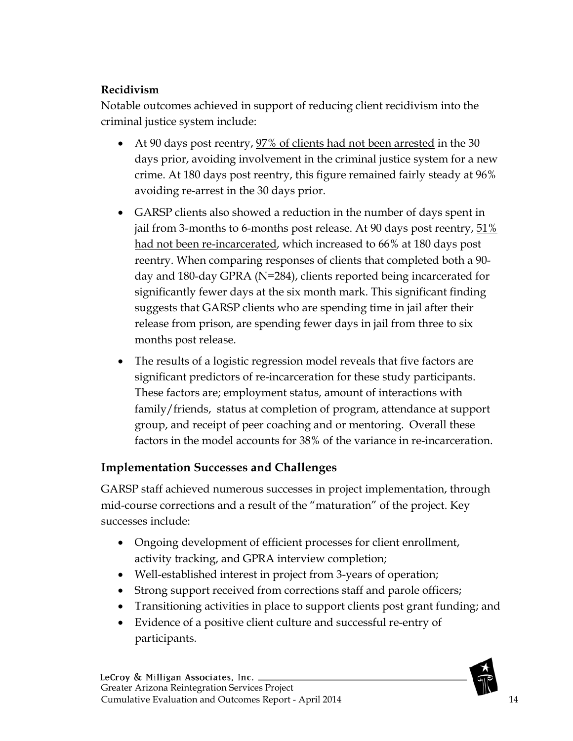**Recidivism**

Notable outcomes achieved in support of reducing client recidivism into the criminal justice system include:

- At 90 days post reentry, 97% of clients had not been arrested in the 30 days prior, avoiding involvement in the criminal justice system for a new crime. At 180 days post reentry, this figure remained fairly steady at 96% avoiding re-arrest in the 30 days prior.
- GARSP clients also showed a reduction in the number of days spent in jail from 3-months to 6-months post release. At 90 days post reentry, 51% had not been re-incarcerated, which increased to 66% at 180 days post reentry. When comparing responses of clients that completed both a 90-day and 180-day GPRA (N=284), clients reported being incarcerated for significantly fewer days at the six month mark. This significant finding suggests that GARSP clients who are spending time in jail after their release from prison, are spending fewer days in jail from three to six months post release.
- The results of a logistic regression model reveals that five factors are significant predictors of re-incarceration for these study participants. These factors are; employment status, amount of interactions with family/friends, status at completion of program, attendance at support group, and receipt of peer coaching and or mentoring. Overall these factors in the model accounts for 38% of the variance in re-incarceration.

## Implementation Successes and Challenges

GARSP staff achieved numerous successes in project implementation, through mid-course corrections and a result of the "maturation" of the project. Key successes include:

- Ongoing development of efficient processes for client enrollment, activity tracking, and GPRA interview completion;
- Well-established interest in project from 3-years of operation;
- Strong support received from corrections staff and parole officers;
- Transitioning activities in place to support clients post grant funding; and
- Evidence of a positive client culture and successful re-entry of participants.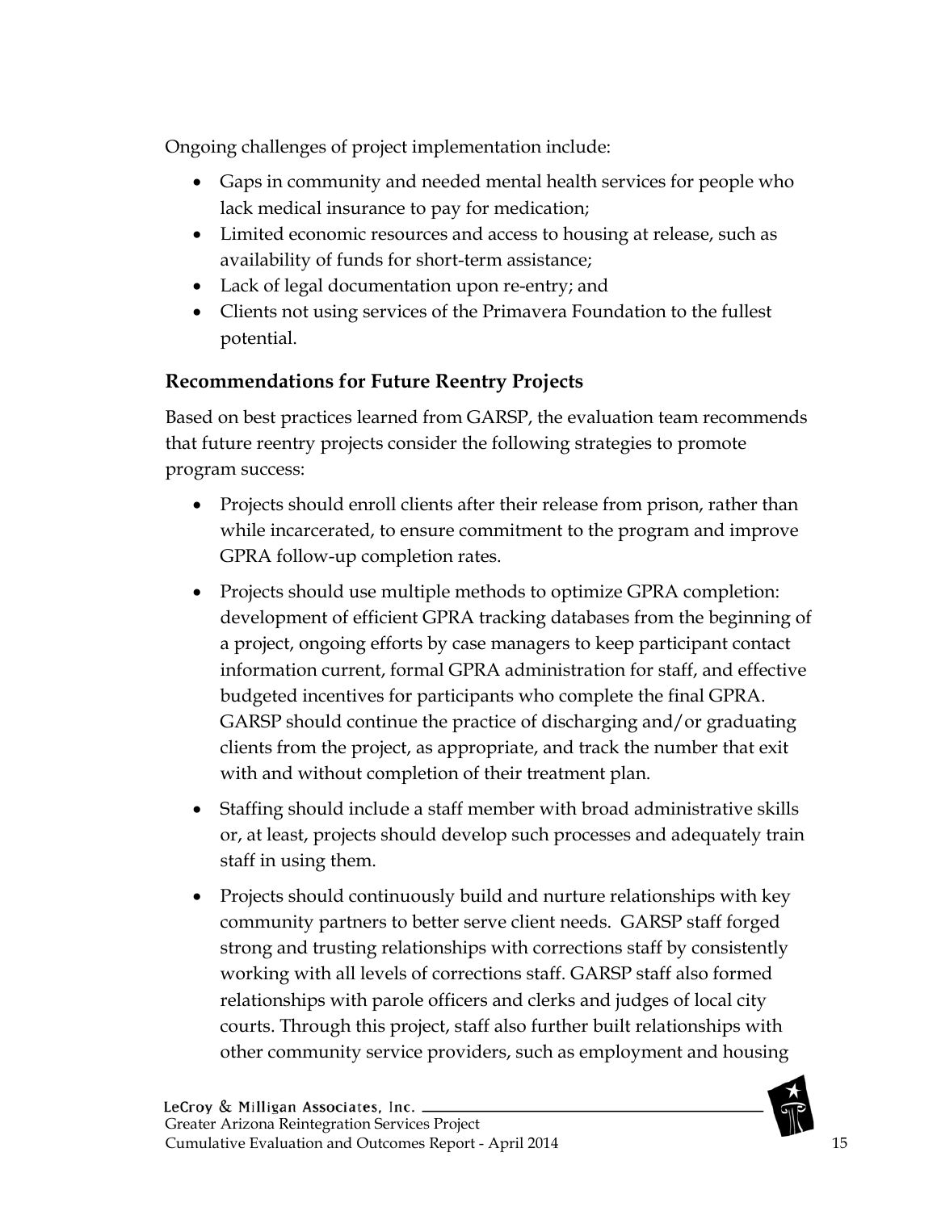Ongoing challenges of project implementation include:

- Gaps in community and needed mental health services for people who lack medical insurance to pay for medication;
- Limited economic resources and access to housing at release, such as availability of funds for short-term assistance;
- Lack of legal documentation upon re-entry; and
- Clients not using services of the Primavera Foundation to the fullest potential.

### Recommendations for Future Reentry Projects

Based on best practices learned from GARSP, the evaluation team recommends that future reentry projects consider the following strategies to promote program success:

- Projects should enroll clients after their release from prison, rather than while incarcerated, to ensure commitment to the program and improve GPRA follow-up completion rates.
- Projects should use multiple methods to optimize GPRA completion: development of efficient GPRA tracking databases from the beginning of a project, ongoing efforts by case managers to keep participant contact information current, formal GPRA administration for staff, and effective budgeted incentives for participants who complete the final GPRA. GARSP should continue the practice of discharging and/or graduating clients from the project, as appropriate, and track the number that exit with and without completion of their treatment plan.
- Staffing should include a staff member with broad administrative skills or, at least, projects should develop such processes and adequately train staff in using them.
- Projects should continuously build and nurture relationships with key community partners to better serve client needs. GARSP staff forged strong and trusting relationships with corrections staff by consistently working with all levels of corrections staff. GARSP staff also formed relationships with parole officers and clerks and judges of local city courts. Through this project, staff also further built relationships with other community service providers, such as employment and housing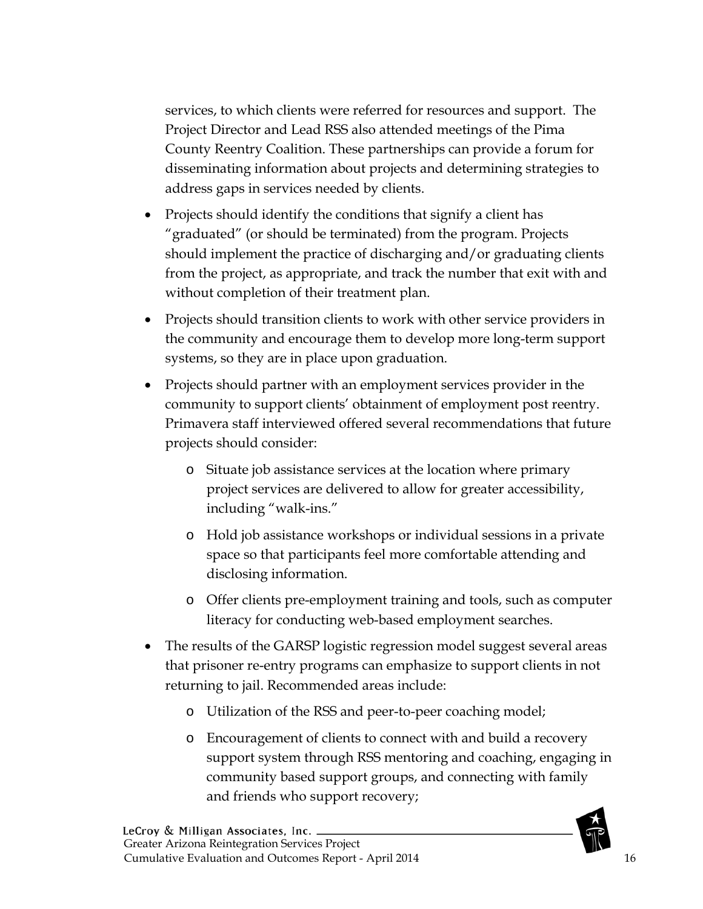services, to which clients were referred for resources and support. The Project Director and Lead RSS also attended meetings of the Pima County Reentry Coalition. These partnerships can provide a forum for disseminating information about projects and determining strategies to address gaps in services needed by clients.

- Projects should identify the conditions that signify a client has "graduated" (or should be terminated) from the program. Projects should implement the practice of discharging and/or graduating clients from the project, as appropriate, and track the number that exit with and without completion of their treatment plan.
- Projects should transition clients to work with other service providers in the community and encourage them to develop more long-term support systems, so they are in place upon graduation.
- Projects should partner with an employment services provider in the community to support clients' obtainment of employment post reentry. Primavera staff interviewed offered several recommendations that future projects should consider:
    - Situate job assistance services at the location where primary project services are delivered to allow for greater accessibility, including "walk-ins."
    - Hold job assistance workshops or individual sessions in a private space so that participants feel more comfortable attending and disclosing information.
    - Offer clients pre-employment training and tools, such as computer literacy for conducting web-based employment searches.
- The results of the GARSP logistic regression model suggest several areas that prisoner re-entry programs can emphasize to support clients in not returning to jail. Recommended areas include:
    - Utilization of the RSS and peer-to-peer coaching model;
    - Encouragement of clients to connect with and build a recovery support system through RSS mentoring and coaching, engaging in community based support groups, and connecting with family and friends who support recovery;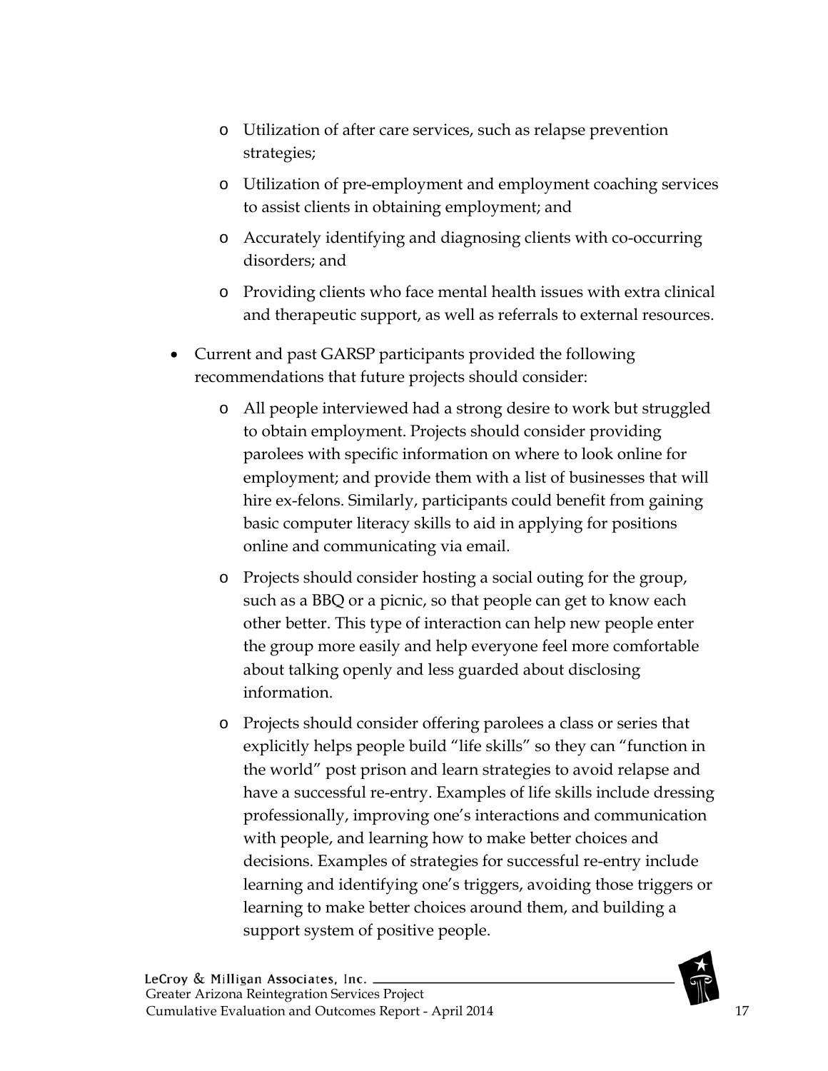- Utilization of after care services, such as relapse prevention strategies;
  - Utilization of pre-employment and employment coaching services to assist clients in obtaining employment; and
  - Accurately identifying and diagnosing clients with co-occurring disorders; and
  - Providing clients who face mental health issues with extra clinical and therapeutic support, as well as referrals to external resources.

- Current and past GARSP participants provided the following recommendations that future projects should consider:
  - All people interviewed had a strong desire to work but struggled to obtain employment. Projects should consider providing parolees with specific information on where to look online for employment; and provide them with a list of businesses that will hire ex-felons. Similarly, participants could benefit from gaining basic computer literacy skills to aid in applying for positions online and communicating via email.
  - Projects should consider hosting a social outing for the group, such as a BBQ or a picnic, so that people can get to know each other better. This type of interaction can help new people enter the group more easily and help everyone feel more comfortable about talking openly and less guarded about disclosing information.
  - Projects should consider offering parolees a class or series that explicitly helps people build "life skills" so they can "function in the world" post prison and learn strategies to avoid relapse and have a successful re-entry. Examples of life skills include dressing professionally, improving one's interactions and communication with people, and learning how to make better choices and decisions. Examples of strategies for successful re-entry include learning and identifying one's triggers, avoiding those triggers or learning to make better choices around them, and building a support system of positive people.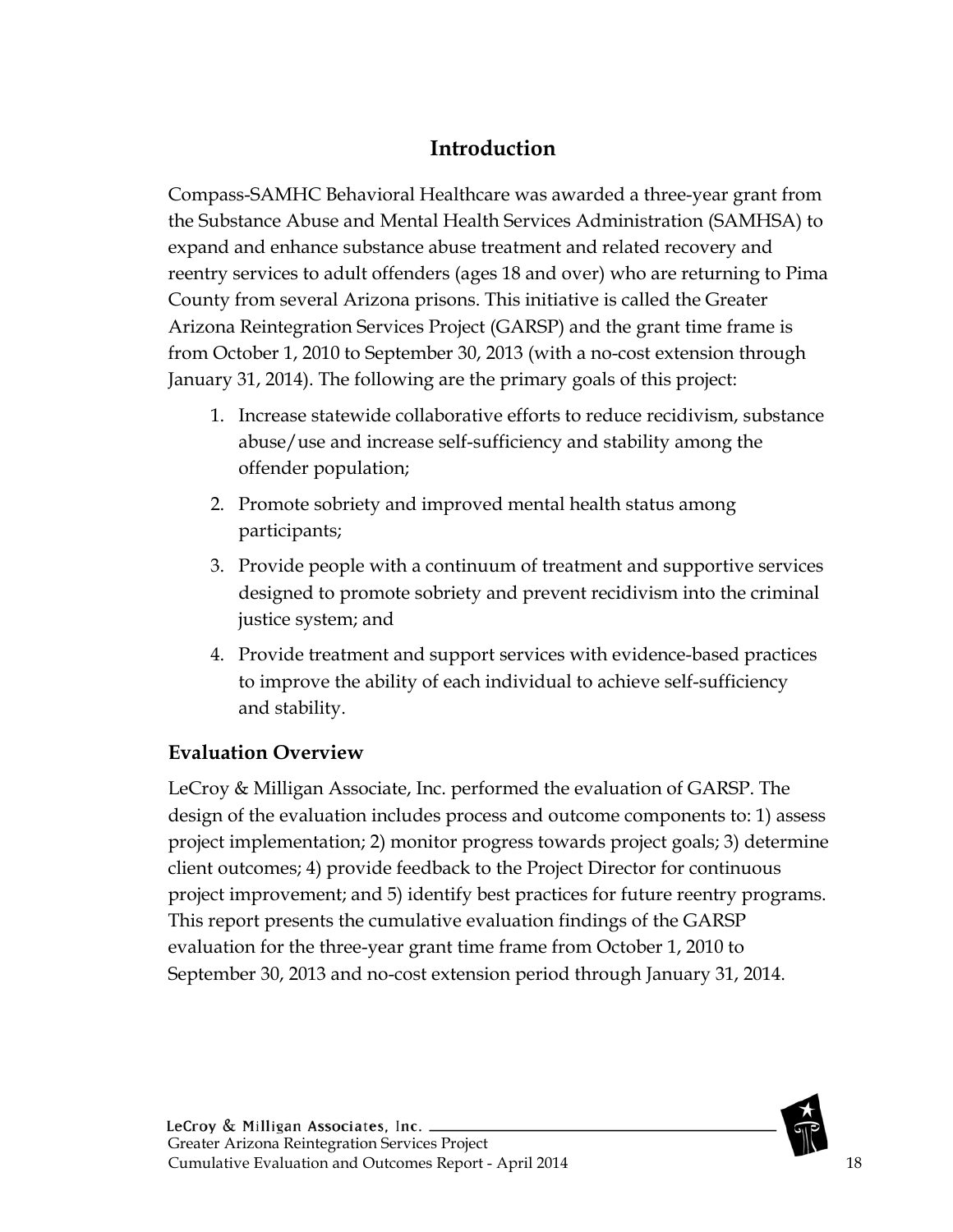## Introduction

Compass-SAMHC Behavioral Healthcare was awarded a three-year grant from the Substance Abuse and Mental Health Services Administration (SAMHSA) to expand and enhance substance abuse treatment and related recovery and reentry services to adult offenders (ages 18 and over) who are returning to Pima County from several Arizona prisons. This initiative is called the Greater Arizona Reintegration Services Project (GARSP) and the grant time frame is from October 1, 2010 to September 30, 2013 (with a no-cost extension through January 31, 2014). The following are the primary goals of this project:

1. Increase statewide collaborative efforts to reduce recidivism, substance abuse/use and increase self-sufficiency and stability among the offender population;
2. Promote sobriety and improved mental health status among participants;
3. Provide people with a continuum of treatment and supportive services designed to promote sobriety and prevent recidivism into the criminal justice system; and
4. Provide treatment and support services with evidence-based practices to improve the ability of each individual to achieve self-sufficiency and stability.

### Evaluation Overview

LeCroy & Milligan Associate, Inc. performed the evaluation of GARSP. The design of the evaluation includes process and outcome components to: 1) assess project implementation; 2) monitor progress towards project goals; 3) determine client outcomes; 4) provide feedback to the Project Director for continuous project improvement; and 5) identify best practices for future reentry programs. This report presents the cumulative evaluation findings of the GARSP evaluation for the three-year grant time frame from October 1, 2010 to September 30, 2013 and no-cost extension period through January 31, 2014.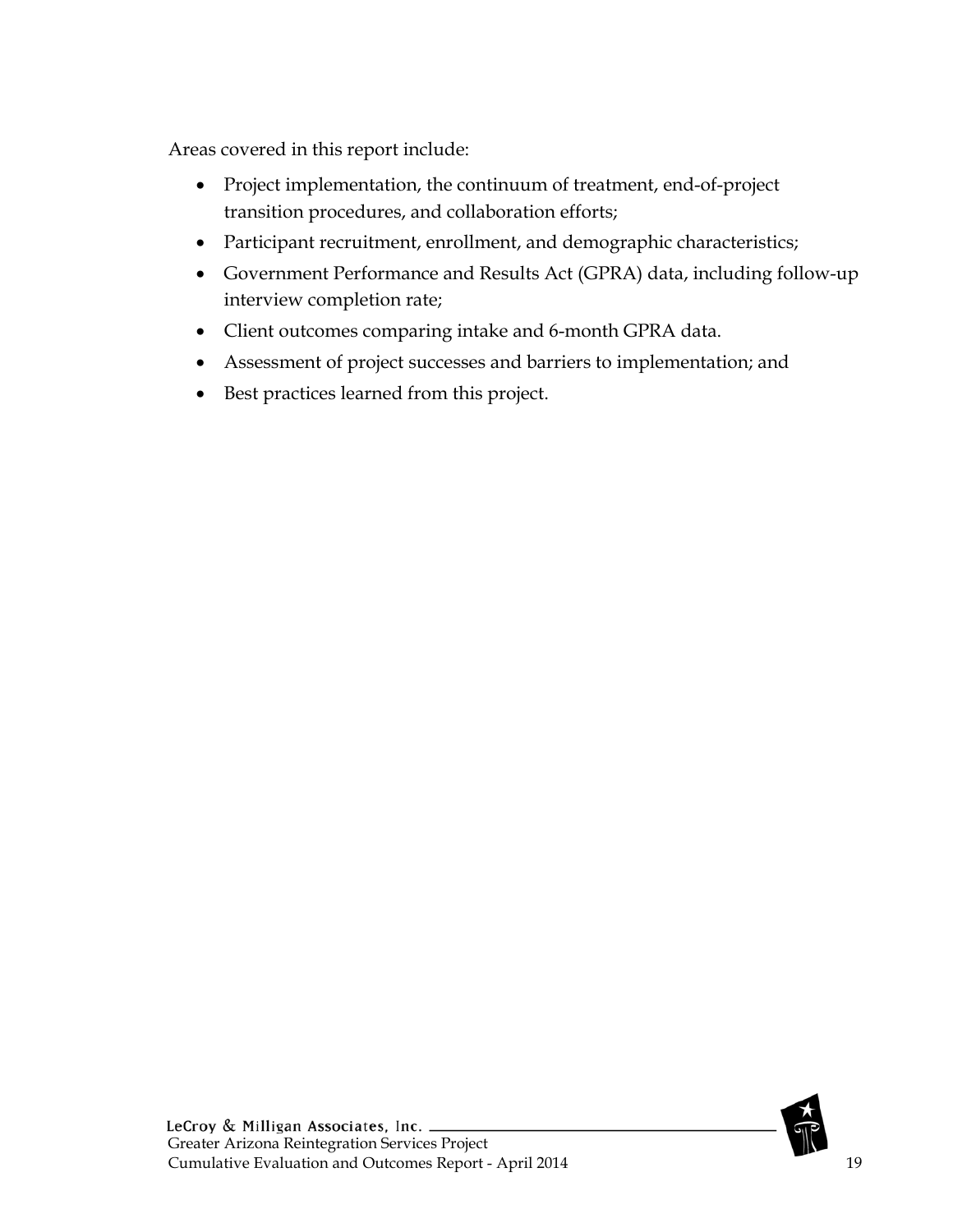Areas covered in this report include:

- Project implementation, the continuum of treatment, end-of-project transition procedures, and collaboration efforts;
- Participant recruitment, enrollment, and demographic characteristics;
- Government Performance and Results Act (GPRA) data, including follow-up interview completion rate;
- Client outcomes comparing intake and 6-month GPRA data.
- Assessment of project successes and barriers to implementation; and
- Best practices learned from this project.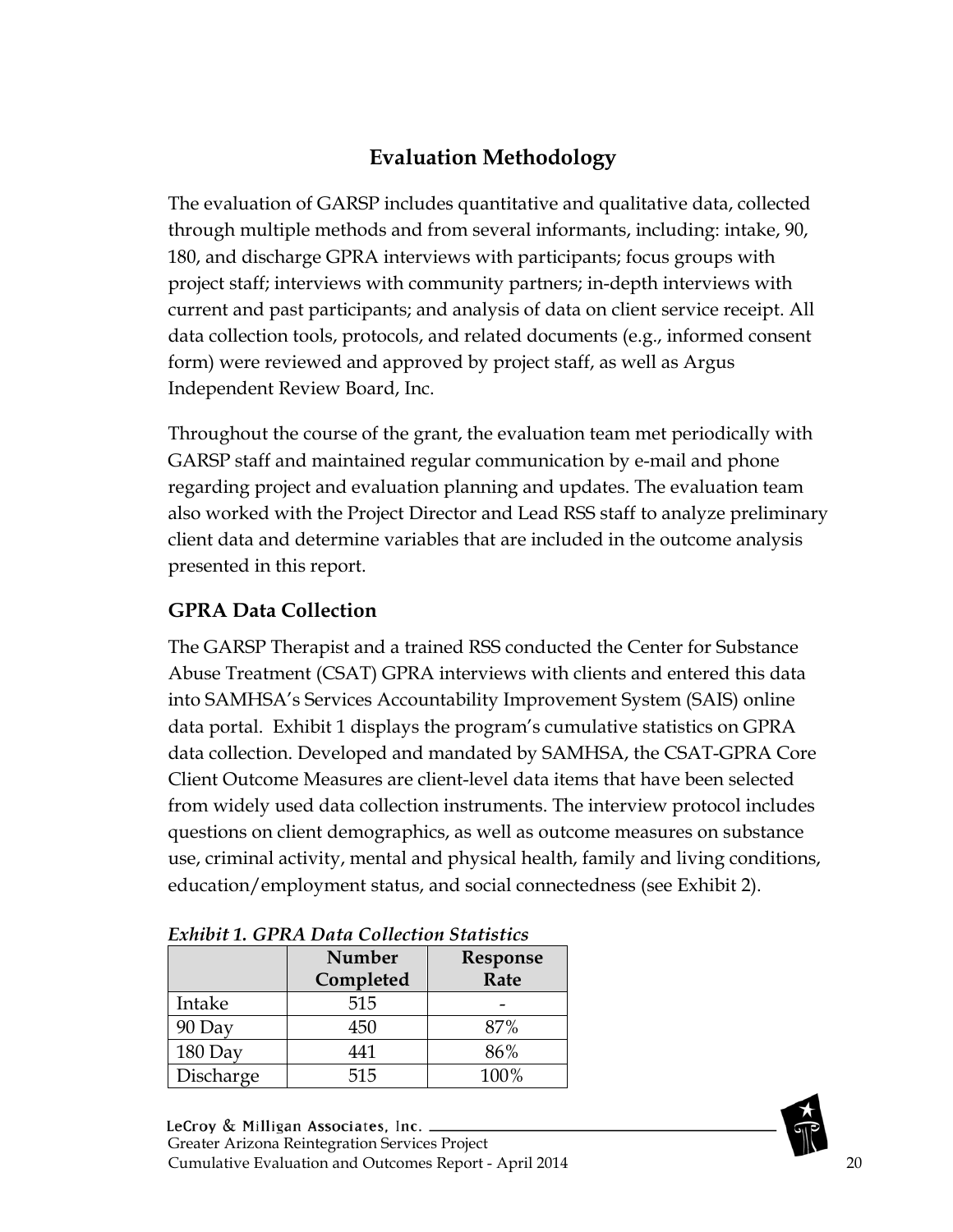# Evaluation Methodology

The evaluation of GARSP includes quantitative and qualitative data, collected through multiple methods and from several informants, including: intake, 90, 180, and discharge GPRA interviews with participants; focus groups with project staff; interviews with community partners; in-depth interviews with current and past participants; and analysis of data on client service receipt. All data collection tools, protocols, and related documents (e.g., informed consent form) were reviewed and approved by project staff, as well as Argus Independent Review Board, Inc.

Throughout the course of the grant, the evaluation team met periodically with GARSP staff and maintained regular communication by e-mail and phone regarding project and evaluation planning and updates. The evaluation team also worked with the Project Director and Lead RSS staff to analyze preliminary client data and determine variables that are included in the outcome analysis presented in this report.

## GPRA Data Collection

The GARSP Therapist and a trained RSS conducted the Center for Substance Abuse Treatment (CSAT) GPRA interviews with clients and entered this data into SAMHSA's Services Accountability Improvement System (SAIS) online data portal. Exhibit 1 displays the program's cumulative statistics on GPRA data collection. Developed and mandated by SAMHSA, the CSAT-GPRA Core Client Outcome Measures are client-level data items that have been selected from widely used data collection instruments. The interview protocol includes questions on client demographics, as well as outcome measures on substance use, criminal activity, mental and physical health, family and living conditions, education/employment status, and social connectedness (see Exhibit 2).

***Exhibit 1. GPRA Data Collection Statistics***

| | Number Completed | Response Rate |
|---|---|---|
| Intake | 515 | - |
| 90 Day | 450 | 87% |
| 180 Day | 441 | 86% |
| Discharge | 515 | 100% |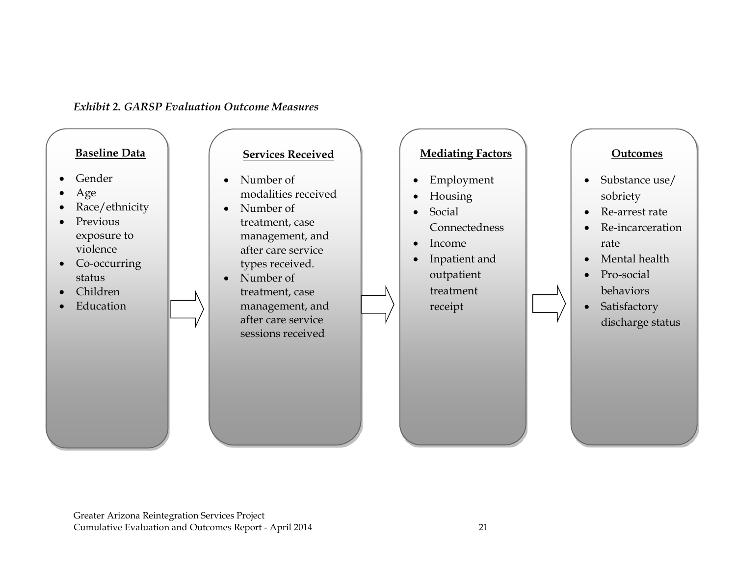*Exhibit 2. GARSP Evaluation Outcome Measures*

**Baseline Data**

- Gender
- Age
- Race/ethnicity
- Previous exposure to violence
- Co-occurring status
- Children
- Education

→

**Services Received**

- Number of modalities received
- Number of treatment, case management, and after care service types received.
- Number of treatment, case management, and after care service sessions received

→

**Mediating Factors**

- Employment
- Housing
- Social Connectedness
- Income
- Inpatient and outpatient treatment receipt

→

**Outcomes**

- Substance use/ sobriety
- Re-arrest rate
- Re-incarceration rate
- Mental health
- Pro-social behaviors
- Satisfactory discharge status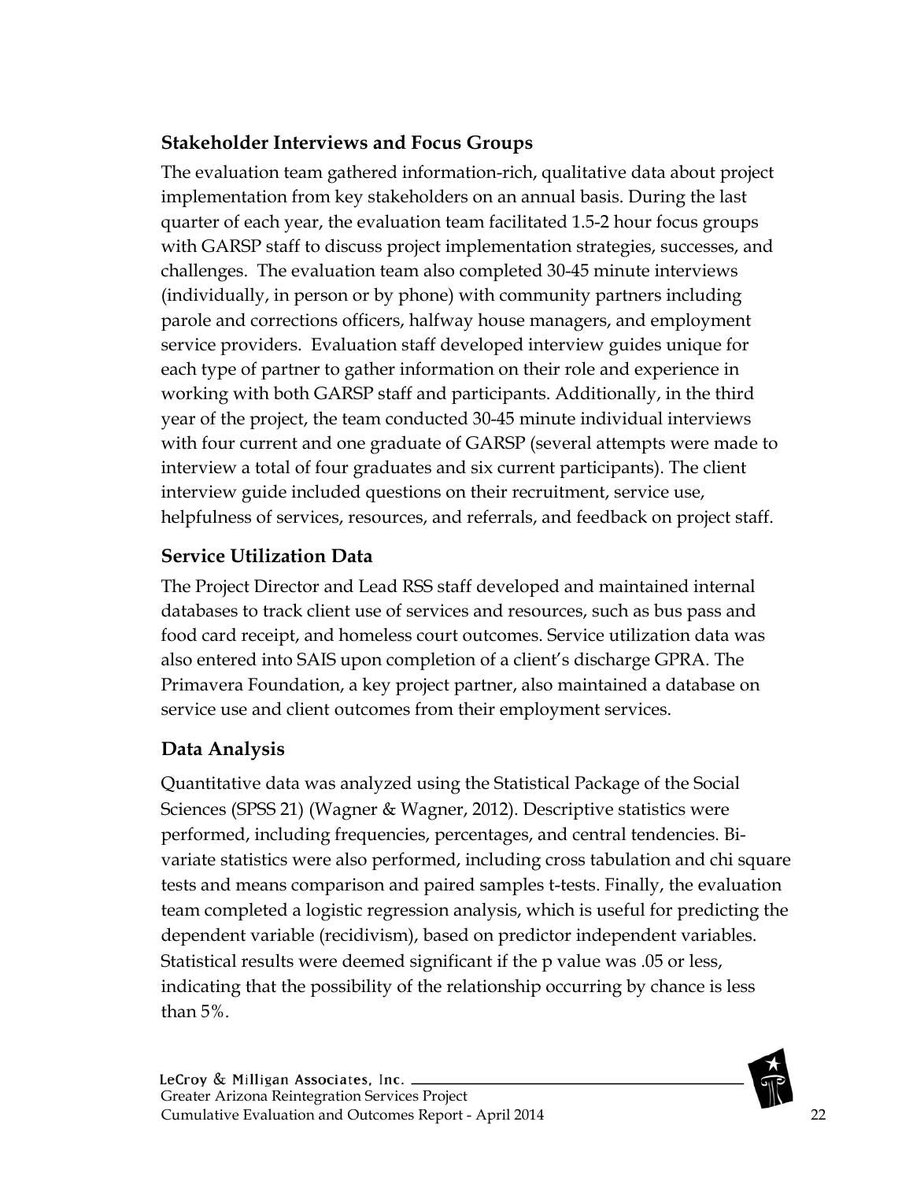### Stakeholder Interviews and Focus Groups

The evaluation team gathered information-rich, qualitative data about project implementation from key stakeholders on an annual basis. During the last quarter of each year, the evaluation team facilitated 1.5-2 hour focus groups with GARSP staff to discuss project implementation strategies, successes, and challenges. The evaluation team also completed 30-45 minute interviews (individually, in person or by phone) with community partners including parole and corrections officers, halfway house managers, and employment service providers. Evaluation staff developed interview guides unique for each type of partner to gather information on their role and experience in working with both GARSP staff and participants. Additionally, in the third year of the project, the team conducted 30-45 minute individual interviews with four current and one graduate of GARSP (several attempts were made to interview a total of four graduates and six current participants). The client interview guide included questions on their recruitment, service use, helpfulness of services, resources, and referrals, and feedback on project staff.

### Service Utilization Data

The Project Director and Lead RSS staff developed and maintained internal databases to track client use of services and resources, such as bus pass and food card receipt, and homeless court outcomes. Service utilization data was also entered into SAIS upon completion of a client's discharge GPRA. The Primavera Foundation, a key project partner, also maintained a database on service use and client outcomes from their employment services.

### Data Analysis

Quantitative data was analyzed using the Statistical Package of the Social Sciences (SPSS 21) (Wagner & Wagner, 2012). Descriptive statistics were performed, including frequencies, percentages, and central tendencies. Bi-variate statistics were also performed, including cross tabulation and chi square tests and means comparison and paired samples t-tests. Finally, the evaluation team completed a logistic regression analysis, which is useful for predicting the dependent variable (recidivism), based on predictor independent variables. Statistical results were deemed significant if the p value was .05 or less, indicating that the possibility of the relationship occurring by chance is less than 5%.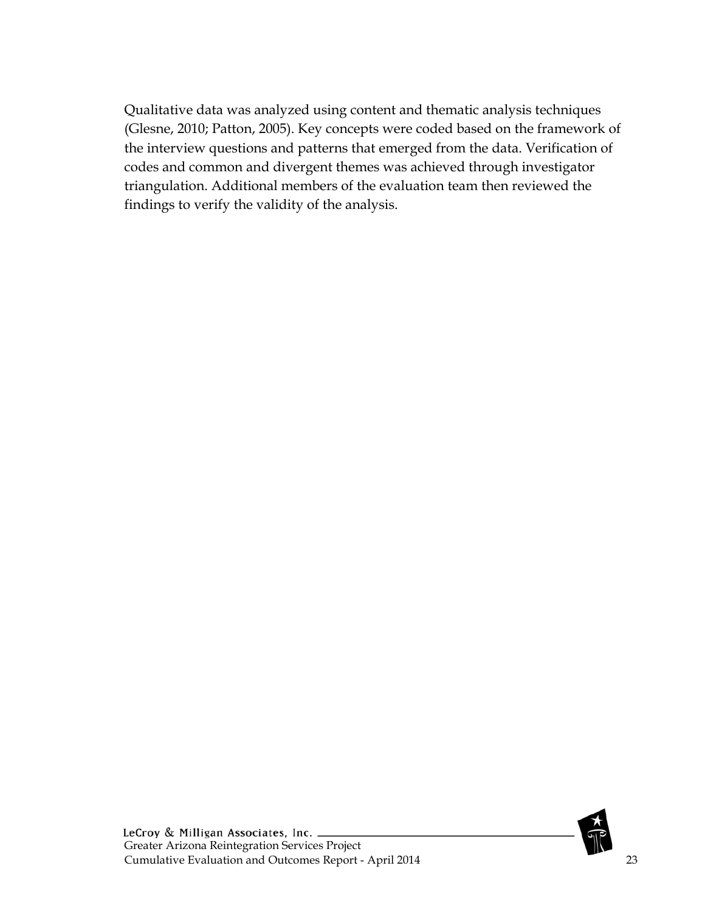Qualitative data was analyzed using content and thematic analysis techniques (Glesne, 2010; Patton, 2005). Key concepts were coded based on the framework of the interview questions and patterns that emerged from the data. Verification of codes and common and divergent themes was achieved through investigator triangulation. Additional members of the evaluation team then reviewed the findings to verify the validity of the analysis.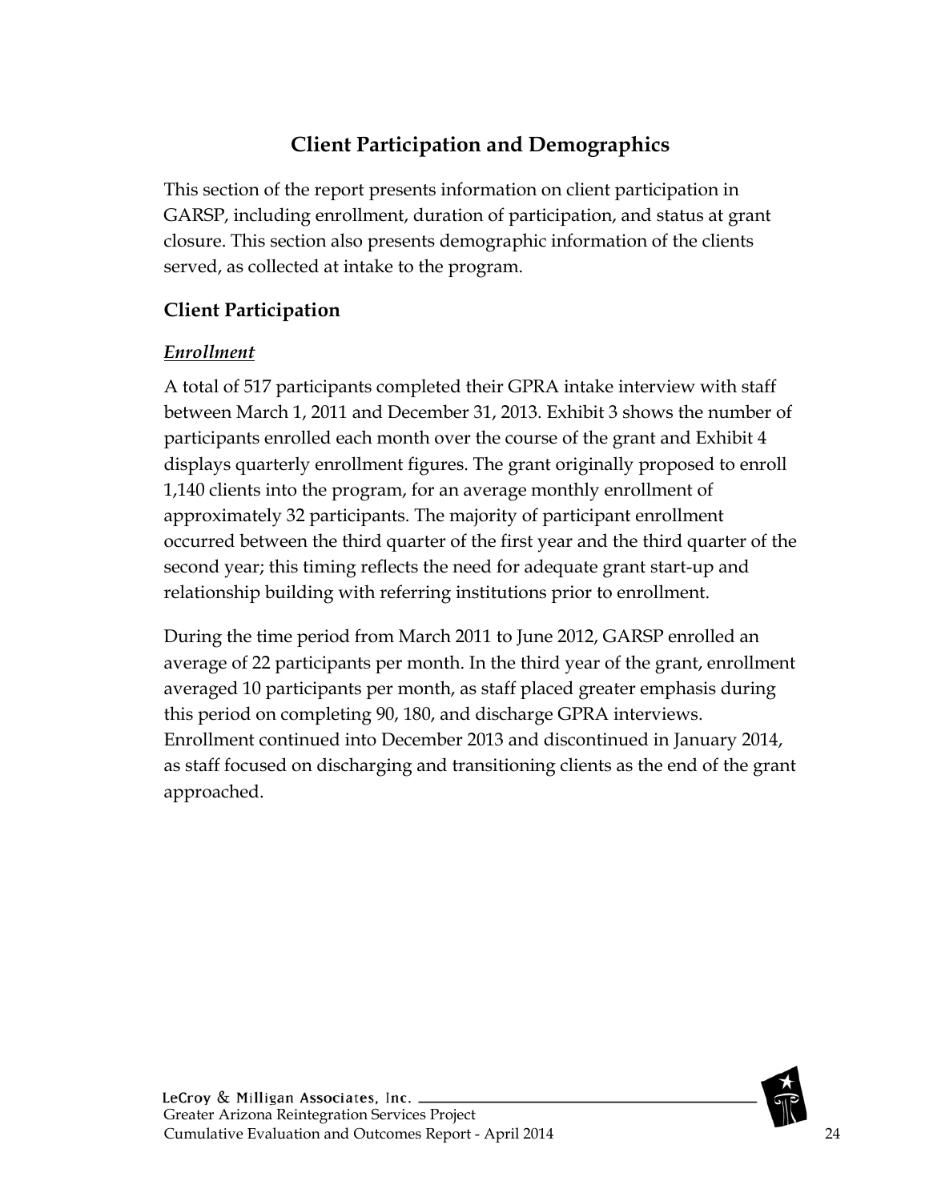# Client Participation and Demographics

This section of the report presents information on client participation in GARSP, including enrollment, duration of participation, and status at grant closure. This section also presents demographic information of the clients served, as collected at intake to the program.

## Client Participation

### ***Enrollment***

A total of 517 participants completed their GPRA intake interview with staff between March 1, 2011 and December 31, 2013. Exhibit 3 shows the number of participants enrolled each month over the course of the grant and Exhibit 4 displays quarterly enrollment figures. The grant originally proposed to enroll 1,140 clients into the program, for an average monthly enrollment of approximately 32 participants. The majority of participant enrollment occurred between the third quarter of the first year and the third quarter of the second year; this timing reflects the need for adequate grant start-up and relationship building with referring institutions prior to enrollment.

During the time period from March 2011 to June 2012, GARSP enrolled an average of 22 participants per month. In the third year of the grant, enrollment averaged 10 participants per month, as staff placed greater emphasis during this period on completing 90, 180, and discharge GPRA interviews. Enrollment continued into December 2013 and discontinued in January 2014, as staff focused on discharging and transitioning clients as the end of the grant approached.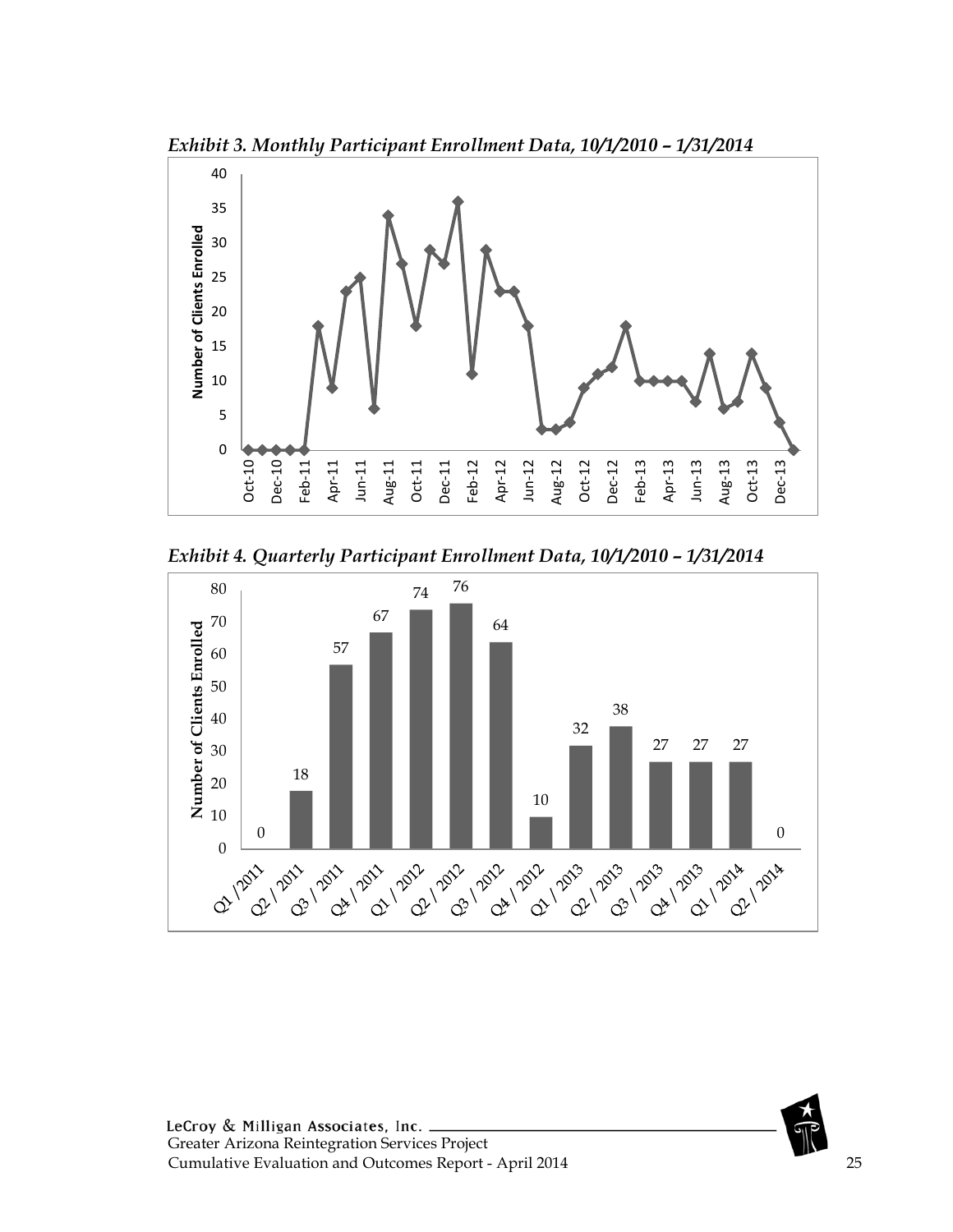*Exhibit 3. Monthly Participant Enrollment Data, 10/1/2010 – 1/31/2014*

*Exhibit 4. Quarterly Participant Enrollment Data, 10/1/2010 – 1/31/2014*

| Quarter | Number of Clients Enrolled |
|---|---|
| Q1 / 2011 | 0 |
| Q2 / 2011 | 18 |
| Q3 / 2011 | 57 |
| Q4 / 2011 | 67 |
| Q1 / 2012 | 74 |
| Q2 / 2012 | 76 |
| Q3 / 2012 | 64 |
| Q4 / 2012 | 10 |
| Q1 / 2013 | 32 |
| Q2 / 2013 | 38 |
| Q3 / 2013 | 27 |
| Q4 / 2013 | 27 |
| Q1 / 2014 | 27 |
| Q2 / 2014 | 0 |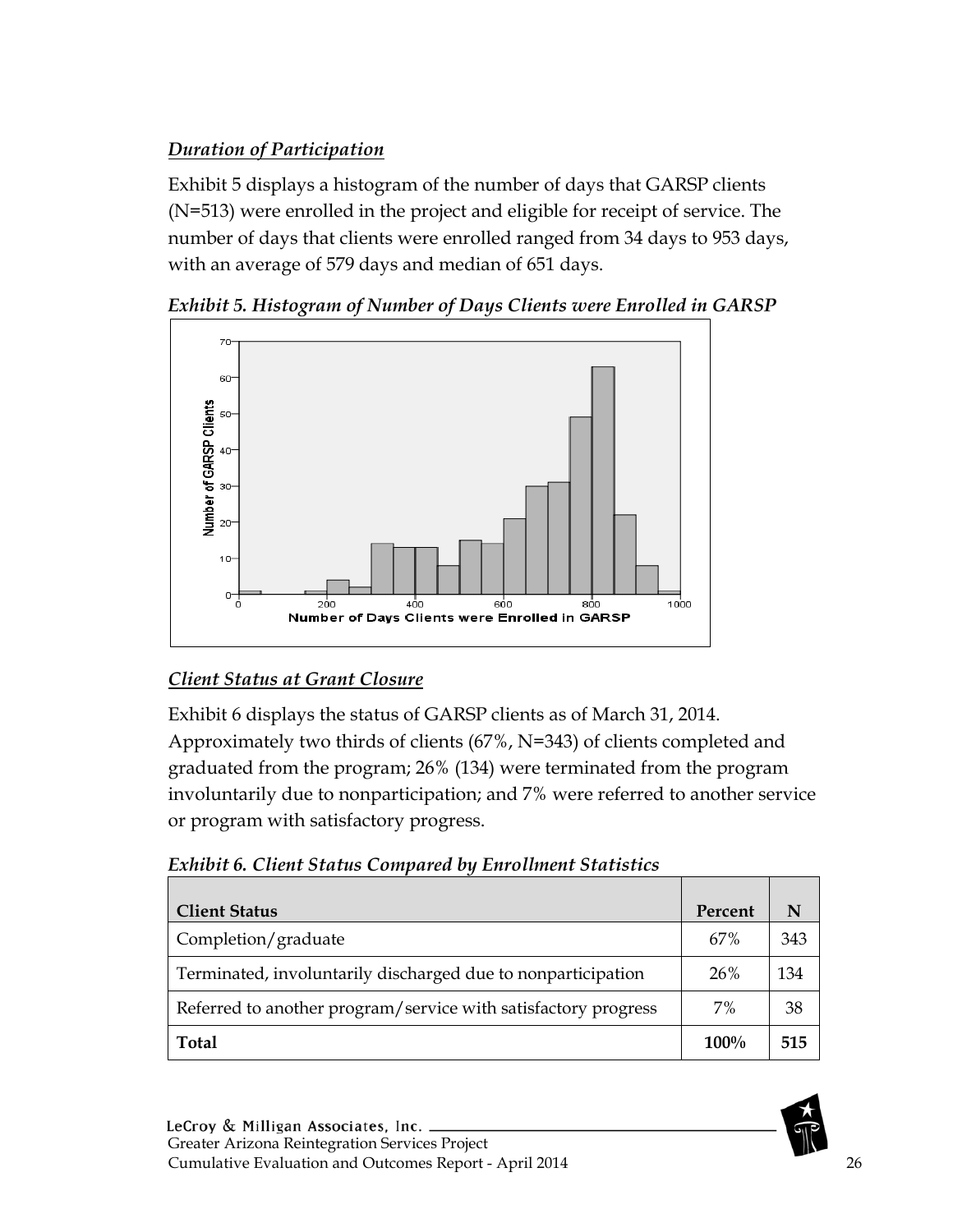### *Duration of Participation*

Exhibit 5 displays a histogram of the number of days that GARSP clients (N=513) were enrolled in the project and eligible for receipt of service. The number of days that clients were enrolled ranged from 34 days to 953 days, with an average of 579 days and median of 651 days.

***Exhibit 5. Histogram of Number of Days Clients were Enrolled in GARSP***

### *Client Status at Grant Closure*

Exhibit 6 displays the status of GARSP clients as of March 31, 2014. Approximately two thirds of clients (67%, N=343) of clients completed and graduated from the program; 26% (134) were terminated from the program involuntarily due to nonparticipation; and 7% were referred to another service or program with satisfactory progress.

***Exhibit 6. Client Status Compared by Enrollment Statistics***

| Client Status | Percent | N |
|---|---|---|
| Completion/graduate | 67% | 343 |
| Terminated, involuntarily discharged due to nonparticipation | 26% | 134 |
| Referred to another program/service with satisfactory progress | 7% | 38 |
| **Total** | **100%** | **515** |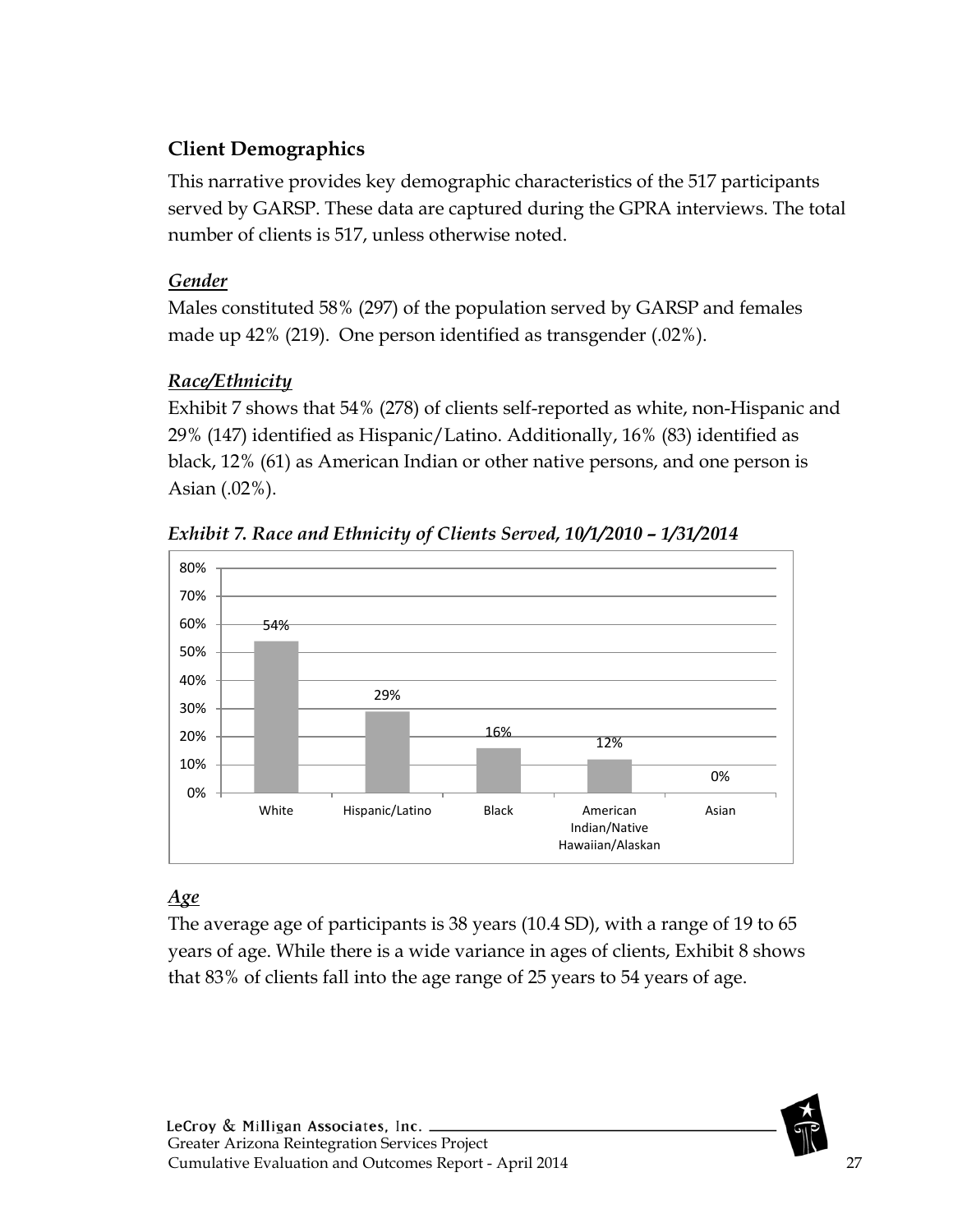## Client Demographics

This narrative provides key demographic characteristics of the 517 participants served by GARSP. These data are captured during the GPRA interviews. The total number of clients is 517, unless otherwise noted.

### *Gender*

Males constituted 58% (297) of the population served by GARSP and females made up 42% (219). One person identified as transgender (.02%).

### *Race/Ethnicity*

Exhibit 7 shows that 54% (278) of clients self-reported as white, non-Hispanic and 29% (147) identified as Hispanic/Latino. Additionally, 16% (83) identified as black, 12% (61) as American Indian or other native persons, and one person is Asian (.02%).

***Exhibit 7. Race and Ethnicity of Clients Served, 10/1/2010 – 1/31/2014***

| Race/Ethnicity | Percent |
|---|---|
| White | 54% |
| Hispanic/Latino | 29% |
| Black | 16% |
| American Indian/Native Hawaiian/Alaskan | 12% |
| Asian | 0% |

### *Age*

The average age of participants is 38 years (10.4 SD), with a range of 19 to 65 years of age. While there is a wide variance in ages of clients, Exhibit 8 shows that 83% of clients fall into the age range of 25 years to 54 years of age.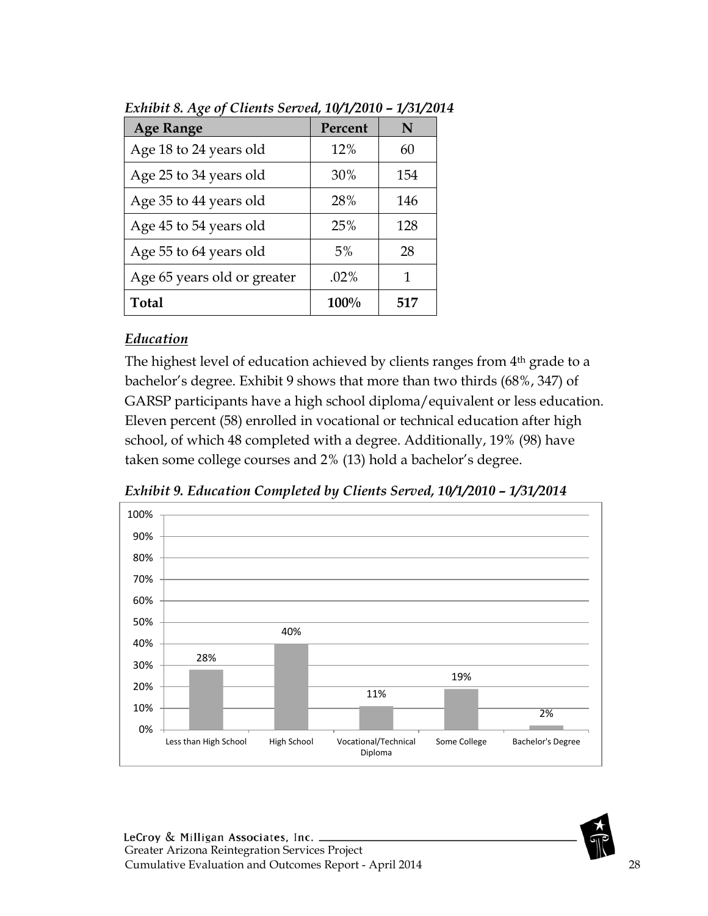*Exhibit 8. Age of Clients Served, 10/1/2010 – 1/31/2014*

| Age Range | Percent | N |
|---|---|---|
| Age 18 to 24 years old | 12% | 60 |
| Age 25 to 34 years old | 30% | 154 |
| Age 35 to 44 years old | 28% | 146 |
| Age 45 to 54 years old | 25% | 128 |
| Age 55 to 64 years old | 5% | 28 |
| Age 65 years old or greater | .02% | 1 |
| **Total** | **100%** | **517** |

***Education***

The highest level of education achieved by clients ranges from 4th grade to a bachelor's degree. Exhibit 9 shows that more than two thirds (68%, 347) of GARSP participants have a high school diploma/equivalent or less education. Eleven percent (58) enrolled in vocational or technical education after high school, of which 48 completed with a degree. Additionally, 19% (98) have taken some college courses and 2% (13) hold a bachelor's degree.

***Exhibit 9. Education Completed by Clients Served, 10/1/2010 – 1/31/2014***

| Education | Percent |
|---|---|
| Less than High School | 28% |
| High School | 40% |
| Vocational/Technical Diploma | 11% |
| Some College | 19% |
| Bachelor's Degree | 2% |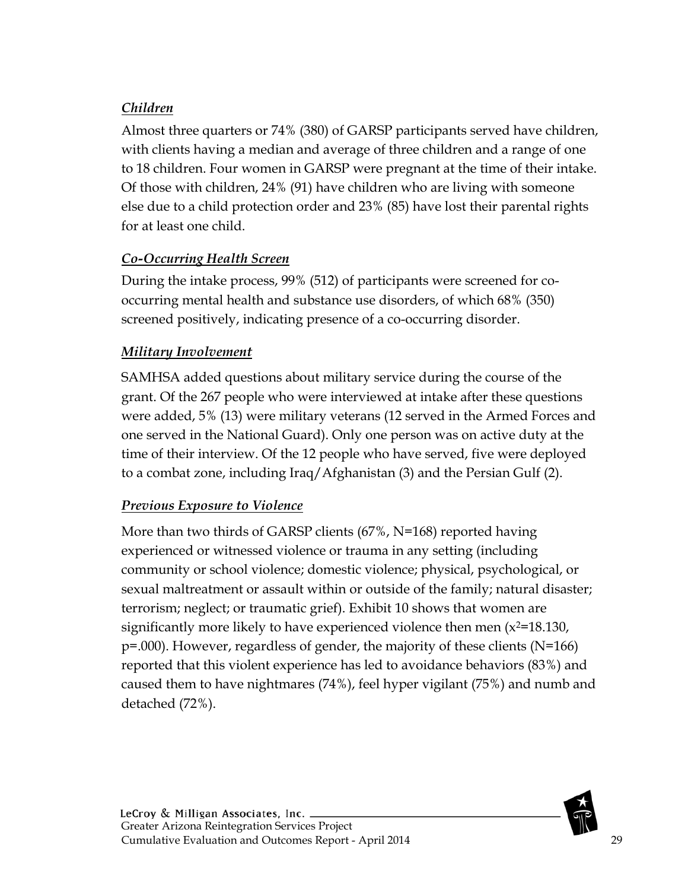### ***Children***

Almost three quarters or 74% (380) of GARSP participants served have children, with clients having a median and average of three children and a range of one to 18 children. Four women in GARSP were pregnant at the time of their intake. Of those with children, 24% (91) have children who are living with someone else due to a child protection order and 23% (85) have lost their parental rights for at least one child.

### ***Co-Occurring Health Screen***

During the intake process, 99% (512) of participants were screened for co-occurring mental health and substance use disorders, of which 68% (350) screened positively, indicating presence of a co-occurring disorder.

### ***Military Involvement***

SAMHSA added questions about military service during the course of the grant. Of the 267 people who were interviewed at intake after these questions were added, 5% (13) were military veterans (12 served in the Armed Forces and one served in the National Guard). Only one person was on active duty at the time of their interview. Of the 12 people who have served, five were deployed to a combat zone, including Iraq/Afghanistan (3) and the Persian Gulf (2).

### ***Previous Exposure to Violence***

More than two thirds of GARSP clients (67%, N=168) reported having experienced or witnessed violence or trauma in any setting (including community or school violence; domestic violence; physical, psychological, or sexual maltreatment or assault within or outside of the family; natural disaster; terrorism; neglect; or traumatic grief). Exhibit 10 shows that women are significantly more likely to have experienced violence then men ($x^2$=18.130, p=.000). However, regardless of gender, the majority of these clients (N=166) reported that this violent experience has led to avoidance behaviors (83%) and caused them to have nightmares (74%), feel hyper vigilant (75%) and numb and detached (72%).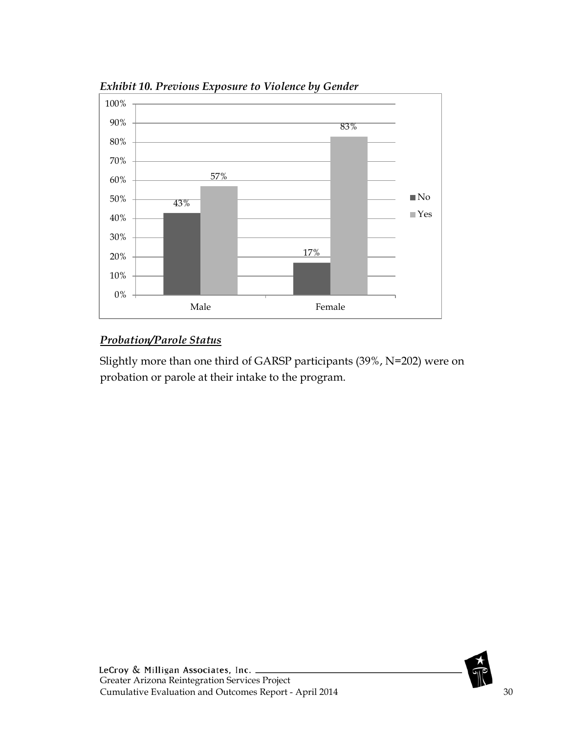*Exhibit 10. Previous Exposure to Violence by Gender*

| | No | Yes |
|---|---|---|
| Male | 43% | 57% |
| Female | 17% | 83% |

## *Probation/Parole Status*

Slightly more than one third of GARSP participants (39%, N=202) were on probation or parole at their intake to the program.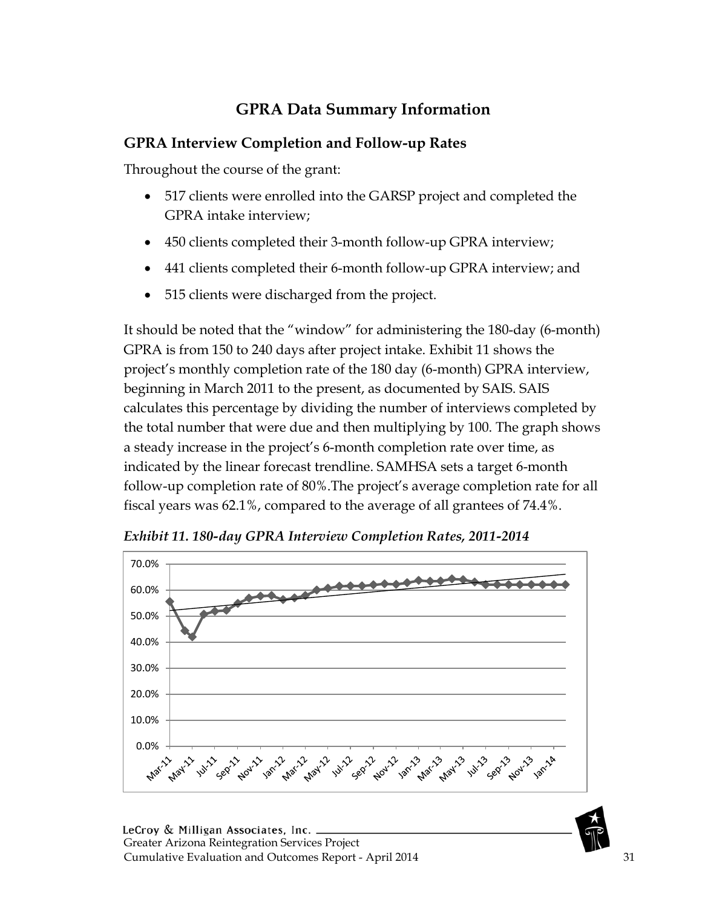## GPRA Data Summary Information

### GPRA Interview Completion and Follow-up Rates

Throughout the course of the grant:

- 517 clients were enrolled into the GARSP project and completed the GPRA intake interview;
- 450 clients completed their 3-month follow-up GPRA interview;
- 441 clients completed their 6-month follow-up GPRA interview; and
- 515 clients were discharged from the project.

It should be noted that the "window" for administering the 180-day (6-month) GPRA is from 150 to 240 days after project intake. Exhibit 11 shows the project's monthly completion rate of the 180 day (6-month) GPRA interview, beginning in March 2011 to the present, as documented by SAIS. SAIS calculates this percentage by dividing the number of interviews completed by the total number that were due and then multiplying by 100. The graph shows a steady increase in the project's 6-month completion rate over time, as indicated by the linear forecast trendline. SAMHSA sets a target 6-month follow-up completion rate of 80%.The project's average completion rate for all fiscal years was 62.1%, compared to the average of all grantees of 74.4%.

***Exhibit 11. 180-day GPRA Interview Completion Rates, 2011-2014***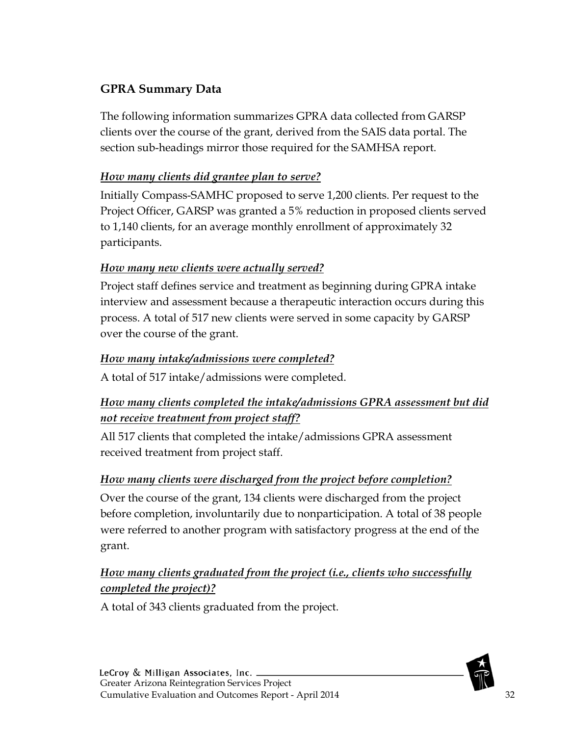## GPRA Summary Data

The following information summarizes GPRA data collected from GARSP clients over the course of the grant, derived from the SAIS data portal. The section sub-headings mirror those required for the SAMHSA report.

### ***<u>How many clients did grantee plan to serve?</u>***

Initially Compass-SAMHC proposed to serve 1,200 clients. Per request to the Project Officer, GARSP was granted a 5% reduction in proposed clients served to 1,140 clients, for an average monthly enrollment of approximately 32 participants.

### ***<u>How many new clients were actually served?</u>***

Project staff defines service and treatment as beginning during GPRA intake interview and assessment because a therapeutic interaction occurs during this process. A total of 517 new clients were served in some capacity by GARSP over the course of the grant.

### ***<u>How many intake/admissions were completed?</u>***

A total of 517 intake/admissions were completed.

### ***<u>How many clients completed the intake/admissions GPRA assessment but did not receive treatment from project staff?</u>***

All 517 clients that completed the intake/admissions GPRA assessment received treatment from project staff.

### ***<u>How many clients were discharged from the project before completion?</u>***

Over the course of the grant, 134 clients were discharged from the project before completion, involuntarily due to nonparticipation. A total of 38 people were referred to another program with satisfactory progress at the end of the grant.

### ***<u>How many clients graduated from the project (i.e., clients who successfully completed the project)?</u>***

A total of 343 clients graduated from the project.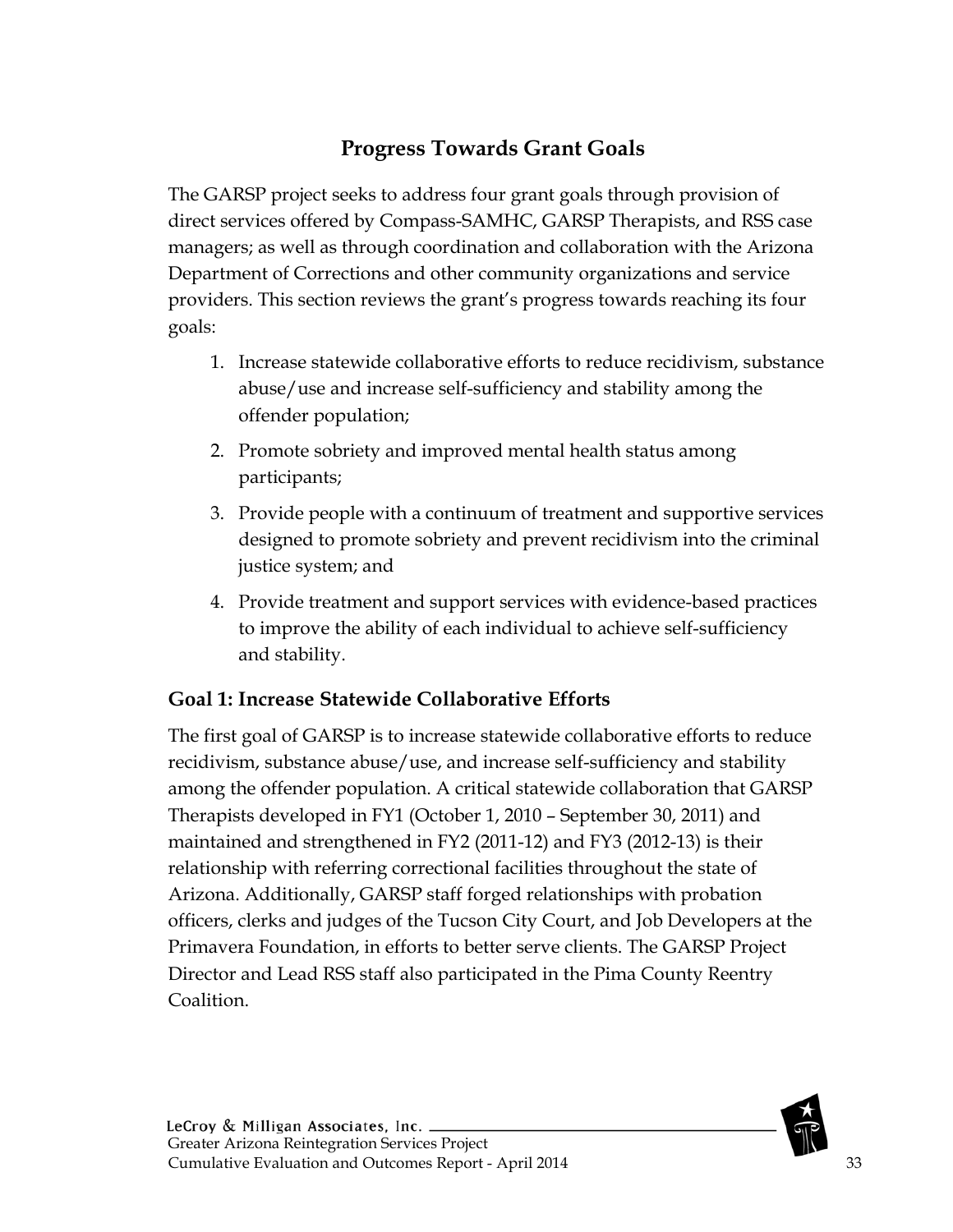## Progress Towards Grant Goals

The GARSP project seeks to address four grant goals through provision of direct services offered by Compass-SAMHC, GARSP Therapists, and RSS case managers; as well as through coordination and collaboration with the Arizona Department of Corrections and other community organizations and service providers. This section reviews the grant's progress towards reaching its four goals:

1. Increase statewide collaborative efforts to reduce recidivism, substance abuse/use and increase self-sufficiency and stability among the offender population;
2. Promote sobriety and improved mental health status among participants;
3. Provide people with a continuum of treatment and supportive services designed to promote sobriety and prevent recidivism into the criminal justice system; and
4. Provide treatment and support services with evidence-based practices to improve the ability of each individual to achieve self-sufficiency and stability.

### Goal 1: Increase Statewide Collaborative Efforts

The first goal of GARSP is to increase statewide collaborative efforts to reduce recidivism, substance abuse/use, and increase self-sufficiency and stability among the offender population. A critical statewide collaboration that GARSP Therapists developed in FY1 (October 1, 2010 – September 30, 2011) and maintained and strengthened in FY2 (2011-12) and FY3 (2012-13) is their relationship with referring correctional facilities throughout the state of Arizona. Additionally, GARSP staff forged relationships with probation officers, clerks and judges of the Tucson City Court, and Job Developers at the Primavera Foundation, in efforts to better serve clients. The GARSP Project Director and Lead RSS staff also participated in the Pima County Reentry Coalition.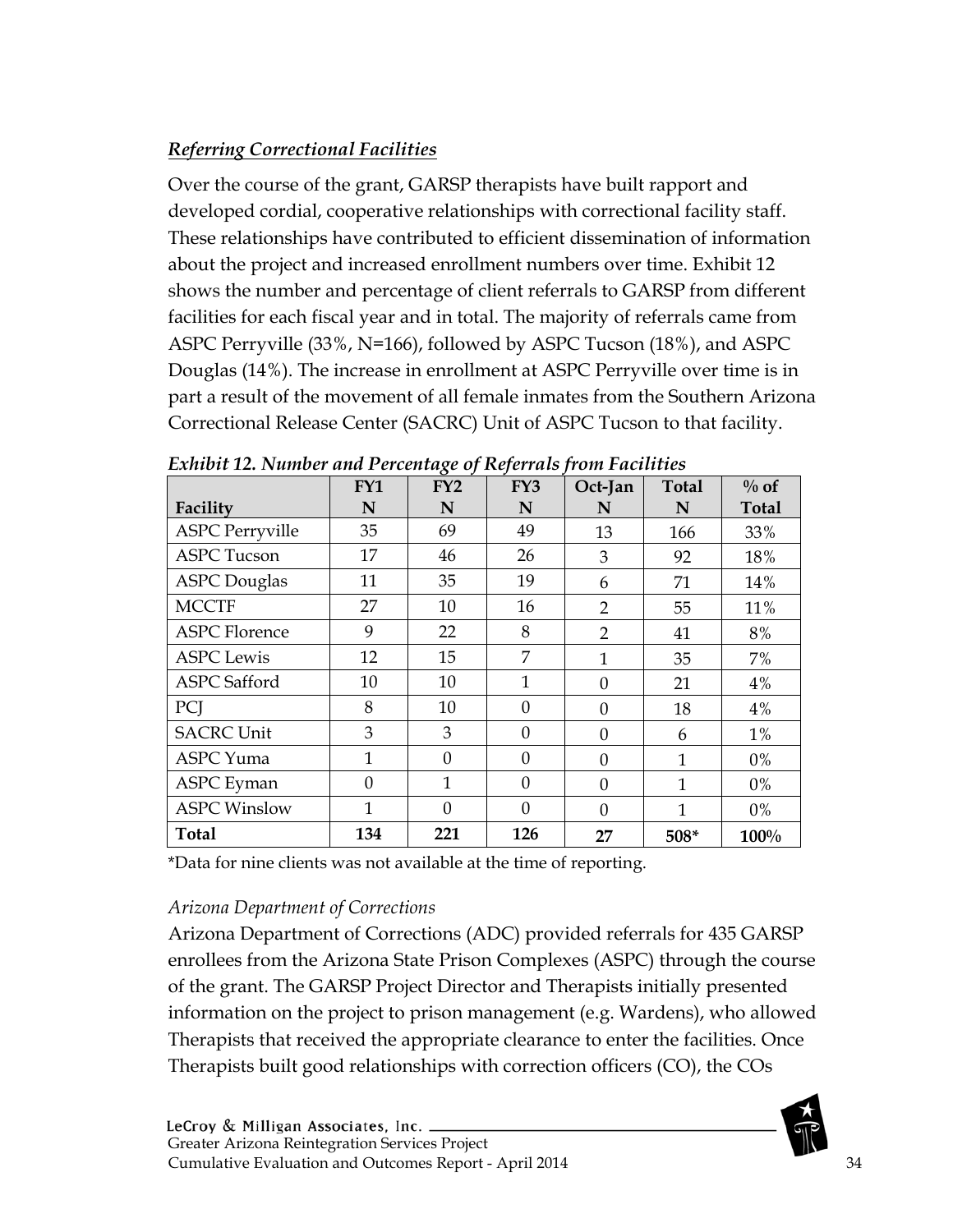### ***Referring Correctional Facilities***

Over the course of the grant, GARSP therapists have built rapport and developed cordial, cooperative relationships with correctional facility staff. These relationships have contributed to efficient dissemination of information about the project and increased enrollment numbers over time. Exhibit 12 shows the number and percentage of client referrals to GARSP from different facilities for each fiscal year and in total. The majority of referrals came from ASPC Perryville (33%, N=166), followed by ASPC Tucson (18%), and ASPC Douglas (14%). The increase in enrollment at ASPC Perryville over time is in part a result of the movement of all female inmates from the Southern Arizona Correctional Release Center (SACRC) Unit of ASPC Tucson to that facility.

***Exhibit 12. Number and Percentage of Referrals from Facilities***

| Facility | FY1 N | FY2 N | FY3 N | Oct-Jan N | Total N | % of Total |
|---|---|---|---|---|---|---|
| ASPC Perryville | 35 | 69 | 49 | 13 | 166 | 33% |
| ASPC Tucson | 17 | 46 | 26 | 3 | 92 | 18% |
| ASPC Douglas | 11 | 35 | 19 | 6 | 71 | 14% |
| MCCTF | 27 | 10 | 16 | 2 | 55 | 11% |
| ASPC Florence | 9 | 22 | 8 | 2 | 41 | 8% |
| ASPC Lewis | 12 | 15 | 7 | 1 | 35 | 7% |
| ASPC Safford | 10 | 10 | 1 | 0 | 21 | 4% |
| PCJ | 8 | 10 | 0 | 0 | 18 | 4% |
| SACRC Unit | 3 | 3 | 0 | 0 | 6 | 1% |
| ASPC Yuma | 1 | 0 | 0 | 0 | 1 | 0% |
| ASPC Eyman | 0 | 1 | 0 | 0 | 1 | 0% |
| ASPC Winslow | 1 | 0 | 0 | 0 | 1 | 0% |
| **Total** | **134** | **221** | **126** | **27** | **508*** | **100%** |

*Data for nine clients was not available at the time of reporting.

*Arizona Department of Corrections*

Arizona Department of Corrections (ADC) provided referrals for 435 GARSP enrollees from the Arizona State Prison Complexes (ASPC) through the course of the grant. The GARSP Project Director and Therapists initially presented information on the project to prison management (e.g. Wardens), who allowed Therapists that received the appropriate clearance to enter the facilities. Once Therapists built good relationships with correction officers (CO), the COs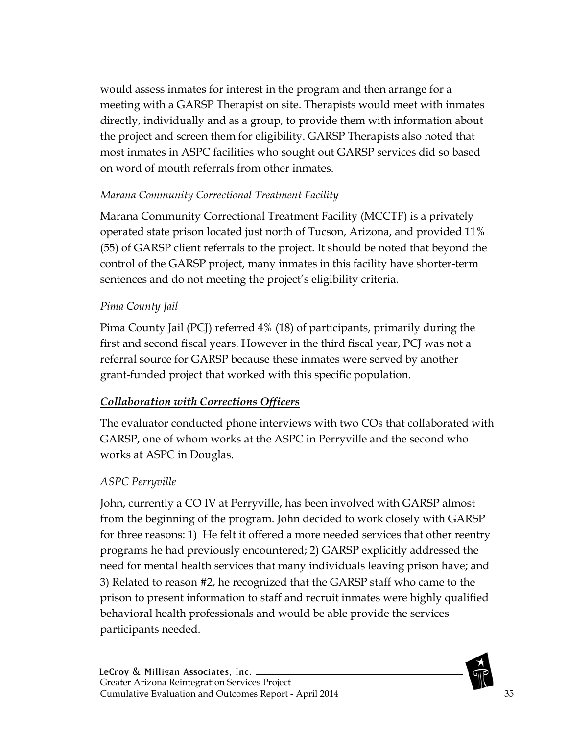would assess inmates for interest in the program and then arrange for a meeting with a GARSP Therapist on site. Therapists would meet with inmates directly, individually and as a group, to provide them with information about the project and screen them for eligibility. GARSP Therapists also noted that most inmates in ASPC facilities who sought out GARSP services did so based on word of mouth referrals from other inmates.

*Marana Community Correctional Treatment Facility*

Marana Community Correctional Treatment Facility (MCCTF) is a privately operated state prison located just north of Tucson, Arizona, and provided 11% (55) of GARSP client referrals to the project. It should be noted that beyond the control of the GARSP project, many inmates in this facility have shorter-term sentences and do not meeting the project's eligibility criteria.

*Pima County Jail*

Pima County Jail (PCJ) referred 4% (18) of participants, primarily during the first and second fiscal years. However in the third fiscal year, PCJ was not a referral source for GARSP because these inmates were served by another grant-funded project that worked with this specific population.

***Collaboration with Corrections Officers***

The evaluator conducted phone interviews with two COs that collaborated with GARSP, one of whom works at the ASPC in Perryville and the second who works at ASPC in Douglas.

*ASPC Perryville*

John, currently a CO IV at Perryville, has been involved with GARSP almost from the beginning of the program. John decided to work closely with GARSP for three reasons: 1) He felt it offered a more needed services that other reentry programs he had previously encountered; 2) GARSP explicitly addressed the need for mental health services that many individuals leaving prison have; and 3) Related to reason #2, he recognized that the GARSP staff who came to the prison to present information to staff and recruit inmates were highly qualified behavioral health professionals and would be able provide the services participants needed.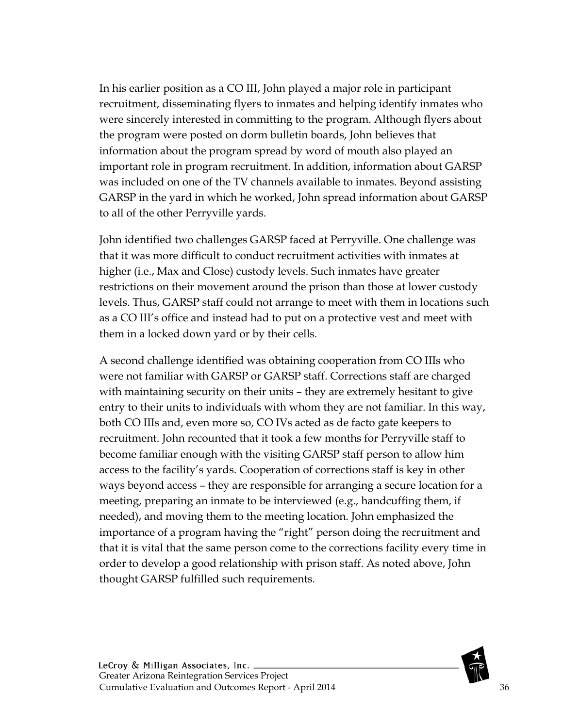In his earlier position as a CO III, John played a major role in participant recruitment, disseminating flyers to inmates and helping identify inmates who were sincerely interested in committing to the program. Although flyers about the program were posted on dorm bulletin boards, John believes that information about the program spread by word of mouth also played an important role in program recruitment. In addition, information about GARSP was included on one of the TV channels available to inmates. Beyond assisting GARSP in the yard in which he worked, John spread information about GARSP to all of the other Perryville yards.

John identified two challenges GARSP faced at Perryville. One challenge was that it was more difficult to conduct recruitment activities with inmates at higher (i.e., Max and Close) custody levels. Such inmates have greater restrictions on their movement around the prison than those at lower custody levels. Thus, GARSP staff could not arrange to meet with them in locations such as a CO III's office and instead had to put on a protective vest and meet with them in a locked down yard or by their cells.

A second challenge identified was obtaining cooperation from CO IIIs who were not familiar with GARSP or GARSP staff. Corrections staff are charged with maintaining security on their units – they are extremely hesitant to give entry to their units to individuals with whom they are not familiar. In this way, both CO IIIs and, even more so, CO IVs acted as de facto gate keepers to recruitment. John recounted that it took a few months for Perryville staff to become familiar enough with the visiting GARSP staff person to allow him access to the facility's yards. Cooperation of corrections staff is key in other ways beyond access – they are responsible for arranging a secure location for a meeting, preparing an inmate to be interviewed (e.g., handcuffing them, if needed), and moving them to the meeting location. John emphasized the importance of a program having the "right" person doing the recruitment and that it is vital that the same person come to the corrections facility every time in order to develop a good relationship with prison staff. As noted above, John thought GARSP fulfilled such requirements.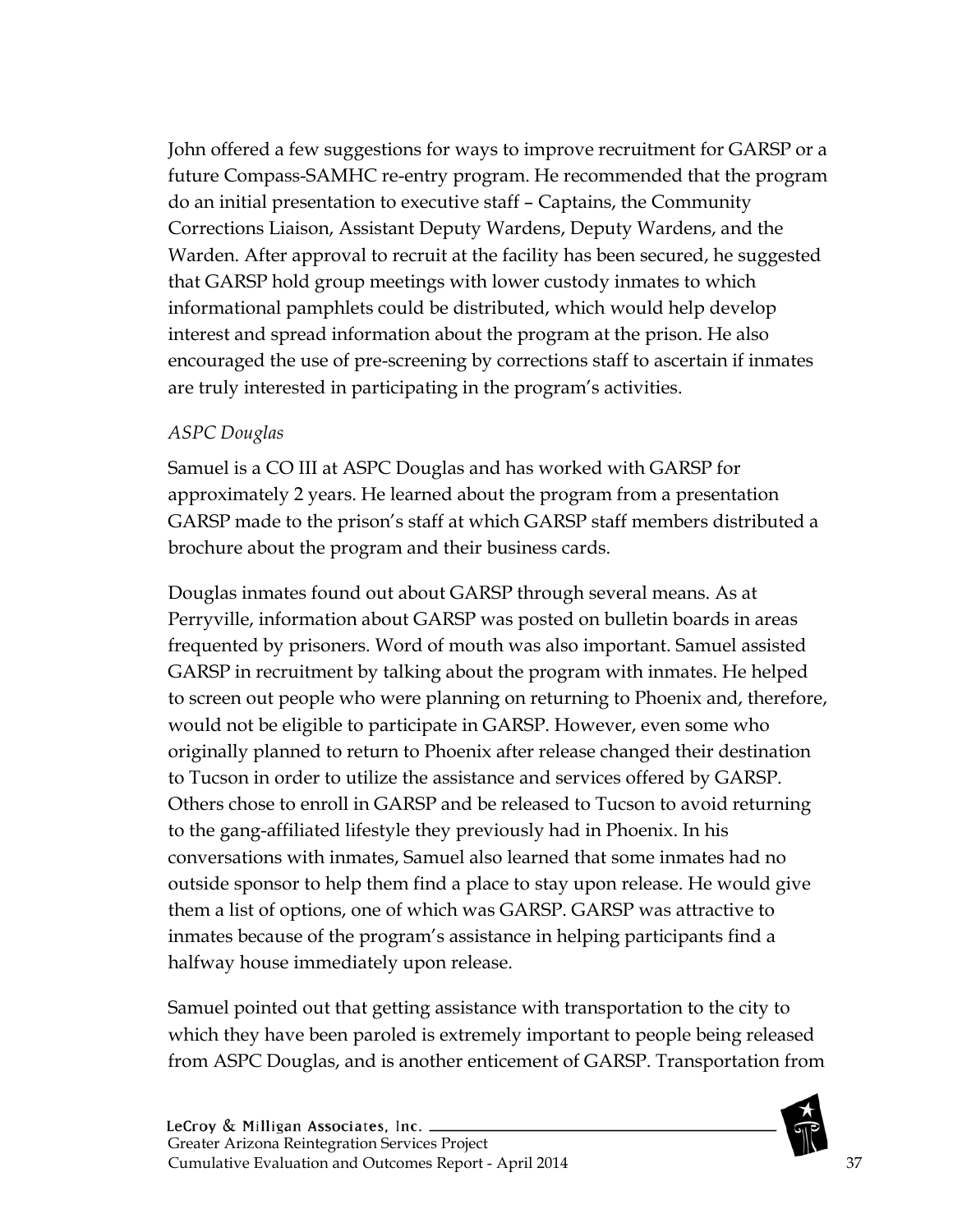John offered a few suggestions for ways to improve recruitment for GARSP or a future Compass-SAMHC re-entry program. He recommended that the program do an initial presentation to executive staff – Captains, the Community Corrections Liaison, Assistant Deputy Wardens, Deputy Wardens, and the Warden. After approval to recruit at the facility has been secured, he suggested that GARSP hold group meetings with lower custody inmates to which informational pamphlets could be distributed, which would help develop interest and spread information about the program at the prison. He also encouraged the use of pre-screening by corrections staff to ascertain if inmates are truly interested in participating in the program's activities.

*ASPC Douglas*

Samuel is a CO III at ASPC Douglas and has worked with GARSP for approximately 2 years. He learned about the program from a presentation GARSP made to the prison's staff at which GARSP staff members distributed a brochure about the program and their business cards.

Douglas inmates found out about GARSP through several means. As at Perryville, information about GARSP was posted on bulletin boards in areas frequented by prisoners. Word of mouth was also important. Samuel assisted GARSP in recruitment by talking about the program with inmates. He helped to screen out people who were planning on returning to Phoenix and, therefore, would not be eligible to participate in GARSP. However, even some who originally planned to return to Phoenix after release changed their destination to Tucson in order to utilize the assistance and services offered by GARSP. Others chose to enroll in GARSP and be released to Tucson to avoid returning to the gang-affiliated lifestyle they previously had in Phoenix. In his conversations with inmates, Samuel also learned that some inmates had no outside sponsor to help them find a place to stay upon release. He would give them a list of options, one of which was GARSP. GARSP was attractive to inmates because of the program's assistance in helping participants find a halfway house immediately upon release.

Samuel pointed out that getting assistance with transportation to the city to which they have been paroled is extremely important to people being released from ASPC Douglas, and is another enticement of GARSP. Transportation from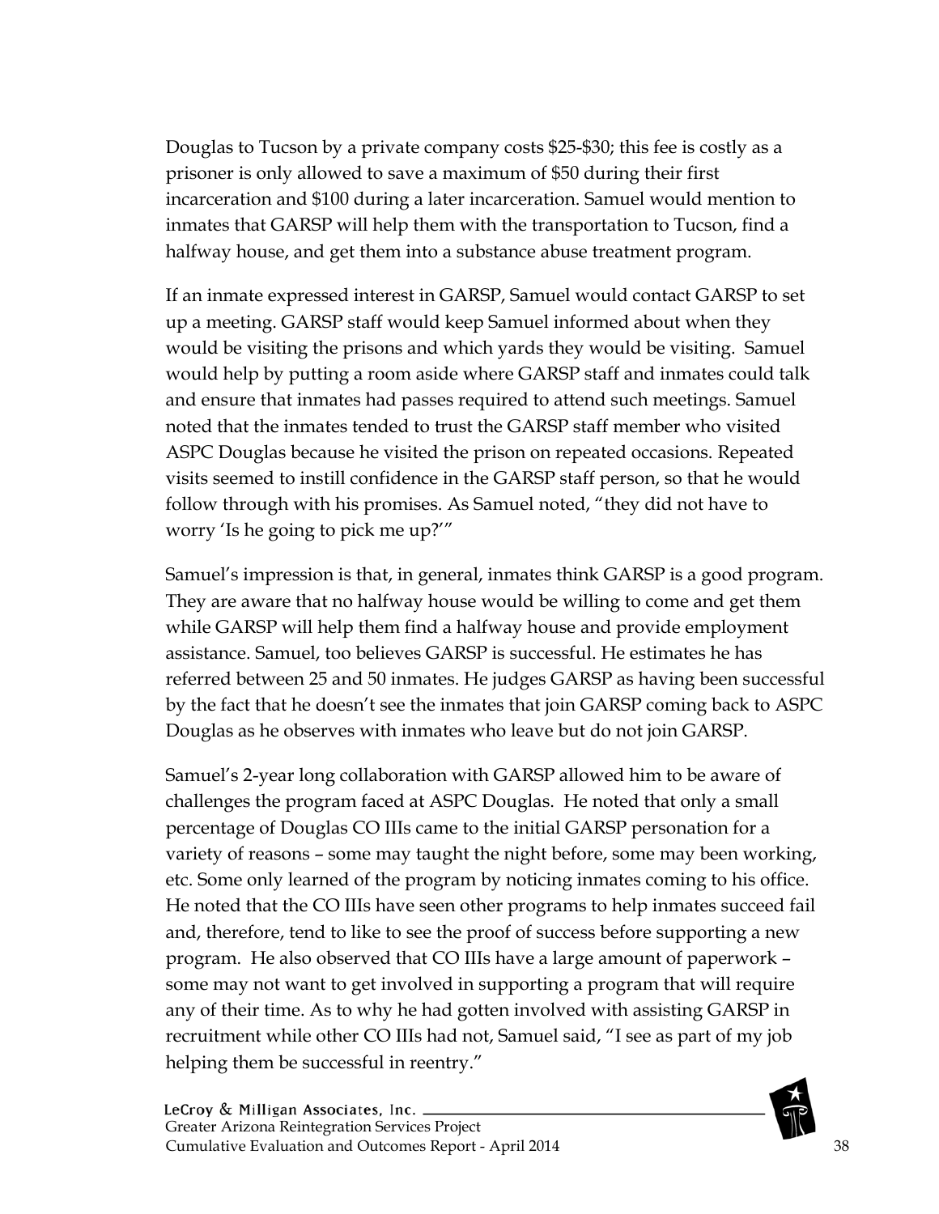Douglas to Tucson by a private company costs $25-$30; this fee is costly as a prisoner is only allowed to save a maximum of $50 during their first incarceration and $100 during a later incarceration. Samuel would mention to inmates that GARSP will help them with the transportation to Tucson, find a halfway house, and get them into a substance abuse treatment program.

If an inmate expressed interest in GARSP, Samuel would contact GARSP to set up a meeting. GARSP staff would keep Samuel informed about when they would be visiting the prisons and which yards they would be visiting. Samuel would help by putting a room aside where GARSP staff and inmates could talk and ensure that inmates had passes required to attend such meetings. Samuel noted that the inmates tended to trust the GARSP staff member who visited ASPC Douglas because he visited the prison on repeated occasions. Repeated visits seemed to instill confidence in the GARSP staff person, so that he would follow through with his promises. As Samuel noted, "they did not have to worry 'Is he going to pick me up?'"

Samuel's impression is that, in general, inmates think GARSP is a good program. They are aware that no halfway house would be willing to come and get them while GARSP will help them find a halfway house and provide employment assistance. Samuel, too believes GARSP is successful. He estimates he has referred between 25 and 50 inmates. He judges GARSP as having been successful by the fact that he doesn't see the inmates that join GARSP coming back to ASPC Douglas as he observes with inmates who leave but do not join GARSP.

Samuel's 2-year long collaboration with GARSP allowed him to be aware of challenges the program faced at ASPC Douglas. He noted that only a small percentage of Douglas CO IIIs came to the initial GARSP personation for a variety of reasons – some may taught the night before, some may been working, etc. Some only learned of the program by noticing inmates coming to his office. He noted that the CO IIIs have seen other programs to help inmates succeed fail and, therefore, tend to like to see the proof of success before supporting a new program. He also observed that CO IIIs have a large amount of paperwork – some may not want to get involved in supporting a program that will require any of their time. As to why he had gotten involved with assisting GARSP in recruitment while other CO IIIs had not, Samuel said, "I see as part of my job helping them be successful in reentry."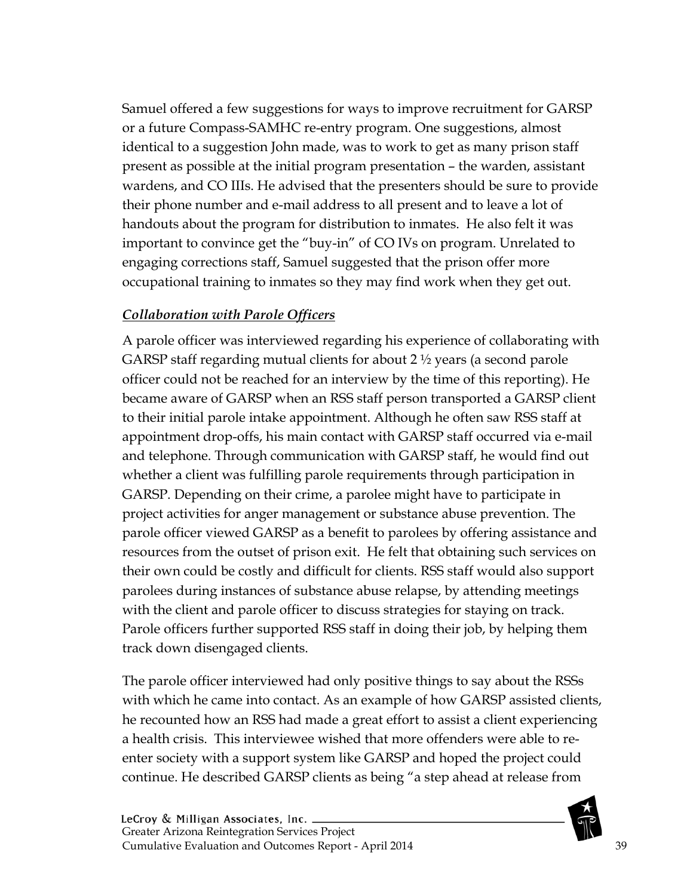Samuel offered a few suggestions for ways to improve recruitment for GARSP or a future Compass-SAMHC re-entry program. One suggestions, almost identical to a suggestion John made, was to work to get as many prison staff present as possible at the initial program presentation – the warden, assistant wardens, and CO IIIs. He advised that the presenters should be sure to provide their phone number and e-mail address to all present and to leave a lot of handouts about the program for distribution to inmates. He also felt it was important to convince get the "buy-in" of CO IVs on program. Unrelated to engaging corrections staff, Samuel suggested that the prison offer more occupational training to inmates so they may find work when they get out.

***Collaboration with Parole Officers***

A parole officer was interviewed regarding his experience of collaborating with GARSP staff regarding mutual clients for about 2 ½ years (a second parole officer could not be reached for an interview by the time of this reporting). He became aware of GARSP when an RSS staff person transported a GARSP client to their initial parole intake appointment. Although he often saw RSS staff at appointment drop-offs, his main contact with GARSP staff occurred via e-mail and telephone. Through communication with GARSP staff, he would find out whether a client was fulfilling parole requirements through participation in GARSP. Depending on their crime, a parolee might have to participate in project activities for anger management or substance abuse prevention. The parole officer viewed GARSP as a benefit to parolees by offering assistance and resources from the outset of prison exit. He felt that obtaining such services on their own could be costly and difficult for clients. RSS staff would also support parolees during instances of substance abuse relapse, by attending meetings with the client and parole officer to discuss strategies for staying on track. Parole officers further supported RSS staff in doing their job, by helping them track down disengaged clients.

The parole officer interviewed had only positive things to say about the RSSs with which he came into contact. As an example of how GARSP assisted clients, he recounted how an RSS had made a great effort to assist a client experiencing a health crisis. This interviewee wished that more offenders were able to re-enter society with a support system like GARSP and hoped the project could continue. He described GARSP clients as being "a step ahead at release from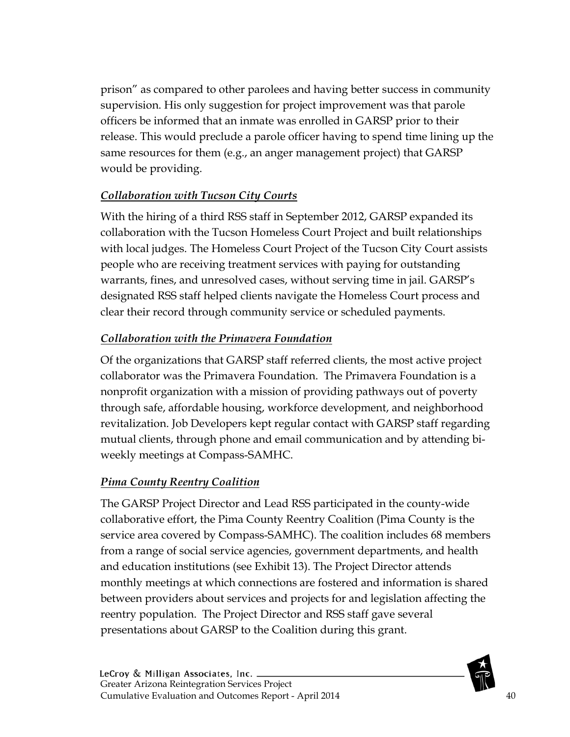prison" as compared to other parolees and having better success in community supervision. His only suggestion for project improvement was that parole officers be informed that an inmate was enrolled in GARSP prior to their release. This would preclude a parole officer having to spend time lining up the same resources for them (e.g., an anger management project) that GARSP would be providing.

### ***Collaboration with Tucson City Courts***

With the hiring of a third RSS staff in September 2012, GARSP expanded its collaboration with the Tucson Homeless Court Project and built relationships with local judges. The Homeless Court Project of the Tucson City Court assists people who are receiving treatment services with paying for outstanding warrants, fines, and unresolved cases, without serving time in jail. GARSP's designated RSS staff helped clients navigate the Homeless Court process and clear their record through community service or scheduled payments.

### ***Collaboration with the Primavera Foundation***

Of the organizations that GARSP staff referred clients, the most active project collaborator was the Primavera Foundation. The Primavera Foundation is a nonprofit organization with a mission of providing pathways out of poverty through safe, affordable housing, workforce development, and neighborhood revitalization. Job Developers kept regular contact with GARSP staff regarding mutual clients, through phone and email communication and by attending bi-weekly meetings at Compass-SAMHC.

### ***Pima County Reentry Coalition***

The GARSP Project Director and Lead RSS participated in the county-wide collaborative effort, the Pima County Reentry Coalition (Pima County is the service area covered by Compass-SAMHC). The coalition includes 68 members from a range of social service agencies, government departments, and health and education institutions (see Exhibit 13). The Project Director attends monthly meetings at which connections are fostered and information is shared between providers about services and projects for and legislation affecting the reentry population. The Project Director and RSS staff gave several presentations about GARSP to the Coalition during this grant.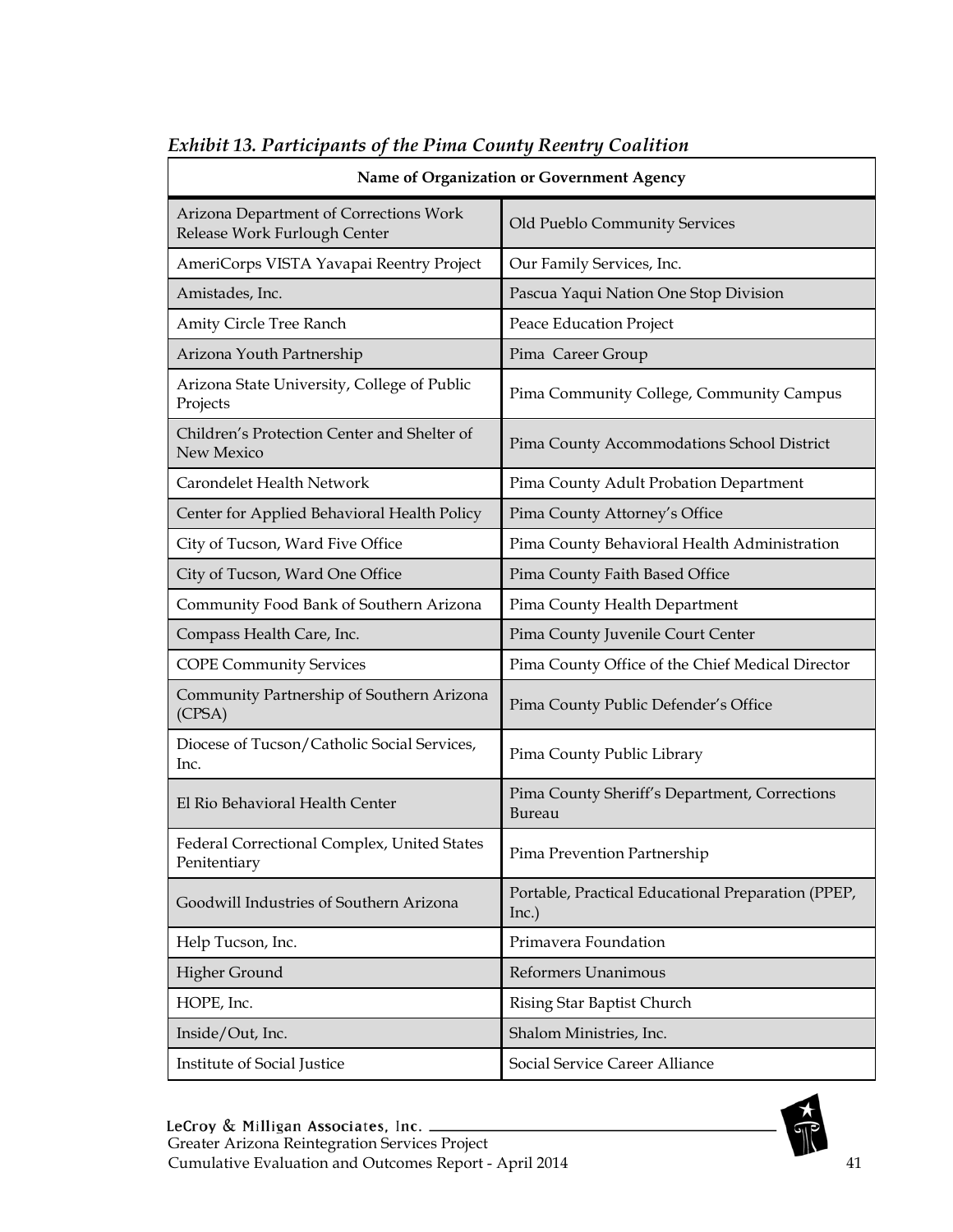*Exhibit 13. Participants of the Pima County Reentry Coalition*

| Name of Organization or Government Agency | |
|---|---|
| Arizona Department of Corrections Work Release Work Furlough Center | Old Pueblo Community Services |
| AmeriCorps VISTA Yavapai Reentry Project | Our Family Services, Inc. |
| Amistades, Inc. | Pascua Yaqui Nation One Stop Division |
| Amity Circle Tree Ranch | Peace Education Project |
| Arizona Youth Partnership | Pima Career Group |
| Arizona State University, College of Public Projects | Pima Community College, Community Campus |
| Children's Protection Center and Shelter of New Mexico | Pima County Accommodations School District |
| Carondelet Health Network | Pima County Adult Probation Department |
| Center for Applied Behavioral Health Policy | Pima County Attorney's Office |
| City of Tucson, Ward Five Office | Pima County Behavioral Health Administration |
| City of Tucson, Ward One Office | Pima County Faith Based Office |
| Community Food Bank of Southern Arizona | Pima County Health Department |
| Compass Health Care, Inc. | Pima County Juvenile Court Center |
| COPE Community Services | Pima County Office of the Chief Medical Director |
| Community Partnership of Southern Arizona (CPSA) | Pima County Public Defender's Office |
| Diocese of Tucson/Catholic Social Services, Inc. | Pima County Public Library |
| El Rio Behavioral Health Center | Pima County Sheriff's Department, Corrections Bureau |
| Federal Correctional Complex, United States Penitentiary | Pima Prevention Partnership |
| Goodwill Industries of Southern Arizona | Portable, Practical Educational Preparation (PPEP, Inc.) |
| Help Tucson, Inc. | Primavera Foundation |
| Higher Ground | Reformers Unanimous |
| HOPE, Inc. | Rising Star Baptist Church |
| Inside/Out, Inc. | Shalom Ministries, Inc. |
| Institute of Social Justice | Social Service Career Alliance |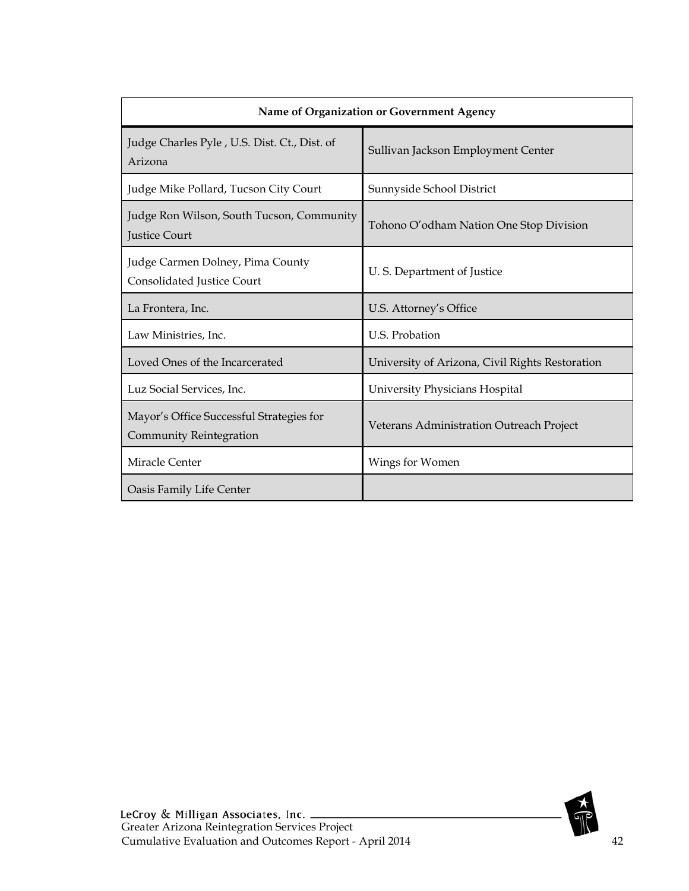| Name of Organization or Government Agency | |
|---|---|
| Judge Charles Pyle , U.S. Dist. Ct., Dist. of Arizona | Sullivan Jackson Employment Center |
| Judge Mike Pollard, Tucson City Court | Sunnyside School District |
| Judge Ron Wilson, South Tucson, Community Justice Court | Tohono O'odham Nation One Stop Division |
| Judge Carmen Dolney, Pima County Consolidated Justice Court | U. S. Department of Justice |
| La Frontera, Inc. | U.S. Attorney's Office |
| Law Ministries, Inc. | U.S. Probation |
| Loved Ones of the Incarcerated | University of Arizona, Civil Rights Restoration |
| Luz Social Services, Inc. | University Physicians Hospital |
| Mayor's Office Successful Strategies for Community Reintegration | Veterans Administration Outreach Project |
| Miracle Center | Wings for Women |
| Oasis Family Life Center | |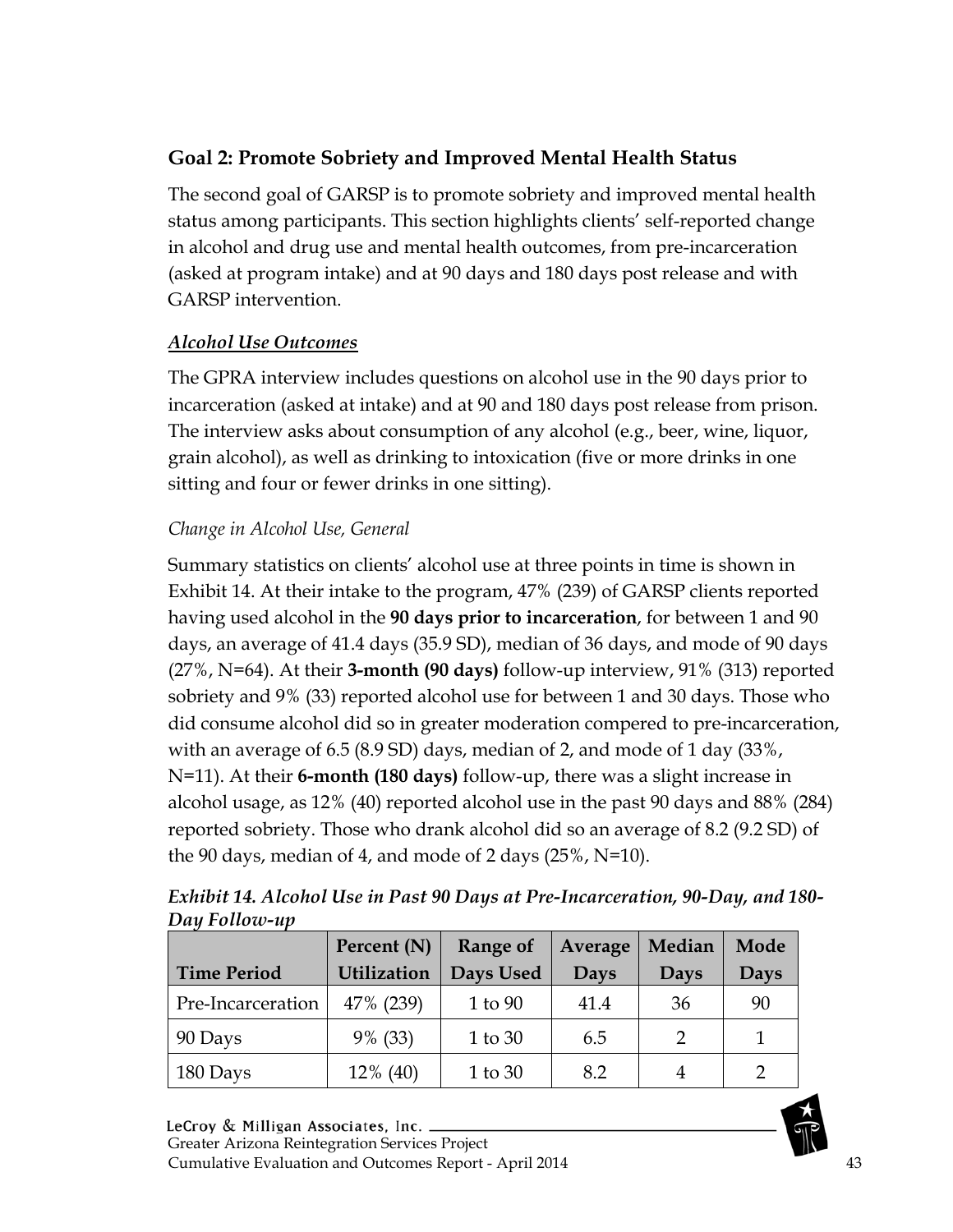## Goal 2: Promote Sobriety and Improved Mental Health Status

The second goal of GARSP is to promote sobriety and improved mental health status among participants. This section highlights clients' self-reported change in alcohol and drug use and mental health outcomes, from pre-incarceration (asked at program intake) and at 90 days and 180 days post release and with GARSP intervention.

### *Alcohol Use Outcomes*

The GPRA interview includes questions on alcohol use in the 90 days prior to incarceration (asked at intake) and at 90 and 180 days post release from prison. The interview asks about consumption of any alcohol (e.g., beer, wine, liquor, grain alcohol), as well as drinking to intoxication (five or more drinks in one sitting and four or fewer drinks in one sitting).

*Change in Alcohol Use, General*

Summary statistics on clients' alcohol use at three points in time is shown in Exhibit 14. At their intake to the program, 47% (239) of GARSP clients reported having used alcohol in the **90 days prior to incarceration**, for between 1 and 90 days, an average of 41.4 days (35.9 SD), median of 36 days, and mode of 90 days (27%, N=64). At their **3-month (90 days)** follow-up interview, 91% (313) reported sobriety and 9% (33) reported alcohol use for between 1 and 30 days. Those who did consume alcohol did so in greater moderation compered to pre-incarceration, with an average of 6.5 (8.9 SD) days, median of 2, and mode of 1 day (33%, N=11). At their **6-month (180 days)** follow-up, there was a slight increase in alcohol usage, as 12% (40) reported alcohol use in the past 90 days and 88% (284) reported sobriety. Those who drank alcohol did so an average of 8.2 (9.2 SD) of the 90 days, median of 4, and mode of 2 days (25%, N=10).

***Exhibit 14. Alcohol Use in Past 90 Days at Pre-Incarceration, 90-Day, and 180-Day Follow-up***

| Time Period | Percent (N) Utilization | Range of Days Used | Average Days | Median Days | Mode Days |
|---|---|---|---|---|---|
| Pre-Incarceration | 47% (239) | 1 to 90 | 41.4 | 36 | 90 |
| 90 Days | 9% (33) | 1 to 30 | 6.5 | 2 | 1 |
| 180 Days | 12% (40) | 1 to 30 | 8.2 | 4 | 2 |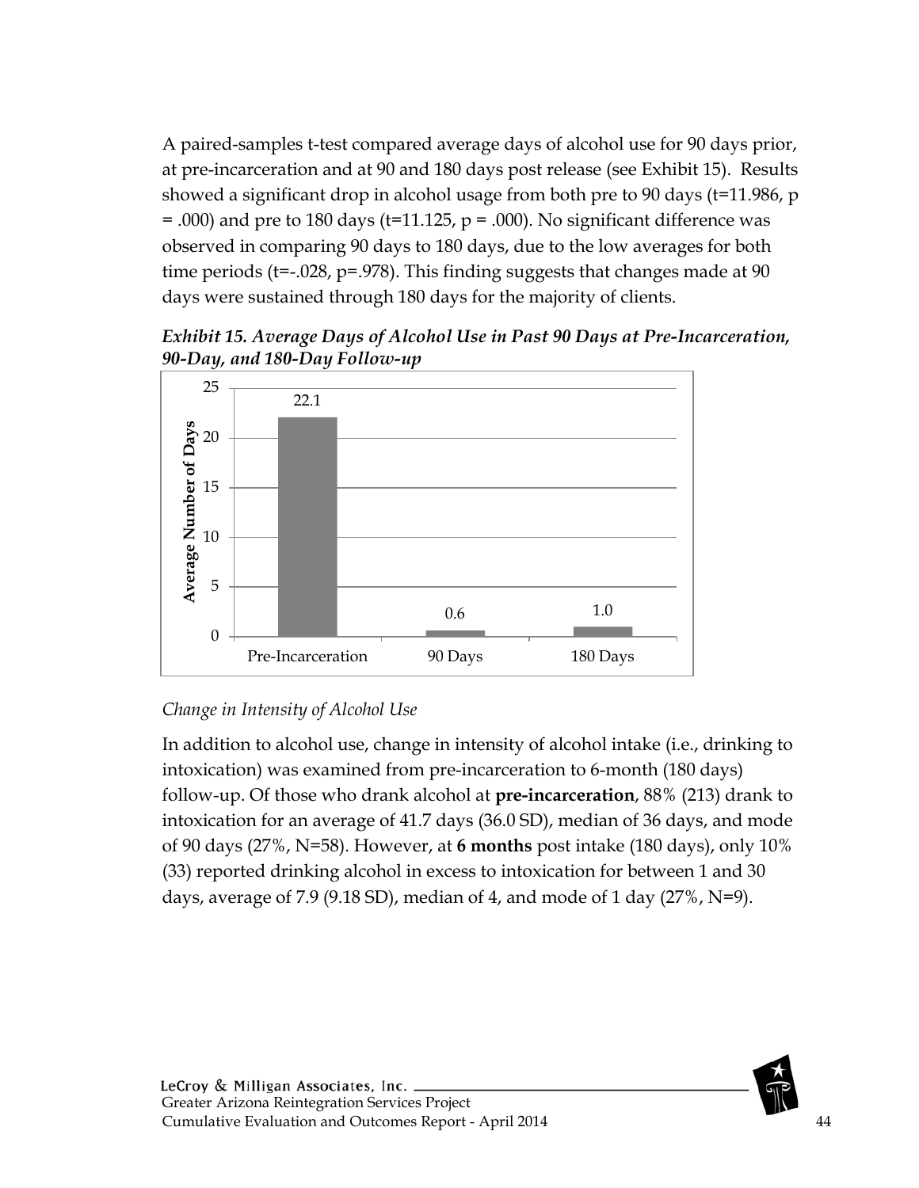A paired-samples t-test compared average days of alcohol use for 90 days prior, at pre-incarceration and at 90 and 180 days post release (see Exhibit 15). Results showed a significant drop in alcohol usage from both pre to 90 days ($t=11.986$, $p = .000$) and pre to 180 days ($t=11.125$, $p = .000$). No significant difference was observed in comparing 90 days to 180 days, due to the low averages for both time periods ($t=-.028$, $p=.978$). This finding suggests that changes made at 90 days were sustained through 180 days for the majority of clients.

***Exhibit 15. Average Days of Alcohol Use in Past 90 Days at Pre-Incarceration, 90-Day, and 180-Day Follow-up***

| | Average Number of Days |
|---|---|
| Pre-Incarceration | 22.1 |
| 90 Days | 0.6 |
| 180 Days | 1.0 |

*Change in Intensity of Alcohol Use*

In addition to alcohol use, change in intensity of alcohol intake (i.e., drinking to intoxication) was examined from pre-incarceration to 6-month (180 days) follow-up. Of those who drank alcohol at **pre-incarceration**, 88% (213) drank to intoxication for an average of 41.7 days (36.0 SD), median of 36 days, and mode of 90 days (27%, N=58). However, at **6 months** post intake (180 days), only 10% (33) reported drinking alcohol in excess to intoxication for between 1 and 30 days, average of 7.9 (9.18 SD), median of 4, and mode of 1 day (27%, N=9).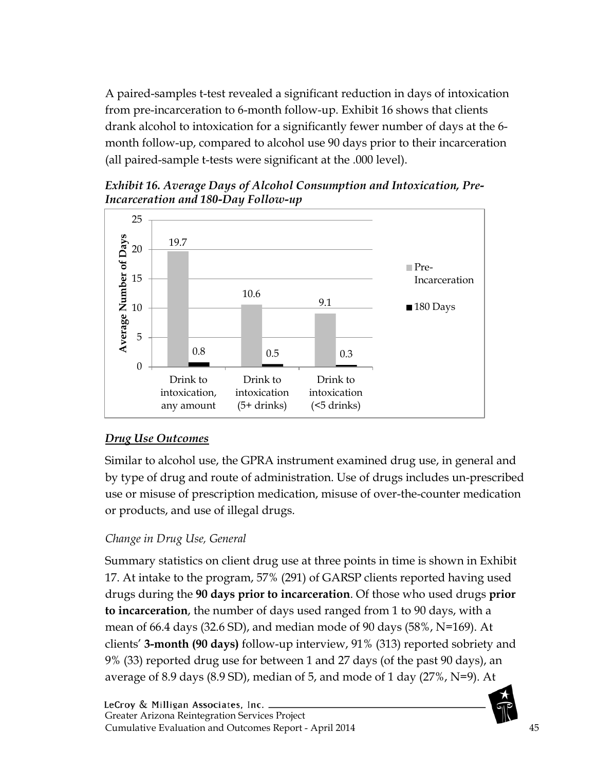A paired-samples t-test revealed a significant reduction in days of intoxication from pre-incarceration to 6-month follow-up. Exhibit 16 shows that clients drank alcohol to intoxication for a significantly fewer number of days at the 6-month follow-up, compared to alcohol use 90 days prior to their incarceration (all paired-sample t-tests were significant at the .000 level).

***Exhibit 16. Average Days of Alcohol Consumption and Intoxication, Pre-Incarceration and 180-Day Follow-up***

| | Pre-Incarceration | 180 Days |
|---|---|---|
| Drink to intoxication, any amount | 19.7 | 0.8 |
| Drink to intoxication (5+ drinks) | 10.6 | 0.5 |
| Drink to intoxication (<5 drinks) | 9.1 | 0.3 |

## ***Drug Use Outcomes***

Similar to alcohol use, the GPRA instrument examined drug use, in general and by type of drug and route of administration. Use of drugs includes un-prescribed use or misuse of prescription medication, misuse of over-the-counter medication or products, and use of illegal drugs.

### *Change in Drug Use, General*

Summary statistics on client drug use at three points in time is shown in Exhibit 17. At intake to the program, 57% (291) of GARSP clients reported having used drugs during the **90 days prior to incarceration**. Of those who used drugs **prior to incarceration**, the number of days used ranged from 1 to 90 days, with a mean of 66.4 days (32.6 SD), and median mode of 90 days (58%, N=169). At clients' **3-month (90 days)** follow-up interview, 91% (313) reported sobriety and 9% (33) reported drug use for between 1 and 27 days (of the past 90 days), an average of 8.9 days (8.9 SD), median of 5, and mode of 1 day (27%, N=9). At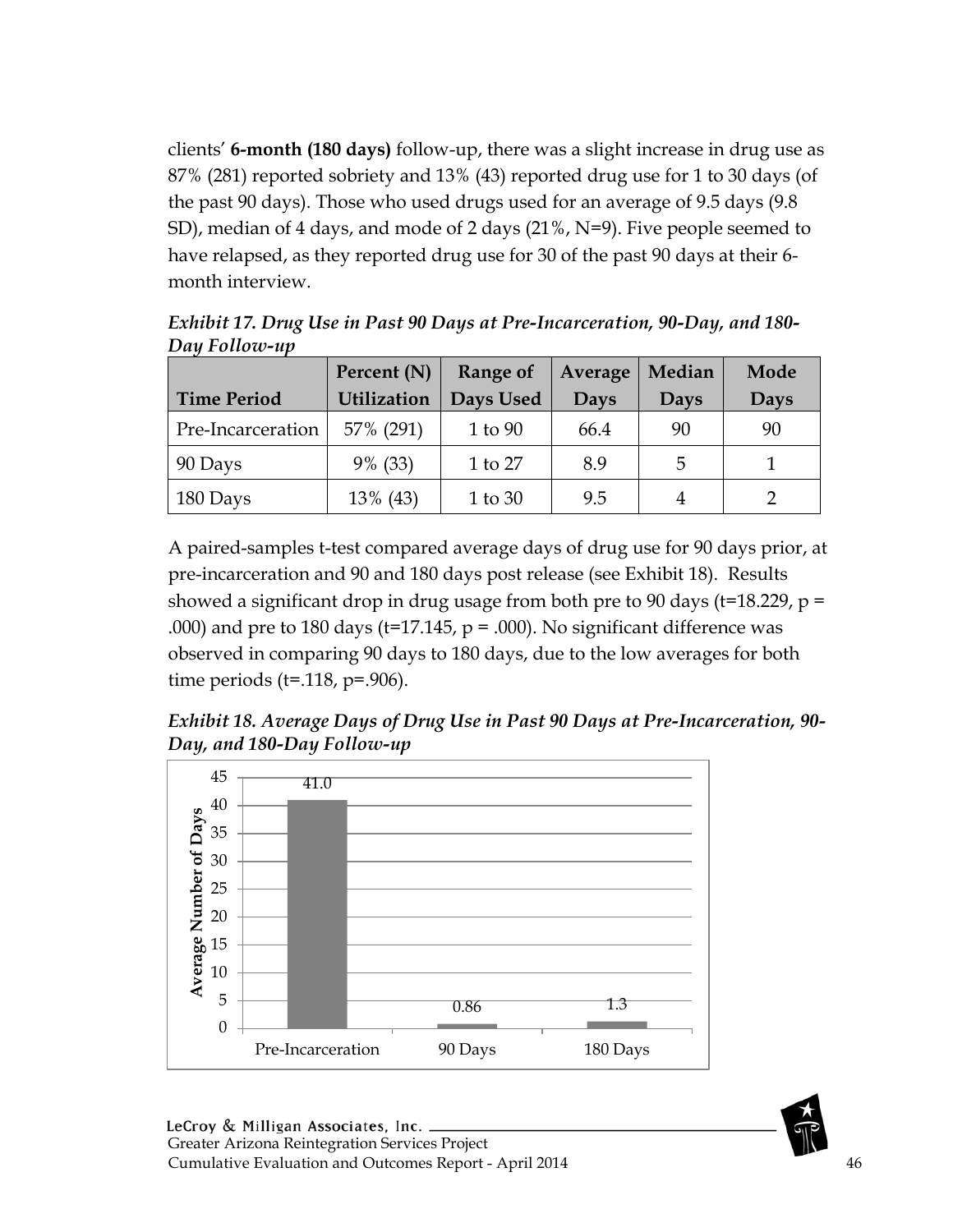clients' **6-month (180 days)** follow-up, there was a slight increase in drug use as 87% (281) reported sobriety and 13% (43) reported drug use for 1 to 30 days (of the past 90 days). Those who used drugs used for an average of 9.5 days (9.8 SD), median of 4 days, and mode of 2 days (21%, N=9). Five people seemed to have relapsed, as they reported drug use for 30 of the past 90 days at their 6-month interview.

***Exhibit 17. Drug Use in Past 90 Days at Pre-Incarceration, 90-Day, and 180-Day Follow-up***

| Time Period | Percent (N) Utilization | Range of Days Used | Average Days | Median Days | Mode Days |
|---|---|---|---|---|---|
| Pre-Incarceration | 57% (291) | 1 to 90 | 66.4 | 90 | 90 |
| 90 Days | 9% (33) | 1 to 27 | 8.9 | 5 | 1 |
| 180 Days | 13% (43) | 1 to 30 | 9.5 | 4 | 2 |

A paired-samples t-test compared average days of drug use for 90 days prior, at pre-incarceration and 90 and 180 days post release (see Exhibit 18). Results showed a significant drop in drug usage from both pre to 90 days (t=18.229, p = .000) and pre to 180 days (t=17.145, p = .000). No significant difference was observed in comparing 90 days to 180 days, due to the low averages for both time periods (t=.118, p=.906).

***Exhibit 18. Average Days of Drug Use in Past 90 Days at Pre-Incarceration, 90-Day, and 180-Day Follow-up***

| Time Period | Average Number of Days |
|---|---|
| Pre-Incarceration | 41.0 |
| 90 Days | 0.86 |
| 180 Days | 1.3 |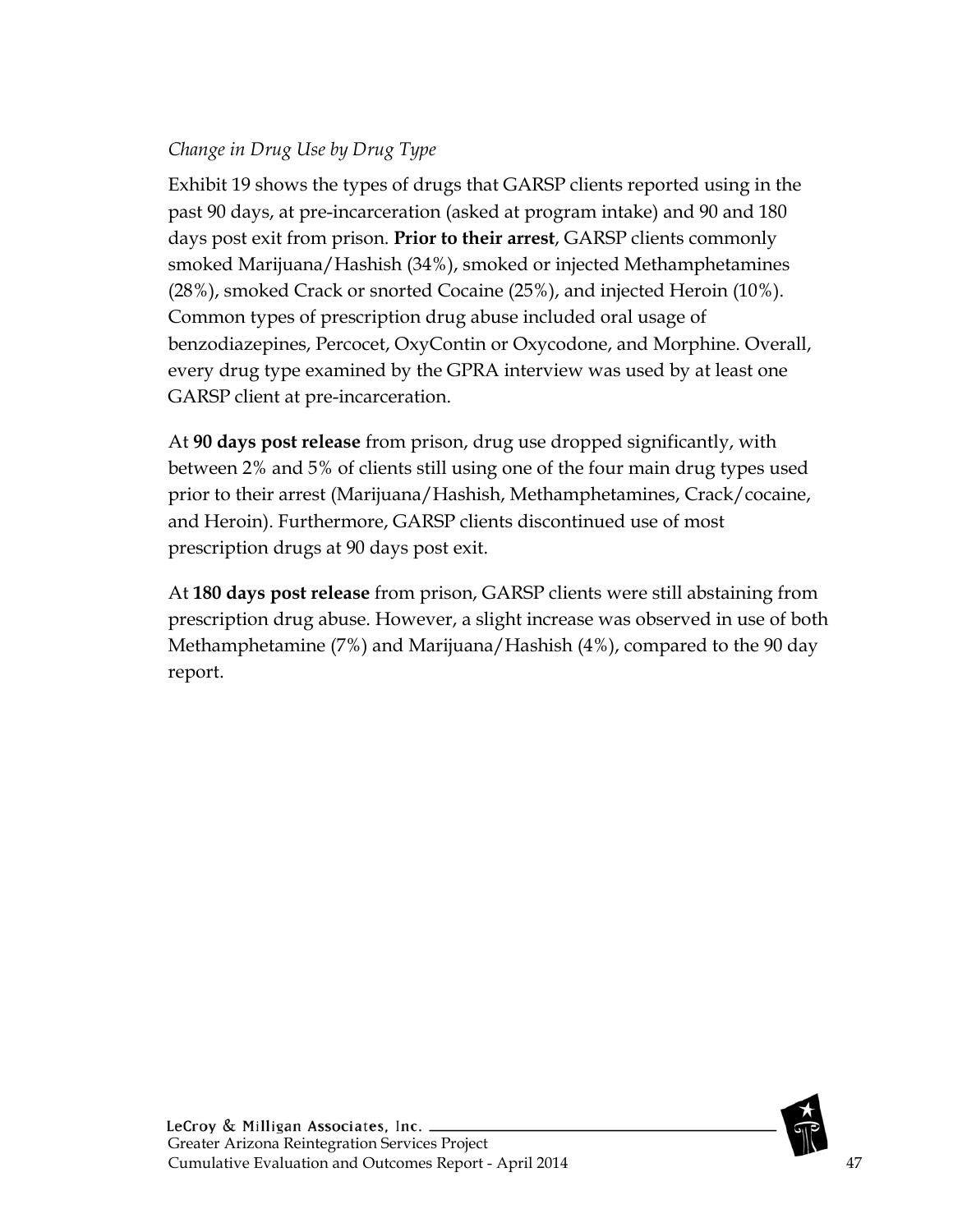*Change in Drug Use by Drug Type*

Exhibit 19 shows the types of drugs that GARSP clients reported using in the past 90 days, at pre-incarceration (asked at program intake) and 90 and 180 days post exit from prison. **Prior to their arrest**, GARSP clients commonly smoked Marijuana/Hashish (34%), smoked or injected Methamphetamines (28%), smoked Crack or snorted Cocaine (25%), and injected Heroin (10%). Common types of prescription drug abuse included oral usage of benzodiazepines, Percocet, OxyContin or Oxycodone, and Morphine. Overall, every drug type examined by the GPRA interview was used by at least one GARSP client at pre-incarceration.

At **90 days post release** from prison, drug use dropped significantly, with between 2% and 5% of clients still using one of the four main drug types used prior to their arrest (Marijuana/Hashish, Methamphetamines, Crack/cocaine, and Heroin). Furthermore, GARSP clients discontinued use of most prescription drugs at 90 days post exit.

At **180 days post release** from prison, GARSP clients were still abstaining from prescription drug abuse. However, a slight increase was observed in use of both Methamphetamine (7%) and Marijuana/Hashish (4%), compared to the 90 day report.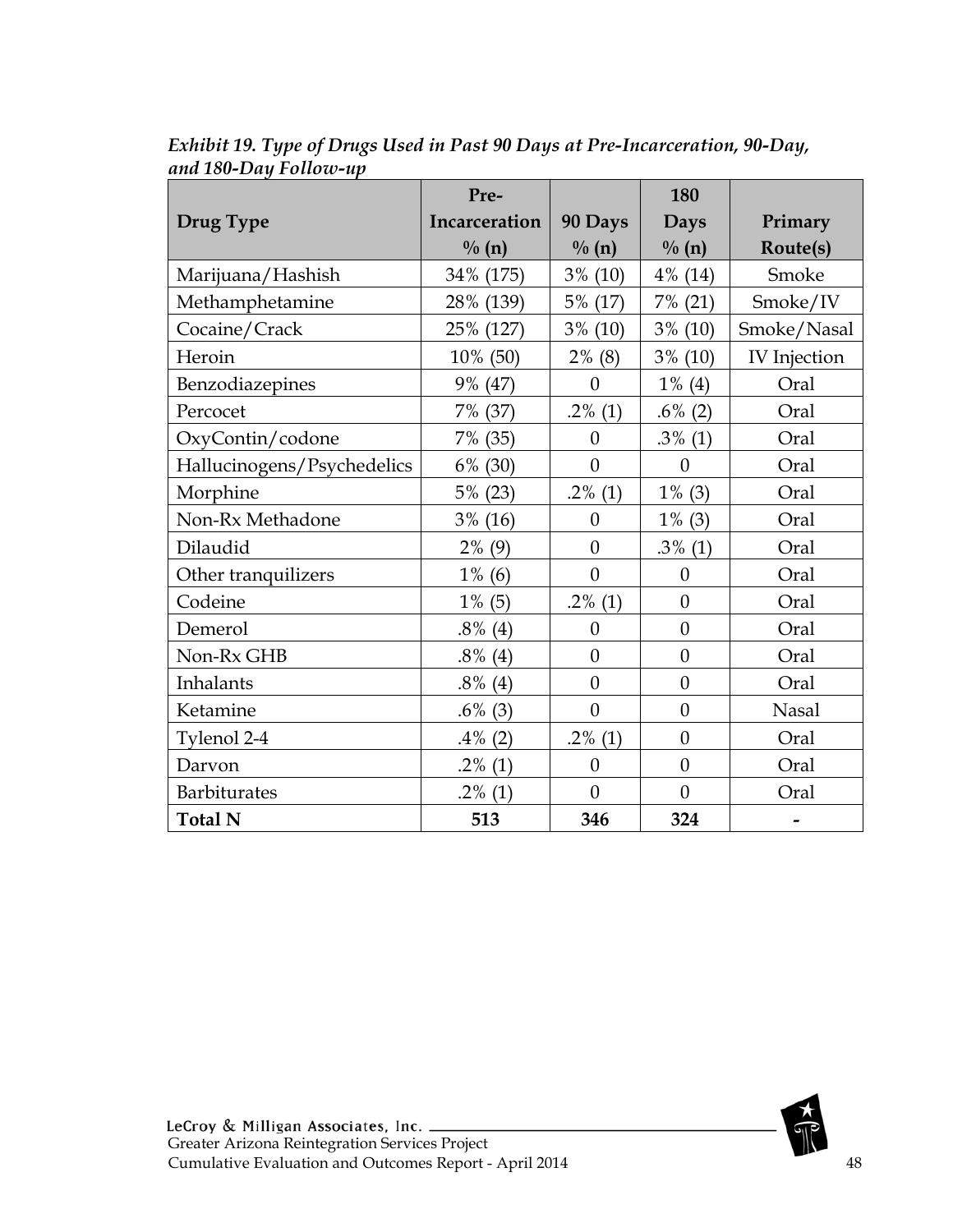*Exhibit 19. Type of Drugs Used in Past 90 Days at Pre-Incarceration, 90-Day, and 180-Day Follow-up*

| Drug Type | Pre-Incarceration % (n) | 90 Days % (n) | 180 Days % (n) | Primary Route(s) |
|---|---|---|---|---|
| Marijuana/Hashish | 34% (175) | 3% (10) | 4% (14) | Smoke |
| Methamphetamine | 28% (139) | 5% (17) | 7% (21) | Smoke/IV |
| Cocaine/Crack | 25% (127) | 3% (10) | 3% (10) | Smoke/Nasal |
| Heroin | 10% (50) | 2% (8) | 3% (10) | IV Injection |
| Benzodiazepines | 9% (47) | 0 | 1% (4) | Oral |
| Percocet | 7% (37) | .2% (1) | .6% (2) | Oral |
| OxyContin/codone | 7% (35) | 0 | .3% (1) | Oral |
| Hallucinogens/Psychedelics | 6% (30) | 0 | 0 | Oral |
| Morphine | 5% (23) | .2% (1) | 1% (3) | Oral |
| Non-Rx Methadone | 3% (16) | 0 | 1% (3) | Oral |
| Dilaudid | 2% (9) | 0 | .3% (1) | Oral |
| Other tranquilizers | 1% (6) | 0 | 0 | Oral |
| Codeine | 1% (5) | .2% (1) | 0 | Oral |
| Demerol | .8% (4) | 0 | 0 | Oral |
| Non-Rx GHB | .8% (4) | 0 | 0 | Oral |
| Inhalants | .8% (4) | 0 | 0 | Oral |
| Ketamine | .6% (3) | 0 | 0 | Nasal |
| Tylenol 2-4 | .4% (2) | .2% (1) | 0 | Oral |
| Darvon | .2% (1) | 0 | 0 | Oral |
| Barbiturates | .2% (1) | 0 | 0 | Oral |
| **Total N** | **513** | **346** | **324** | - |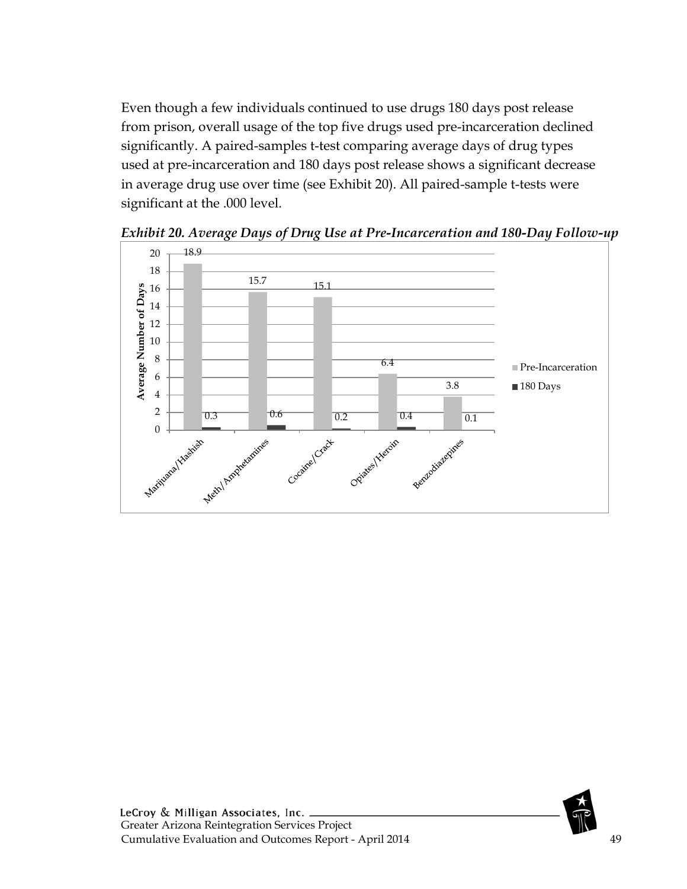Even though a few individuals continued to use drugs 180 days post release from prison, overall usage of the top five drugs used pre-incarceration declined significantly. A paired-samples t-test comparing average days of drug types used at pre-incarceration and 180 days post release shows a significant decrease in average drug use over time (see Exhibit 20). All paired-sample t-tests were significant at the .000 level.

***Exhibit 20. Average Days of Drug Use at Pre-Incarceration and 180-Day Follow-up***

| Drug | Pre-Incarceration | 180 Days |
|---|---|---|
| Marijuana/Hashish | 18.9 | 0.3 |
| Meth/Amphetamines | 15.7 | 0.6 |
| Cocaine/Crack | 15.1 | 0.2 |
| Opiates/Heroin | 6.4 | 0.4 |
| Benzodiazepines | 3.8 | 0.1 |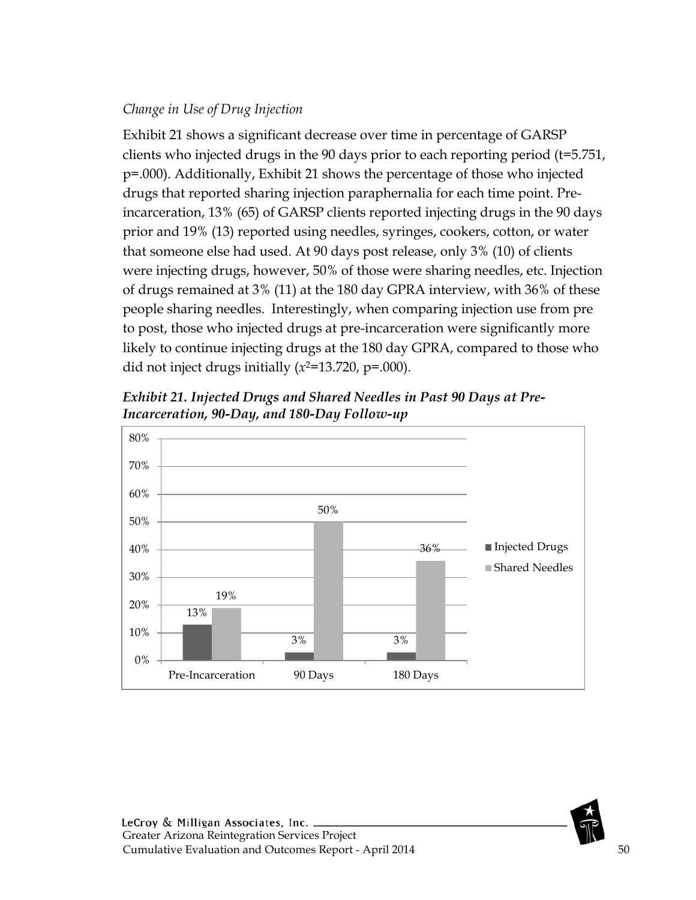*Change in Use of Drug Injection*

Exhibit 21 shows a significant decrease over time in percentage of GARSP clients who injected drugs in the 90 days prior to each reporting period (t=5.751, p=.000). Additionally, Exhibit 21 shows the percentage of those who injected drugs that reported sharing injection paraphernalia for each time point. Pre-incarceration, 13% (65) of GARSP clients reported injecting drugs in the 90 days prior and 19% (13) reported using needles, syringes, cookers, cotton, or water that someone else had used. At 90 days post release, only 3% (10) of clients were injecting drugs, however, 50% of those were sharing needles, etc. Injection of drugs remained at 3% (11) at the 180 day GPRA interview, with 36% of these people sharing needles. Interestingly, when comparing injection use from pre to post, those who injected drugs at pre-incarceration were significantly more likely to continue injecting drugs at the 180 day GPRA, compared to those who did not inject drugs initially ($x^2$=13.720, p=.000).

***Exhibit 21. Injected Drugs and Shared Needles in Past 90 Days at Pre-Incarceration, 90-Day, and 180-Day Follow-up***

| | Injected Drugs | Shared Needles |
|---|---|---|
| Pre-Incarceration | 13% | 19% |
| 90 Days | 3% | 50% |
| 180 Days | 3% | 36% |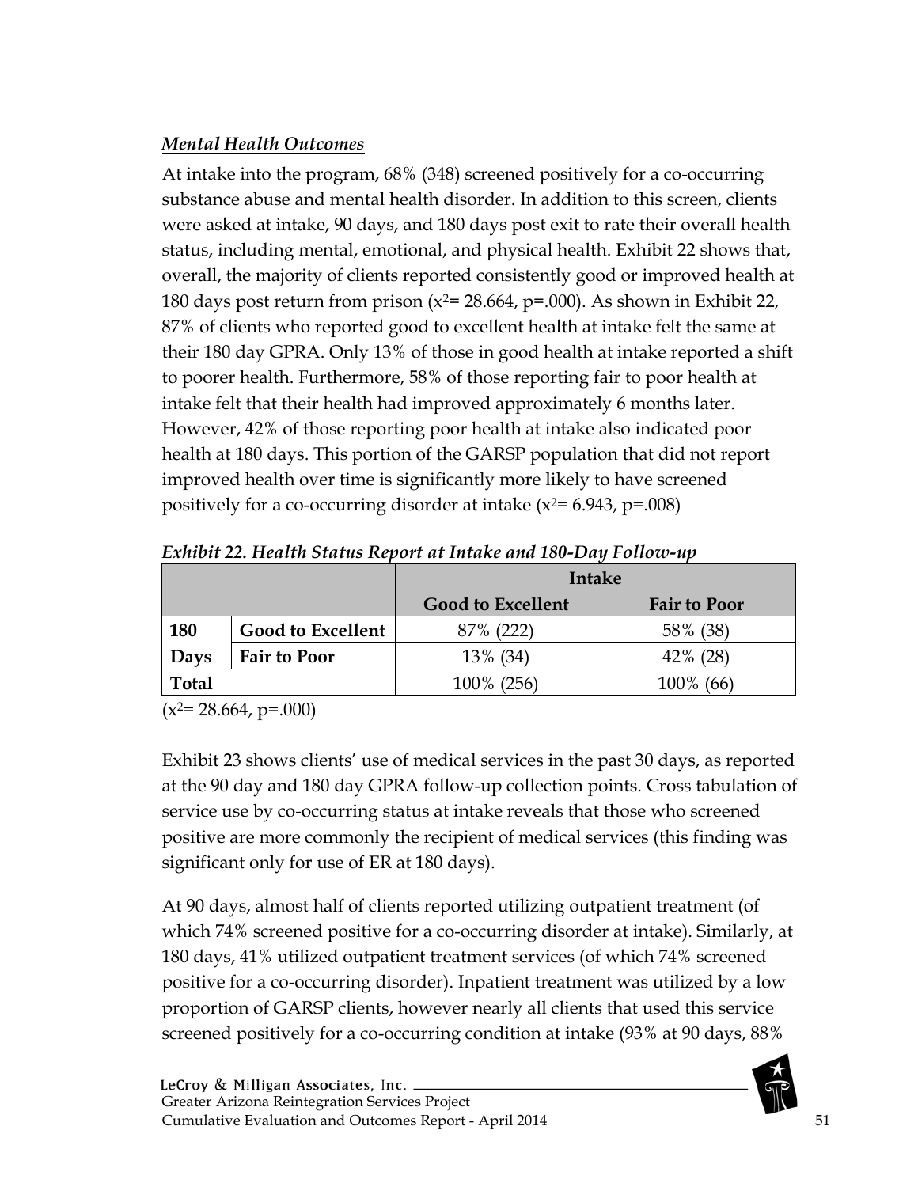***Mental Health Outcomes***

At intake into the program, 68% (348) screened positively for a co-occurring substance abuse and mental health disorder. In addition to this screen, clients were asked at intake, 90 days, and 180 days post exit to rate their overall health status, including mental, emotional, and physical health. Exhibit 22 shows that, overall, the majority of clients reported consistently good or improved health at 180 days post return from prison ($x^2$= 28.664, p=.000). As shown in Exhibit 22, 87% of clients who reported good to excellent health at intake felt the same at their 180 day GPRA. Only 13% of those in good health at intake reported a shift to poorer health. Furthermore, 58% of those reporting fair to poor health at intake felt that their health had improved approximately 6 months later. However, 42% of those reporting poor health at intake also indicated poor health at 180 days. This portion of the GARSP population that did not report improved health over time is significantly more likely to have screened positively for a co-occurring disorder at intake ($x^2$= 6.943, p=.008)

*Exhibit 22. Health Status Report at Intake and 180-Day Follow-up*

| | | Intake | |
|---|---|---|---|
| | | **Good to Excellent** | **Fair to Poor** |
| **180 Days** | **Good to Excellent** | 87% (222) | 58% (38) |
| | **Fair to Poor** | 13% (34) | 42% (28) |
| **Total** | | 100% (256) | 100% (66) |

($x^2$= 28.664, p=.000)

Exhibit 23 shows clients' use of medical services in the past 30 days, as reported at the 90 day and 180 day GPRA follow-up collection points. Cross tabulation of service use by co-occurring status at intake reveals that those who screened positive are more commonly the recipient of medical services (this finding was significant only for use of ER at 180 days).

At 90 days, almost half of clients reported utilizing outpatient treatment (of which 74% screened positive for a co-occurring disorder at intake). Similarly, at 180 days, 41% utilized outpatient treatment services (of which 74% screened positive for a co-occurring disorder). Inpatient treatment was utilized by a low proportion of GARSP clients, however nearly all clients that used this service screened positively for a co-occurring condition at intake (93% at 90 days, 88%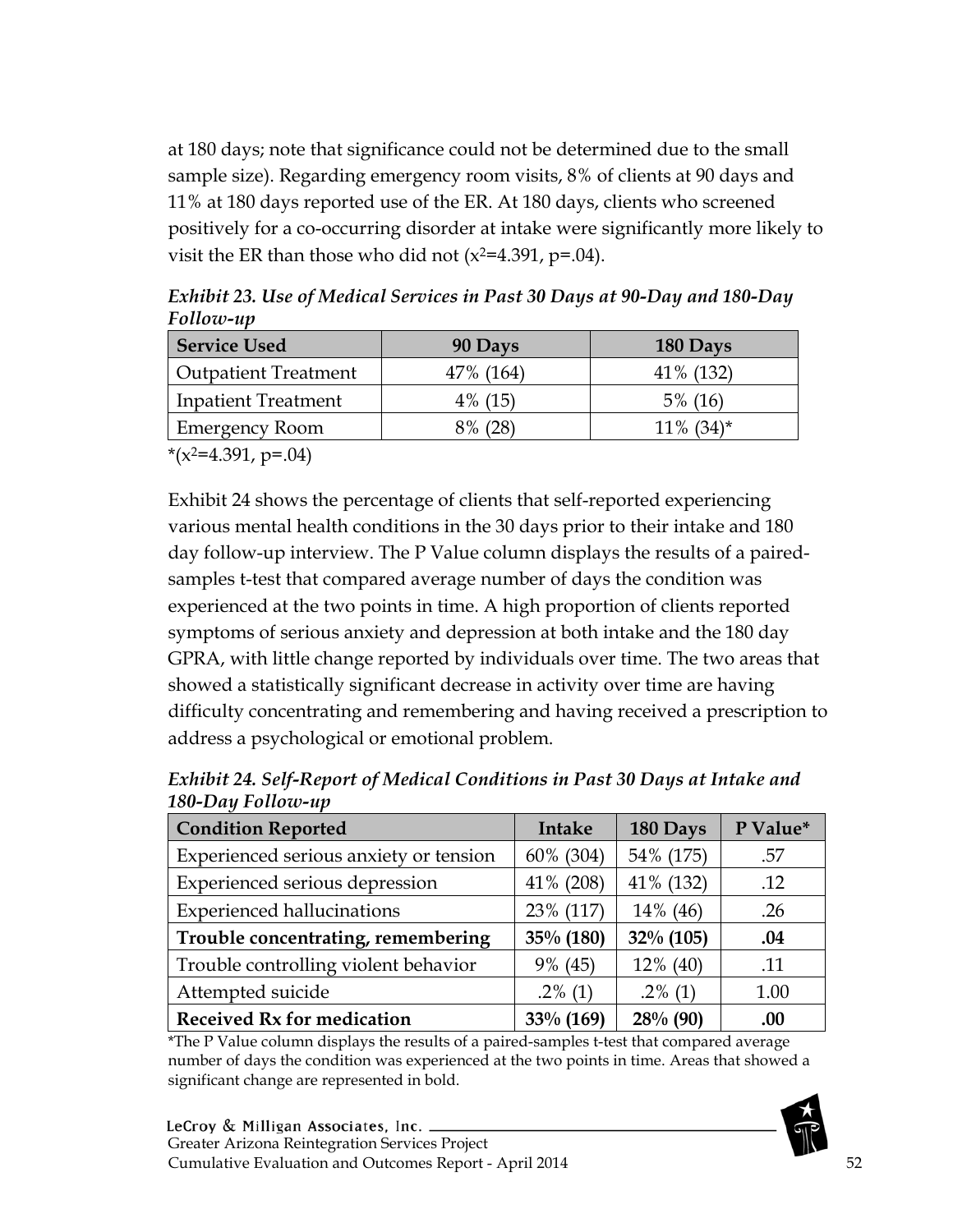at 180 days; note that significance could not be determined due to the small sample size). Regarding emergency room visits, 8% of clients at 90 days and 11% at 180 days reported use of the ER. At 180 days, clients who screened positively for a co-occurring disorder at intake were significantly more likely to visit the ER than those who did not ($x^2$=4.391, p=.04).

***Exhibit 23. Use of Medical Services in Past 30 Days at 90-Day and 180-Day Follow-up***

| Service Used | 90 Days | 180 Days |
|---|---|---|
| Outpatient Treatment | 47% (164) | 41% (132) |
| Inpatient Treatment | 4% (15) | 5% (16) |
| Emergency Room | 8% (28) | 11% (34)* |

*($x^2$=4.391, p=.04)

Exhibit 24 shows the percentage of clients that self-reported experiencing various mental health conditions in the 30 days prior to their intake and 180 day follow-up interview. The P Value column displays the results of a paired-samples t-test that compared average number of days the condition was experienced at the two points in time. A high proportion of clients reported symptoms of serious anxiety and depression at both intake and the 180 day GPRA, with little change reported by individuals over time. The two areas that showed a statistically significant decrease in activity over time are having difficulty concentrating and remembering and having received a prescription to address a psychological or emotional problem.

***Exhibit 24. Self-Report of Medical Conditions in Past 30 Days at Intake and 180-Day Follow-up***

| Condition Reported | Intake | 180 Days | P Value* |
|---|---|---|---|
| Experienced serious anxiety or tension | 60% (304) | 54% (175) | .57 |
| Experienced serious depression | 41% (208) | 41% (132) | .12 |
| Experienced hallucinations | 23% (117) | 14% (46) | .26 |
| **Trouble concentrating, remembering** | **35% (180)** | **32% (105)** | **.04** |
| Trouble controlling violent behavior | 9% (45) | 12% (40) | .11 |
| Attempted suicide | .2% (1) | .2% (1) | 1.00 |
| **Received Rx for medication** | **33% (169)** | **28% (90)** | **.00** |

*The P Value column displays the results of a paired-samples t-test that compared average number of days the condition was experienced at the two points in time. Areas that showed a significant change are represented in bold.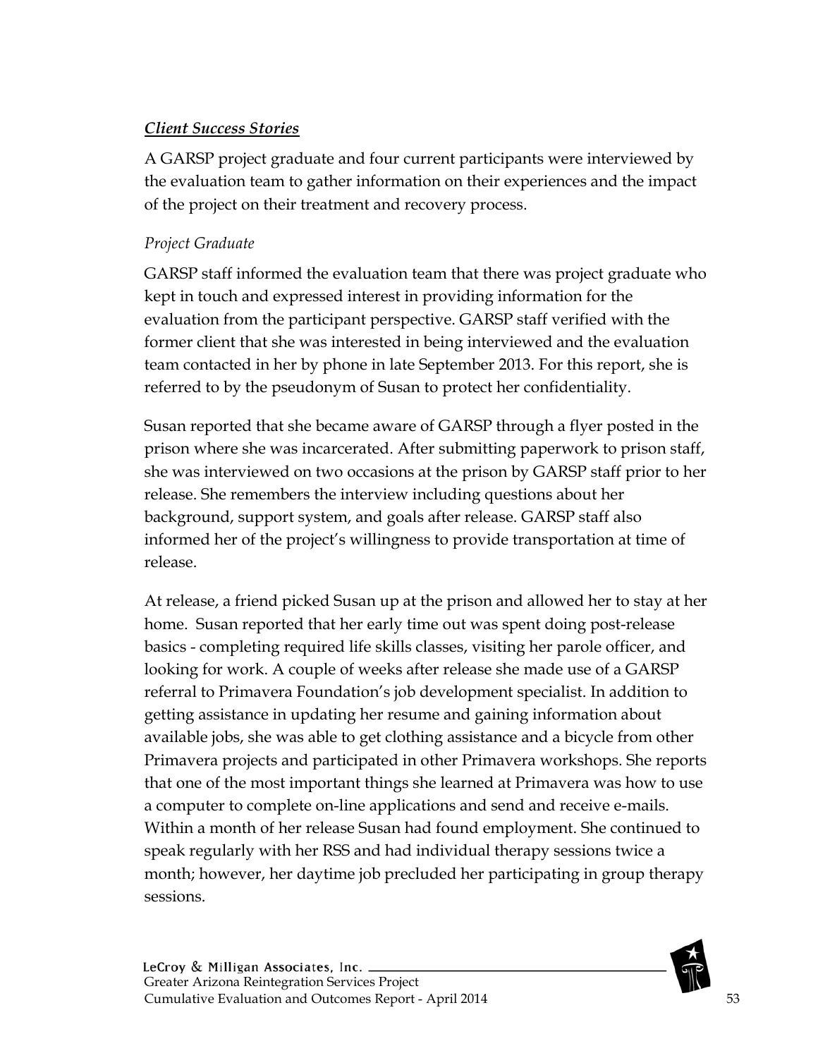### ***Client Success Stories***

A GARSP project graduate and four current participants were interviewed by the evaluation team to gather information on their experiences and the impact of the project on their treatment and recovery process.

*Project Graduate*

GARSP staff informed the evaluation team that there was project graduate who kept in touch and expressed interest in providing information for the evaluation from the participant perspective. GARSP staff verified with the former client that she was interested in being interviewed and the evaluation team contacted in her by phone in late September 2013. For this report, she is referred to by the pseudonym of Susan to protect her confidentiality.

Susan reported that she became aware of GARSP through a flyer posted in the prison where she was incarcerated. After submitting paperwork to prison staff, she was interviewed on two occasions at the prison by GARSP staff prior to her release. She remembers the interview including questions about her background, support system, and goals after release. GARSP staff also informed her of the project's willingness to provide transportation at time of release.

At release, a friend picked Susan up at the prison and allowed her to stay at her home. Susan reported that her early time out was spent doing post-release basics - completing required life skills classes, visiting her parole officer, and looking for work. A couple of weeks after release she made use of a GARSP referral to Primavera Foundation's job development specialist. In addition to getting assistance in updating her resume and gaining information about available jobs, she was able to get clothing assistance and a bicycle from other Primavera projects and participated in other Primavera workshops. She reports that one of the most important things she learned at Primavera was how to use a computer to complete on-line applications and send and receive e-mails. Within a month of her release Susan had found employment. She continued to speak regularly with her RSS and had individual therapy sessions twice a month; however, her daytime job precluded her participating in group therapy sessions.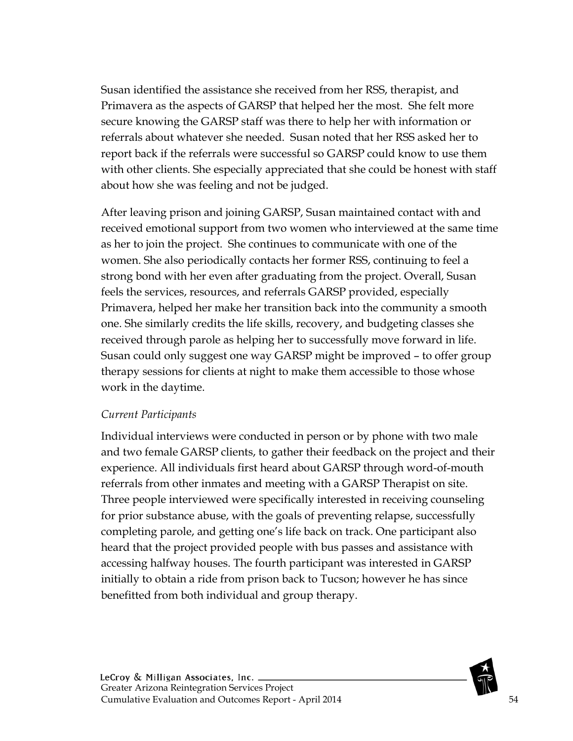Susan identified the assistance she received from her RSS, therapist, and Primavera as the aspects of GARSP that helped her the most. She felt more secure knowing the GARSP staff was there to help her with information or referrals about whatever she needed. Susan noted that her RSS asked her to report back if the referrals were successful so GARSP could know to use them with other clients. She especially appreciated that she could be honest with staff about how she was feeling and not be judged.

After leaving prison and joining GARSP, Susan maintained contact with and received emotional support from two women who interviewed at the same time as her to join the project. She continues to communicate with one of the women. She also periodically contacts her former RSS, continuing to feel a strong bond with her even after graduating from the project. Overall, Susan feels the services, resources, and referrals GARSP provided, especially Primavera, helped her make her transition back into the community a smooth one. She similarly credits the life skills, recovery, and budgeting classes she received through parole as helping her to successfully move forward in life. Susan could only suggest one way GARSP might be improved – to offer group therapy sessions for clients at night to make them accessible to those whose work in the daytime.

*Current Participants*

Individual interviews were conducted in person or by phone with two male and two female GARSP clients, to gather their feedback on the project and their experience. All individuals first heard about GARSP through word-of-mouth referrals from other inmates and meeting with a GARSP Therapist on site. Three people interviewed were specifically interested in receiving counseling for prior substance abuse, with the goals of preventing relapse, successfully completing parole, and getting one's life back on track. One participant also heard that the project provided people with bus passes and assistance with accessing halfway houses. The fourth participant was interested in GARSP initially to obtain a ride from prison back to Tucson; however he has since benefitted from both individual and group therapy.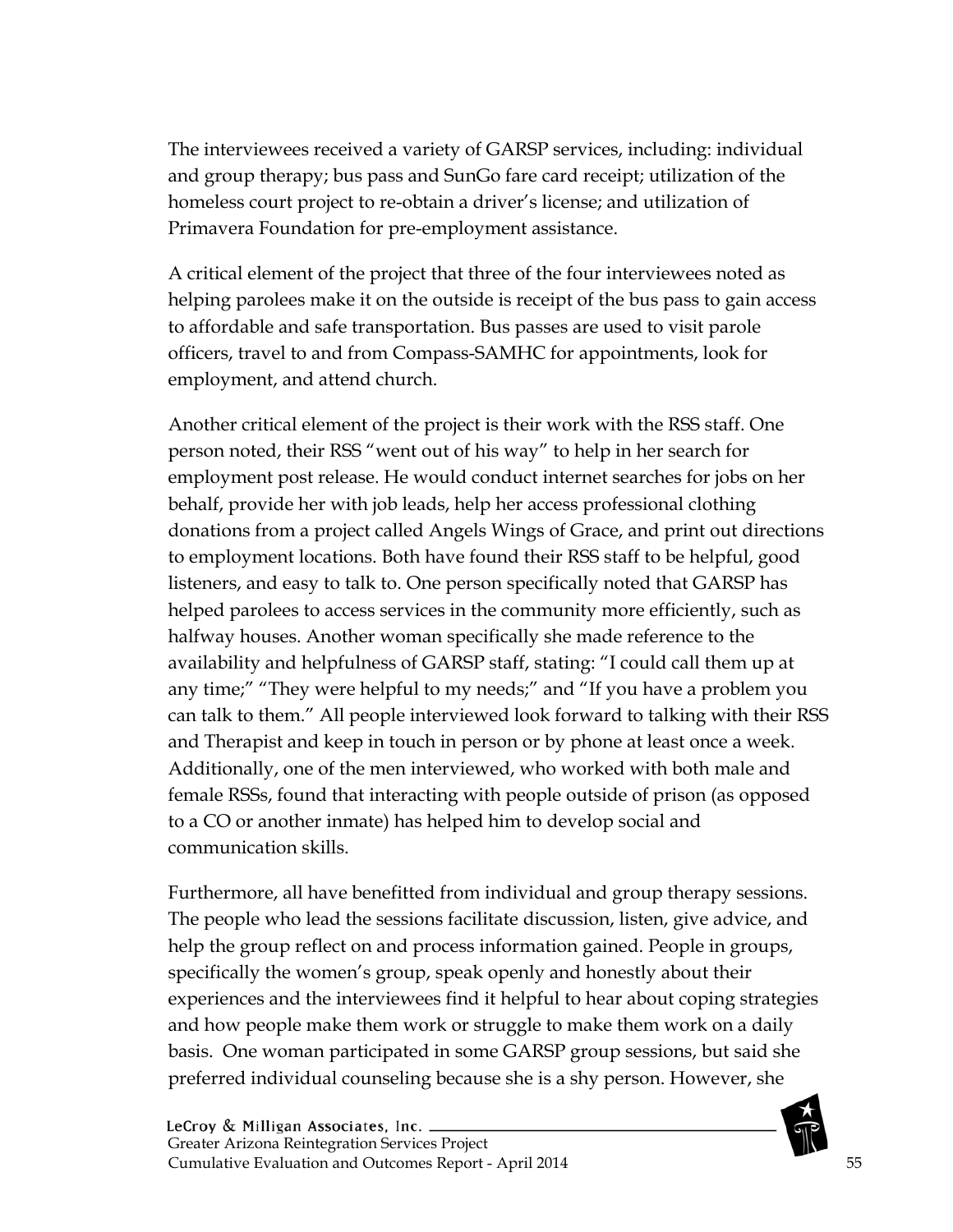The interviewees received a variety of GARSP services, including: individual and group therapy; bus pass and SunGo fare card receipt; utilization of the homeless court project to re-obtain a driver's license; and utilization of Primavera Foundation for pre-employment assistance.

A critical element of the project that three of the four interviewees noted as helping parolees make it on the outside is receipt of the bus pass to gain access to affordable and safe transportation. Bus passes are used to visit parole officers, travel to and from Compass-SAMHC for appointments, look for employment, and attend church.

Another critical element of the project is their work with the RSS staff. One person noted, their RSS "went out of his way" to help in her search for employment post release. He would conduct internet searches for jobs on her behalf, provide her with job leads, help her access professional clothing donations from a project called Angels Wings of Grace, and print out directions to employment locations. Both have found their RSS staff to be helpful, good listeners, and easy to talk to. One person specifically noted that GARSP has helped parolees to access services in the community more efficiently, such as halfway houses. Another woman specifically she made reference to the availability and helpfulness of GARSP staff, stating: "I could call them up at any time;" "They were helpful to my needs;" and "If you have a problem you can talk to them." All people interviewed look forward to talking with their RSS and Therapist and keep in touch in person or by phone at least once a week. Additionally, one of the men interviewed, who worked with both male and female RSSs, found that interacting with people outside of prison (as opposed to a CO or another inmate) has helped him to develop social and communication skills.

Furthermore, all have benefitted from individual and group therapy sessions. The people who lead the sessions facilitate discussion, listen, give advice, and help the group reflect on and process information gained. People in groups, specifically the women's group, speak openly and honestly about their experiences and the interviewees find it helpful to hear about coping strategies and how people make them work or struggle to make them work on a daily basis. One woman participated in some GARSP group sessions, but said she preferred individual counseling because she is a shy person. However, she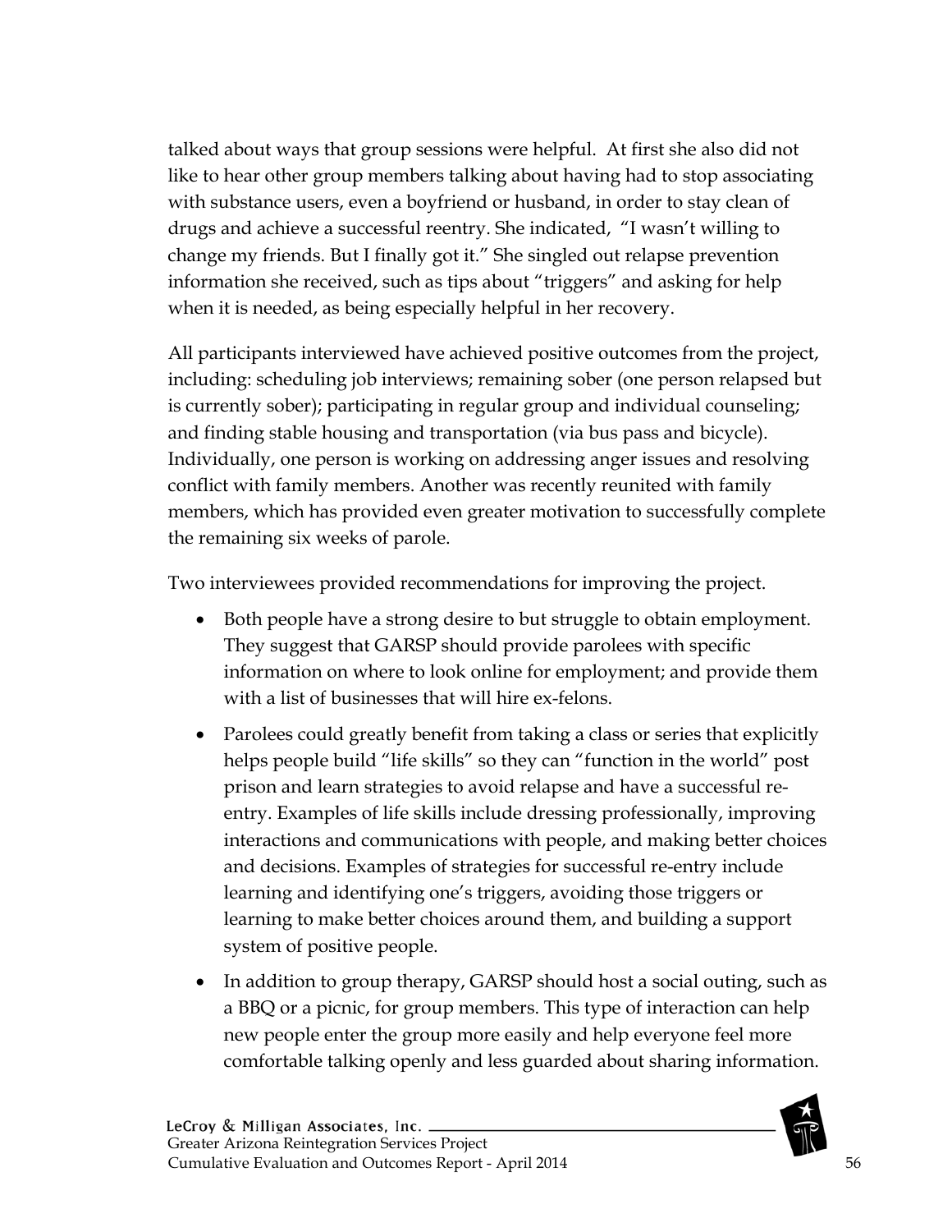talked about ways that group sessions were helpful. At first she also did not like to hear other group members talking about having had to stop associating with substance users, even a boyfriend or husband, in order to stay clean of drugs and achieve a successful reentry. She indicated, "I wasn't willing to change my friends. But I finally got it." She singled out relapse prevention information she received, such as tips about "triggers" and asking for help when it is needed, as being especially helpful in her recovery.

All participants interviewed have achieved positive outcomes from the project, including: scheduling job interviews; remaining sober (one person relapsed but is currently sober); participating in regular group and individual counseling; and finding stable housing and transportation (via bus pass and bicycle). Individually, one person is working on addressing anger issues and resolving conflict with family members. Another was recently reunited with family members, which has provided even greater motivation to successfully complete the remaining six weeks of parole.

Two interviewees provided recommendations for improving the project.

- Both people have a strong desire to but struggle to obtain employment. They suggest that GARSP should provide parolees with specific information on where to look online for employment; and provide them with a list of businesses that will hire ex-felons.
- Parolees could greatly benefit from taking a class or series that explicitly helps people build "life skills" so they can "function in the world" post prison and learn strategies to avoid relapse and have a successful re-entry. Examples of life skills include dressing professionally, improving interactions and communications with people, and making better choices and decisions. Examples of strategies for successful re-entry include learning and identifying one's triggers, avoiding those triggers or learning to make better choices around them, and building a support system of positive people.
- In addition to group therapy, GARSP should host a social outing, such as a BBQ or a picnic, for group members. This type of interaction can help new people enter the group more easily and help everyone feel more comfortable talking openly and less guarded about sharing information.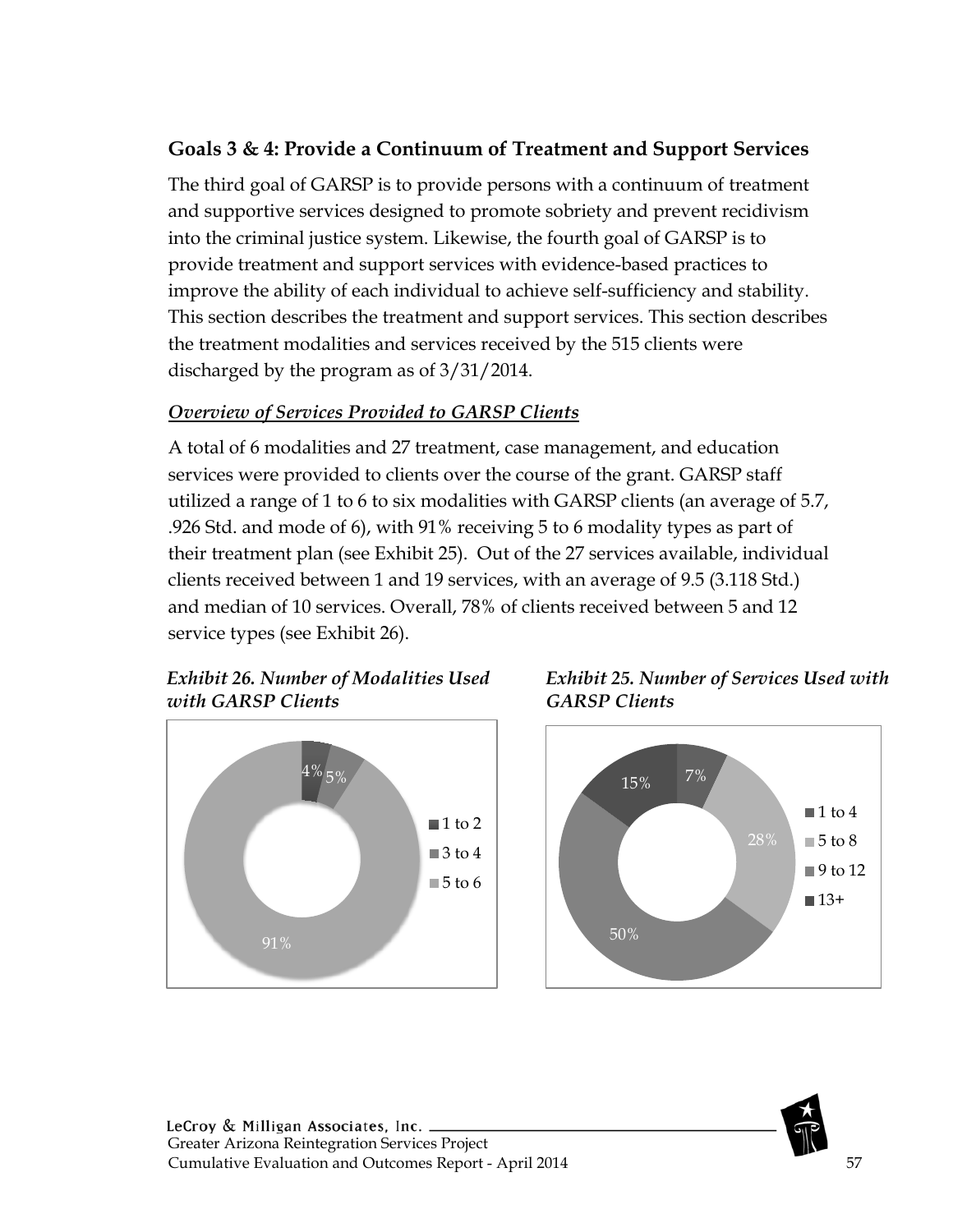## Goals 3 & 4: Provide a Continuum of Treatment and Support Services

The third goal of GARSP is to provide persons with a continuum of treatment and supportive services designed to promote sobriety and prevent recidivism into the criminal justice system. Likewise, the fourth goal of GARSP is to provide treatment and support services with evidence-based practices to improve the ability of each individual to achieve self-sufficiency and stability. This section describes the treatment and support services. This section describes the treatment modalities and services received by the 515 clients were discharged by the program as of 3/31/2014.

### *Overview of Services Provided to GARSP Clients*

A total of 6 modalities and 27 treatment, case management, and education services were provided to clients over the course of the grant. GARSP staff utilized a range of 1 to 6 to six modalities with GARSP clients (an average of 5.7, .926 Std. and mode of 6), with 91% receiving 5 to 6 modality types as part of their treatment plan (see Exhibit 25). Out of the 27 services available, individual clients received between 1 and 19 services, with an average of 9.5 (3.118 Std.) and median of 10 services. Overall, 78% of clients received between 5 and 12 service types (see Exhibit 26).

***Exhibit 26. Number of Modalities Used with GARSP Clients***

| Number of Modalities | Percent |
|---|---|
| 1 to 2 | 4% |
| 3 to 4 | 5% |
| 5 to 6 | 91% |

***Exhibit 25. Number of Services Used with GARSP Clients***

| Number of Services | Percent |
|---|---|
| 1 to 4 | 7% |
| 5 to 8 | 28% |
| 9 to 12 | 50% |
| 13+ | 15% |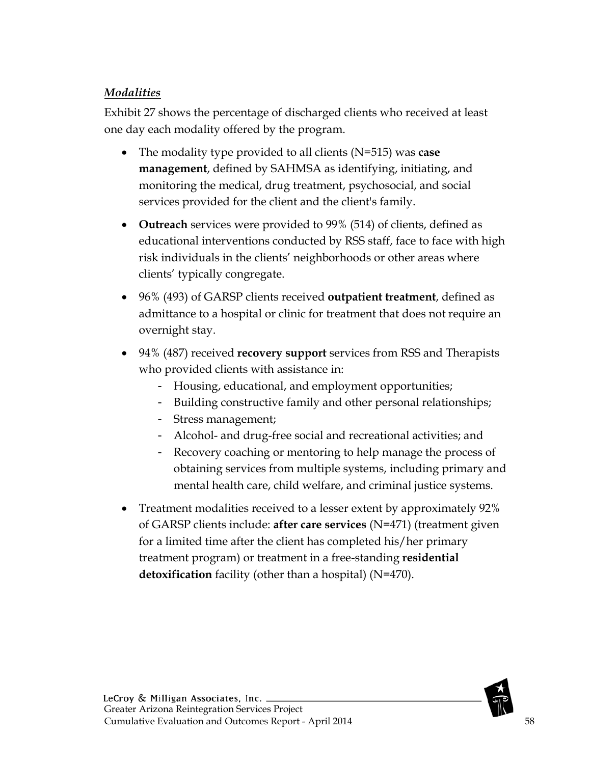***Modalities***

Exhibit 27 shows the percentage of discharged clients who received at least one day each modality offered by the program.

- The modality type provided to all clients (N=515) was **case management**, defined by SAHMSA as identifying, initiating, and monitoring the medical, drug treatment, psychosocial, and social services provided for the client and the client's family.
- **Outreach** services were provided to 99% (514) of clients, defined as educational interventions conducted by RSS staff, face to face with high risk individuals in the clients' neighborhoods or other areas where clients' typically congregate.
- 96% (493) of GARSP clients received **outpatient treatment**, defined as admittance to a hospital or clinic for treatment that does not require an overnight stay.
- 94% (487) received **recovery support** services from RSS and Therapists who provided clients with assistance in:
  - Housing, educational, and employment opportunities;
  - Building constructive family and other personal relationships;
  - Stress management;
  - Alcohol- and drug-free social and recreational activities; and
  - Recovery coaching or mentoring to help manage the process of obtaining services from multiple systems, including primary and mental health care, child welfare, and criminal justice systems.
- Treatment modalities received to a lesser extent by approximately 92% of GARSP clients include: **after care services** (N=471) (treatment given for a limited time after the client has completed his/her primary treatment program) or treatment in a free-standing **residential detoxification** facility (other than a hospital) (N=470).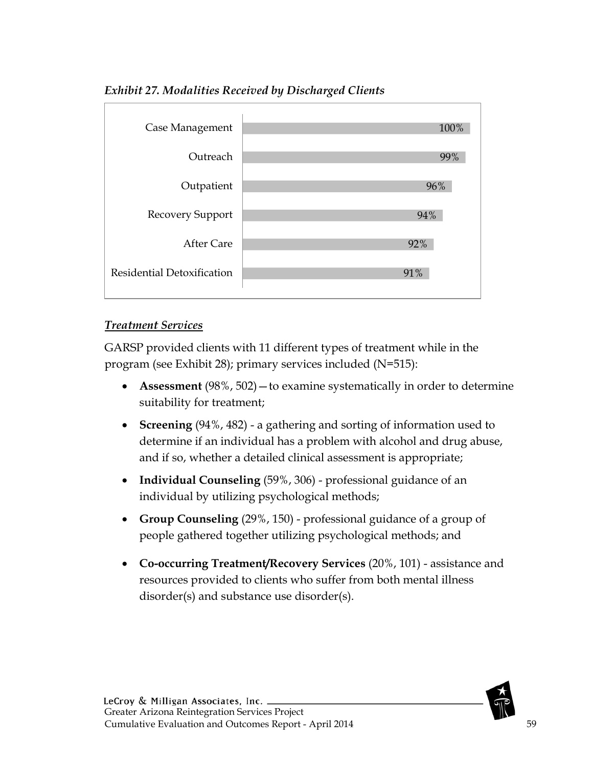*Exhibit 27. Modalities Received by Discharged Clients*

| Modality | Percent |
|---|---|
| Case Management | 100% |
| Outreach | 99% |
| Outpatient | 96% |
| Recovery Support | 94% |
| After Care | 92% |
| Residential Detoxification | 91% |

***Treatment Services***

GARSP provided clients with 11 different types of treatment while in the program (see Exhibit 28); primary services included (N=515):

- **Assessment** (98%, 502)—to examine systematically in order to determine suitability for treatment;
- **Screening** (94%, 482) - a gathering and sorting of information used to determine if an individual has a problem with alcohol and drug abuse, and if so, whether a detailed clinical assessment is appropriate;
- **Individual Counseling** (59%, 306) - professional guidance of an individual by utilizing psychological methods;
- **Group Counseling** (29%, 150) - professional guidance of a group of people gathered together utilizing psychological methods; and
- **Co-occurring Treatment/Recovery Services** (20%, 101) - assistance and resources provided to clients who suffer from both mental illness disorder(s) and substance use disorder(s).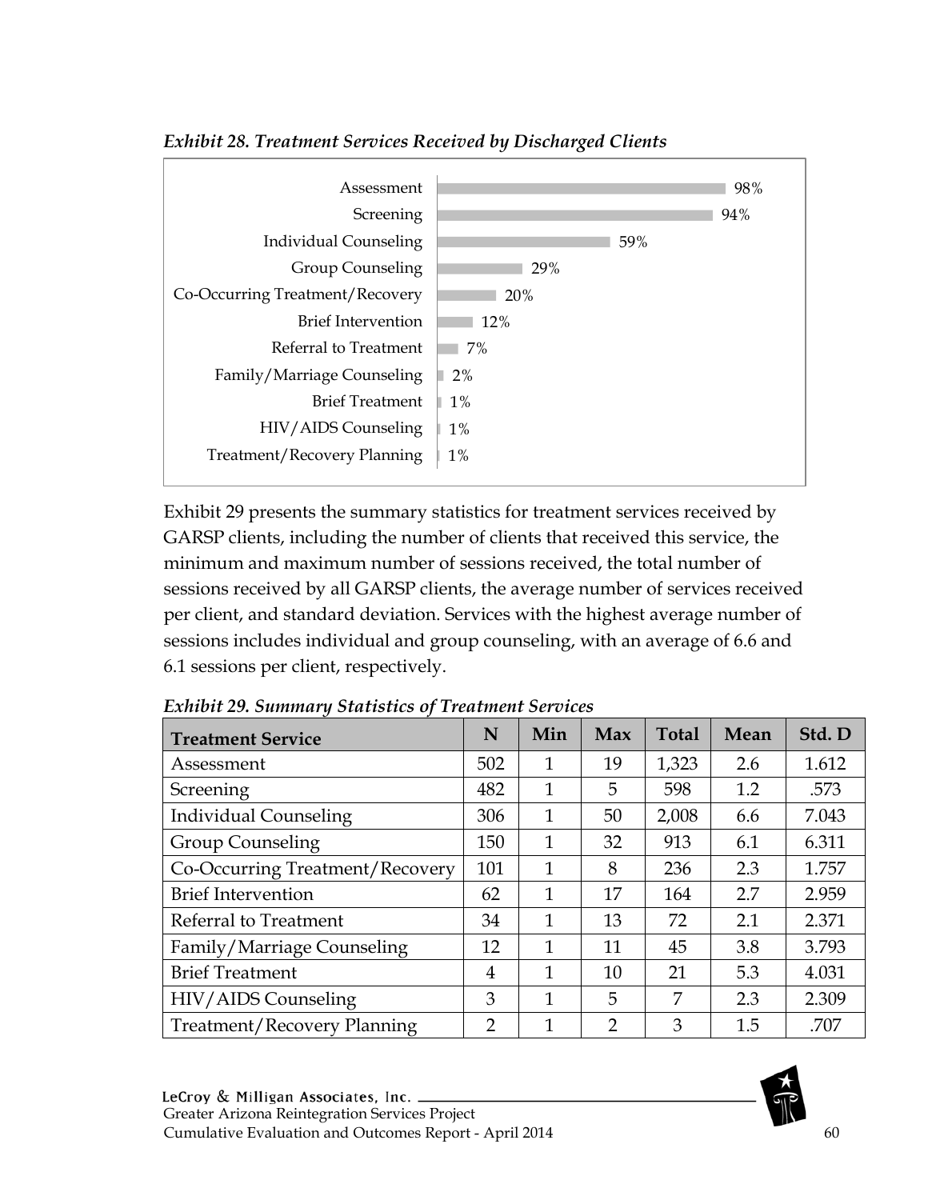*Exhibit 28. Treatment Services Received by Discharged Clients*

| Treatment Service | Percent |
|---|---|
| Assessment | 98% |
| Screening | 94% |
| Individual Counseling | 59% |
| Group Counseling | 29% |
| Co-Occurring Treatment/Recovery | 20% |
| Brief Intervention | 12% |
| Referral to Treatment | 7% |
| Family/Marriage Counseling | 2% |
| Brief Treatment | 1% |
| HIV/AIDS Counseling | 1% |
| Treatment/Recovery Planning | 1% |

Exhibit 29 presents the summary statistics for treatment services received by GARSP clients, including the number of clients that received this service, the minimum and maximum number of sessions received, the total number of sessions received by all GARSP clients, the average number of services received per client, and standard deviation. Services with the highest average number of sessions includes individual and group counseling, with an average of 6.6 and 6.1 sessions per client, respectively.

*Exhibit 29. Summary Statistics of Treatment Services*

| Treatment Service | N | Min | Max | Total | Mean | Std. D |
|---|---|---|---|---|---|---|
| Assessment | 502 | 1 | 19 | 1,323 | 2.6 | 1.612 |
| Screening | 482 | 1 | 5 | 598 | 1.2 | .573 |
| Individual Counseling | 306 | 1 | 50 | 2,008 | 6.6 | 7.043 |
| Group Counseling | 150 | 1 | 32 | 913 | 6.1 | 6.311 |
| Co-Occurring Treatment/Recovery | 101 | 1 | 8 | 236 | 2.3 | 1.757 |
| Brief Intervention | 62 | 1 | 17 | 164 | 2.7 | 2.959 |
| Referral to Treatment | 34 | 1 | 13 | 72 | 2.1 | 2.371 |
| Family/Marriage Counseling | 12 | 1 | 11 | 45 | 3.8 | 3.793 |
| Brief Treatment | 4 | 1 | 10 | 21 | 5.3 | 4.031 |
| HIV/AIDS Counseling | 3 | 1 | 5 | 7 | 2.3 | 2.309 |
| Treatment/Recovery Planning | 2 | 1 | 2 | 3 | 1.5 | .707 |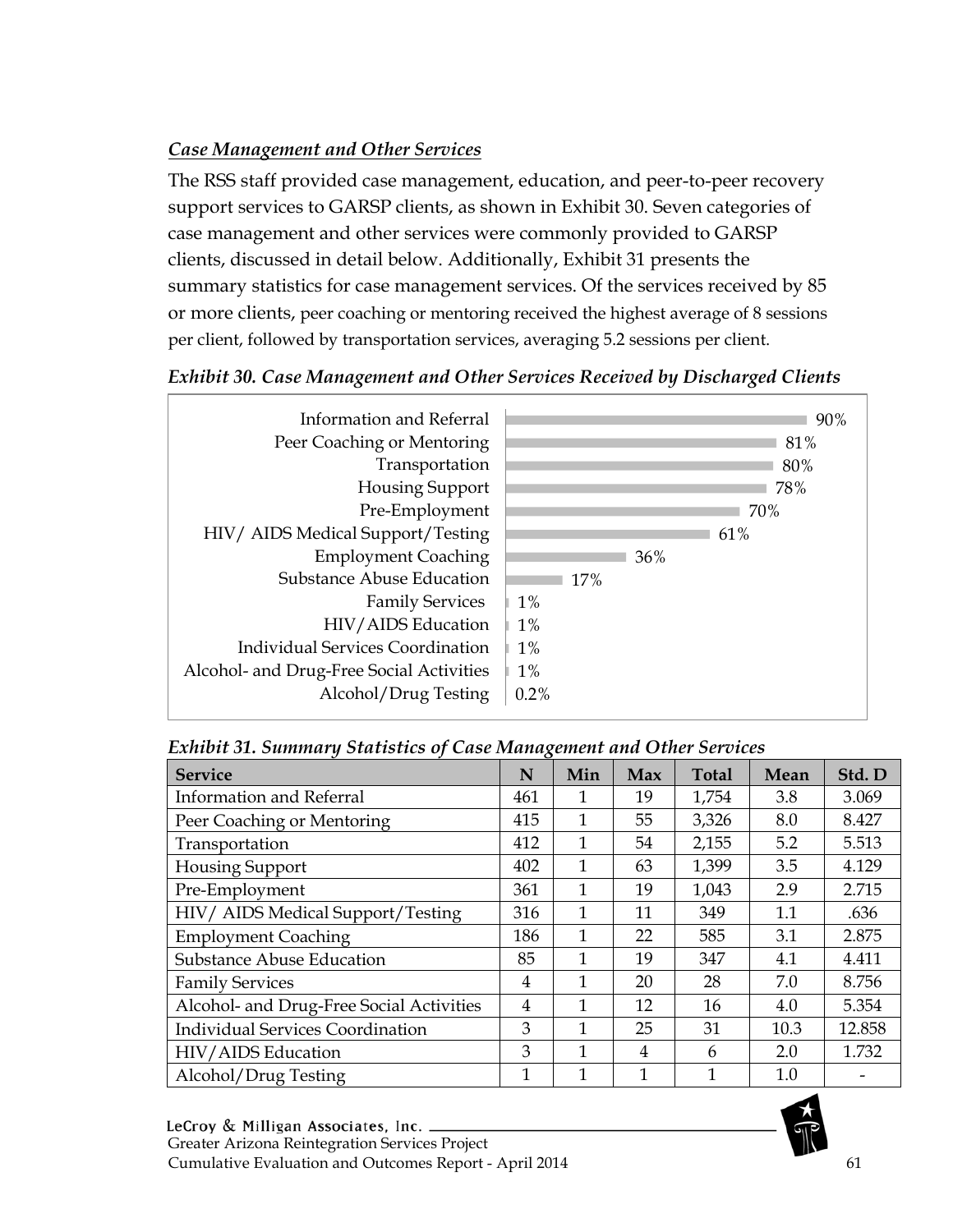### *Case Management and Other Services*

The RSS staff provided case management, education, and peer-to-peer recovery support services to GARSP clients, as shown in Exhibit 30. Seven categories of case management and other services were commonly provided to GARSP clients, discussed in detail below. Additionally, Exhibit 31 presents the summary statistics for case management services. Of the services received by 85 or more clients, peer coaching or mentoring received the highest average of 8 sessions per client, followed by transportation services, averaging 5.2 sessions per client.

*Exhibit 30. Case Management and Other Services Received by Discharged Clients*

| Service | Percent |
|---|---|
| Information and Referral | 90% |
| Peer Coaching or Mentoring | 81% |
| Transportation | 80% |
| Housing Support | 78% |
| Pre-Employment | 70% |
| HIV/ AIDS Medical Support/Testing | 61% |
| Employment Coaching | 36% |
| Substance Abuse Education | 17% |
| Family Services | 1% |
| HIV/AIDS Education | 1% |
| Individual Services Coordination | 1% |
| Alcohol- and Drug-Free Social Activities | 1% |
| Alcohol/Drug Testing | 0.2% |

*Exhibit 31. Summary Statistics of Case Management and Other Services*

| Service | N | Min | Max | Total | Mean | Std. D |
|---|---|---|---|---|---|---|
| Information and Referral | 461 | 1 | 19 | 1,754 | 3.8 | 3.069 |
| Peer Coaching or Mentoring | 415 | 1 | 55 | 3,326 | 8.0 | 8.427 |
| Transportation | 412 | 1 | 54 | 2,155 | 5.2 | 5.513 |
| Housing Support | 402 | 1 | 63 | 1,399 | 3.5 | 4.129 |
| Pre-Employment | 361 | 1 | 19 | 1,043 | 2.9 | 2.715 |
| HIV/ AIDS Medical Support/Testing | 316 | 1 | 11 | 349 | 1.1 | .636 |
| Employment Coaching | 186 | 1 | 22 | 585 | 3.1 | 2.875 |
| Substance Abuse Education | 85 | 1 | 19 | 347 | 4.1 | 4.411 |
| Family Services | 4 | 1 | 20 | 28 | 7.0 | 8.756 |
| Alcohol- and Drug-Free Social Activities | 4 | 1 | 12 | 16 | 4.0 | 5.354 |
| Individual Services Coordination | 3 | 1 | 25 | 31 | 10.3 | 12.858 |
| HIV/AIDS Education | 3 | 1 | 4 | 6 | 2.0 | 1.732 |
| Alcohol/Drug Testing | 1 | 1 | 1 | 1 | 1.0 | - |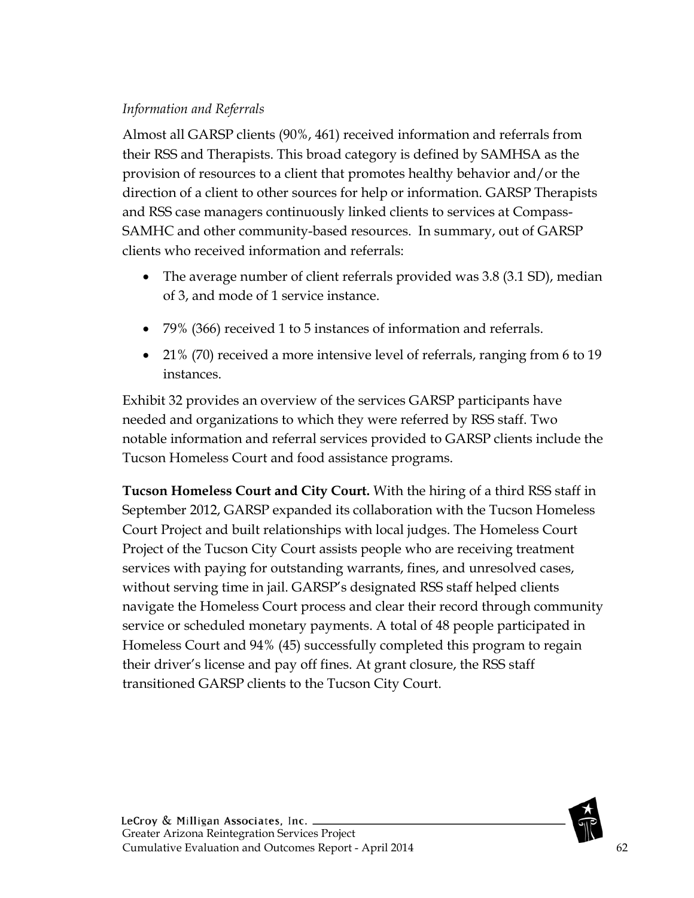*Information and Referrals*

Almost all GARSP clients (90%, 461) received information and referrals from their RSS and Therapists. This broad category is defined by SAMHSA as the provision of resources to a client that promotes healthy behavior and/or the direction of a client to other sources for help or information. GARSP Therapists and RSS case managers continuously linked clients to services at Compass-SAMHC and other community-based resources. In summary, out of GARSP clients who received information and referrals:

- The average number of client referrals provided was 3.8 (3.1 SD), median of 3, and mode of 1 service instance.
- 79% (366) received 1 to 5 instances of information and referrals.
- 21% (70) received a more intensive level of referrals, ranging from 6 to 19 instances.

Exhibit 32 provides an overview of the services GARSP participants have needed and organizations to which they were referred by RSS staff. Two notable information and referral services provided to GARSP clients include the Tucson Homeless Court and food assistance programs.

**Tucson Homeless Court and City Court.** With the hiring of a third RSS staff in September 2012, GARSP expanded its collaboration with the Tucson Homeless Court Project and built relationships with local judges. The Homeless Court Project of the Tucson City Court assists people who are receiving treatment services with paying for outstanding warrants, fines, and unresolved cases, without serving time in jail. GARSP's designated RSS staff helped clients navigate the Homeless Court process and clear their record through community service or scheduled monetary payments. A total of 48 people participated in Homeless Court and 94% (45) successfully completed this program to regain their driver's license and pay off fines. At grant closure, the RSS staff transitioned GARSP clients to the Tucson City Court.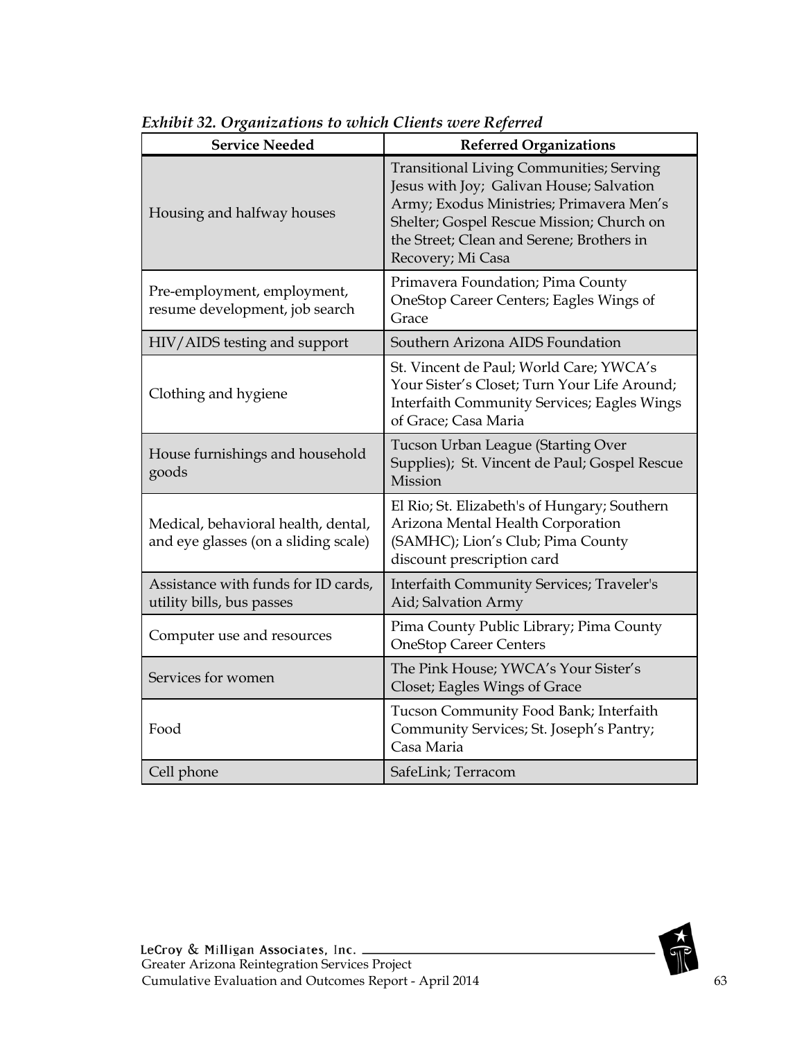*Exhibit 32. Organizations to which Clients were Referred*

| Service Needed | Referred Organizations |
|---|---|
| Housing and halfway houses | Transitional Living Communities; Serving Jesus with Joy; Galivan House; Salvation Army; Exodus Ministries; Primavera Men's Shelter; Gospel Rescue Mission; Church on the Street; Clean and Serene; Brothers in Recovery; Mi Casa |
| Pre-employment, employment, resume development, job search | Primavera Foundation; Pima County OneStop Career Centers; Eagles Wings of Grace |
| HIV/AIDS testing and support | Southern Arizona AIDS Foundation |
| Clothing and hygiene | St. Vincent de Paul; World Care; YWCA's Your Sister's Closet; Turn Your Life Around; Interfaith Community Services; Eagles Wings of Grace; Casa Maria |
| House furnishings and household goods | Tucson Urban League (Starting Over Supplies); St. Vincent de Paul; Gospel Rescue Mission |
| Medical, behavioral health, dental, and eye glasses (on a sliding scale) | El Rio; St. Elizabeth's of Hungary; Southern Arizona Mental Health Corporation (SAMHC); Lion's Club; Pima County discount prescription card |
| Assistance with funds for ID cards, utility bills, bus passes | Interfaith Community Services; Traveler's Aid; Salvation Army |
| Computer use and resources | Pima County Public Library; Pima County OneStop Career Centers |
| Services for women | The Pink House; YWCA's Your Sister's Closet; Eagles Wings of Grace |
| Food | Tucson Community Food Bank; Interfaith Community Services; St. Joseph's Pantry; Casa Maria |
| Cell phone | SafeLink; Terracom |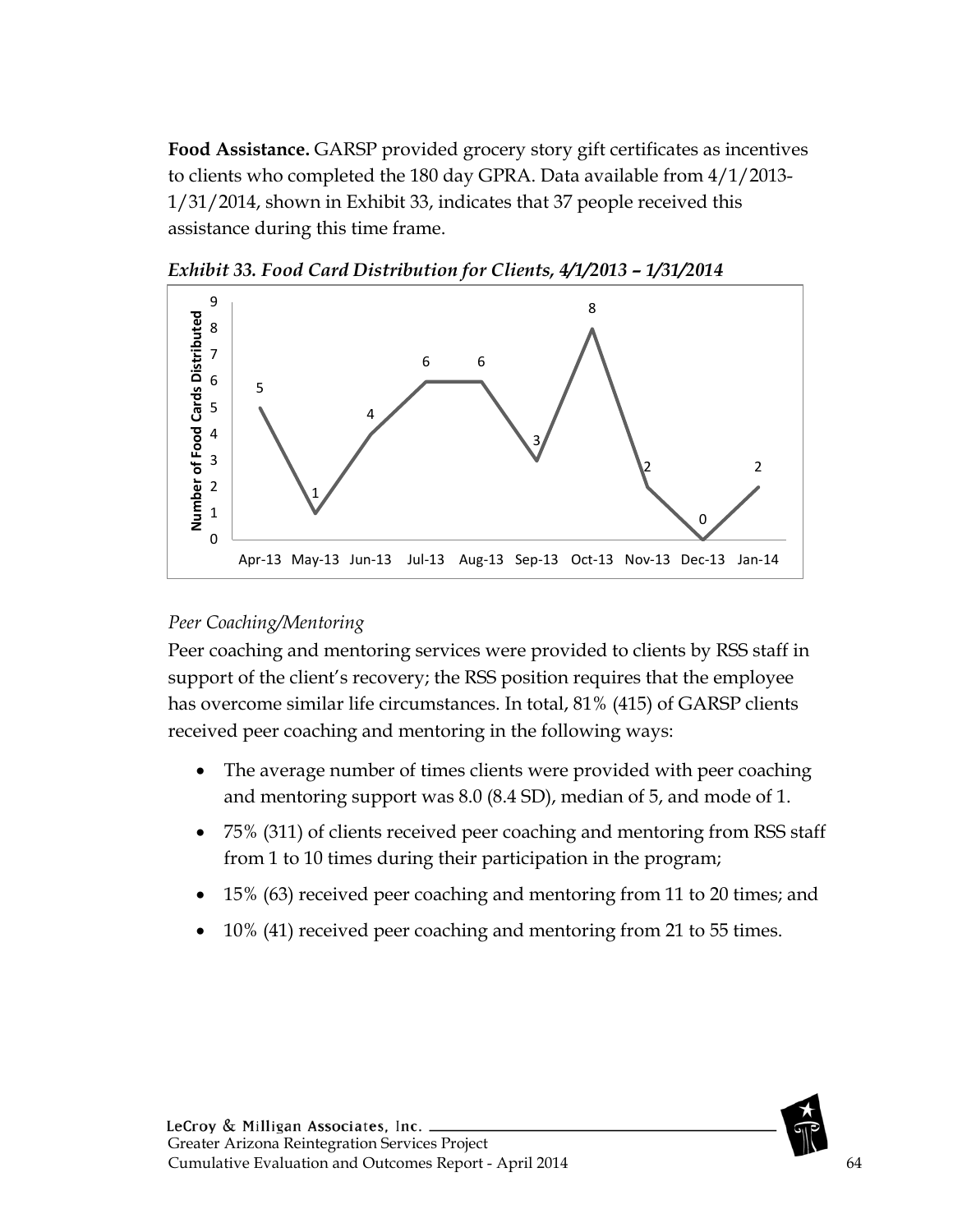**Food Assistance.** GARSP provided grocery story gift certificates as incentives to clients who completed the 180 day GPRA. Data available from 4/1/2013-1/31/2014, shown in Exhibit 33, indicates that 37 people received this assistance during this time frame.

***Exhibit 33. Food Card Distribution for Clients, 4/1/2013 – 1/31/2014***

| Month | Number of Food Cards Distributed |
|---|---|
| Apr-13 | 5 |
| May-13 | 1 |
| Jun-13 | 4 |
| Jul-13 | 6 |
| Aug-13 | 6 |
| Sep-13 | 3 |
| Oct-13 | 8 |
| Nov-13 | 2 |
| Dec-13 | 0 |
| Jan-14 | 2 |

*Peer Coaching/Mentoring*

Peer coaching and mentoring services were provided to clients by RSS staff in support of the client's recovery; the RSS position requires that the employee has overcome similar life circumstances. In total, 81% (415) of GARSP clients received peer coaching and mentoring in the following ways:

- The average number of times clients were provided with peer coaching and mentoring support was 8.0 (8.4 SD), median of 5, and mode of 1.
- 75% (311) of clients received peer coaching and mentoring from RSS staff from 1 to 10 times during their participation in the program;
- 15% (63) received peer coaching and mentoring from 11 to 20 times; and
- 10% (41) received peer coaching and mentoring from 21 to 55 times.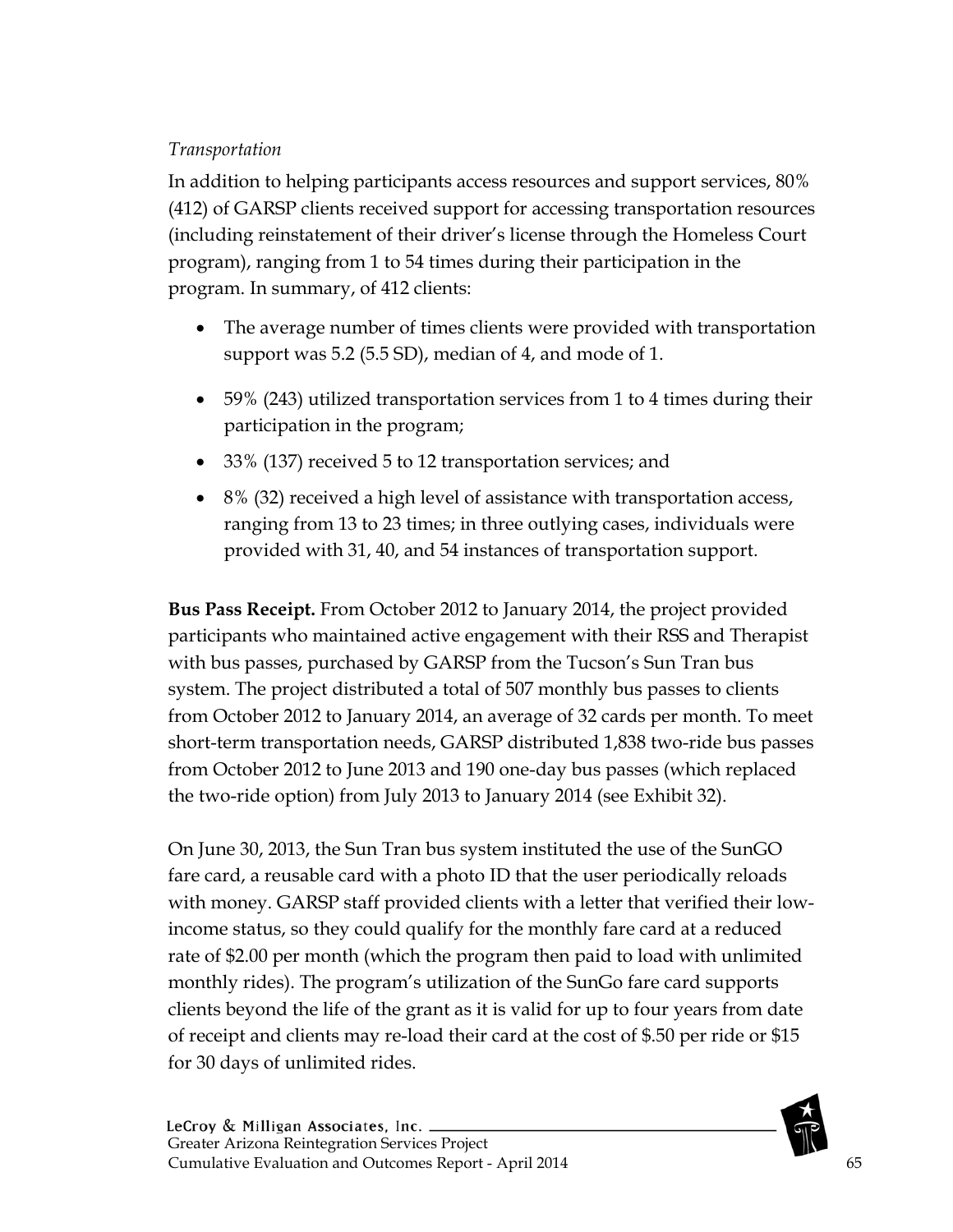*Transportation*

In addition to helping participants access resources and support services, 80% (412) of GARSP clients received support for accessing transportation resources (including reinstatement of their driver's license through the Homeless Court program), ranging from 1 to 54 times during their participation in the program. In summary, of 412 clients:

- The average number of times clients were provided with transportation support was 5.2 (5.5 SD), median of 4, and mode of 1.
- 59% (243) utilized transportation services from 1 to 4 times during their participation in the program;
- 33% (137) received 5 to 12 transportation services; and
- 8% (32) received a high level of assistance with transportation access, ranging from 13 to 23 times; in three outlying cases, individuals were provided with 31, 40, and 54 instances of transportation support.

**Bus Pass Receipt.** From October 2012 to January 2014, the project provided participants who maintained active engagement with their RSS and Therapist with bus passes, purchased by GARSP from the Tucson's Sun Tran bus system. The project distributed a total of 507 monthly bus passes to clients from October 2012 to January 2014, an average of 32 cards per month. To meet short-term transportation needs, GARSP distributed 1,838 two-ride bus passes from October 2012 to June 2013 and 190 one-day bus passes (which replaced the two-ride option) from July 2013 to January 2014 (see Exhibit 32).

On June 30, 2013, the Sun Tran bus system instituted the use of the SunGO fare card, a reusable card with a photo ID that the user periodically reloads with money. GARSP staff provided clients with a letter that verified their low-income status, so they could qualify for the monthly fare card at a reduced rate of $2.00 per month (which the program then paid to load with unlimited monthly rides). The program's utilization of the SunGo fare card supports clients beyond the life of the grant as it is valid for up to four years from date of receipt and clients may re-load their card at the cost of $.50 per ride or $15 for 30 days of unlimited rides.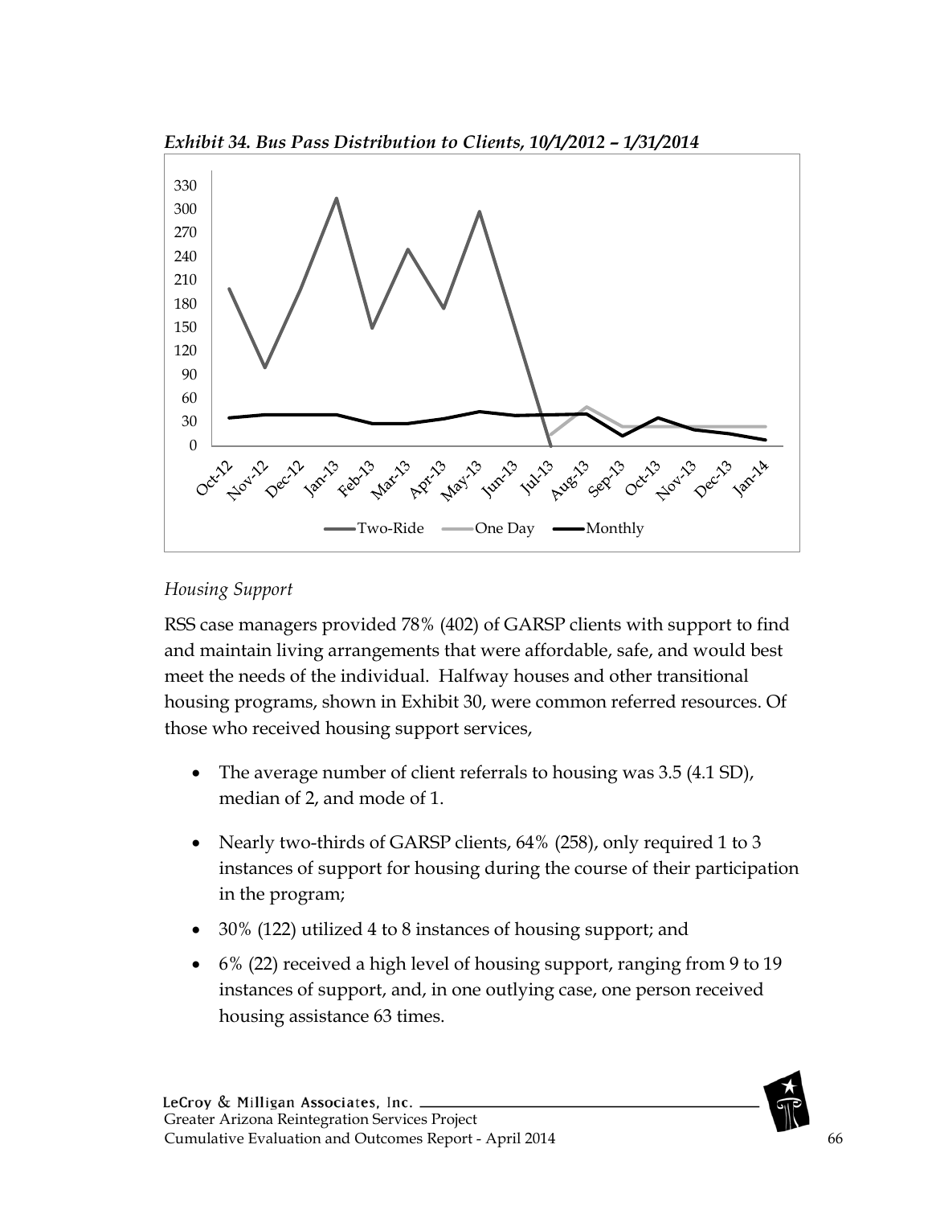*Exhibit 34. Bus Pass Distribution to Clients, 10/1/2012 – 1/31/2014*

*Housing Support*

RSS case managers provided 78% (402) of GARSP clients with support to find and maintain living arrangements that were affordable, safe, and would best meet the needs of the individual. Halfway houses and other transitional housing programs, shown in Exhibit 30, were common referred resources. Of those who received housing support services,

- The average number of client referrals to housing was 3.5 (4.1 SD), median of 2, and mode of 1.
- Nearly two-thirds of GARSP clients, 64% (258), only required 1 to 3 instances of support for housing during the course of their participation in the program;
- 30% (122) utilized 4 to 8 instances of housing support; and
- 6% (22) received a high level of housing support, ranging from 9 to 19 instances of support, and, in one outlying case, one person received housing assistance 63 times.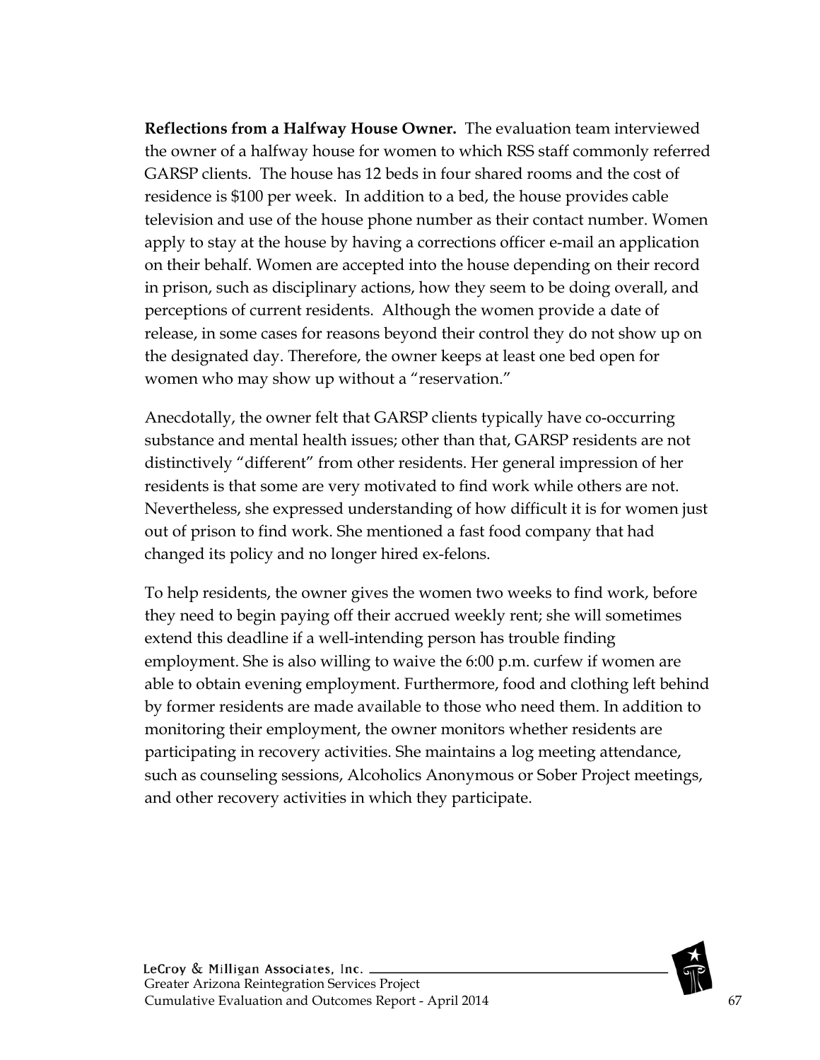**Reflections from a Halfway House Owner.** The evaluation team interviewed the owner of a halfway house for women to which RSS staff commonly referred GARSP clients. The house has 12 beds in four shared rooms and the cost of residence is $100 per week. In addition to a bed, the house provides cable television and use of the house phone number as their contact number. Women apply to stay at the house by having a corrections officer e-mail an application on their behalf. Women are accepted into the house depending on their record in prison, such as disciplinary actions, how they seem to be doing overall, and perceptions of current residents. Although the women provide a date of release, in some cases for reasons beyond their control they do not show up on the designated day. Therefore, the owner keeps at least one bed open for women who may show up without a "reservation."

Anecdotally, the owner felt that GARSP clients typically have co-occurring substance and mental health issues; other than that, GARSP residents are not distinctively "different" from other residents. Her general impression of her residents is that some are very motivated to find work while others are not. Nevertheless, she expressed understanding of how difficult it is for women just out of prison to find work. She mentioned a fast food company that had changed its policy and no longer hired ex-felons.

To help residents, the owner gives the women two weeks to find work, before they need to begin paying off their accrued weekly rent; she will sometimes extend this deadline if a well-intending person has trouble finding employment. She is also willing to waive the 6:00 p.m. curfew if women are able to obtain evening employment. Furthermore, food and clothing left behind by former residents are made available to those who need them. In addition to monitoring their employment, the owner monitors whether residents are participating in recovery activities. She maintains a log meeting attendance, such as counseling sessions, Alcoholics Anonymous or Sober Project meetings, and other recovery activities in which they participate.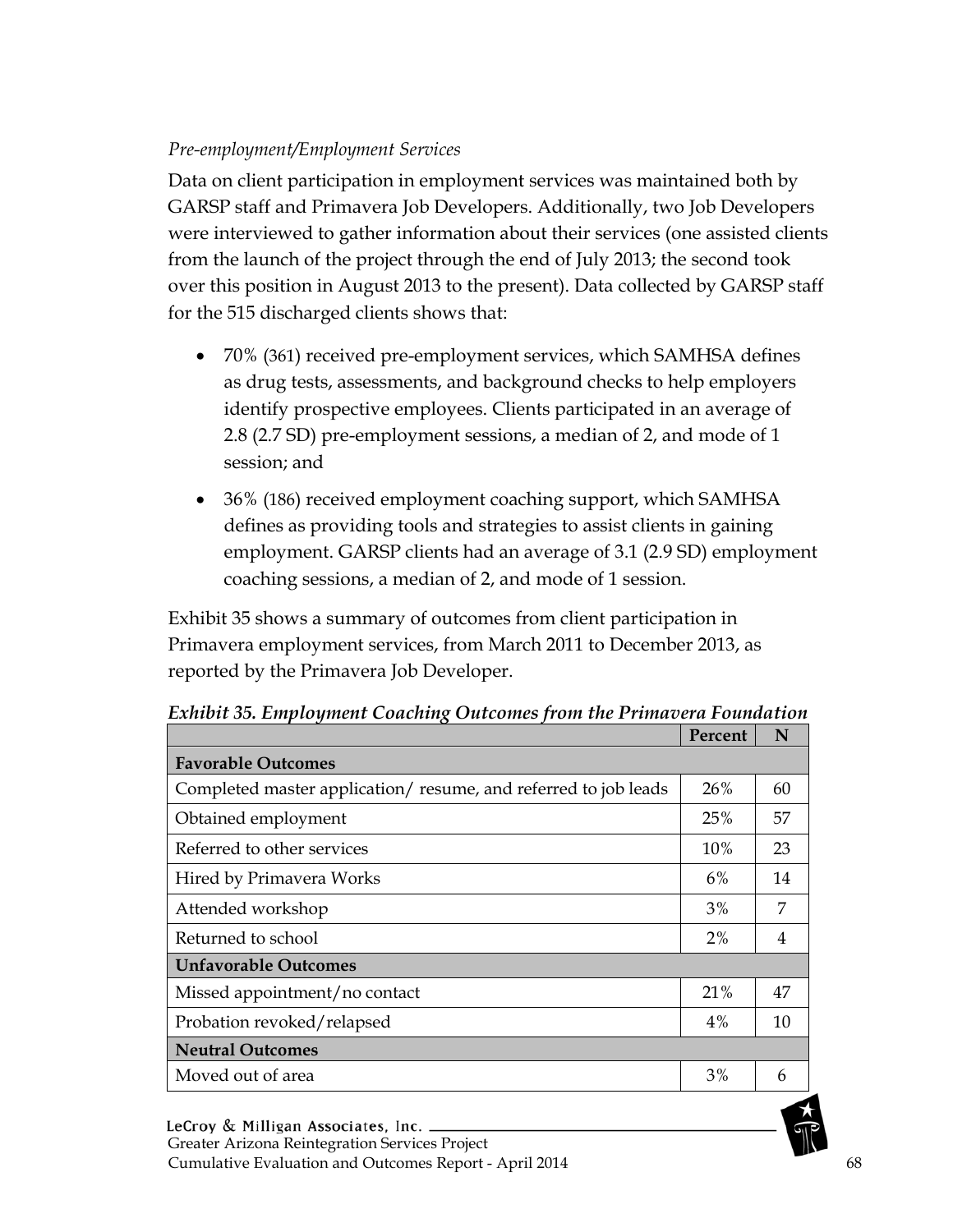*Pre-employment/Employment Services*

Data on client participation in employment services was maintained both by GARSP staff and Primavera Job Developers. Additionally, two Job Developers were interviewed to gather information about their services (one assisted clients from the launch of the project through the end of July 2013; the second took over this position in August 2013 to the present). Data collected by GARSP staff for the 515 discharged clients shows that:

- 70% (361) received pre-employment services, which SAMHSA defines as drug tests, assessments, and background checks to help employers identify prospective employees. Clients participated in an average of 2.8 (2.7 SD) pre-employment sessions, a median of 2, and mode of 1 session; and
- 36% (186) received employment coaching support, which SAMHSA defines as providing tools and strategies to assist clients in gaining employment. GARSP clients had an average of 3.1 (2.9 SD) employment coaching sessions, a median of 2, and mode of 1 session.

Exhibit 35 shows a summary of outcomes from client participation in Primavera employment services, from March 2011 to December 2013, as reported by the Primavera Job Developer.

***Exhibit 35. Employment Coaching Outcomes from the Primavera Foundation***

| | Percent | N |
|---|---|---|
| **Favorable Outcomes** | | |
| Completed master application/ resume, and referred to job leads | 26% | 60 |
| Obtained employment | 25% | 57 |
| Referred to other services | 10% | 23 |
| Hired by Primavera Works | 6% | 14 |
| Attended workshop | 3% | 7 |
| Returned to school | 2% | 4 |
| **Unfavorable Outcomes** | | |
| Missed appointment/no contact | 21% | 47 |
| Probation revoked/relapsed | 4% | 10 |
| **Neutral Outcomes** | | |
| Moved out of area | 3% | 6 |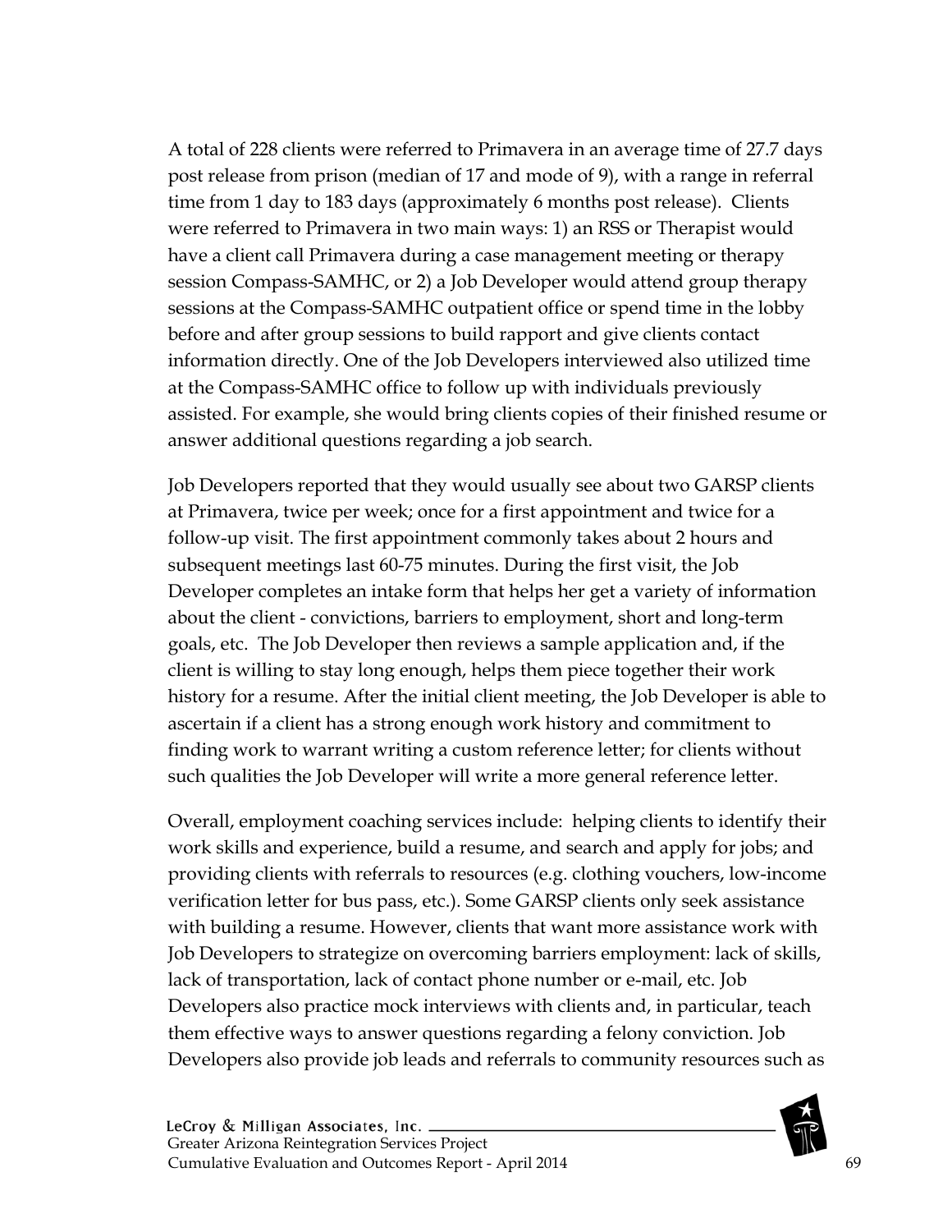A total of 228 clients were referred to Primavera in an average time of 27.7 days post release from prison (median of 17 and mode of 9), with a range in referral time from 1 day to 183 days (approximately 6 months post release). Clients were referred to Primavera in two main ways: 1) an RSS or Therapist would have a client call Primavera during a case management meeting or therapy session Compass-SAMHC, or 2) a Job Developer would attend group therapy sessions at the Compass-SAMHC outpatient office or spend time in the lobby before and after group sessions to build rapport and give clients contact information directly. One of the Job Developers interviewed also utilized time at the Compass-SAMHC office to follow up with individuals previously assisted. For example, she would bring clients copies of their finished resume or answer additional questions regarding a job search.

Job Developers reported that they would usually see about two GARSP clients at Primavera, twice per week; once for a first appointment and twice for a follow-up visit. The first appointment commonly takes about 2 hours and subsequent meetings last 60-75 minutes. During the first visit, the Job Developer completes an intake form that helps her get a variety of information about the client - convictions, barriers to employment, short and long-term goals, etc. The Job Developer then reviews a sample application and, if the client is willing to stay long enough, helps them piece together their work history for a resume. After the initial client meeting, the Job Developer is able to ascertain if a client has a strong enough work history and commitment to finding work to warrant writing a custom reference letter; for clients without such qualities the Job Developer will write a more general reference letter.

Overall, employment coaching services include: helping clients to identify their work skills and experience, build a resume, and search and apply for jobs; and providing clients with referrals to resources (e.g. clothing vouchers, low-income verification letter for bus pass, etc.). Some GARSP clients only seek assistance with building a resume. However, clients that want more assistance work with Job Developers to strategize on overcoming barriers employment: lack of skills, lack of transportation, lack of contact phone number or e-mail, etc. Job Developers also practice mock interviews with clients and, in particular, teach them effective ways to answer questions regarding a felony conviction. Job Developers also provide job leads and referrals to community resources such as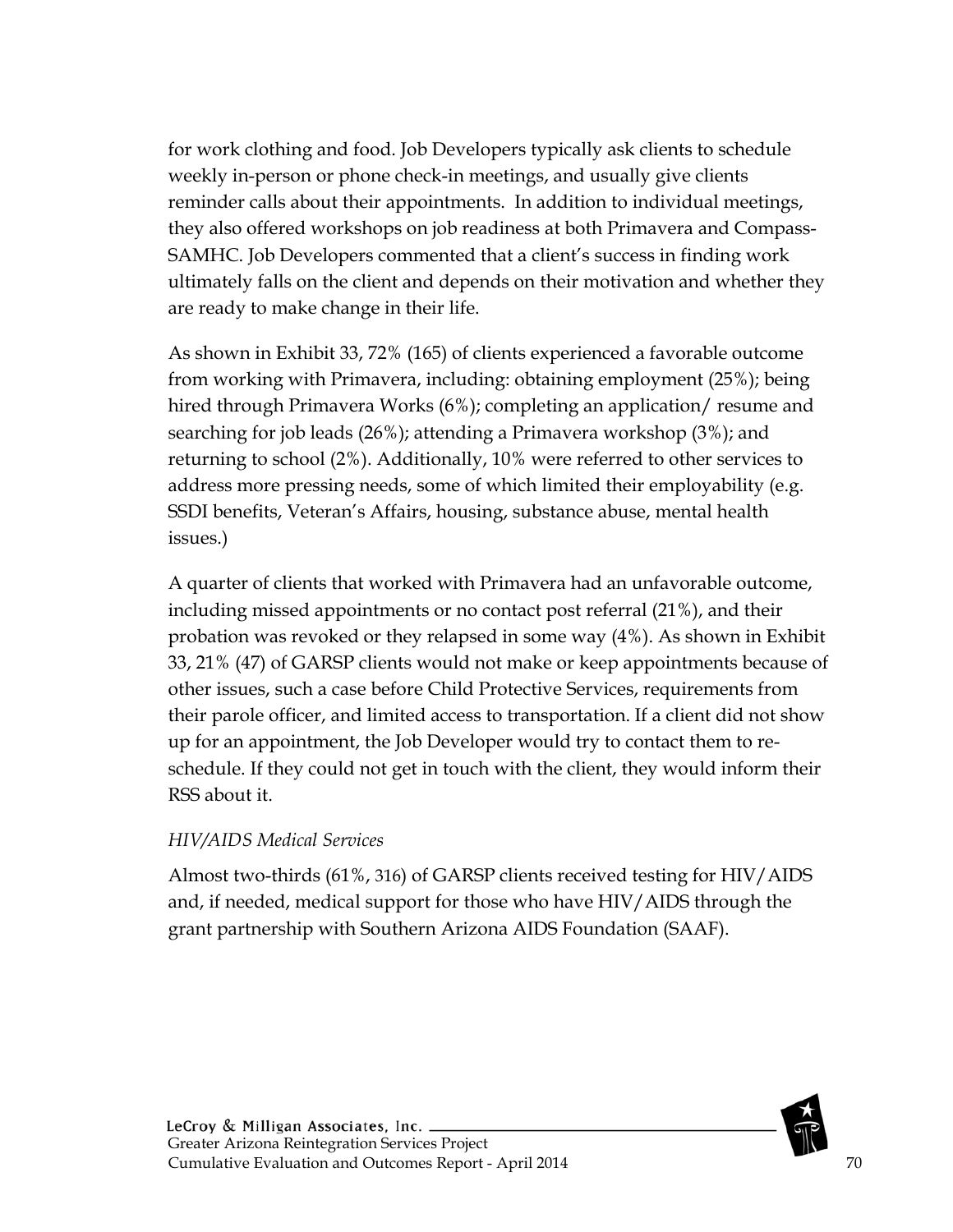for work clothing and food. Job Developers typically ask clients to schedule weekly in-person or phone check-in meetings, and usually give clients reminder calls about their appointments. In addition to individual meetings, they also offered workshops on job readiness at both Primavera and Compass-SAMHC. Job Developers commented that a client's success in finding work ultimately falls on the client and depends on their motivation and whether they are ready to make change in their life.

As shown in Exhibit 33, 72% (165) of clients experienced a favorable outcome from working with Primavera, including: obtaining employment (25%); being hired through Primavera Works (6%); completing an application/ resume and searching for job leads (26%); attending a Primavera workshop (3%); and returning to school (2%). Additionally, 10% were referred to other services to address more pressing needs, some of which limited their employability (e.g. SSDI benefits, Veteran's Affairs, housing, substance abuse, mental health issues.)

A quarter of clients that worked with Primavera had an unfavorable outcome, including missed appointments or no contact post referral (21%), and their probation was revoked or they relapsed in some way (4%). As shown in Exhibit 33, 21% (47) of GARSP clients would not make or keep appointments because of other issues, such a case before Child Protective Services, requirements from their parole officer, and limited access to transportation. If a client did not show up for an appointment, the Job Developer would try to contact them to re-schedule. If they could not get in touch with the client, they would inform their RSS about it.

*HIV/AIDS Medical Services*

Almost two-thirds (61%, 316) of GARSP clients received testing for HIV/AIDS and, if needed, medical support for those who have HIV/AIDS through the grant partnership with Southern Arizona AIDS Foundation (SAAF).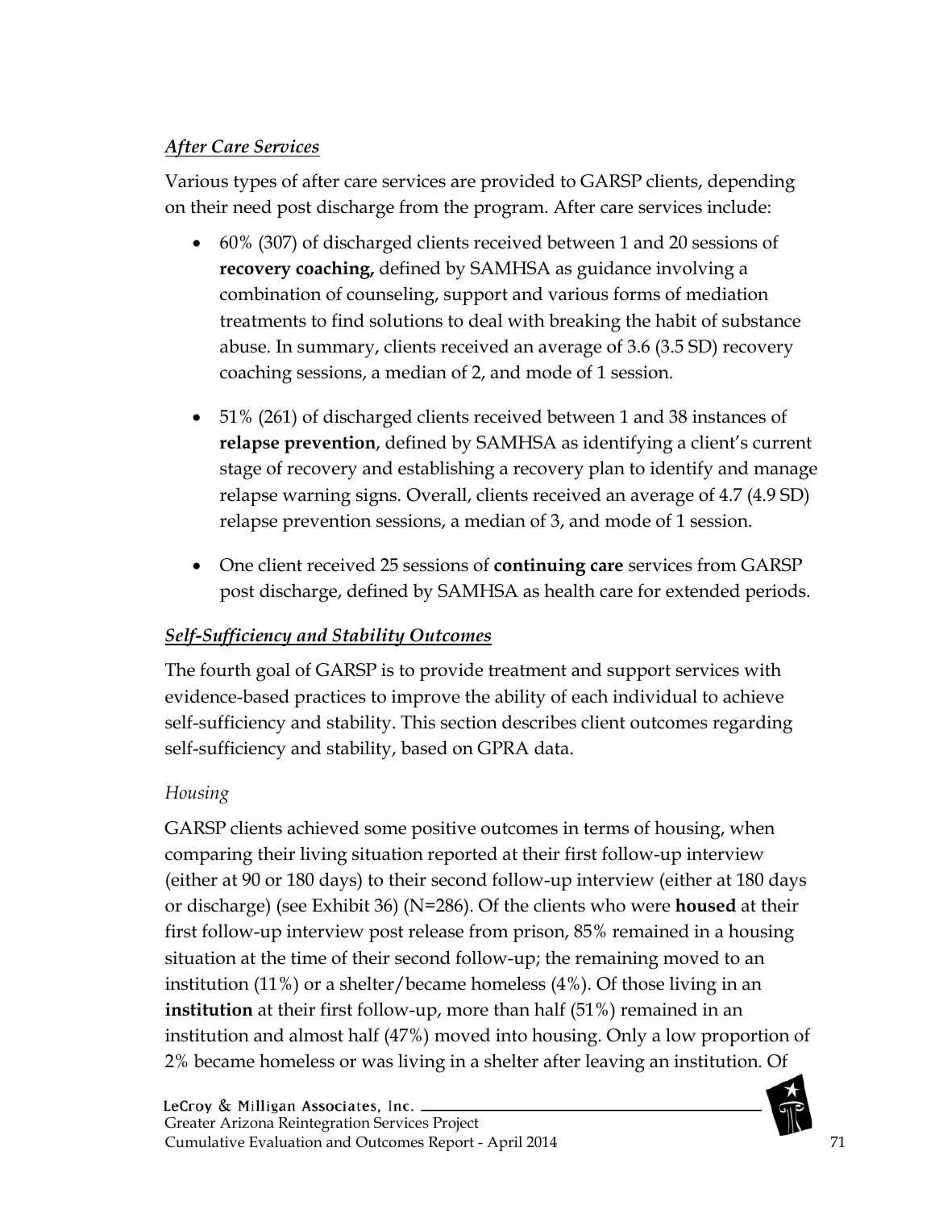***After Care Services***

Various types of after care services are provided to GARSP clients, depending on their need post discharge from the program. After care services include:

- 60% (307) of discharged clients received between 1 and 20 sessions of **recovery coaching,** defined by SAMHSA as guidance involving a combination of counseling, support and various forms of mediation treatments to find solutions to deal with breaking the habit of substance abuse. In summary, clients received an average of 3.6 (3.5 SD) recovery coaching sessions, a median of 2, and mode of 1 session.

- 51% (261) of discharged clients received between 1 and 38 instances of **relapse prevention**, defined by SAMHSA as identifying a client's current stage of recovery and establishing a recovery plan to identify and manage relapse warning signs. Overall, clients received an average of 4.7 (4.9 SD) relapse prevention sessions, a median of 3, and mode of 1 session.

- One client received 25 sessions of **continuing care** services from GARSP post discharge, defined by SAMHSA as health care for extended periods.

***Self-Sufficiency and Stability Outcomes***

The fourth goal of GARSP is to provide treatment and support services with evidence-based practices to improve the ability of each individual to achieve self-sufficiency and stability. This section describes client outcomes regarding self-sufficiency and stability, based on GPRA data.

*Housing*

GARSP clients achieved some positive outcomes in terms of housing, when comparing their living situation reported at their first follow-up interview (either at 90 or 180 days) to their second follow-up interview (either at 180 days or discharge) (see Exhibit 36) (N=286). Of the clients who were **housed** at their first follow-up interview post release from prison, 85% remained in a housing situation at the time of their second follow-up; the remaining moved to an institution (11%) or a shelter/became homeless (4%). Of those living in an **institution** at their first follow-up, more than half (51%) remained in an institution and almost half (47%) moved into housing. Only a low proportion of 2% became homeless or was living in a shelter after leaving an institution. Of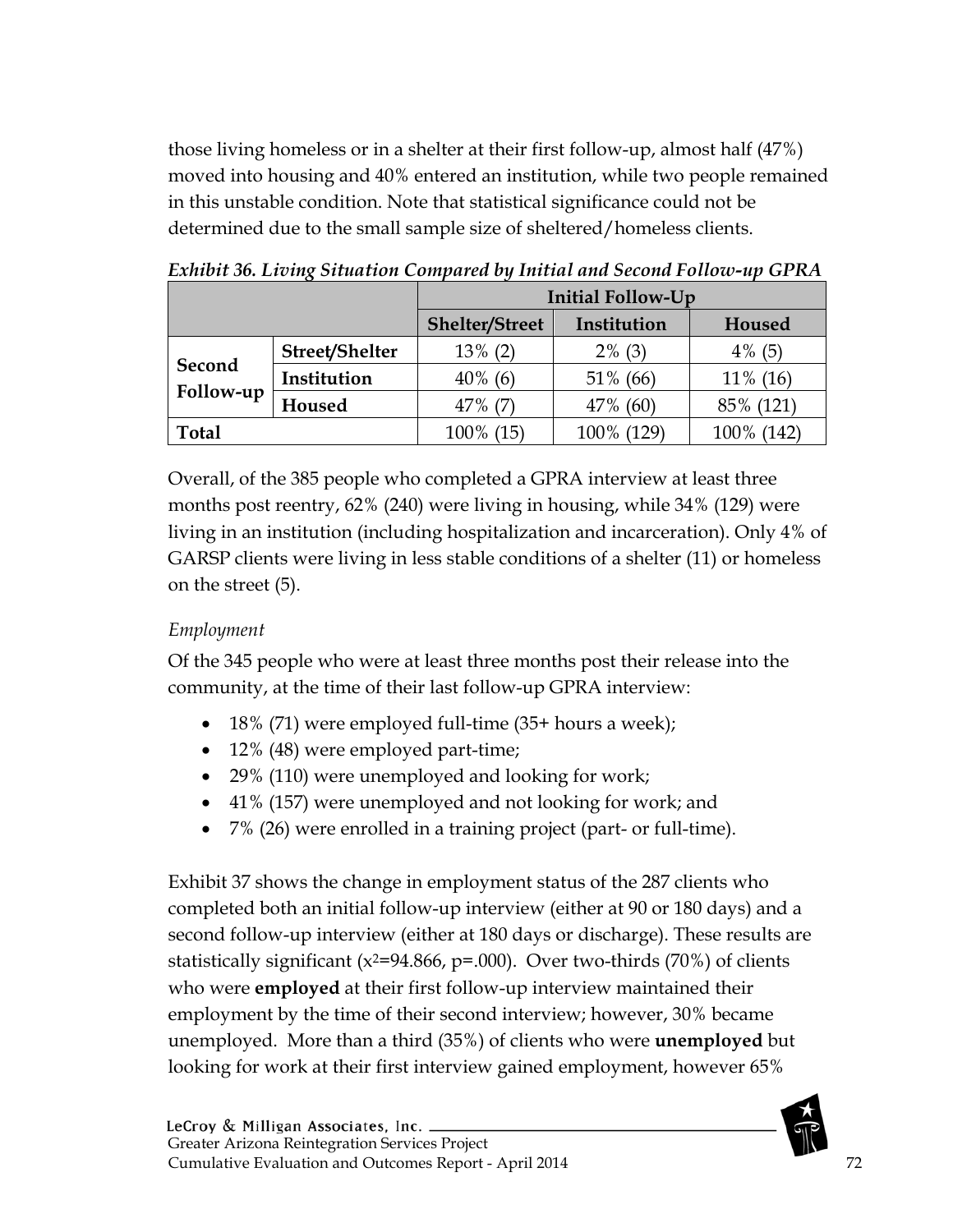those living homeless or in a shelter at their first follow-up, almost half (47%) moved into housing and 40% entered an institution, while two people remained in this unstable condition. Note that statistical significance could not be determined due to the small sample size of sheltered/homeless clients.

*Exhibit 36. Living Situation Compared by Initial and Second Follow-up GPRA*

| | | Initial Follow-Up | | |
|---|---|---|---|---|
| | | **Shelter/Street** | **Institution** | **Housed** |
| **Second Follow-up** | **Street/Shelter** | 13% (2) | 2% (3) | 4% (5) |
| | **Institution** | 40% (6) | 51% (66) | 11% (16) |
| | **Housed** | 47% (7) | 47% (60) | 85% (121) |
| **Total** | | 100% (15) | 100% (129) | 100% (142) |

Overall, of the 385 people who completed a GPRA interview at least three months post reentry, 62% (240) were living in housing, while 34% (129) were living in an institution (including hospitalization and incarceration). Only 4% of GARSP clients were living in less stable conditions of a shelter (11) or homeless on the street (5).

*Employment*

Of the 345 people who were at least three months post their release into the community, at the time of their last follow-up GPRA interview:

- 18% (71) were employed full-time (35+ hours a week);
- 12% (48) were employed part-time;
- 29% (110) were unemployed and looking for work;
- 41% (157) were unemployed and not looking for work; and
- 7% (26) were enrolled in a training project (part- or full-time).

Exhibit 37 shows the change in employment status of the 287 clients who completed both an initial follow-up interview (either at 90 or 180 days) and a second follow-up interview (either at 180 days or discharge). These results are statistically significant ($x^2$=94.866, p=.000). Over two-thirds (70%) of clients who were **employed** at their first follow-up interview maintained their employment by the time of their second interview; however, 30% became unemployed. More than a third (35%) of clients who were **unemployed** but looking for work at their first interview gained employment, however 65%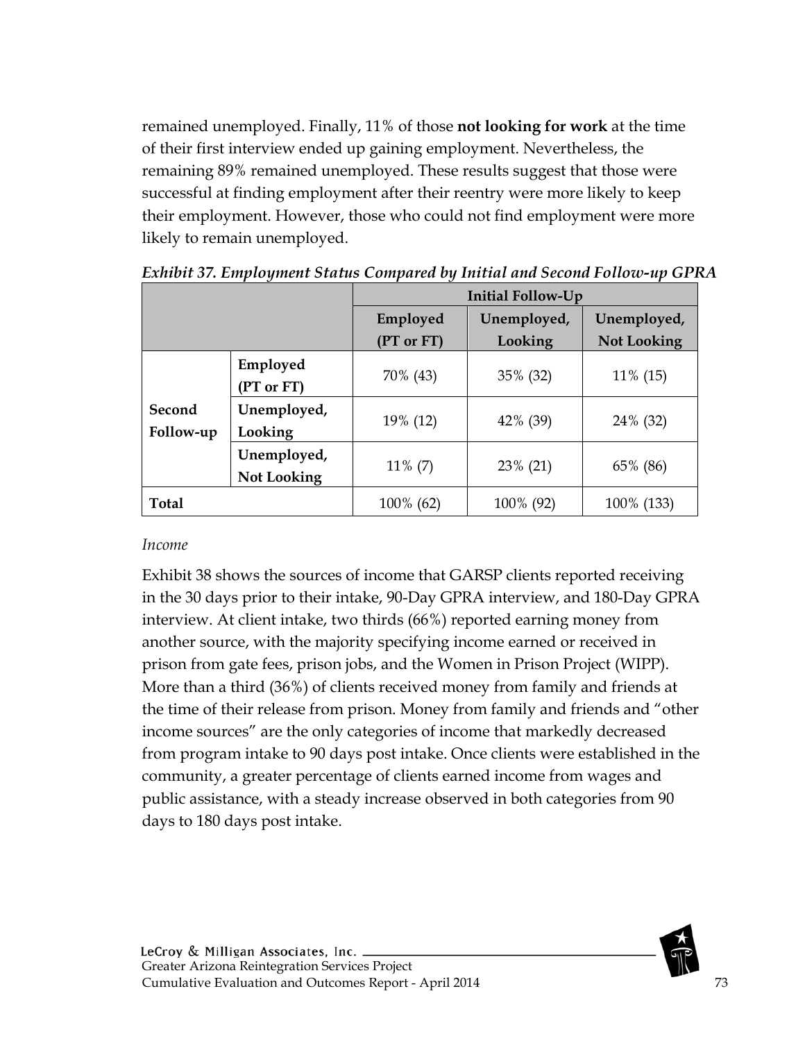remained unemployed. Finally, 11% of those **not looking for work** at the time of their first interview ended up gaining employment. Nevertheless, the remaining 89% remained unemployed. These results suggest that those were successful at finding employment after their reentry were more likely to keep their employment. However, those who could not find employment were more likely to remain unemployed.

***Exhibit 37. Employment Status Compared by Initial and Second Follow-up GPRA***

| | | Initial Follow-Up | | |
|---|---|---|---|---|
| | | **Employed (PT or FT)** | **Unemployed, Looking** | **Unemployed, Not Looking** |
| **Second Follow-up** | **Employed (PT or FT)** | 70% (43) | 35% (32) | 11% (15) |
| | **Unemployed, Looking** | 19% (12) | 42% (39) | 24% (32) |
| | **Unemployed, Not Looking** | 11% (7) | 23% (21) | 65% (86) |
| **Total** | | 100% (62) | 100% (92) | 100% (133) |

*Income*

Exhibit 38 shows the sources of income that GARSP clients reported receiving in the 30 days prior to their intake, 90-Day GPRA interview, and 180-Day GPRA interview. At client intake, two thirds (66%) reported earning money from another source, with the majority specifying income earned or received in prison from gate fees, prison jobs, and the Women in Prison Project (WIPP). More than a third (36%) of clients received money from family and friends at the time of their release from prison. Money from family and friends and "other income sources" are the only categories of income that markedly decreased from program intake to 90 days post intake. Once clients were established in the community, a greater percentage of clients earned income from wages and public assistance, with a steady increase observed in both categories from 90 days to 180 days post intake.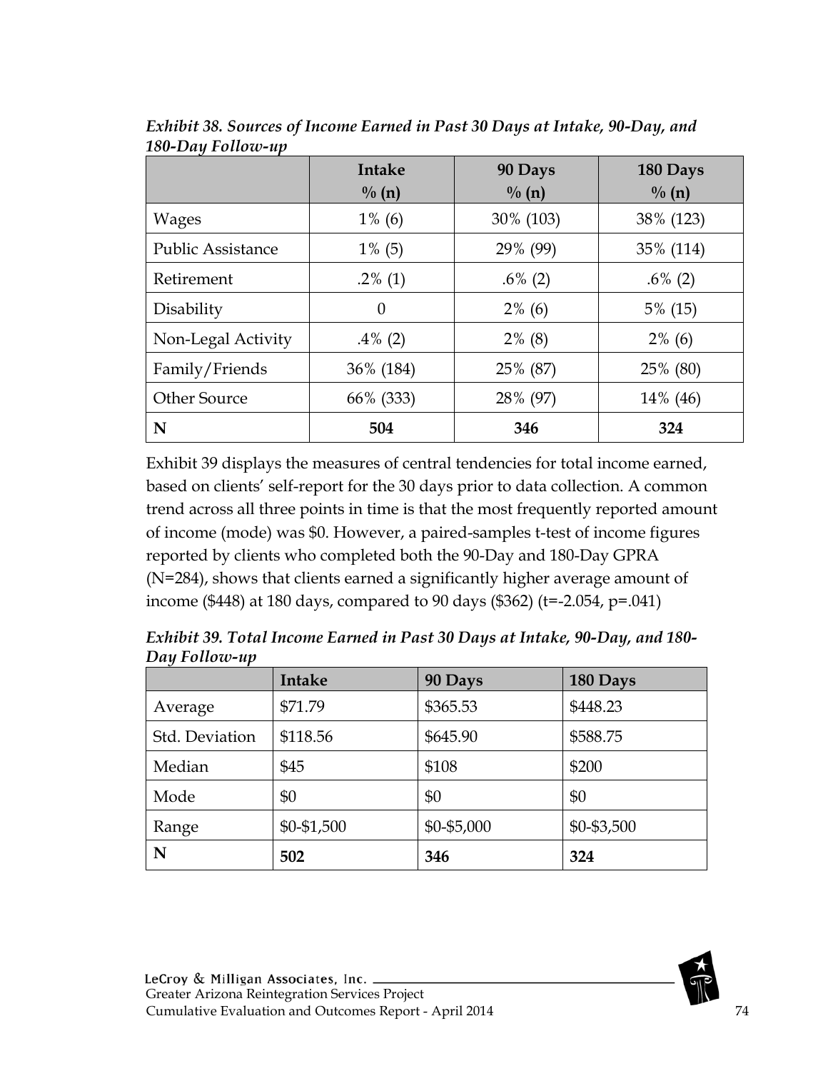*Exhibit 38. Sources of Income Earned in Past 30 Days at Intake, 90-Day, and 180-Day Follow-up*

| | Intake<br>% (n) | 90 Days<br>% (n) | 180 Days<br>% (n) |
|---|---|---|---|
| Wages | 1% (6) | 30% (103) | 38% (123) |
| Public Assistance | 1% (5) | 29% (99) | 35% (114) |
| Retirement | .2% (1) | .6% (2) | .6% (2) |
| Disability | 0 | 2% (6) | 5% (15) |
| Non-Legal Activity | .4% (2) | 2% (8) | 2% (6) |
| Family/Friends | 36% (184) | 25% (87) | 25% (80) |
| Other Source | 66% (333) | 28% (97) | 14% (46) |
| **N** | **504** | **346** | **324** |

Exhibit 39 displays the measures of central tendencies for total income earned, based on clients' self-report for the 30 days prior to data collection. A common trend across all three points in time is that the most frequently reported amount of income (mode) was $0. However, a paired-samples t-test of income figures reported by clients who completed both the 90-Day and 180-Day GPRA (N=284), shows that clients earned a significantly higher average amount of income ($448) at 180 days, compared to 90 days ($362) ($t$=-2.054, $p$=.041)

*Exhibit 39. Total Income Earned in Past 30 Days at Intake, 90-Day, and 180-Day Follow-up*

| | Intake | 90 Days | 180 Days |
|---|---|---|---|
| Average | $71.79 | $365.53 | $448.23 |
| Std. Deviation | $118.56 | $645.90 | $588.75 |
| Median | $45 | $108 | $200 |
| Mode | $0 | $0 | $0 |
| Range | $0-$1,500 | $0-$5,000 | $0-$3,500 |
| **N** | **502** | **346** | **324** |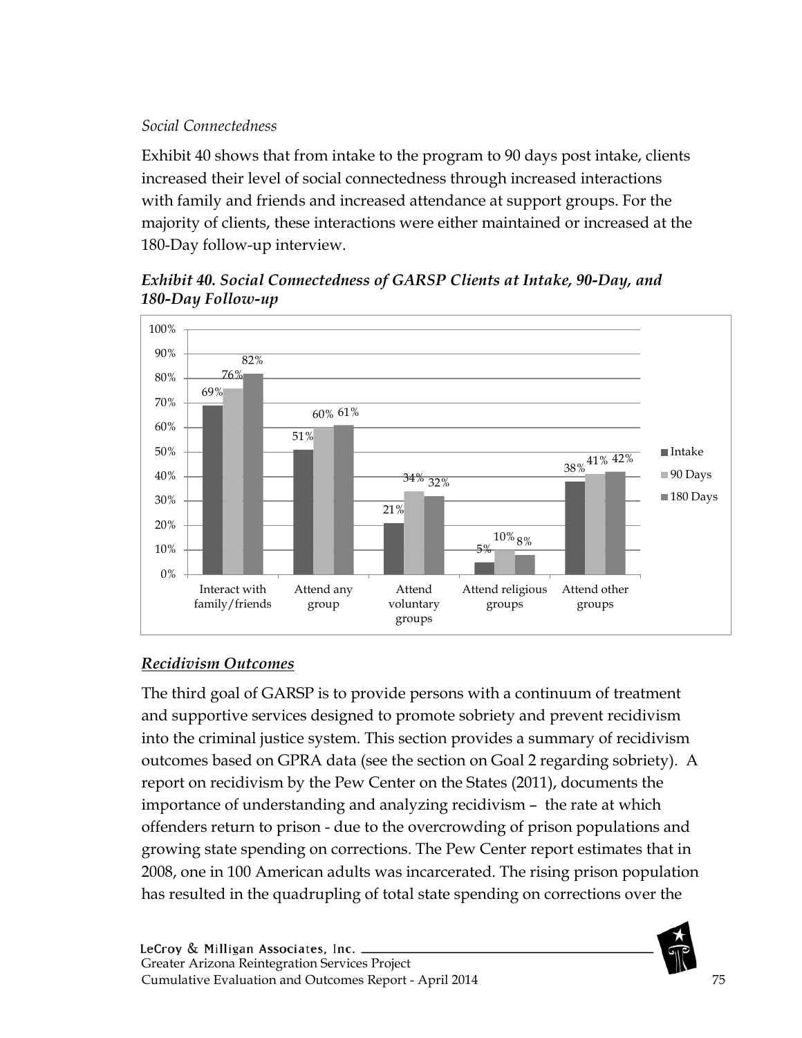*Social Connectedness*

Exhibit 40 shows that from intake to the program to 90 days post intake, clients increased their level of social connectedness through increased interactions with family and friends and increased attendance at support groups. For the majority of clients, these interactions were either maintained or increased at the 180-Day follow-up interview.

***Exhibit 40. Social Connectedness of GARSP Clients at Intake, 90-Day, and 180-Day Follow-up***

| | Intake | 90 Days | 180 Days |
|---|---|---|---|
| Interact with family/friends | 69% | 76% | 82% |
| Attend any group | 51% | 60% | 61% |
| Attend voluntary groups | 21% | 34% | 32% |
| Attend religious groups | 5% | 10% | 8% |
| Attend other groups | 38% | 41% | 42% |

## ***Recidivism Outcomes***

The third goal of GARSP is to provide persons with a continuum of treatment and supportive services designed to promote sobriety and prevent recidivism into the criminal justice system. This section provides a summary of recidivism outcomes based on GPRA data (see the section on Goal 2 regarding sobriety). A report on recidivism by the Pew Center on the States (2011), documents the importance of understanding and analyzing recidivism – the rate at which offenders return to prison - due to the overcrowding of prison populations and growing state spending on corrections. The Pew Center report estimates that in 2008, one in 100 American adults was incarcerated. The rising prison population has resulted in the quadrupling of total state spending on corrections over the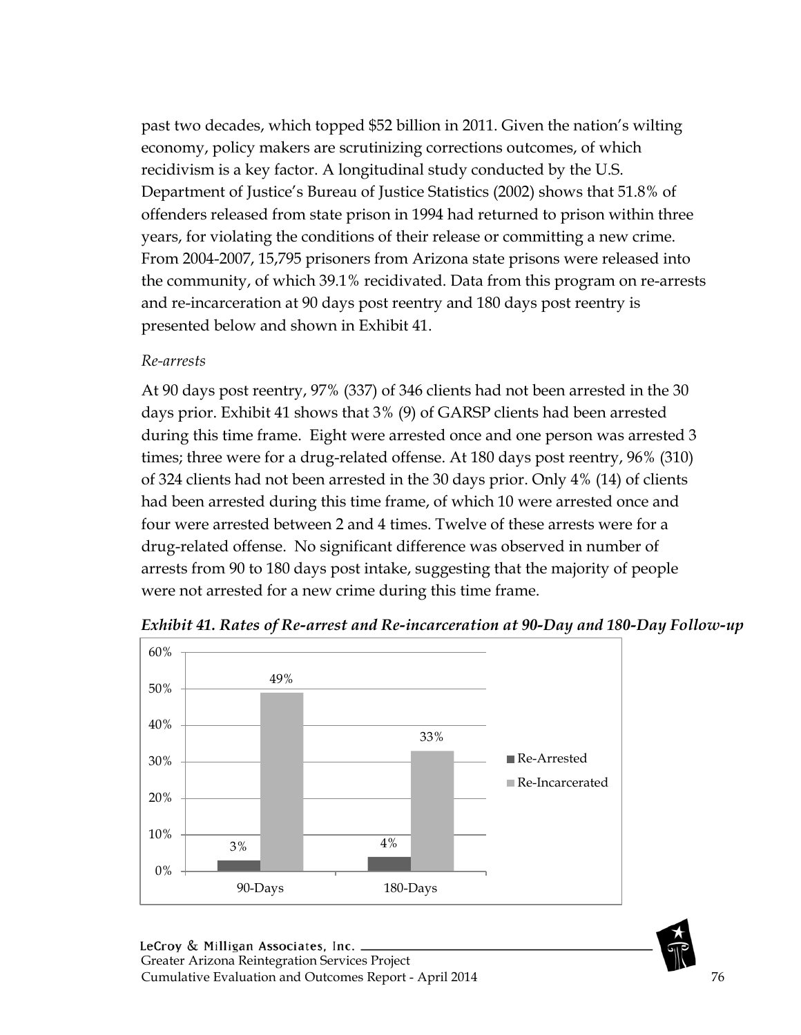past two decades, which topped $52 billion in 2011. Given the nation's wilting economy, policy makers are scrutinizing corrections outcomes, of which recidivism is a key factor. A longitudinal study conducted by the U.S. Department of Justice's Bureau of Justice Statistics (2002) shows that 51.8% of offenders released from state prison in 1994 had returned to prison within three years, for violating the conditions of their release or committing a new crime. From 2004-2007, 15,795 prisoners from Arizona state prisons were released into the community, of which 39.1% recidivated. Data from this program on re-arrests and re-incarceration at 90 days post reentry and 180 days post reentry is presented below and shown in Exhibit 41.

*Re-arrests*

At 90 days post reentry, 97% (337) of 346 clients had not been arrested in the 30 days prior. Exhibit 41 shows that 3% (9) of GARSP clients had been arrested during this time frame. Eight were arrested once and one person was arrested 3 times; three were for a drug-related offense. At 180 days post reentry, 96% (310) of 324 clients had not been arrested in the 30 days prior. Only 4% (14) of clients had been arrested during this time frame, of which 10 were arrested once and four were arrested between 2 and 4 times. Twelve of these arrests were for a drug-related offense. No significant difference was observed in number of arrests from 90 to 180 days post intake, suggesting that the majority of people were not arrested for a new crime during this time frame.

***Exhibit 41. Rates of Re-arrest and Re-incarceration at 90-Day and 180-Day Follow-up***

| | Re-Arrested | Re-Incarcerated |
|---|---|---|
| 90-Days | 3% | 49% |
| 180-Days | 4% | 33% |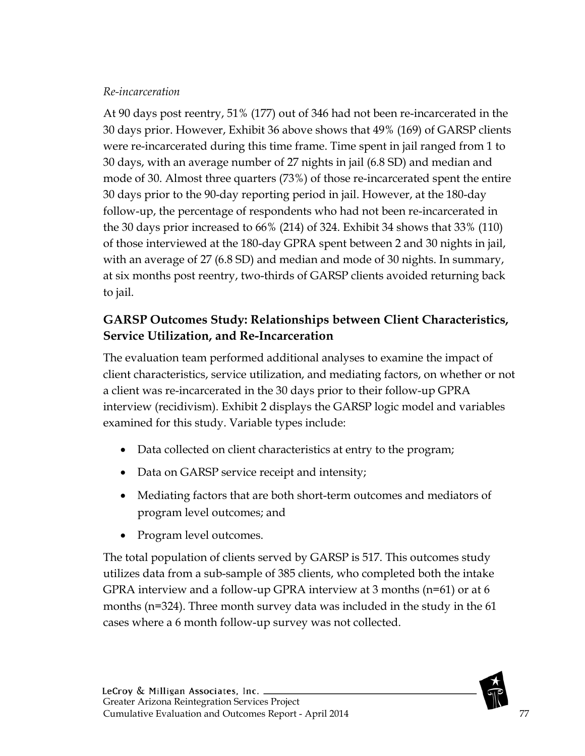*Re-incarceration*

At 90 days post reentry, 51% (177) out of 346 had not been re-incarcerated in the 30 days prior. However, Exhibit 36 above shows that 49% (169) of GARSP clients were re-incarcerated during this time frame. Time spent in jail ranged from 1 to 30 days, with an average number of 27 nights in jail (6.8 SD) and median and mode of 30. Almost three quarters (73%) of those re-incarcerated spent the entire 30 days prior to the 90-day reporting period in jail. However, at the 180-day follow-up, the percentage of respondents who had not been re-incarcerated in the 30 days prior increased to 66% (214) of 324. Exhibit 34 shows that 33% (110) of those interviewed at the 180-day GPRA spent between 2 and 30 nights in jail, with an average of 27 (6.8 SD) and median and mode of 30 nights. In summary, at six months post reentry, two-thirds of GARSP clients avoided returning back to jail.

## GARSP Outcomes Study: Relationships between Client Characteristics, Service Utilization, and Re-Incarceration

The evaluation team performed additional analyses to examine the impact of client characteristics, service utilization, and mediating factors, on whether or not a client was re-incarcerated in the 30 days prior to their follow-up GPRA interview (recidivism). Exhibit 2 displays the GARSP logic model and variables examined for this study. Variable types include:

- Data collected on client characteristics at entry to the program;
- Data on GARSP service receipt and intensity;
- Mediating factors that are both short-term outcomes and mediators of program level outcomes; and
- Program level outcomes.

The total population of clients served by GARSP is 517. This outcomes study utilizes data from a sub-sample of 385 clients, who completed both the intake GPRA interview and a follow-up GPRA interview at 3 months (n=61) or at 6 months (n=324). Three month survey data was included in the study in the 61 cases where a 6 month follow-up survey was not collected.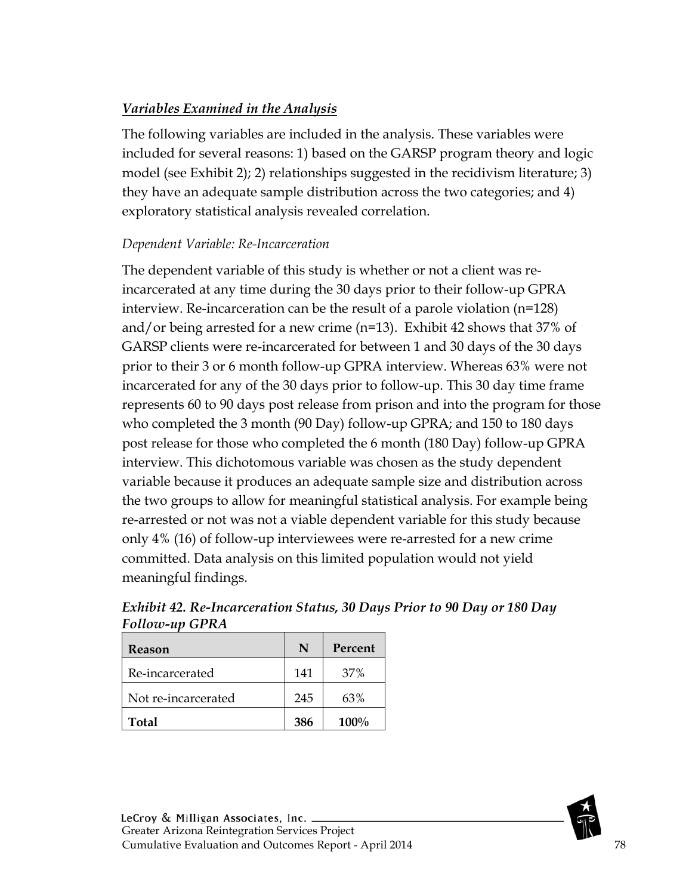***Variables Examined in the Analysis***

The following variables are included in the analysis. These variables were included for several reasons: 1) based on the GARSP program theory and logic model (see Exhibit 2); 2) relationships suggested in the recidivism literature; 3) they have an adequate sample distribution across the two categories; and 4) exploratory statistical analysis revealed correlation.

*Dependent Variable: Re-Incarceration*

The dependent variable of this study is whether or not a client was re-incarcerated at any time during the 30 days prior to their follow-up GPRA interview. Re-incarceration can be the result of a parole violation (n=128) and/or being arrested for a new crime (n=13). Exhibit 42 shows that 37% of GARSP clients were re-incarcerated for between 1 and 30 days of the 30 days prior to their 3 or 6 month follow-up GPRA interview. Whereas 63% were not incarcerated for any of the 30 days prior to follow-up. This 30 day time frame represents 60 to 90 days post release from prison and into the program for those who completed the 3 month (90 Day) follow-up GPRA; and 150 to 180 days post release for those who completed the 6 month (180 Day) follow-up GPRA interview. This dichotomous variable was chosen as the study dependent variable because it produces an adequate sample size and distribution across the two groups to allow for meaningful statistical analysis. For example being re-arrested or not was not a viable dependent variable for this study because only 4% (16) of follow-up interviewees were re-arrested for a new crime committed. Data analysis on this limited population would not yield meaningful findings.

***Exhibit 42. Re-Incarceration Status, 30 Days Prior to 90 Day or 180 Day Follow-up GPRA***

| Reason | N | Percent |
|---|---|---|
| Re-incarcerated | 141 | 37% |
| Not re-incarcerated | 245 | 63% |
| **Total** | **386** | **100%** |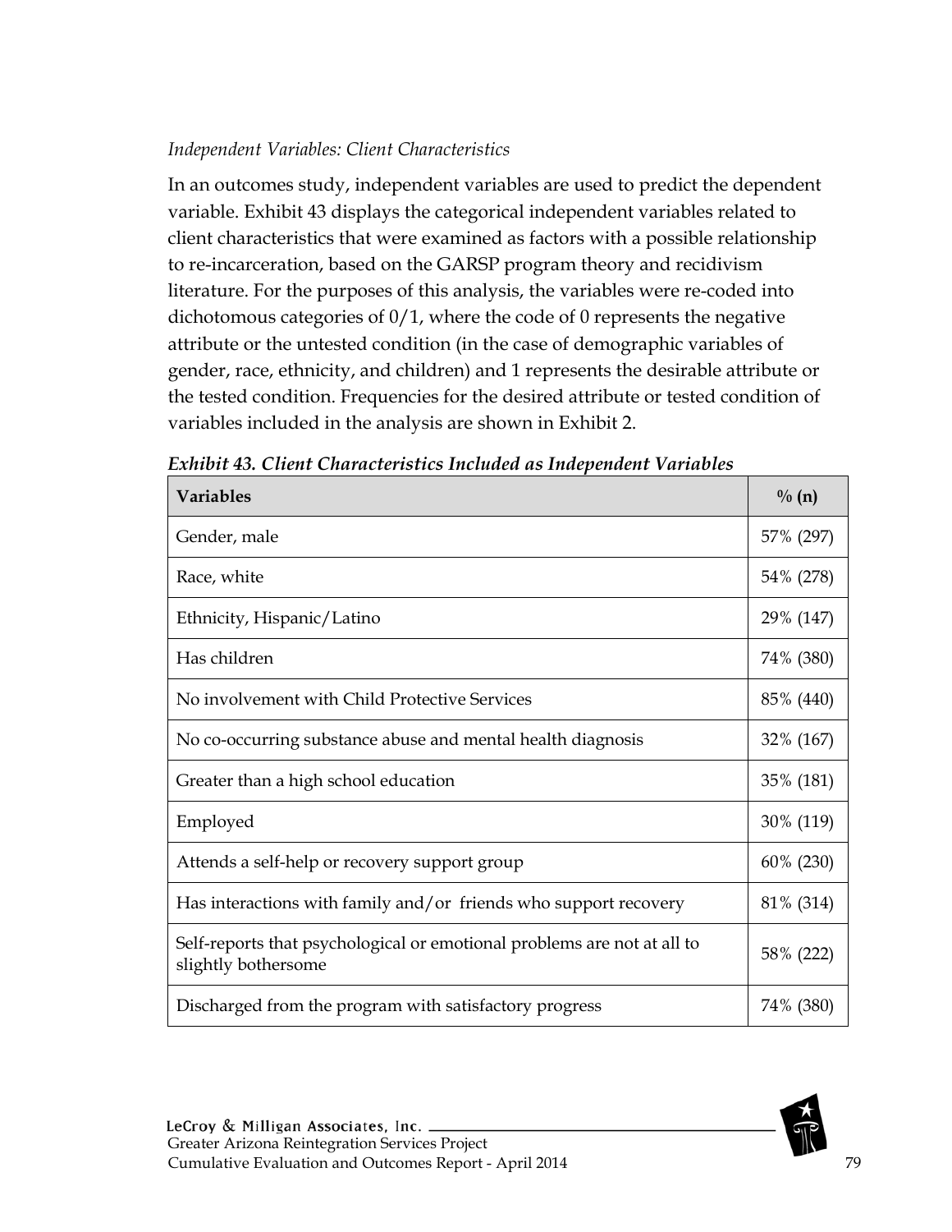*Independent Variables: Client Characteristics*

In an outcomes study, independent variables are used to predict the dependent variable. Exhibit 43 displays the categorical independent variables related to client characteristics that were examined as factors with a possible relationship to re-incarceration, based on the GARSP program theory and recidivism literature. For the purposes of this analysis, the variables were re-coded into dichotomous categories of 0/1, where the code of 0 represents the negative attribute or the untested condition (in the case of demographic variables of gender, race, ethnicity, and children) and 1 represents the desirable attribute or the tested condition. Frequencies for the desired attribute or tested condition of variables included in the analysis are shown in Exhibit 2.

***Exhibit 43. Client Characteristics Included as Independent Variables***

| **Variables** | **% (n)** |
|---|---|
| Gender, male | 57% (297) |
| Race, white | 54% (278) |
| Ethnicity, Hispanic/Latino | 29% (147) |
| Has children | 74% (380) |
| No involvement with Child Protective Services | 85% (440) |
| No co-occurring substance abuse and mental health diagnosis | 32% (167) |
| Greater than a high school education | 35% (181) |
| Employed | 30% (119) |
| Attends a self-help or recovery support group | 60% (230) |
| Has interactions with family and/or friends who support recovery | 81% (314) |
| Self-reports that psychological or emotional problems are not at all to slightly bothersome | 58% (222) |
| Discharged from the program with satisfactory progress | 74% (380) |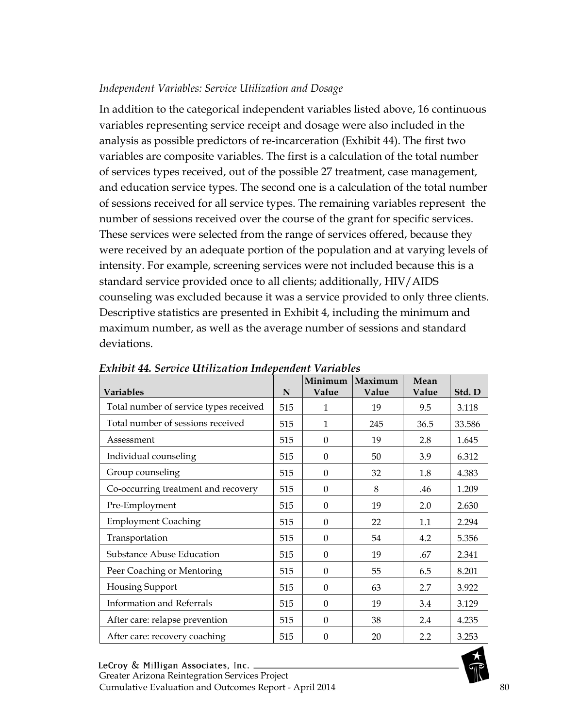*Independent Variables: Service Utilization and Dosage*

In addition to the categorical independent variables listed above, 16 continuous variables representing service receipt and dosage were also included in the analysis as possible predictors of re-incarceration (Exhibit 44). The first two variables are composite variables. The first is a calculation of the total number of services types received, out of the possible 27 treatment, case management, and education service types. The second one is a calculation of the total number of sessions received for all service types. The remaining variables represent the number of sessions received over the course of the grant for specific services. These services were selected from the range of services offered, because they were received by an adequate portion of the population and at varying levels of intensity. For example, screening services were not included because this is a standard service provided once to all clients; additionally, HIV/AIDS counseling was excluded because it was a service provided to only three clients. Descriptive statistics are presented in Exhibit 4, including the minimum and maximum number, as well as the average number of sessions and standard deviations.

***Exhibit 44. Service Utilization Independent Variables***

| Variables | N | Minimum Value | Maximum Value | Mean Value | Std. D |
|---|---|---|---|---|---|
| Total number of service types received | 515 | 1 | 19 | 9.5 | 3.118 |
| Total number of sessions received | 515 | 1 | 245 | 36.5 | 33.586 |
| Assessment | 515 | 0 | 19 | 2.8 | 1.645 |
| Individual counseling | 515 | 0 | 50 | 3.9 | 6.312 |
| Group counseling | 515 | 0 | 32 | 1.8 | 4.383 |
| Co-occurring treatment and recovery | 515 | 0 | 8 | .46 | 1.209 |
| Pre-Employment | 515 | 0 | 19 | 2.0 | 2.630 |
| Employment Coaching | 515 | 0 | 22 | 1.1 | 2.294 |
| Transportation | 515 | 0 | 54 | 4.2 | 5.356 |
| Substance Abuse Education | 515 | 0 | 19 | .67 | 2.341 |
| Peer Coaching or Mentoring | 515 | 0 | 55 | 6.5 | 8.201 |
| Housing Support | 515 | 0 | 63 | 2.7 | 3.922 |
| Information and Referrals | 515 | 0 | 19 | 3.4 | 3.129 |
| After care: relapse prevention | 515 | 0 | 38 | 2.4 | 4.235 |
| After care: recovery coaching | 515 | 0 | 20 | 2.2 | 3.253 |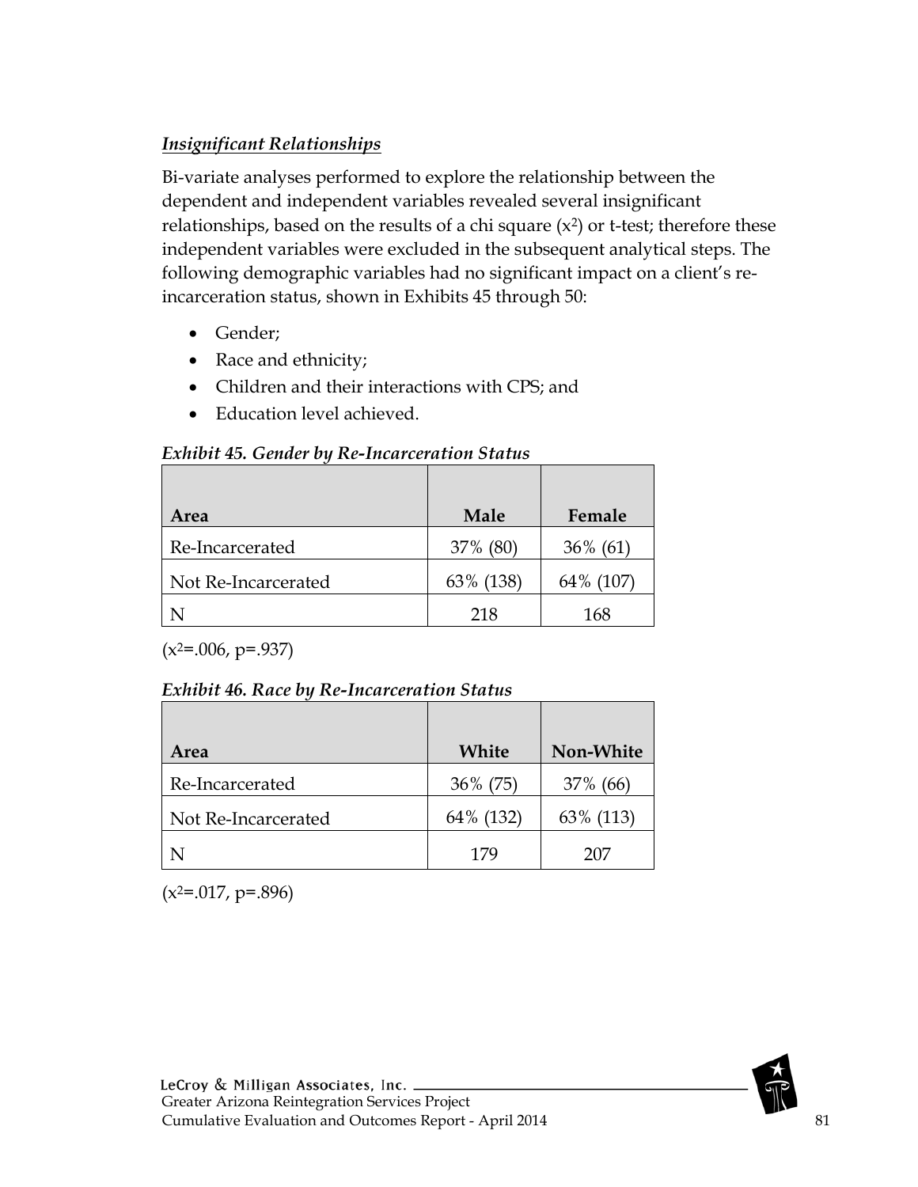***Insignificant Relationships***

Bi-variate analyses performed to explore the relationship between the dependent and independent variables revealed several insignificant relationships, based on the results of a chi square ($x^2$) or t-test; therefore these independent variables were excluded in the subsequent analytical steps. The following demographic variables had no significant impact on a client's re-incarceration status, shown in Exhibits 45 through 50:

- Gender;
- Race and ethnicity;
- Children and their interactions with CPS; and
- Education level achieved.

***Exhibit 45. Gender by Re-Incarceration Status***

| Area | Male | Female |
|---|---|---|
| Re-Incarcerated | 37% (80) | 36% (61) |
| Not Re-Incarcerated | 63% (138) | 64% (107) |
| N | 218 | 168 |

($x^2$=.006, p=.937)

***Exhibit 46. Race by Re-Incarceration Status***

| Area | White | Non-White |
|---|---|---|
| Re-Incarcerated | 36% (75) | 37% (66) |
| Not Re-Incarcerated | 64% (132) | 63% (113) |
| N | 179 | 207 |

($x^2$=.017, p=.896)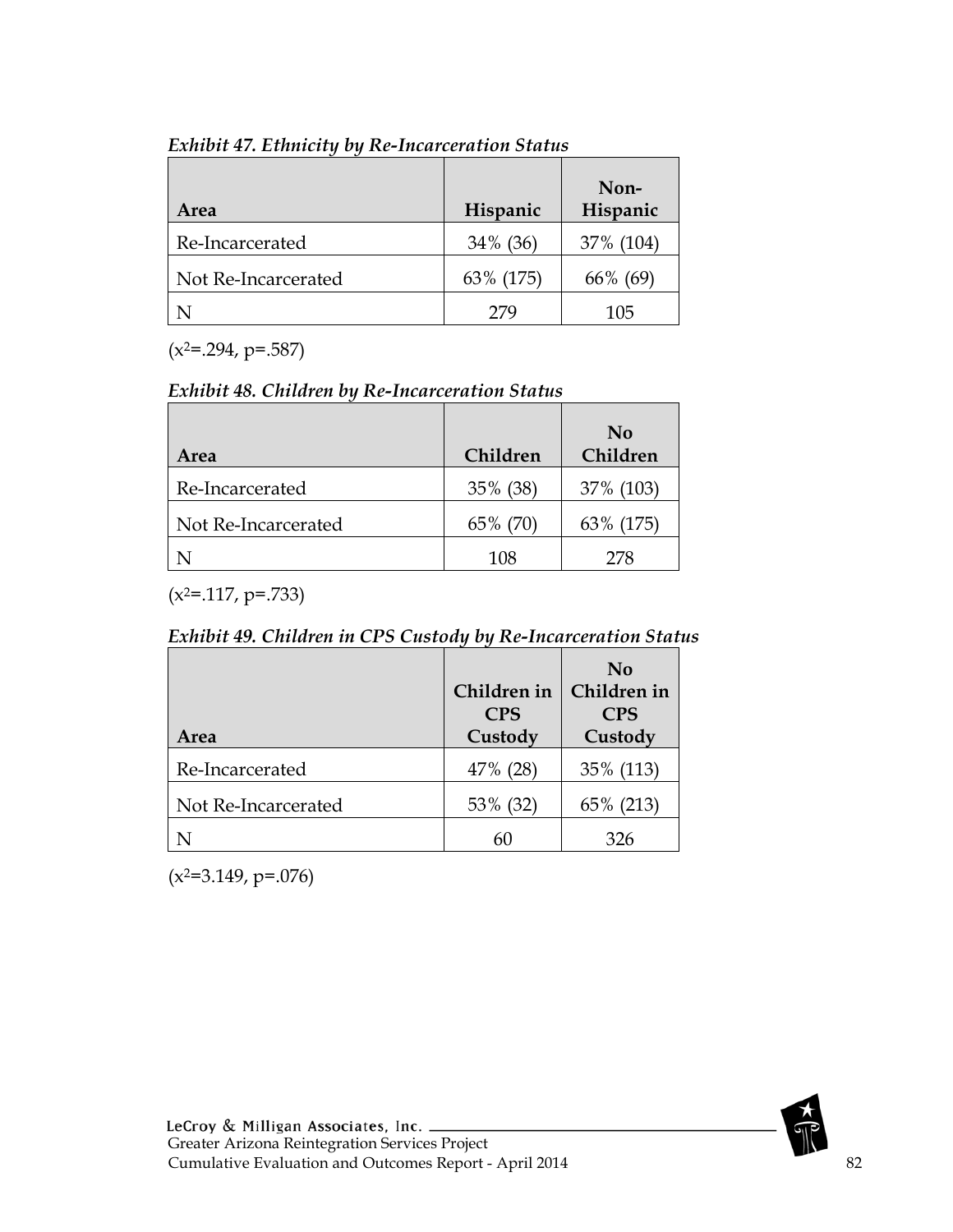*Exhibit 47. Ethnicity by Re-Incarceration Status*

| Area | Hispanic | Non-Hispanic |
|---|---|---|
| Re-Incarcerated | 34% (36) | 37% (104) |
| Not Re-Incarcerated | 63% (175) | 66% (69) |
| N | 279 | 105 |

($x^2$=.294, p=.587)

*Exhibit 48. Children by Re-Incarceration Status*

| Area | Children | No Children |
|---|---|---|
| Re-Incarcerated | 35% (38) | 37% (103) |
| Not Re-Incarcerated | 65% (70) | 63% (175) |
| N | 108 | 278 |

($x^2$=.117, p=.733)

*Exhibit 49. Children in CPS Custody by Re-Incarceration Status*

| Area | Children in CPS Custody | No Children in CPS Custody |
|---|---|---|
| Re-Incarcerated | 47% (28) | 35% (113) |
| Not Re-Incarcerated | 53% (32) | 65% (213) |
| N | 60 | 326 |

($x^2$=3.149, p=.076)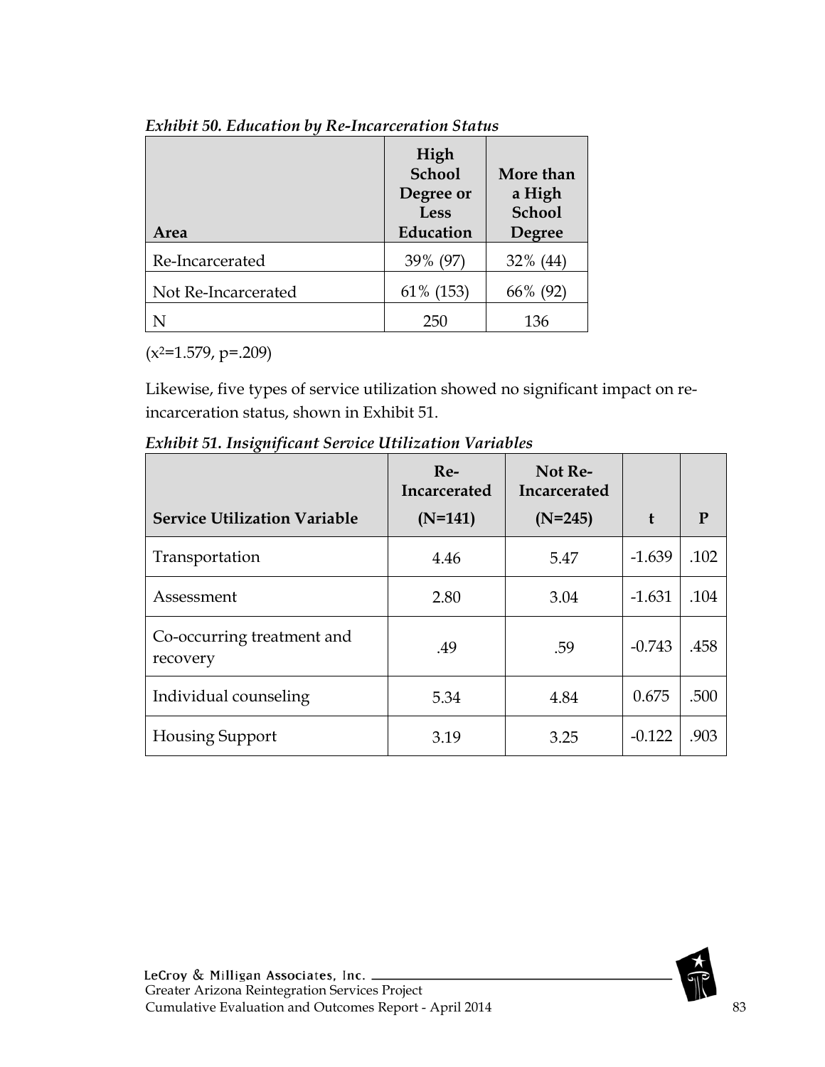*Exhibit 50. Education by Re-Incarceration Status*

| Area | High School Degree or Less Education | More than a High School Degree |
|---|---|---|
| Re-Incarcerated | 39% (97) | 32% (44) |
| Not Re-Incarcerated | 61% (153) | 66% (92) |
| N | 250 | 136 |

($x^2$=1.579, p=.209)

Likewise, five types of service utilization showed no significant impact on re-incarceration status, shown in Exhibit 51.

*Exhibit 51. Insignificant Service Utilization Variables*

| Service Utilization Variable | Re-Incarcerated (N=141) | Not Re-Incarcerated (N=245) | t | P |
|---|---|---|---|---|
| Transportation | 4.46 | 5.47 | -1.639 | .102 |
| Assessment | 2.80 | 3.04 | -1.631 | .104 |
| Co-occurring treatment and recovery | .49 | .59 | -0.743 | .458 |
| Individual counseling | 5.34 | 4.84 | 0.675 | .500 |
| Housing Support | 3.19 | 3.25 | -0.122 | .903 |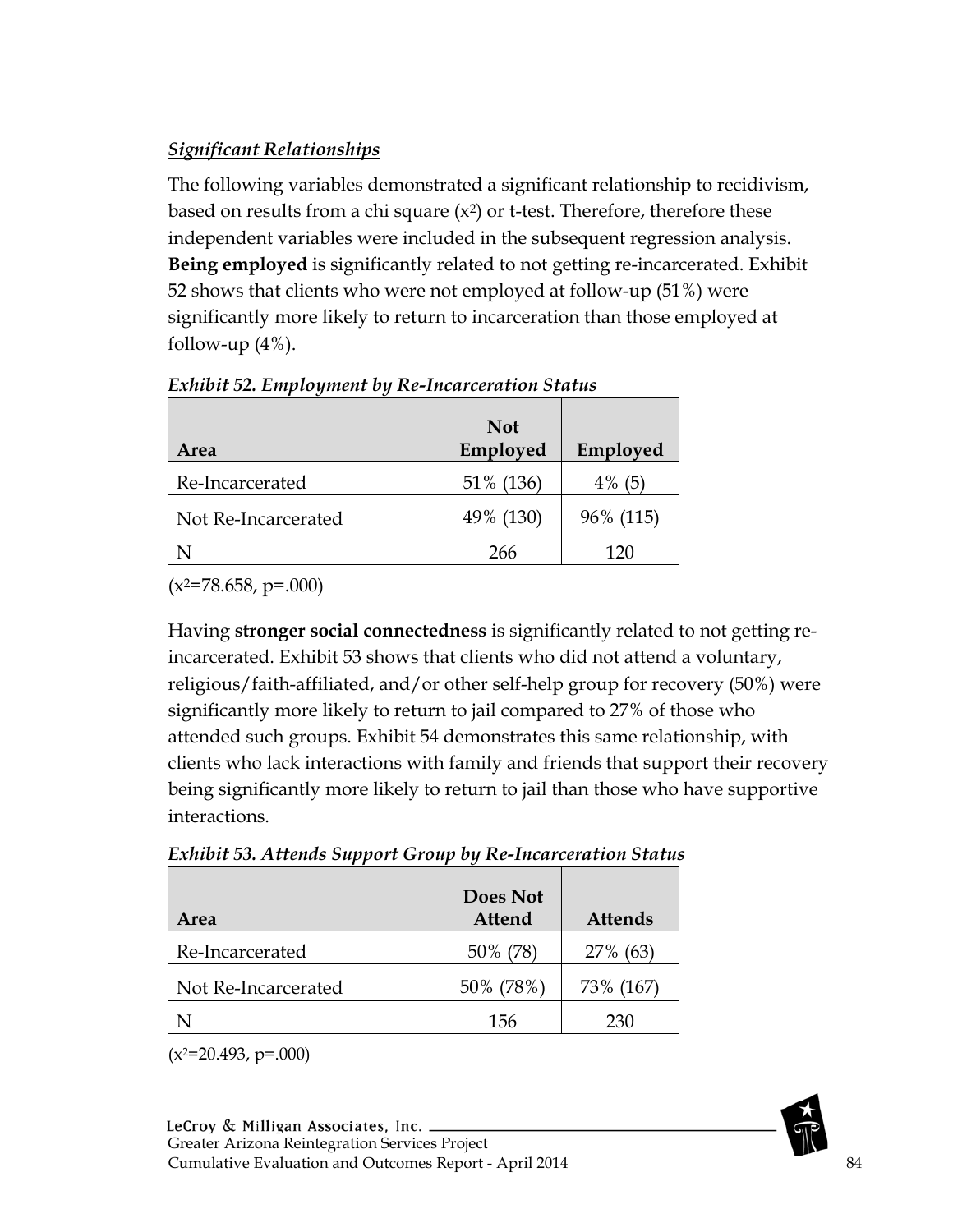***Significant Relationships***

The following variables demonstrated a significant relationship to recidivism, based on results from a chi square ($x^2$) or t-test. Therefore, therefore these independent variables were included in the subsequent regression analysis. **Being employed** is significantly related to not getting re-incarcerated. Exhibit 52 shows that clients who were not employed at follow-up (51%) were significantly more likely to return to incarceration than those employed at follow-up (4%).

***Exhibit 52. Employment by Re-Incarceration Status***

| Area | Not Employed | Employed |
|---|---|---|
| Re-Incarcerated | 51% (136) | 4% (5) |
| Not Re-Incarcerated | 49% (130) | 96% (115) |
| N | 266 | 120 |

($x^2$=78.658, p=.000)

Having **stronger social connectedness** is significantly related to not getting re-incarcerated. Exhibit 53 shows that clients who did not attend a voluntary, religious/faith-affiliated, and/or other self-help group for recovery (50%) were significantly more likely to return to jail compared to 27% of those who attended such groups. Exhibit 54 demonstrates this same relationship, with clients who lack interactions with family and friends that support their recovery being significantly more likely to return to jail than those who have supportive interactions.

***Exhibit 53. Attends Support Group by Re-Incarceration Status***

| Area | Does Not Attend | Attends |
|---|---|---|
| Re-Incarcerated | 50% (78) | 27% (63) |
| Not Re-Incarcerated | 50% (78%) | 73% (167) |
| N | 156 | 230 |

($x^2$=20.493, p=.000)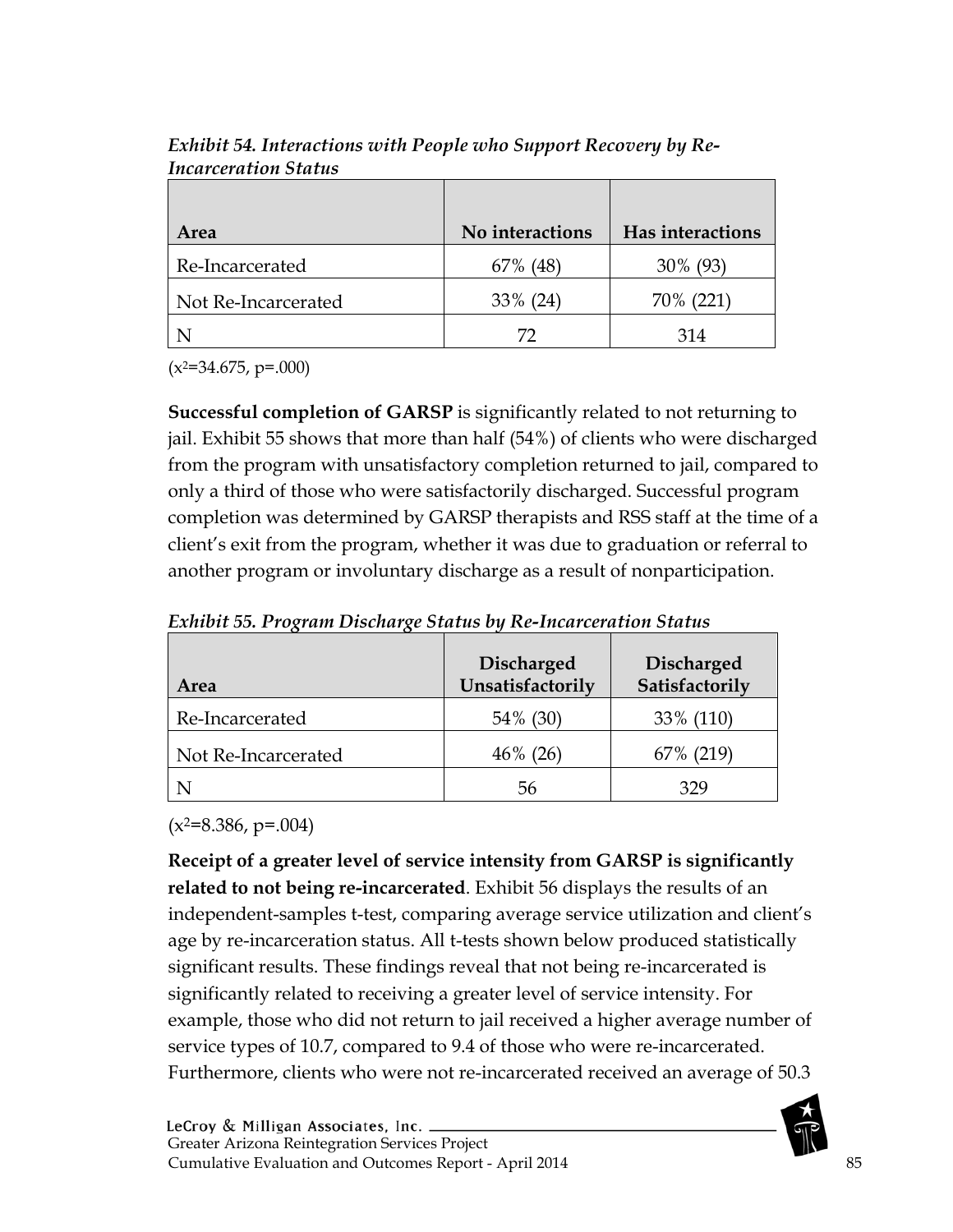*Exhibit 54. Interactions with People who Support Recovery by Re-Incarceration Status*

| Area | No interactions | Has interactions |
|---|---|---|
| Re-Incarcerated | 67% (48) | 30% (93) |
| Not Re-Incarcerated | 33% (24) | 70% (221) |
| N | 72 | 314 |

($x^2$=34.675, p=.000)

**Successful completion of GARSP** is significantly related to not returning to jail. Exhibit 55 shows that more than half (54%) of clients who were discharged from the program with unsatisfactory completion returned to jail, compared to only a third of those who were satisfactorily discharged. Successful program completion was determined by GARSP therapists and RSS staff at the time of a client's exit from the program, whether it was due to graduation or referral to another program or involuntary discharge as a result of nonparticipation.

*Exhibit 55. Program Discharge Status by Re-Incarceration Status*

| Area | Discharged Unsatisfactorily | Discharged Satisfactorily |
|---|---|---|
| Re-Incarcerated | 54% (30) | 33% (110) |
| Not Re-Incarcerated | 46% (26) | 67% (219) |
| N | 56 | 329 |

($x^2$=8.386, p=.004)

**Receipt of a greater level of service intensity from GARSP is significantly related to not being re-incarcerated**. Exhibit 56 displays the results of an independent-samples t-test, comparing average service utilization and client's age by re-incarceration status. All t-tests shown below produced statistically significant results. These findings reveal that not being re-incarcerated is significantly related to receiving a greater level of service intensity. For example, those who did not return to jail received a higher average number of service types of 10.7, compared to 9.4 of those who were re-incarcerated. Furthermore, clients who were not re-incarcerated received an average of 50.3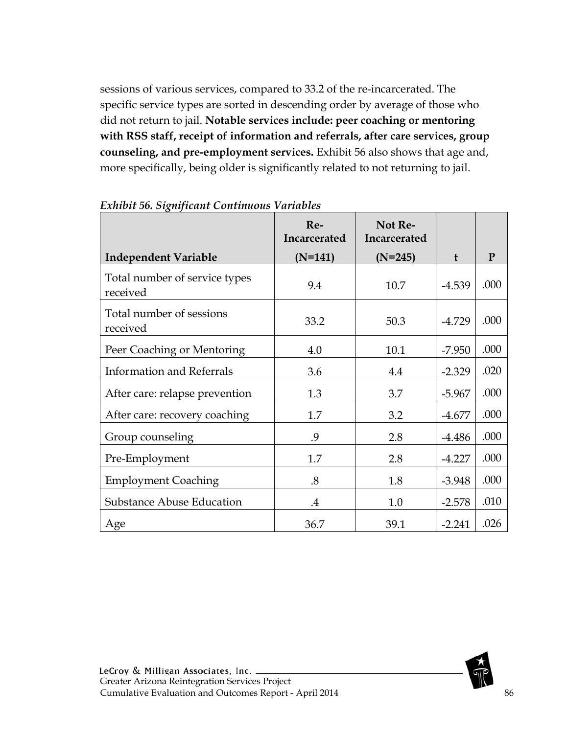sessions of various services, compared to 33.2 of the re-incarcerated. The specific service types are sorted in descending order by average of those who did not return to jail. **Notable services include: peer coaching or mentoring with RSS staff, receipt of information and referrals, after care services, group counseling, and pre-employment services.** Exhibit 56 also shows that age and, more specifically, being older is significantly related to not returning to jail.

***Exhibit 56. Significant Continuous Variables***

| Independent Variable | Re-Incarcerated (N=141) | Not Re-Incarcerated (N=245) | t | P |
|---|---|---|---|---|
| Total number of service types received | 9.4 | 10.7 | -4.539 | .000 |
| Total number of sessions received | 33.2 | 50.3 | -4.729 | .000 |
| Peer Coaching or Mentoring | 4.0 | 10.1 | -7.950 | .000 |
| Information and Referrals | 3.6 | 4.4 | -2.329 | .020 |
| After care: relapse prevention | 1.3 | 3.7 | -5.967 | .000 |
| After care: recovery coaching | 1.7 | 3.2 | -4.677 | .000 |
| Group counseling | .9 | 2.8 | -4.486 | .000 |
| Pre-Employment | 1.7 | 2.8 | -4.227 | .000 |
| Employment Coaching | .8 | 1.8 | -3.948 | .000 |
| Substance Abuse Education | .4 | 1.0 | -2.578 | .010 |
| Age | 36.7 | 39.1 | -2.241 | .026 |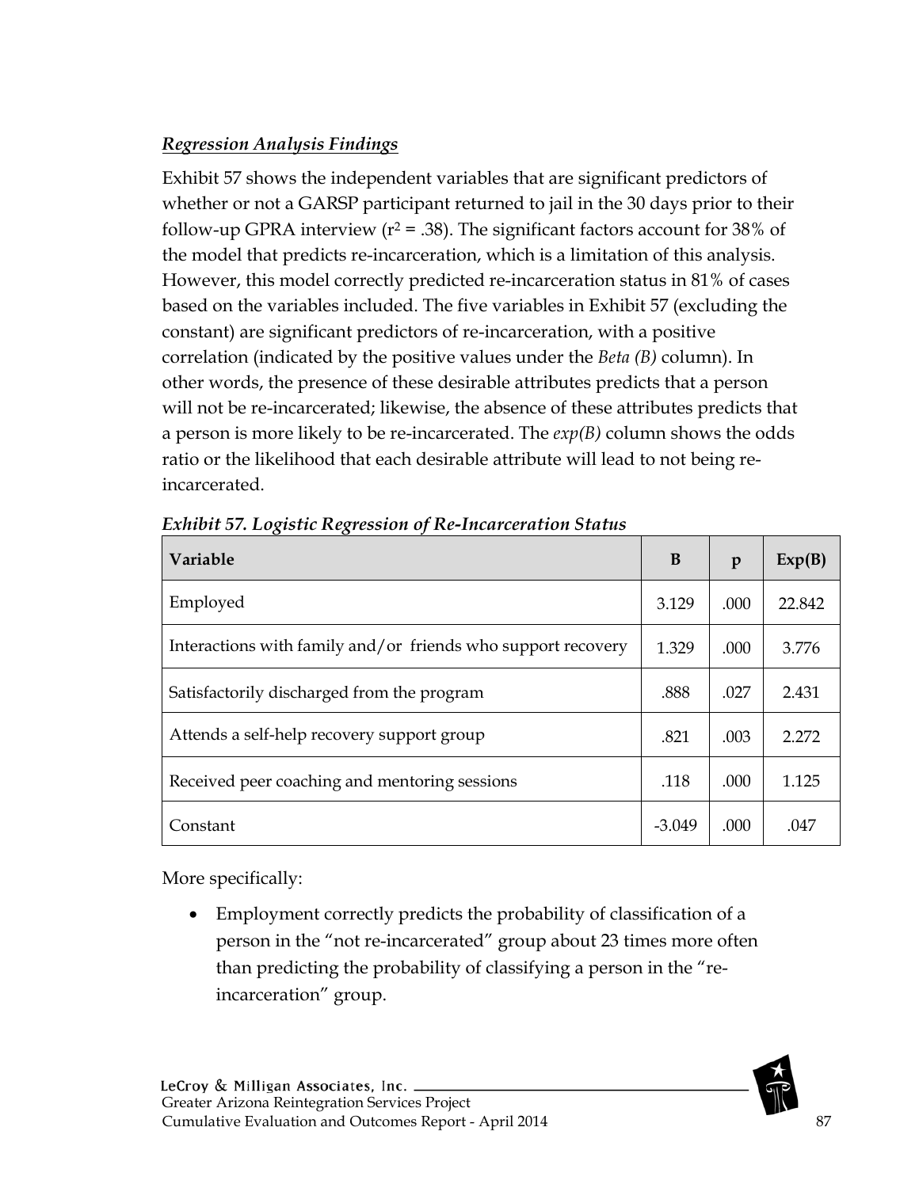### *Regression Analysis Findings*

Exhibit 57 shows the independent variables that are significant predictors of whether or not a GARSP participant returned to jail in the 30 days prior to their follow-up GPRA interview ($r^2 = .38$). The significant factors account for 38% of the model that predicts re-incarceration, which is a limitation of this analysis. However, this model correctly predicted re-incarceration status in 81% of cases based on the variables included. The five variables in Exhibit 57 (excluding the constant) are significant predictors of re-incarceration, with a positive correlation (indicated by the positive values under the *Beta (B)* column). In other words, the presence of these desirable attributes predicts that a person will not be re-incarcerated; likewise, the absence of these attributes predicts that a person is more likely to be re-incarcerated. The *exp(B)* column shows the odds ratio or the likelihood that each desirable attribute will lead to not being re-incarcerated.

***Exhibit 57. Logistic Regression of Re-Incarceration Status***

| Variable | B | p | Exp(B) |
|---|---|---|---|
| Employed | 3.129 | .000 | 22.842 |
| Interactions with family and/or friends who support recovery | 1.329 | .000 | 3.776 |
| Satisfactorily discharged from the program | .888 | .027 | 2.431 |
| Attends a self-help recovery support group | .821 | .003 | 2.272 |
| Received peer coaching and mentoring sessions | .118 | .000 | 1.125 |
| Constant | -3.049 | .000 | .047 |

More specifically:

- Employment correctly predicts the probability of classification of a person in the "not re-incarcerated" group about 23 times more often than predicting the probability of classifying a person in the "re-incarceration" group.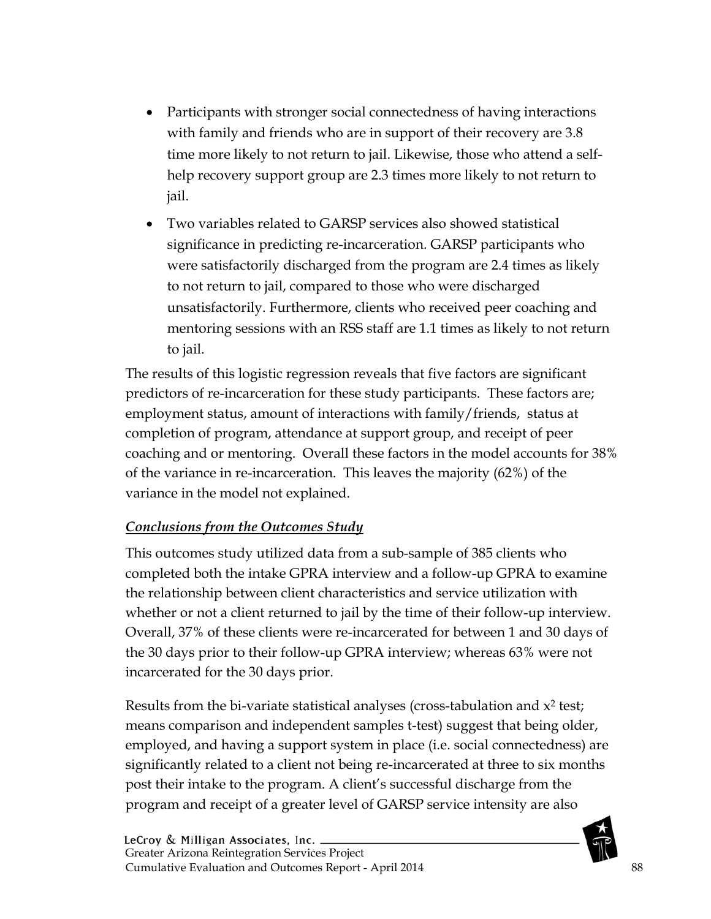- Participants with stronger social connectedness of having interactions with family and friends who are in support of their recovery are 3.8 time more likely to not return to jail. Likewise, those who attend a self-help recovery support group are 2.3 times more likely to not return to jail.
- Two variables related to GARSP services also showed statistical significance in predicting re-incarceration. GARSP participants who were satisfactorily discharged from the program are 2.4 times as likely to not return to jail, compared to those who were discharged unsatisfactorily. Furthermore, clients who received peer coaching and mentoring sessions with an RSS staff are 1.1 times as likely to not return to jail.

The results of this logistic regression reveals that five factors are significant predictors of re-incarceration for these study participants. These factors are; employment status, amount of interactions with family/friends, status at completion of program, attendance at support group, and receipt of peer coaching and or mentoring. Overall these factors in the model accounts for 38% of the variance in re-incarceration. This leaves the majority (62%) of the variance in the model not explained.

***<u>Conclusions from the Outcomes Study</u>***

This outcomes study utilized data from a sub-sample of 385 clients who completed both the intake GPRA interview and a follow-up GPRA to examine the relationship between client characteristics and service utilization with whether or not a client returned to jail by the time of their follow-up interview. Overall, 37% of these clients were re-incarcerated for between 1 and 30 days of the 30 days prior to their follow-up GPRA interview; whereas 63% were not incarcerated for the 30 days prior.

Results from the bi-variate statistical analyses (cross-tabulation and $x^2$ test; means comparison and independent samples t-test) suggest that being older, employed, and having a support system in place (i.e. social connectedness) are significantly related to a client not being re-incarcerated at three to six months post their intake to the program. A client's successful discharge from the program and receipt of a greater level of GARSP service intensity are also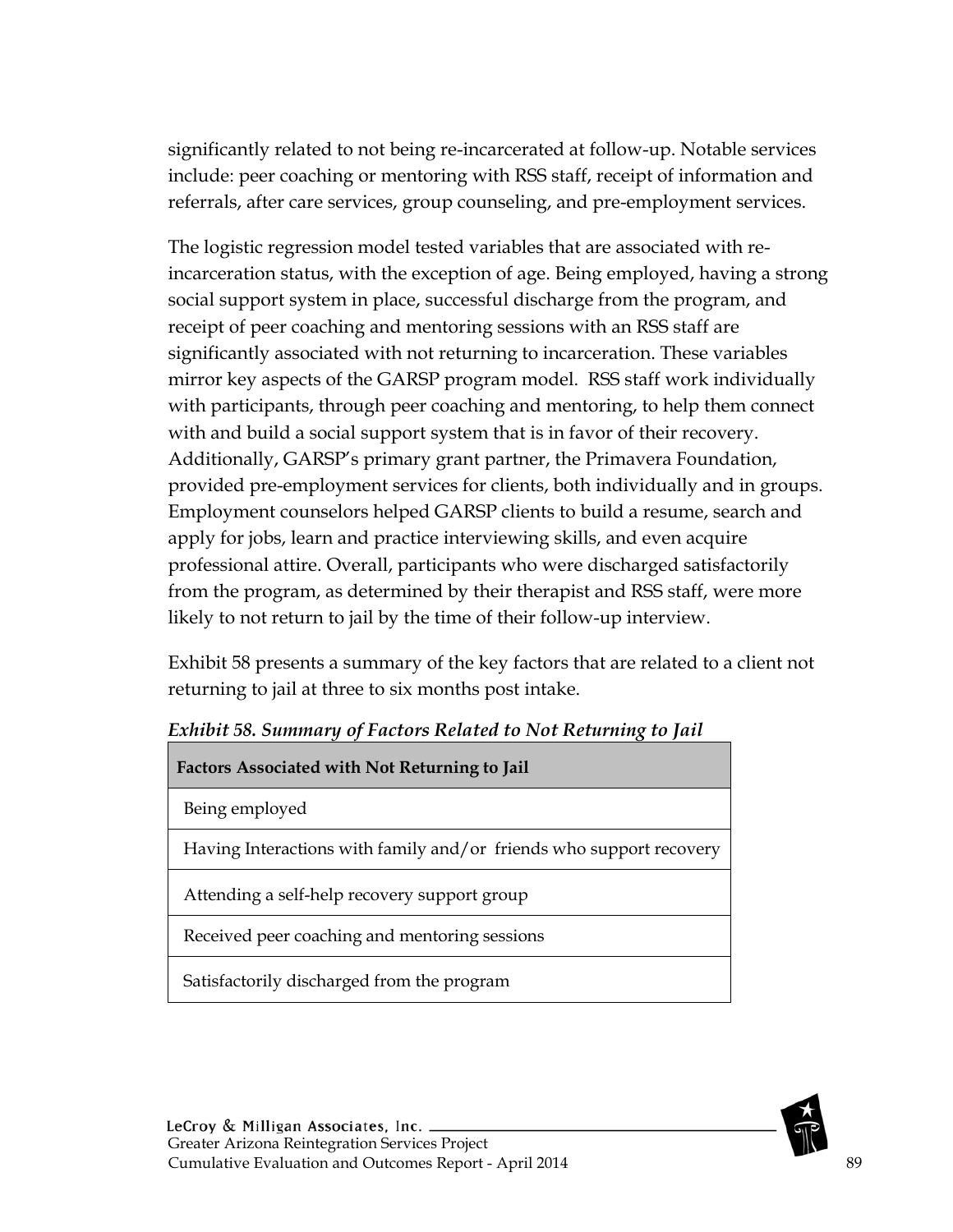significantly related to not being re-incarcerated at follow-up. Notable services include: peer coaching or mentoring with RSS staff, receipt of information and referrals, after care services, group counseling, and pre-employment services.

The logistic regression model tested variables that are associated with re-incarceration status, with the exception of age. Being employed, having a strong social support system in place, successful discharge from the program, and receipt of peer coaching and mentoring sessions with an RSS staff are significantly associated with not returning to incarceration. These variables mirror key aspects of the GARSP program model. RSS staff work individually with participants, through peer coaching and mentoring, to help them connect with and build a social support system that is in favor of their recovery. Additionally, GARSP's primary grant partner, the Primavera Foundation, provided pre-employment services for clients, both individually and in groups. Employment counselors helped GARSP clients to build a resume, search and apply for jobs, learn and practice interviewing skills, and even acquire professional attire. Overall, participants who were discharged satisfactorily from the program, as determined by their therapist and RSS staff, were more likely to not return to jail by the time of their follow-up interview.

Exhibit 58 presents a summary of the key factors that are related to a client not returning to jail at three to six months post intake.

***Exhibit 58. Summary of Factors Related to Not Returning to Jail***

| Factors Associated with Not Returning to Jail |
|---|
| Being employed |
| Having Interactions with family and/or friends who support recovery |
| Attending a self-help recovery support group |
| Received peer coaching and mentoring sessions |
| Satisfactorily discharged from the program |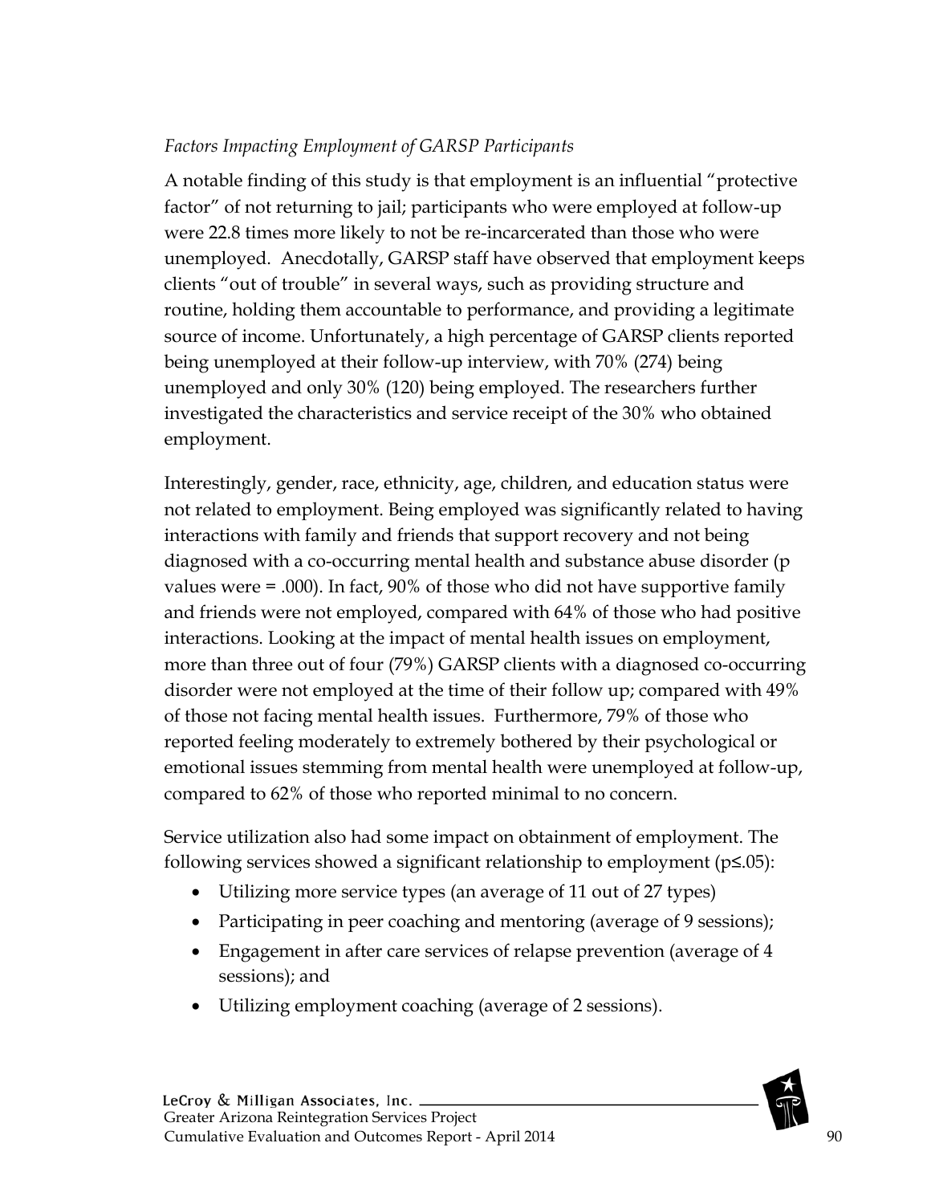*Factors Impacting Employment of GARSP Participants*

A notable finding of this study is that employment is an influential "protective factor" of not returning to jail; participants who were employed at follow-up were 22.8 times more likely to not be re-incarcerated than those who were unemployed. Anecdotally, GARSP staff have observed that employment keeps clients "out of trouble" in several ways, such as providing structure and routine, holding them accountable to performance, and providing a legitimate source of income. Unfortunately, a high percentage of GARSP clients reported being unemployed at their follow-up interview, with 70% (274) being unemployed and only 30% (120) being employed. The researchers further investigated the characteristics and service receipt of the 30% who obtained employment.

Interestingly, gender, race, ethnicity, age, children, and education status were not related to employment. Being employed was significantly related to having interactions with family and friends that support recovery and not being diagnosed with a co-occurring mental health and substance abuse disorder (p values were = .000). In fact, 90% of those who did not have supportive family and friends were not employed, compared with 64% of those who had positive interactions. Looking at the impact of mental health issues on employment, more than three out of four (79%) GARSP clients with a diagnosed co-occurring disorder were not employed at the time of their follow up; compared with 49% of those not facing mental health issues. Furthermore, 79% of those who reported feeling moderately to extremely bothered by their psychological or emotional issues stemming from mental health were unemployed at follow-up, compared to 62% of those who reported minimal to no concern.

Service utilization also had some impact on obtainment of employment. The following services showed a significant relationship to employment ($p \leq .05$):

- Utilizing more service types (an average of 11 out of 27 types)
- Participating in peer coaching and mentoring (average of 9 sessions);
- Engagement in after care services of relapse prevention (average of 4 sessions); and
- Utilizing employment coaching (average of 2 sessions).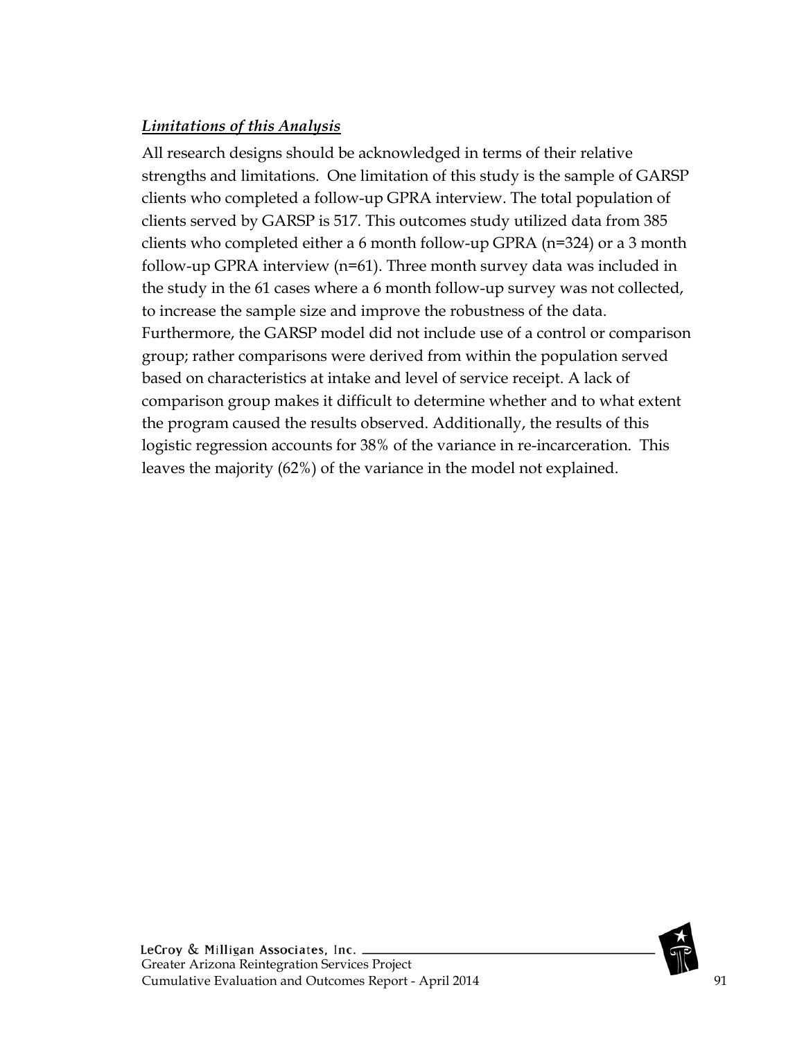***Limitations of this Analysis***

All research designs should be acknowledged in terms of their relative strengths and limitations. One limitation of this study is the sample of GARSP clients who completed a follow-up GPRA interview. The total population of clients served by GARSP is 517. This outcomes study utilized data from 385 clients who completed either a 6 month follow-up GPRA (n=324) or a 3 month follow-up GPRA interview (n=61). Three month survey data was included in the study in the 61 cases where a 6 month follow-up survey was not collected, to increase the sample size and improve the robustness of the data. Furthermore, the GARSP model did not include use of a control or comparison group; rather comparisons were derived from within the population served based on characteristics at intake and level of service receipt. A lack of comparison group makes it difficult to determine whether and to what extent the program caused the results observed. Additionally, the results of this logistic regression accounts for 38% of the variance in re-incarceration. This leaves the majority (62%) of the variance in the model not explained.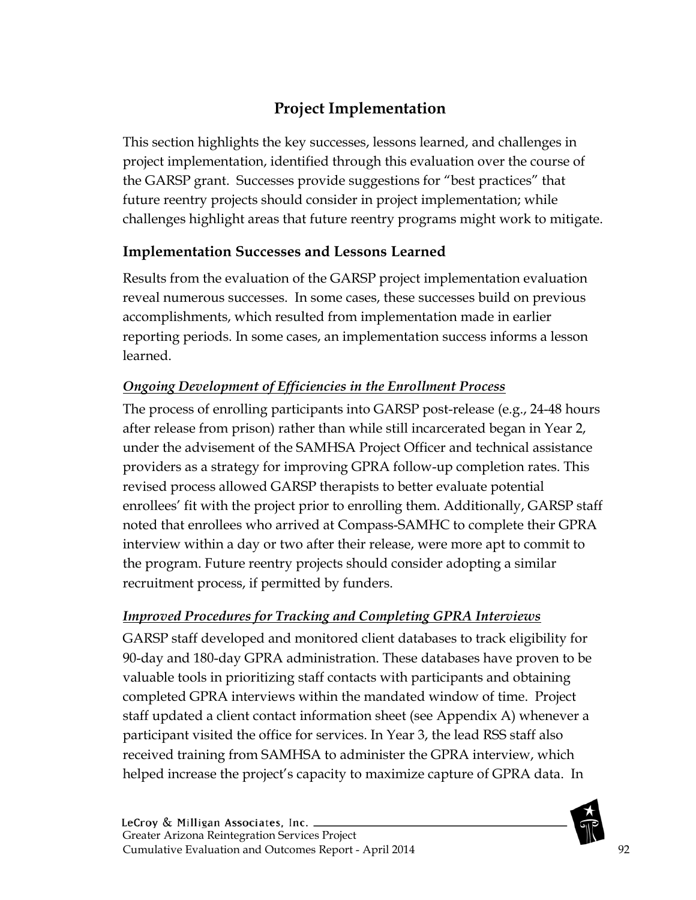## Project Implementation

This section highlights the key successes, lessons learned, and challenges in project implementation, identified through this evaluation over the course of the GARSP grant. Successes provide suggestions for "best practices" that future reentry projects should consider in project implementation; while challenges highlight areas that future reentry programs might work to mitigate.

### Implementation Successes and Lessons Learned

Results from the evaluation of the GARSP project implementation evaluation reveal numerous successes. In some cases, these successes build on previous accomplishments, which resulted from implementation made in earlier reporting periods. In some cases, an implementation success informs a lesson learned.

***Ongoing Development of Efficiencies in the Enrollment Process***

The process of enrolling participants into GARSP post-release (e.g., 24-48 hours after release from prison) rather than while still incarcerated began in Year 2, under the advisement of the SAMHSA Project Officer and technical assistance providers as a strategy for improving GPRA follow-up completion rates. This revised process allowed GARSP therapists to better evaluate potential enrollees' fit with the project prior to enrolling them. Additionally, GARSP staff noted that enrollees who arrived at Compass-SAMHC to complete their GPRA interview within a day or two after their release, were more apt to commit to the program. Future reentry projects should consider adopting a similar recruitment process, if permitted by funders.

***Improved Procedures for Tracking and Completing GPRA Interviews***

GARSP staff developed and monitored client databases to track eligibility for 90-day and 180-day GPRA administration. These databases have proven to be valuable tools in prioritizing staff contacts with participants and obtaining completed GPRA interviews within the mandated window of time. Project staff updated a client contact information sheet (see Appendix A) whenever a participant visited the office for services. In Year 3, the lead RSS staff also received training from SAMHSA to administer the GPRA interview, which helped increase the project's capacity to maximize capture of GPRA data. In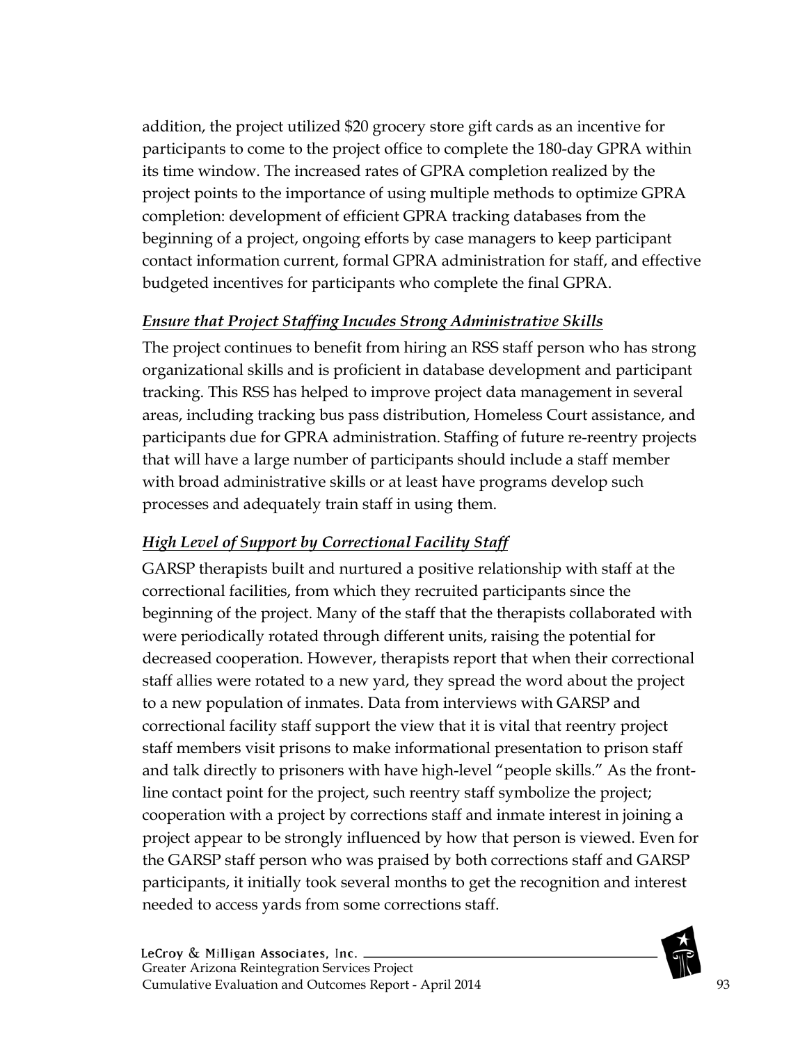addition, the project utilized $20 grocery store gift cards as an incentive for participants to come to the project office to complete the 180-day GPRA within its time window. The increased rates of GPRA completion realized by the project points to the importance of using multiple methods to optimize GPRA completion: development of efficient GPRA tracking databases from the beginning of a project, ongoing efforts by case managers to keep participant contact information current, formal GPRA administration for staff, and effective budgeted incentives for participants who complete the final GPRA.

***Ensure that Project Staffing Incudes Strong Administrative Skills***

The project continues to benefit from hiring an RSS staff person who has strong organizational skills and is proficient in database development and participant tracking. This RSS has helped to improve project data management in several areas, including tracking bus pass distribution, Homeless Court assistance, and participants due for GPRA administration. Staffing of future re-reentry projects that will have a large number of participants should include a staff member with broad administrative skills or at least have programs develop such processes and adequately train staff in using them.

***High Level of Support by Correctional Facility Staff***

GARSP therapists built and nurtured a positive relationship with staff at the correctional facilities, from which they recruited participants since the beginning of the project. Many of the staff that the therapists collaborated with were periodically rotated through different units, raising the potential for decreased cooperation. However, therapists report that when their correctional staff allies were rotated to a new yard, they spread the word about the project to a new population of inmates. Data from interviews with GARSP and correctional facility staff support the view that it is vital that reentry project staff members visit prisons to make informational presentation to prison staff and talk directly to prisoners with have high-level "people skills." As the front-line contact point for the project, such reentry staff symbolize the project; cooperation with a project by corrections staff and inmate interest in joining a project appear to be strongly influenced by how that person is viewed. Even for the GARSP staff person who was praised by both corrections staff and GARSP participants, it initially took several months to get the recognition and interest needed to access yards from some corrections staff.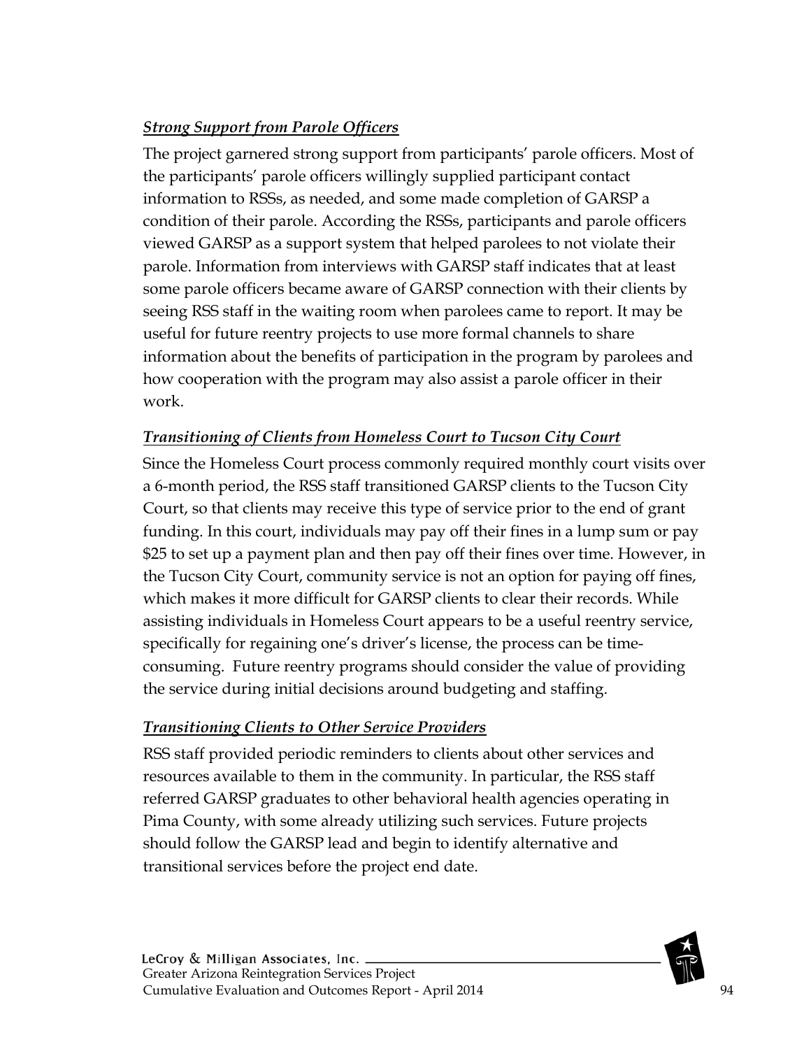***Strong Support from Parole Officers***

The project garnered strong support from participants' parole officers. Most of the participants' parole officers willingly supplied participant contact information to RSSs, as needed, and some made completion of GARSP a condition of their parole. According the RSSs, participants and parole officers viewed GARSP as a support system that helped parolees to not violate their parole. Information from interviews with GARSP staff indicates that at least some parole officers became aware of GARSP connection with their clients by seeing RSS staff in the waiting room when parolees came to report. It may be useful for future reentry projects to use more formal channels to share information about the benefits of participation in the program by parolees and how cooperation with the program may also assist a parole officer in their work.

***Transitioning of Clients from Homeless Court to Tucson City Court***

Since the Homeless Court process commonly required monthly court visits over a 6-month period, the RSS staff transitioned GARSP clients to the Tucson City Court, so that clients may receive this type of service prior to the end of grant funding. In this court, individuals may pay off their fines in a lump sum or pay $25 to set up a payment plan and then pay off their fines over time. However, in the Tucson City Court, community service is not an option for paying off fines, which makes it more difficult for GARSP clients to clear their records. While assisting individuals in Homeless Court appears to be a useful reentry service, specifically for regaining one's driver's license, the process can be time-consuming. Future reentry programs should consider the value of providing the service during initial decisions around budgeting and staffing.

***Transitioning Clients to Other Service Providers***

RSS staff provided periodic reminders to clients about other services and resources available to them in the community. In particular, the RSS staff referred GARSP graduates to other behavioral health agencies operating in Pima County, with some already utilizing such services. Future projects should follow the GARSP lead and begin to identify alternative and transitional services before the project end date.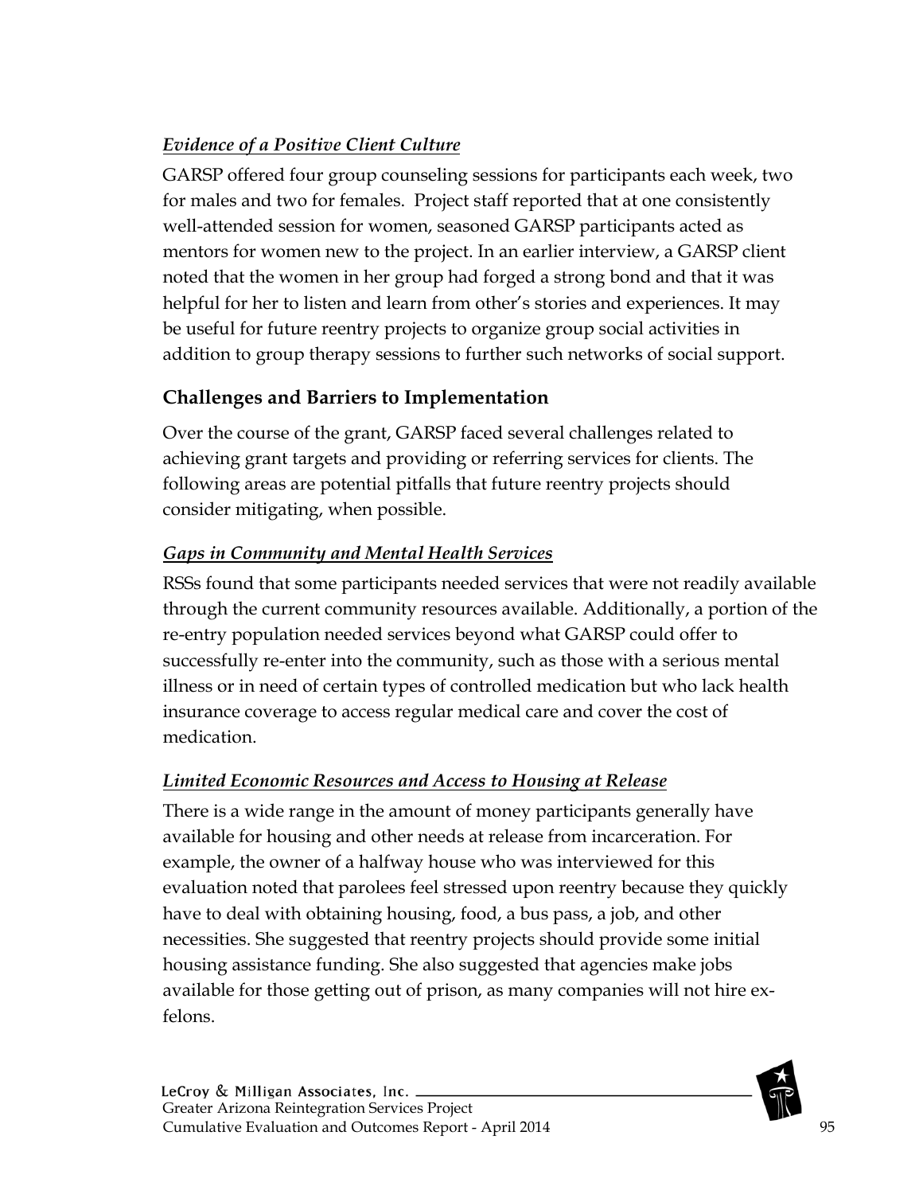***Evidence of a Positive Client Culture***

GARSP offered four group counseling sessions for participants each week, two for males and two for females. Project staff reported that at one consistently well-attended session for women, seasoned GARSP participants acted as mentors for women new to the project. In an earlier interview, a GARSP client noted that the women in her group had forged a strong bond and that it was helpful for her to listen and learn from other's stories and experiences. It may be useful for future reentry projects to organize group social activities in addition to group therapy sessions to further such networks of social support.

## Challenges and Barriers to Implementation

Over the course of the grant, GARSP faced several challenges related to achieving grant targets and providing or referring services for clients. The following areas are potential pitfalls that future reentry projects should consider mitigating, when possible.

***Gaps in Community and Mental Health Services***

RSSs found that some participants needed services that were not readily available through the current community resources available. Additionally, a portion of the re-entry population needed services beyond what GARSP could offer to successfully re-enter into the community, such as those with a serious mental illness or in need of certain types of controlled medication but who lack health insurance coverage to access regular medical care and cover the cost of medication.

***Limited Economic Resources and Access to Housing at Release***

There is a wide range in the amount of money participants generally have available for housing and other needs at release from incarceration. For example, the owner of a halfway house who was interviewed for this evaluation noted that parolees feel stressed upon reentry because they quickly have to deal with obtaining housing, food, a bus pass, a job, and other necessities. She suggested that reentry projects should provide some initial housing assistance funding. She also suggested that agencies make jobs available for those getting out of prison, as many companies will not hire ex-felons.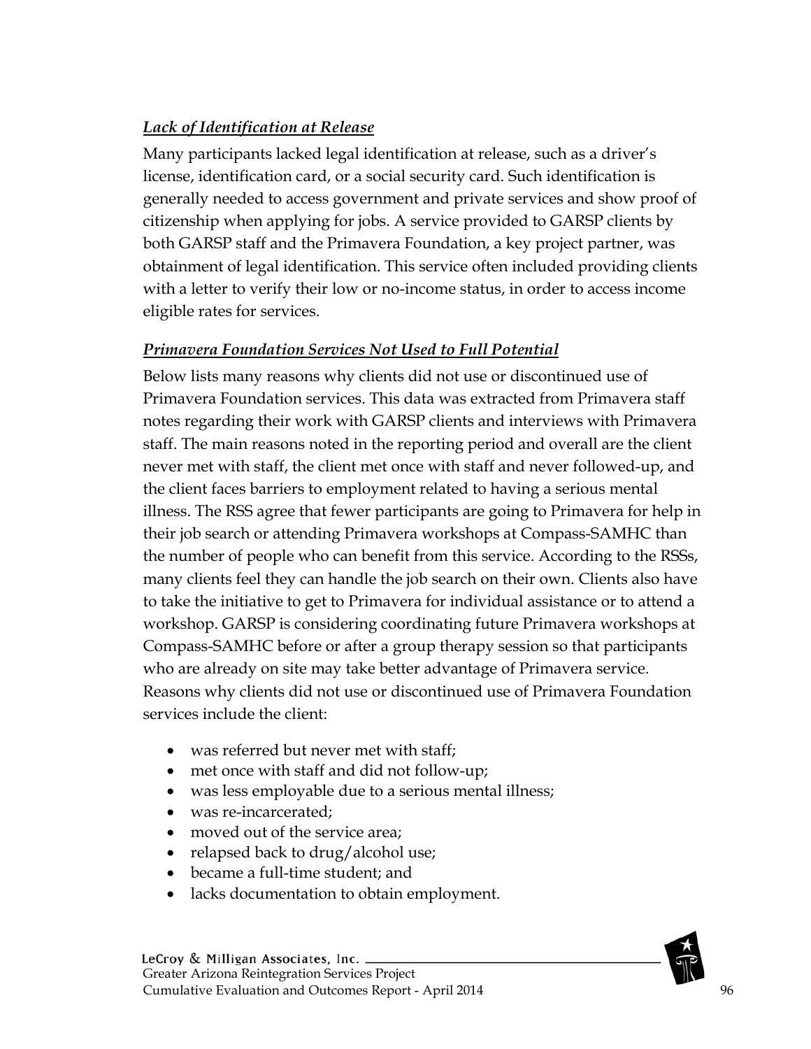### *Lack of Identification at Release*

Many participants lacked legal identification at release, such as a driver's license, identification card, or a social security card. Such identification is generally needed to access government and private services and show proof of citizenship when applying for jobs. A service provided to GARSP clients by both GARSP staff and the Primavera Foundation, a key project partner, was obtainment of legal identification. This service often included providing clients with a letter to verify their low or no-income status, in order to access income eligible rates for services.

### *Primavera Foundation Services Not Used to Full Potential*

Below lists many reasons why clients did not use or discontinued use of Primavera Foundation services. This data was extracted from Primavera staff notes regarding their work with GARSP clients and interviews with Primavera staff. The main reasons noted in the reporting period and overall are the client never met with staff, the client met once with staff and never followed-up, and the client faces barriers to employment related to having a serious mental illness. The RSS agree that fewer participants are going to Primavera for help in their job search or attending Primavera workshops at Compass-SAMHC than the number of people who can benefit from this service. According to the RSSs, many clients feel they can handle the job search on their own. Clients also have to take the initiative to get to Primavera for individual assistance or to attend a workshop. GARSP is considering coordinating future Primavera workshops at Compass-SAMHC before or after a group therapy session so that participants who are already on site may take better advantage of Primavera service. Reasons why clients did not use or discontinued use of Primavera Foundation services include the client:

- was referred but never met with staff;
- met once with staff and did not follow-up;
- was less employable due to a serious mental illness;
- was re-incarcerated;
- moved out of the service area;
- relapsed back to drug/alcohol use;
- became a full-time student; and
- lacks documentation to obtain employment.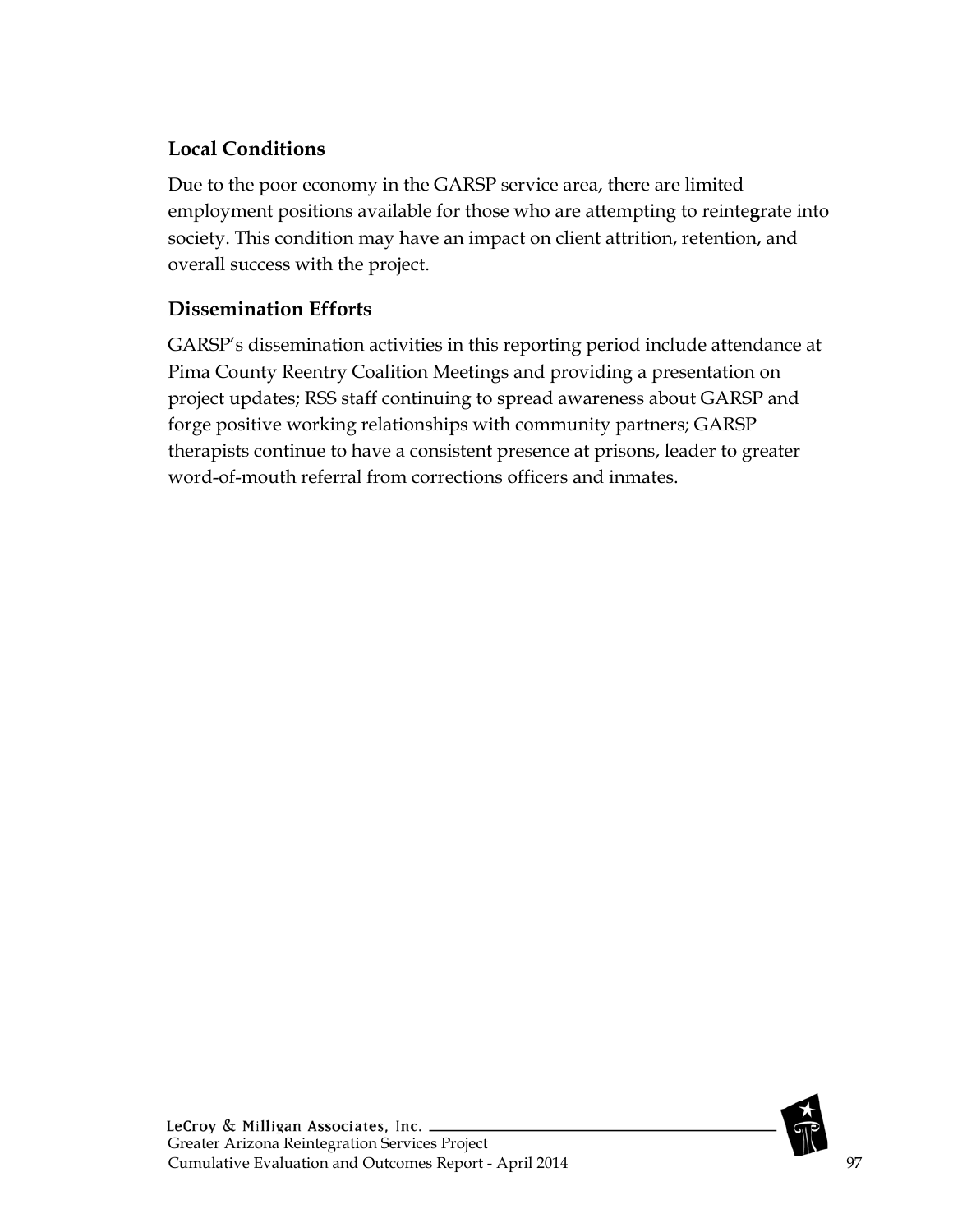### Local Conditions

Due to the poor economy in the GARSP service area, there are limited employment positions available for those who are attempting to reintegrate into society. This condition may have an impact on client attrition, retention, and overall success with the project.

### Dissemination Efforts

GARSP's dissemination activities in this reporting period include attendance at Pima County Reentry Coalition Meetings and providing a presentation on project updates; RSS staff continuing to spread awareness about GARSP and forge positive working relationships with community partners; GARSP therapists continue to have a consistent presence at prisons, leader to greater word-of-mouth referral from corrections officers and inmates.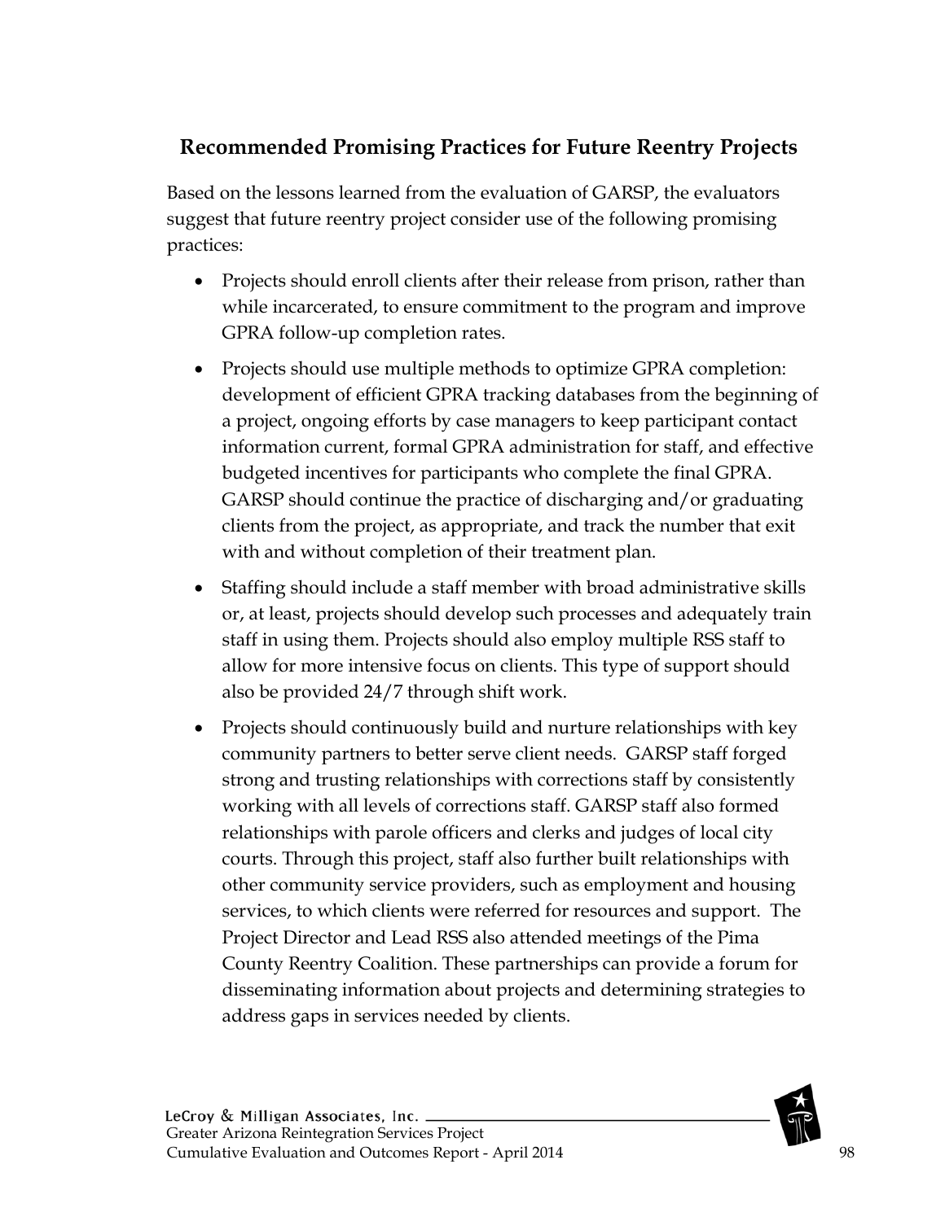## Recommended Promising Practices for Future Reentry Projects

Based on the lessons learned from the evaluation of GARSP, the evaluators suggest that future reentry project consider use of the following promising practices:

- Projects should enroll clients after their release from prison, rather than while incarcerated, to ensure commitment to the program and improve GPRA follow-up completion rates.
- Projects should use multiple methods to optimize GPRA completion: development of efficient GPRA tracking databases from the beginning of a project, ongoing efforts by case managers to keep participant contact information current, formal GPRA administration for staff, and effective budgeted incentives for participants who complete the final GPRA. GARSP should continue the practice of discharging and/or graduating clients from the project, as appropriate, and track the number that exit with and without completion of their treatment plan.
- Staffing should include a staff member with broad administrative skills or, at least, projects should develop such processes and adequately train staff in using them. Projects should also employ multiple RSS staff to allow for more intensive focus on clients. This type of support should also be provided 24/7 through shift work.
- Projects should continuously build and nurture relationships with key community partners to better serve client needs. GARSP staff forged strong and trusting relationships with corrections staff by consistently working with all levels of corrections staff. GARSP staff also formed relationships with parole officers and clerks and judges of local city courts. Through this project, staff also further built relationships with other community service providers, such as employment and housing services, to which clients were referred for resources and support. The Project Director and Lead RSS also attended meetings of the Pima County Reentry Coalition. These partnerships can provide a forum for disseminating information about projects and determining strategies to address gaps in services needed by clients.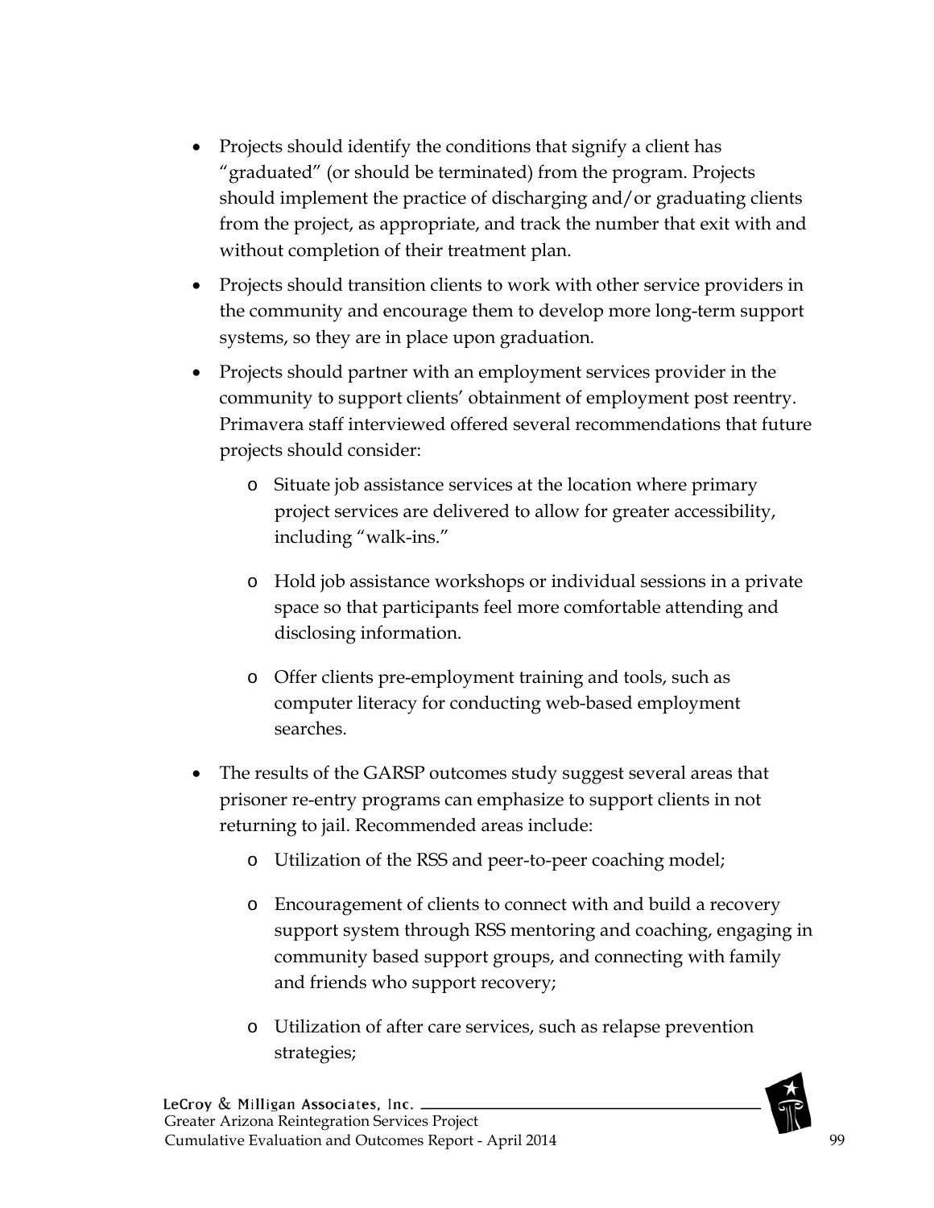- Projects should identify the conditions that signify a client has "graduated" (or should be terminated) from the program. Projects should implement the practice of discharging and/or graduating clients from the project, as appropriate, and track the number that exit with and without completion of their treatment plan.
- Projects should transition clients to work with other service providers in the community and encourage them to develop more long-term support systems, so they are in place upon graduation.
- Projects should partner with an employment services provider in the community to support clients' obtainment of employment post reentry. Primavera staff interviewed offered several recommendations that future projects should consider:
  - Situate job assistance services at the location where primary project services are delivered to allow for greater accessibility, including "walk-ins."
  - Hold job assistance workshops or individual sessions in a private space so that participants feel more comfortable attending and disclosing information.
  - Offer clients pre-employment training and tools, such as computer literacy for conducting web-based employment searches.
- The results of the GARSP outcomes study suggest several areas that prisoner re-entry programs can emphasize to support clients in not returning to jail. Recommended areas include:
  - Utilization of the RSS and peer-to-peer coaching model;
  - Encouragement of clients to connect with and build a recovery support system through RSS mentoring and coaching, engaging in community based support groups, and connecting with family and friends who support recovery;
  - Utilization of after care services, such as relapse prevention strategies;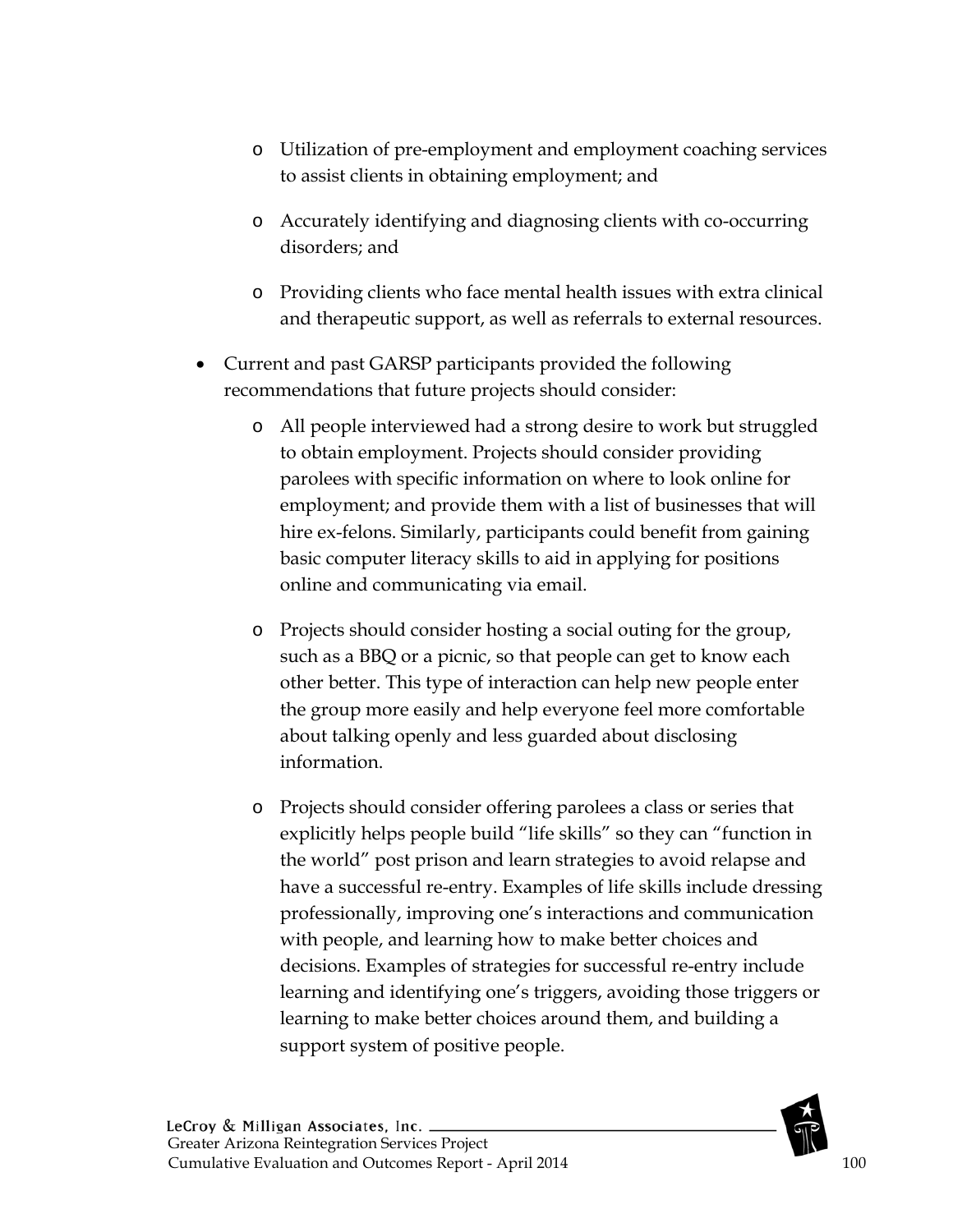- Utilization of pre-employment and employment coaching services to assist clients in obtaining employment; and

  - Accurately identifying and diagnosing clients with co-occurring disorders; and

  - Providing clients who face mental health issues with extra clinical and therapeutic support, as well as referrals to external resources.

- Current and past GARSP participants provided the following recommendations that future projects should consider:

  - All people interviewed had a strong desire to work but struggled to obtain employment. Projects should consider providing parolees with specific information on where to look online for employment; and provide them with a list of businesses that will hire ex-felons. Similarly, participants could benefit from gaining basic computer literacy skills to aid in applying for positions online and communicating via email.

  - Projects should consider hosting a social outing for the group, such as a BBQ or a picnic, so that people can get to know each other better. This type of interaction can help new people enter the group more easily and help everyone feel more comfortable about talking openly and less guarded about disclosing information.

  - Projects should consider offering parolees a class or series that explicitly helps people build "life skills" so they can "function in the world" post prison and learn strategies to avoid relapse and have a successful re-entry. Examples of life skills include dressing professionally, improving one's interactions and communication with people, and learning how to make better choices and decisions. Examples of strategies for successful re-entry include learning and identifying one's triggers, avoiding those triggers or learning to make better choices around them, and building a support system of positive people.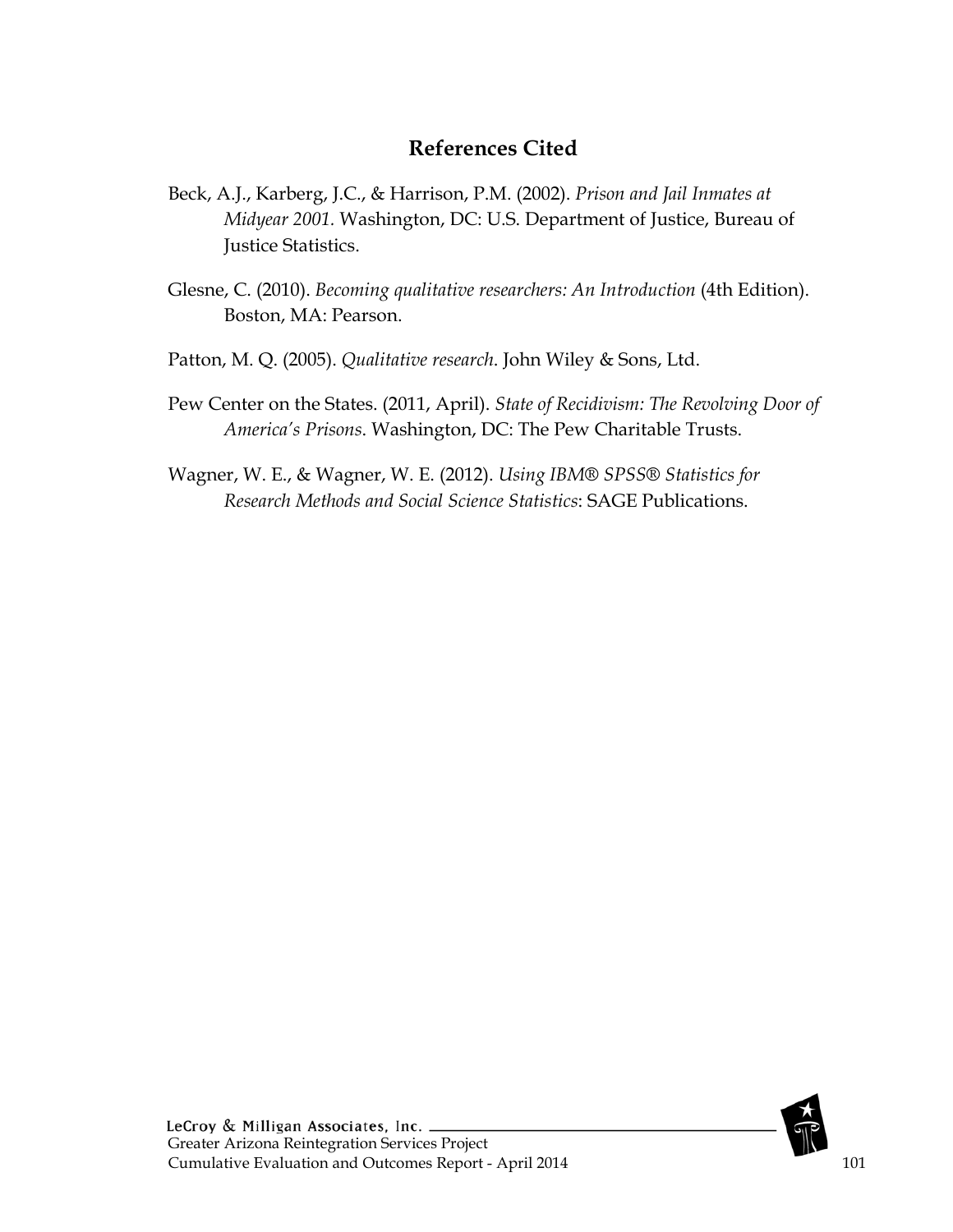## References Cited

Beck, A.J., Karberg, J.C., & Harrison, P.M. (2002). *Prison and Jail Inmates at Midyear 2001.* Washington, DC: U.S. Department of Justice, Bureau of Justice Statistics.

Glesne, C. (2010). *Becoming qualitative researchers: An Introduction* (4th Edition). Boston, MA: Pearson.

Patton, M. Q. (2005). *Qualitative research*. John Wiley & Sons, Ltd.

Pew Center on the States. (2011, April). *State of Recidivism: The Revolving Door of America's Prisons*. Washington, DC: The Pew Charitable Trusts.

Wagner, W. E., & Wagner, W. E. (2012). *Using IBM® SPSS® Statistics for Research Methods and Social Science Statistics*: SAGE Publications.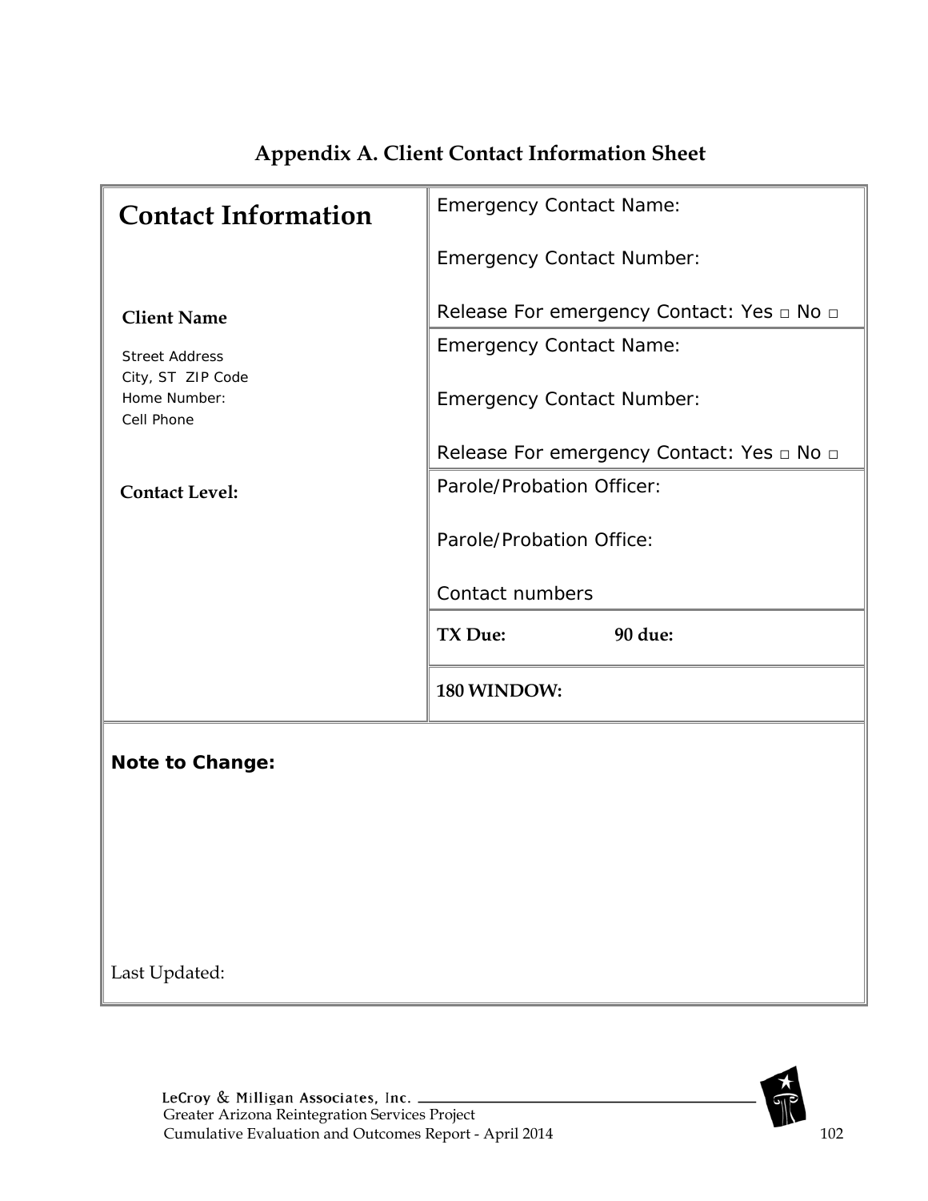# Appendix A. Client Contact Information Sheet

| | |
|---|---|
| **Contact Information**<br><br>**Client Name**<br>Street Address<br>City, ST ZIP Code<br>Home Number:<br>Cell Phone<br><br>**Contact Level:** | Emergency Contact Name:<br><br>Emergency Contact Number:<br><br>Release For emergency Contact: Yes □ No □ |
| | Emergency Contact Name:<br><br>Emergency Contact Number:<br><br>Release For emergency Contact: Yes □ No □ |
| | Parole/Probation Officer:<br><br>Parole/Probation Office:<br><br>Contact numbers |
| | **TX Due:** **90 due:** |
| | **180 WINDOW:** |

**Note to Change:**

Last Updated: